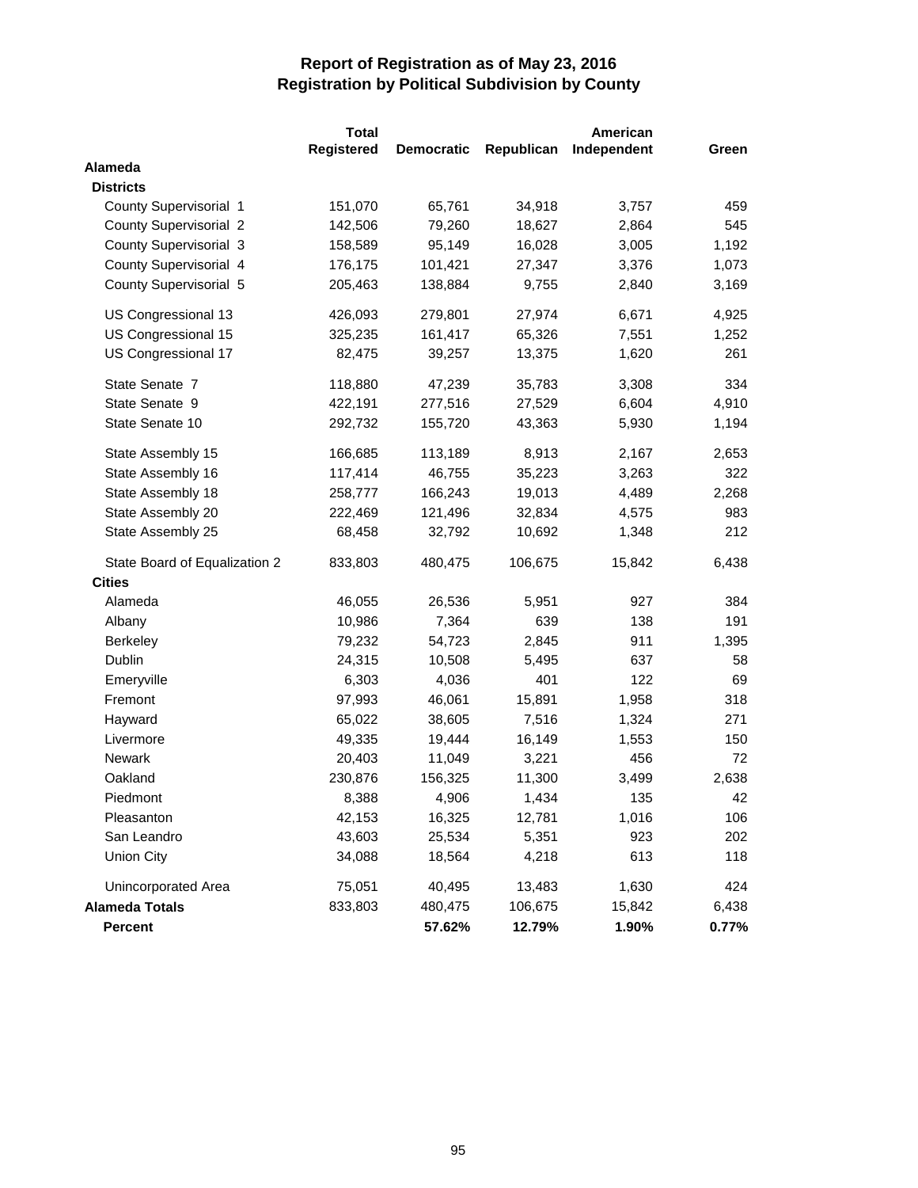# Report of Registration as of May 23, 2016
## Registration by Political Subdivision by County

| | Total Registered | Democratic | Republican | American Independent | Green |
|---|---|---|---|---|---|
| **Alameda** | | | | | |
| **Districts** | | | | | |
| County Supervisorial 1 | 151,070 | 65,761 | 34,918 | 3,757 | 459 |
| County Supervisorial 2 | 142,506 | 79,260 | 18,627 | 2,864 | 545 |
| County Supervisorial 3 | 158,589 | 95,149 | 16,028 | 3,005 | 1,192 |
| County Supervisorial 4 | 176,175 | 101,421 | 27,347 | 3,376 | 1,073 |
| County Supervisorial 5 | 205,463 | 138,884 | 9,755 | 2,840 | 3,169 |
| US Congressional 13 | 426,093 | 279,801 | 27,974 | 6,671 | 4,925 |
| US Congressional 15 | 325,235 | 161,417 | 65,326 | 7,551 | 1,252 |
| US Congressional 17 | 82,475 | 39,257 | 13,375 | 1,620 | 261 |
| State Senate 7 | 118,880 | 47,239 | 35,783 | 3,308 | 334 |
| State Senate 9 | 422,191 | 277,516 | 27,529 | 6,604 | 4,910 |
| State Senate 10 | 292,732 | 155,720 | 43,363 | 5,930 | 1,194 |
| State Assembly 15 | 166,685 | 113,189 | 8,913 | 2,167 | 2,653 |
| State Assembly 16 | 117,414 | 46,755 | 35,223 | 3,263 | 322 |
| State Assembly 18 | 258,777 | 166,243 | 19,013 | 4,489 | 2,268 |
| State Assembly 20 | 222,469 | 121,496 | 32,834 | 4,575 | 983 |
| State Assembly 25 | 68,458 | 32,792 | 10,692 | 1,348 | 212 |
| State Board of Equalization 2 | 833,803 | 480,475 | 106,675 | 15,842 | 6,438 |
| **Cities** | | | | | |
| Alameda | 46,055 | 26,536 | 5,951 | 927 | 384 |
| Albany | 10,986 | 7,364 | 639 | 138 | 191 |
| Berkeley | 79,232 | 54,723 | 2,845 | 911 | 1,395 |
| Dublin | 24,315 | 10,508 | 5,495 | 637 | 58 |
| Emeryville | 6,303 | 4,036 | 401 | 122 | 69 |
| Fremont | 97,993 | 46,061 | 15,891 | 1,958 | 318 |
| Hayward | 65,022 | 38,605 | 7,516 | 1,324 | 271 |
| Livermore | 49,335 | 19,444 | 16,149 | 1,553 | 150 |
| Newark | 20,403 | 11,049 | 3,221 | 456 | 72 |
| Oakland | 230,876 | 156,325 | 11,300 | 3,499 | 2,638 |
| Piedmont | 8,388 | 4,906 | 1,434 | 135 | 42 |
| Pleasanton | 42,153 | 16,325 | 12,781 | 1,016 | 106 |
| San Leandro | 43,603 | 25,534 | 5,351 | 923 | 202 |
| Union City | 34,088 | 18,564 | 4,218 | 613 | 118 |
| Unincorporated Area | 75,051 | 40,495 | 13,483 | 1,630 | 424 |
| **Alameda Totals** | 833,803 | 480,475 | 106,675 | 15,842 | 6,438 |
| **Percent** | | **57.62%** | **12.79%** | **1.90%** | **0.77%** |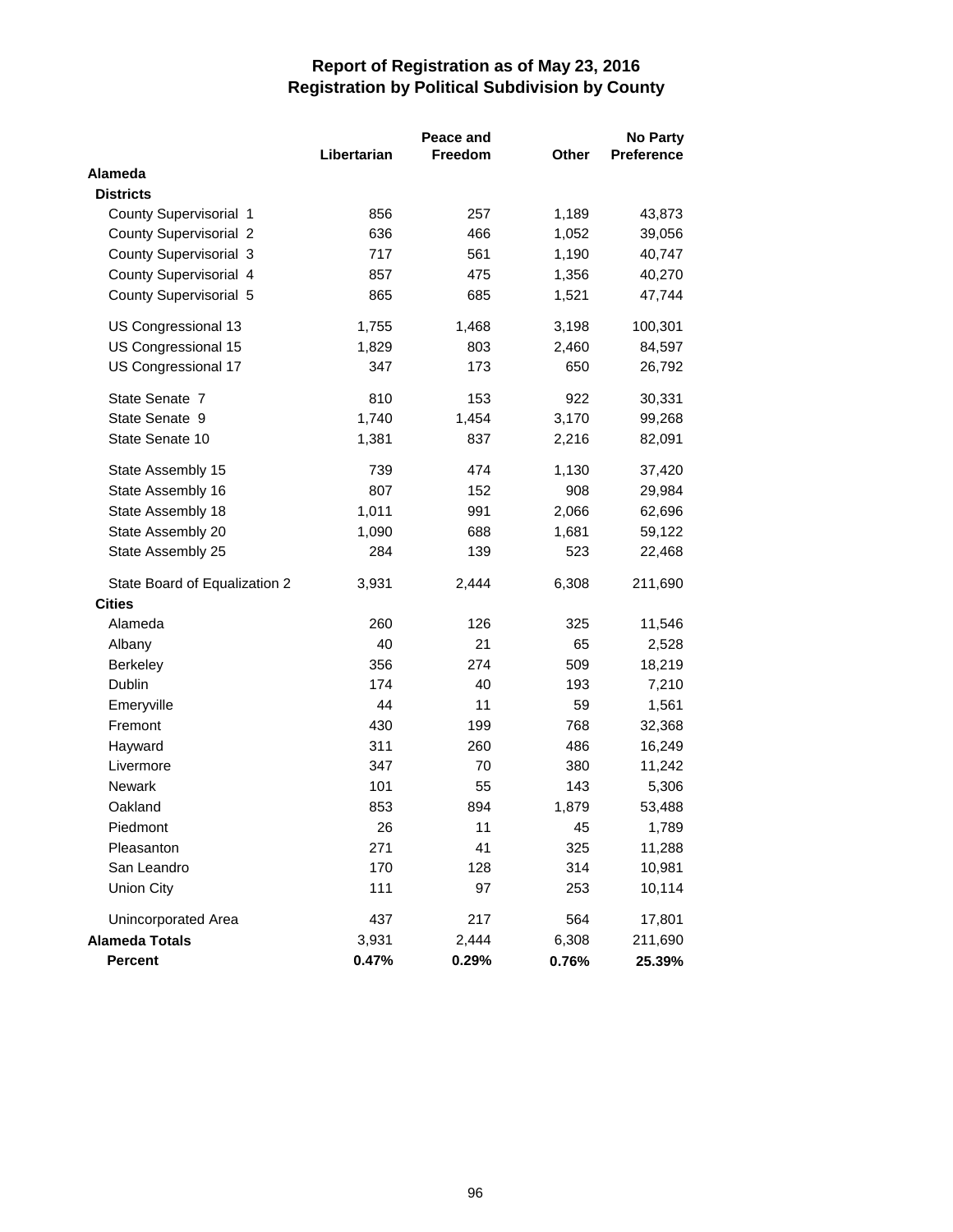# Report of Registration as of May 23, 2016
## Registration by Political Subdivision by County

| | Libertarian | Peace and Freedom | Other | No Party Preference |
|---|---|---|---|---|
| **Alameda** | | | | |
| **Districts** | | | | |
| County Supervisorial 1 | 856 | 257 | 1,189 | 43,873 |
| County Supervisorial 2 | 636 | 466 | 1,052 | 39,056 |
| County Supervisorial 3 | 717 | 561 | 1,190 | 40,747 |
| County Supervisorial 4 | 857 | 475 | 1,356 | 40,270 |
| County Supervisorial 5 | 865 | 685 | 1,521 | 47,744 |
| US Congressional 13 | 1,755 | 1,468 | 3,198 | 100,301 |
| US Congressional 15 | 1,829 | 803 | 2,460 | 84,597 |
| US Congressional 17 | 347 | 173 | 650 | 26,792 |
| State Senate 7 | 810 | 153 | 922 | 30,331 |
| State Senate 9 | 1,740 | 1,454 | 3,170 | 99,268 |
| State Senate 10 | 1,381 | 837 | 2,216 | 82,091 |
| State Assembly 15 | 739 | 474 | 1,130 | 37,420 |
| State Assembly 16 | 807 | 152 | 908 | 29,984 |
| State Assembly 18 | 1,011 | 991 | 2,066 | 62,696 |
| State Assembly 20 | 1,090 | 688 | 1,681 | 59,122 |
| State Assembly 25 | 284 | 139 | 523 | 22,468 |
| State Board of Equalization 2 | 3,931 | 2,444 | 6,308 | 211,690 |
| **Cities** | | | | |
| Alameda | 260 | 126 | 325 | 11,546 |
| Albany | 40 | 21 | 65 | 2,528 |
| Berkeley | 356 | 274 | 509 | 18,219 |
| Dublin | 174 | 40 | 193 | 7,210 |
| Emeryville | 44 | 11 | 59 | 1,561 |
| Fremont | 430 | 199 | 768 | 32,368 |
| Hayward | 311 | 260 | 486 | 16,249 |
| Livermore | 347 | 70 | 380 | 11,242 |
| Newark | 101 | 55 | 143 | 5,306 |
| Oakland | 853 | 894 | 1,879 | 53,488 |
| Piedmont | 26 | 11 | 45 | 1,789 |
| Pleasanton | 271 | 41 | 325 | 11,288 |
| San Leandro | 170 | 128 | 314 | 10,981 |
| Union City | 111 | 97 | 253 | 10,114 |
| Unincorporated Area | 437 | 217 | 564 | 17,801 |
| **Alameda Totals** | 3,931 | 2,444 | 6,308 | 211,690 |
| **Percent** | **0.47%** | **0.29%** | **0.76%** | **25.39%** |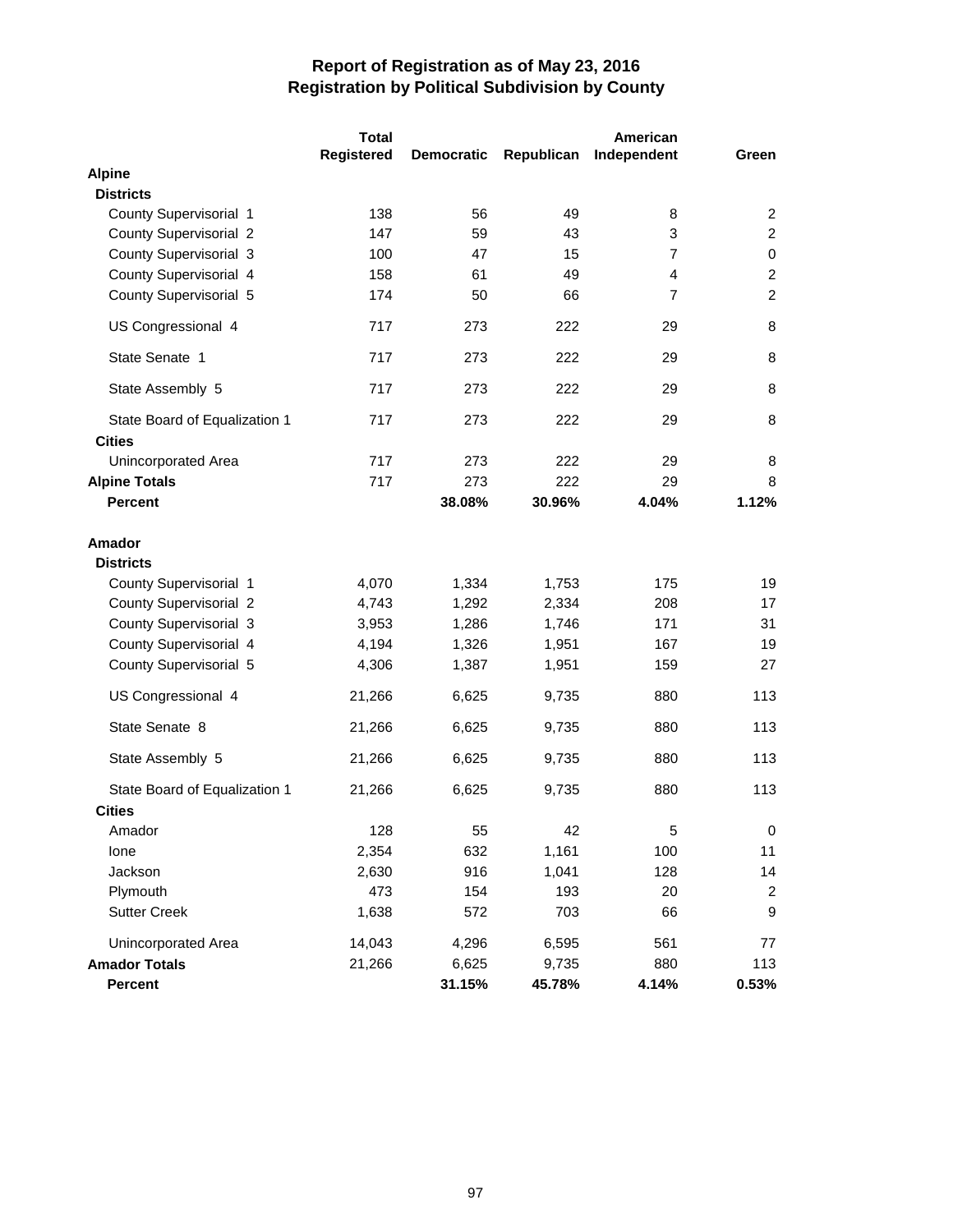# Report of Registration as of May 23, 2016
## Registration by Political Subdivision by County

| | Total Registered | Democratic | Republican | American Independent | Green |
|---|---|---|---|---|---|
| **Alpine** | | | | | |
| **Districts** | | | | | |
| County Supervisorial 1 | 138 | 56 | 49 | 8 | 2 |
| County Supervisorial 2 | 147 | 59 | 43 | 3 | 2 |
| County Supervisorial 3 | 100 | 47 | 15 | 7 | 0 |
| County Supervisorial 4 | 158 | 61 | 49 | 4 | 2 |
| County Supervisorial 5 | 174 | 50 | 66 | 7 | 2 |
| US Congressional 4 | 717 | 273 | 222 | 29 | 8 |
| State Senate 1 | 717 | 273 | 222 | 29 | 8 |
| State Assembly 5 | 717 | 273 | 222 | 29 | 8 |
| State Board of Equalization 1 | 717 | 273 | 222 | 29 | 8 |
| **Cities** | | | | | |
| Unincorporated Area | 717 | 273 | 222 | 29 | 8 |
| **Alpine Totals** | 717 | 273 | 222 | 29 | 8 |
| **Percent** | | **38.08%** | **30.96%** | **4.04%** | **1.12%** |
| **Amador** | | | | | |
| **Districts** | | | | | |
| County Supervisorial 1 | 4,070 | 1,334 | 1,753 | 175 | 19 |
| County Supervisorial 2 | 4,743 | 1,292 | 2,334 | 208 | 17 |
| County Supervisorial 3 | 3,953 | 1,286 | 1,746 | 171 | 31 |
| County Supervisorial 4 | 4,194 | 1,326 | 1,951 | 167 | 19 |
| County Supervisorial 5 | 4,306 | 1,387 | 1,951 | 159 | 27 |
| US Congressional 4 | 21,266 | 6,625 | 9,735 | 880 | 113 |
| State Senate 8 | 21,266 | 6,625 | 9,735 | 880 | 113 |
| State Assembly 5 | 21,266 | 6,625 | 9,735 | 880 | 113 |
| State Board of Equalization 1 | 21,266 | 6,625 | 9,735 | 880 | 113 |
| **Cities** | | | | | |
| Amador | 128 | 55 | 42 | 5 | 0 |
| Ione | 2,354 | 632 | 1,161 | 100 | 11 |
| Jackson | 2,630 | 916 | 1,041 | 128 | 14 |
| Plymouth | 473 | 154 | 193 | 20 | 2 |
| Sutter Creek | 1,638 | 572 | 703 | 66 | 9 |
| Unincorporated Area | 14,043 | 4,296 | 6,595 | 561 | 77 |
| **Amador Totals** | 21,266 | 6,625 | 9,735 | 880 | 113 |
| **Percent** | | **31.15%** | **45.78%** | **4.14%** | **0.53%** |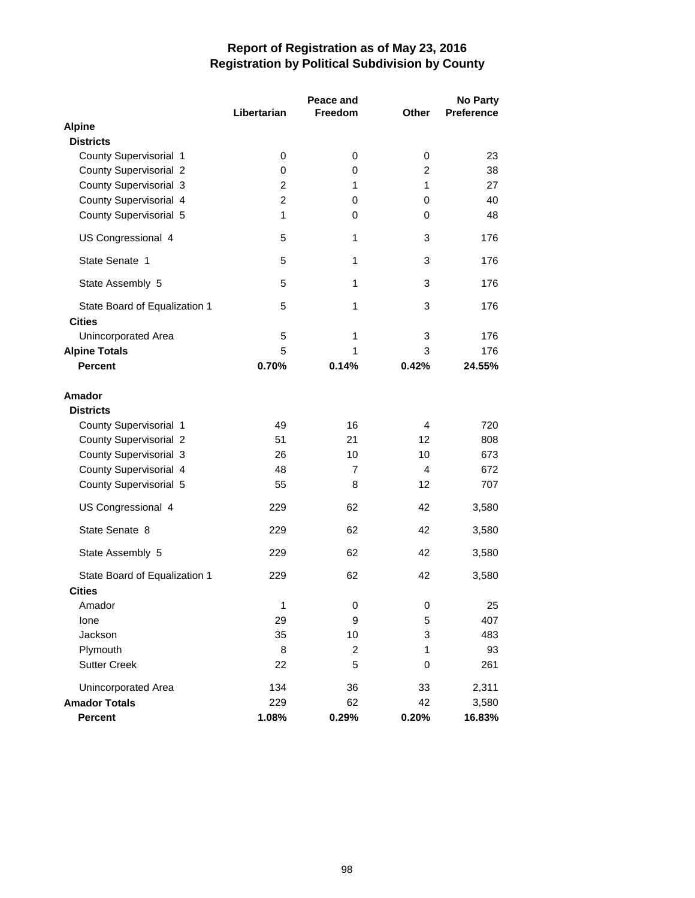# Report of Registration as of May 23, 2016
## Registration by Political Subdivision by County

| | Libertarian | Peace and Freedom | Other | No Party Preference |
|---|---|---|---|---|
| **Alpine** | | | | |
| **Districts** | | | | |
| County Supervisorial 1 | 0 | 0 | 0 | 23 |
| County Supervisorial 2 | 0 | 0 | 2 | 38 |
| County Supervisorial 3 | 2 | 1 | 1 | 27 |
| County Supervisorial 4 | 2 | 0 | 0 | 40 |
| County Supervisorial 5 | 1 | 0 | 0 | 48 |
| US Congressional 4 | 5 | 1 | 3 | 176 |
| State Senate 1 | 5 | 1 | 3 | 176 |
| State Assembly 5 | 5 | 1 | 3 | 176 |
| State Board of Equalization 1 | 5 | 1 | 3 | 176 |
| **Cities** | | | | |
| Unincorporated Area | 5 | 1 | 3 | 176 |
| **Alpine Totals** | 5 | 1 | 3 | 176 |
| **Percent** | **0.70%** | **0.14%** | **0.42%** | **24.55%** |
| **Amador** | | | | |
| **Districts** | | | | |
| County Supervisorial 1 | 49 | 16 | 4 | 720 |
| County Supervisorial 2 | 51 | 21 | 12 | 808 |
| County Supervisorial 3 | 26 | 10 | 10 | 673 |
| County Supervisorial 4 | 48 | 7 | 4 | 672 |
| County Supervisorial 5 | 55 | 8 | 12 | 707 |
| US Congressional 4 | 229 | 62 | 42 | 3,580 |
| State Senate 8 | 229 | 62 | 42 | 3,580 |
| State Assembly 5 | 229 | 62 | 42 | 3,580 |
| State Board of Equalization 1 | 229 | 62 | 42 | 3,580 |
| **Cities** | | | | |
| Amador | 1 | 0 | 0 | 25 |
| Ione | 29 | 9 | 5 | 407 |
| Jackson | 35 | 10 | 3 | 483 |
| Plymouth | 8 | 2 | 1 | 93 |
| Sutter Creek | 22 | 5 | 0 | 261 |
| Unincorporated Area | 134 | 36 | 33 | 2,311 |
| **Amador Totals** | 229 | 62 | 42 | 3,580 |
| **Percent** | **1.08%** | **0.29%** | **0.20%** | **16.83%** |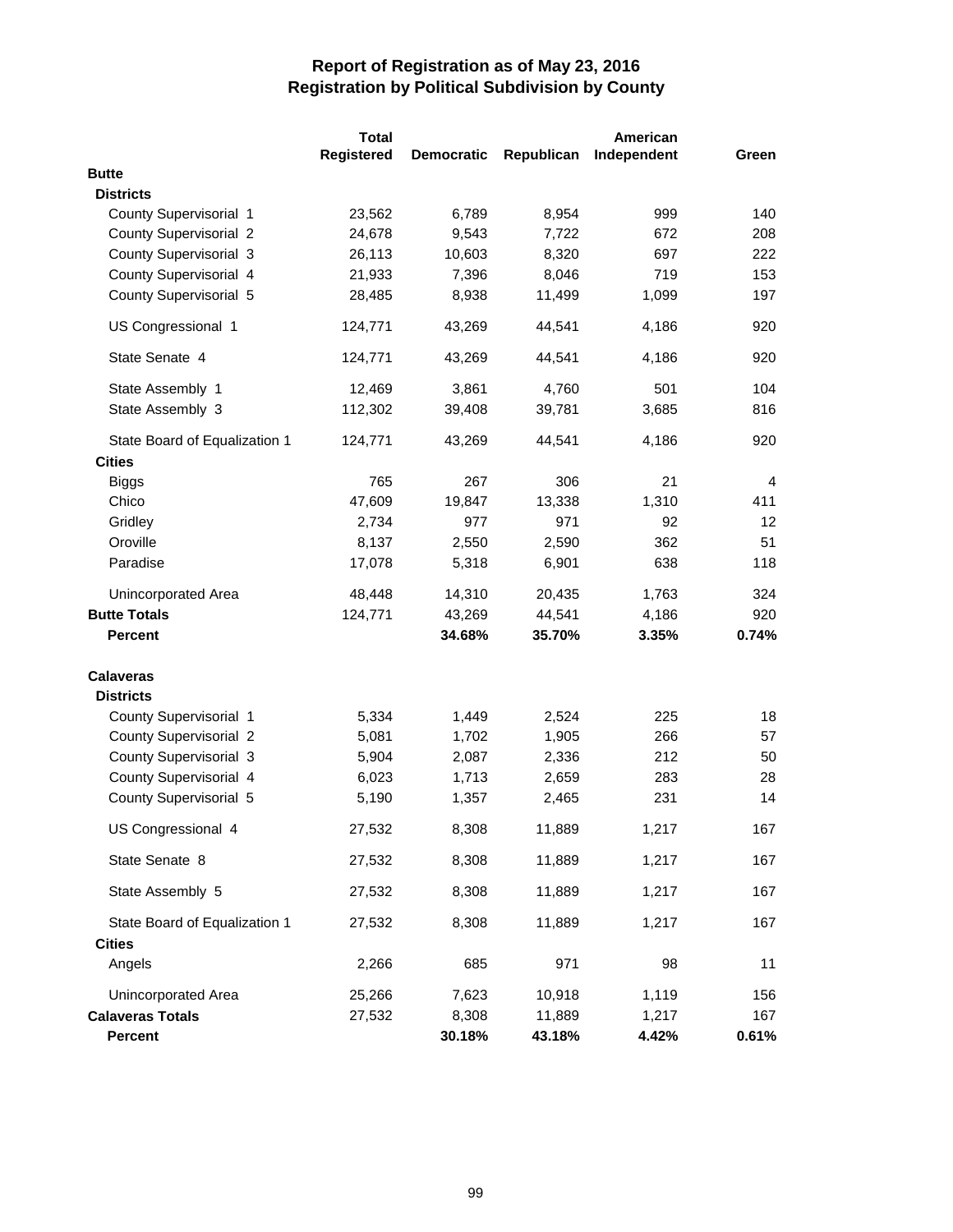# Report of Registration as of May 23, 2016
## Registration by Political Subdivision by County

| | Total Registered | Democratic | Republican | American Independent | Green |
|---|---|---|---|---|---|
| **Butte** | | | | | |
| **Districts** | | | | | |
| County Supervisorial 1 | 23,562 | 6,789 | 8,954 | 999 | 140 |
| County Supervisorial 2 | 24,678 | 9,543 | 7,722 | 672 | 208 |
| County Supervisorial 3 | 26,113 | 10,603 | 8,320 | 697 | 222 |
| County Supervisorial 4 | 21,933 | 7,396 | 8,046 | 719 | 153 |
| County Supervisorial 5 | 28,485 | 8,938 | 11,499 | 1,099 | 197 |
| US Congressional 1 | 124,771 | 43,269 | 44,541 | 4,186 | 920 |
| State Senate 4 | 124,771 | 43,269 | 44,541 | 4,186 | 920 |
| State Assembly 1 | 12,469 | 3,861 | 4,760 | 501 | 104 |
| State Assembly 3 | 112,302 | 39,408 | 39,781 | 3,685 | 816 |
| State Board of Equalization 1 | 124,771 | 43,269 | 44,541 | 4,186 | 920 |
| **Cities** | | | | | |
| Biggs | 765 | 267 | 306 | 21 | 4 |
| Chico | 47,609 | 19,847 | 13,338 | 1,310 | 411 |
| Gridley | 2,734 | 977 | 971 | 92 | 12 |
| Oroville | 8,137 | 2,550 | 2,590 | 362 | 51 |
| Paradise | 17,078 | 5,318 | 6,901 | 638 | 118 |
| Unincorporated Area | 48,448 | 14,310 | 20,435 | 1,763 | 324 |
| **Butte Totals** | 124,771 | 43,269 | 44,541 | 4,186 | 920 |
| **Percent** | | **34.68%** | **35.70%** | **3.35%** | **0.74%** |
| **Calaveras** | | | | | |
| **Districts** | | | | | |
| County Supervisorial 1 | 5,334 | 1,449 | 2,524 | 225 | 18 |
| County Supervisorial 2 | 5,081 | 1,702 | 1,905 | 266 | 57 |
| County Supervisorial 3 | 5,904 | 2,087 | 2,336 | 212 | 50 |
| County Supervisorial 4 | 6,023 | 1,713 | 2,659 | 283 | 28 |
| County Supervisorial 5 | 5,190 | 1,357 | 2,465 | 231 | 14 |
| US Congressional 4 | 27,532 | 8,308 | 11,889 | 1,217 | 167 |
| State Senate 8 | 27,532 | 8,308 | 11,889 | 1,217 | 167 |
| State Assembly 5 | 27,532 | 8,308 | 11,889 | 1,217 | 167 |
| State Board of Equalization 1 | 27,532 | 8,308 | 11,889 | 1,217 | 167 |
| **Cities** | | | | | |
| Angels | 2,266 | 685 | 971 | 98 | 11 |
| Unincorporated Area | 25,266 | 7,623 | 10,918 | 1,119 | 156 |
| **Calaveras Totals** | 27,532 | 8,308 | 11,889 | 1,217 | 167 |
| **Percent** | | **30.18%** | **43.18%** | **4.42%** | **0.61%** |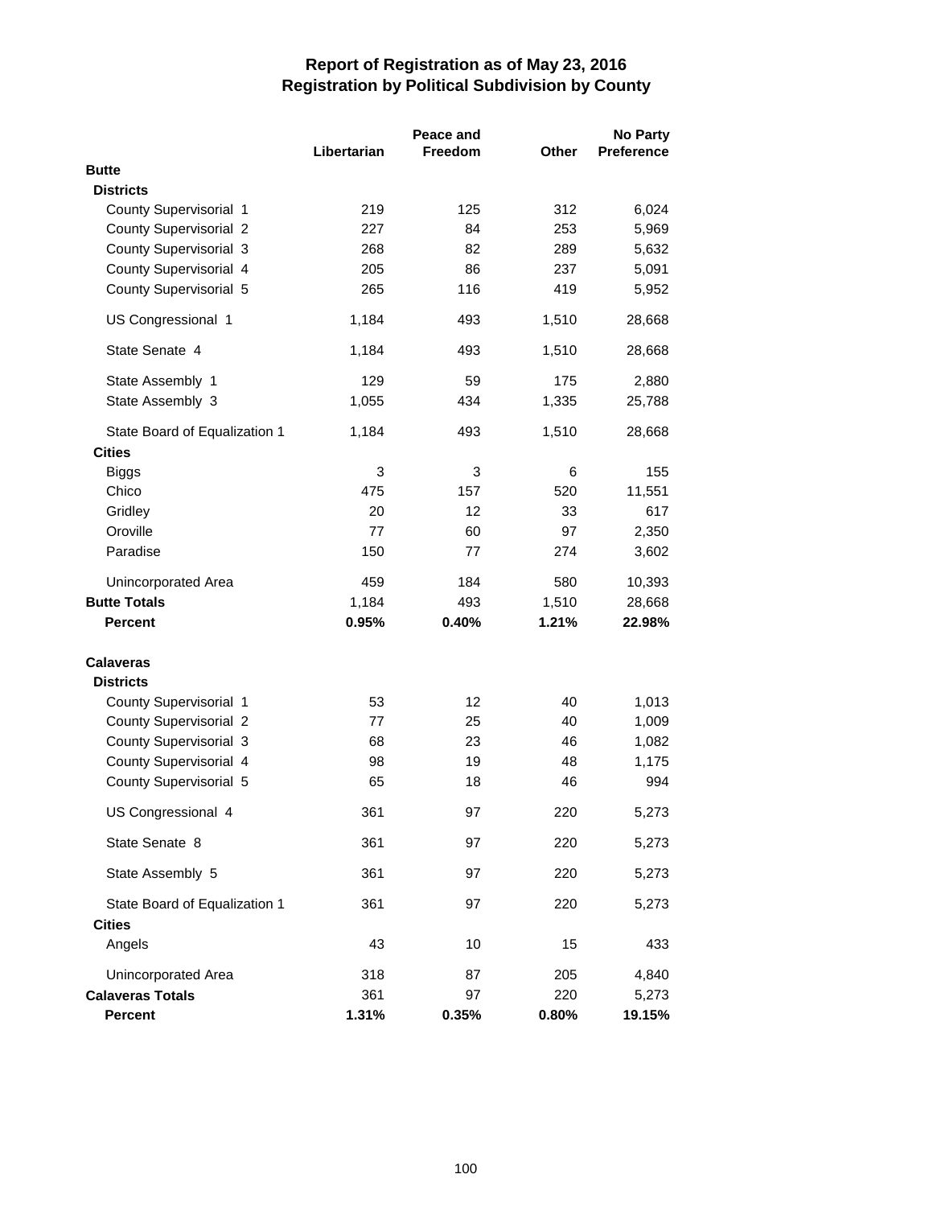# Report of Registration as of May 23, 2016
## Registration by Political Subdivision by County

| | Libertarian | Peace and Freedom | Other | No Party Preference |
|---|---|---|---|---|
| **Butte** | | | | |
| **Districts** | | | | |
| County Supervisorial 1 | 219 | 125 | 312 | 6,024 |
| County Supervisorial 2 | 227 | 84 | 253 | 5,969 |
| County Supervisorial 3 | 268 | 82 | 289 | 5,632 |
| County Supervisorial 4 | 205 | 86 | 237 | 5,091 |
| County Supervisorial 5 | 265 | 116 | 419 | 5,952 |
| US Congressional 1 | 1,184 | 493 | 1,510 | 28,668 |
| State Senate 4 | 1,184 | 493 | 1,510 | 28,668 |
| State Assembly 1 | 129 | 59 | 175 | 2,880 |
| State Assembly 3 | 1,055 | 434 | 1,335 | 25,788 |
| State Board of Equalization 1 | 1,184 | 493 | 1,510 | 28,668 |
| **Cities** | | | | |
| Biggs | 3 | 3 | 6 | 155 |
| Chico | 475 | 157 | 520 | 11,551 |
| Gridley | 20 | 12 | 33 | 617 |
| Oroville | 77 | 60 | 97 | 2,350 |
| Paradise | 150 | 77 | 274 | 3,602 |
| Unincorporated Area | 459 | 184 | 580 | 10,393 |
| **Butte Totals** | 1,184 | 493 | 1,510 | 28,668 |
| **Percent** | **0.95%** | **0.40%** | **1.21%** | **22.98%** |
| **Calaveras** | | | | |
| **Districts** | | | | |
| County Supervisorial 1 | 53 | 12 | 40 | 1,013 |
| County Supervisorial 2 | 77 | 25 | 40 | 1,009 |
| County Supervisorial 3 | 68 | 23 | 46 | 1,082 |
| County Supervisorial 4 | 98 | 19 | 48 | 1,175 |
| County Supervisorial 5 | 65 | 18 | 46 | 994 |
| US Congressional 4 | 361 | 97 | 220 | 5,273 |
| State Senate 8 | 361 | 97 | 220 | 5,273 |
| State Assembly 5 | 361 | 97 | 220 | 5,273 |
| State Board of Equalization 1 | 361 | 97 | 220 | 5,273 |
| **Cities** | | | | |
| Angels | 43 | 10 | 15 | 433 |
| Unincorporated Area | 318 | 87 | 205 | 4,840 |
| **Calaveras Totals** | 361 | 97 | 220 | 5,273 |
| **Percent** | **1.31%** | **0.35%** | **0.80%** | **19.15%** |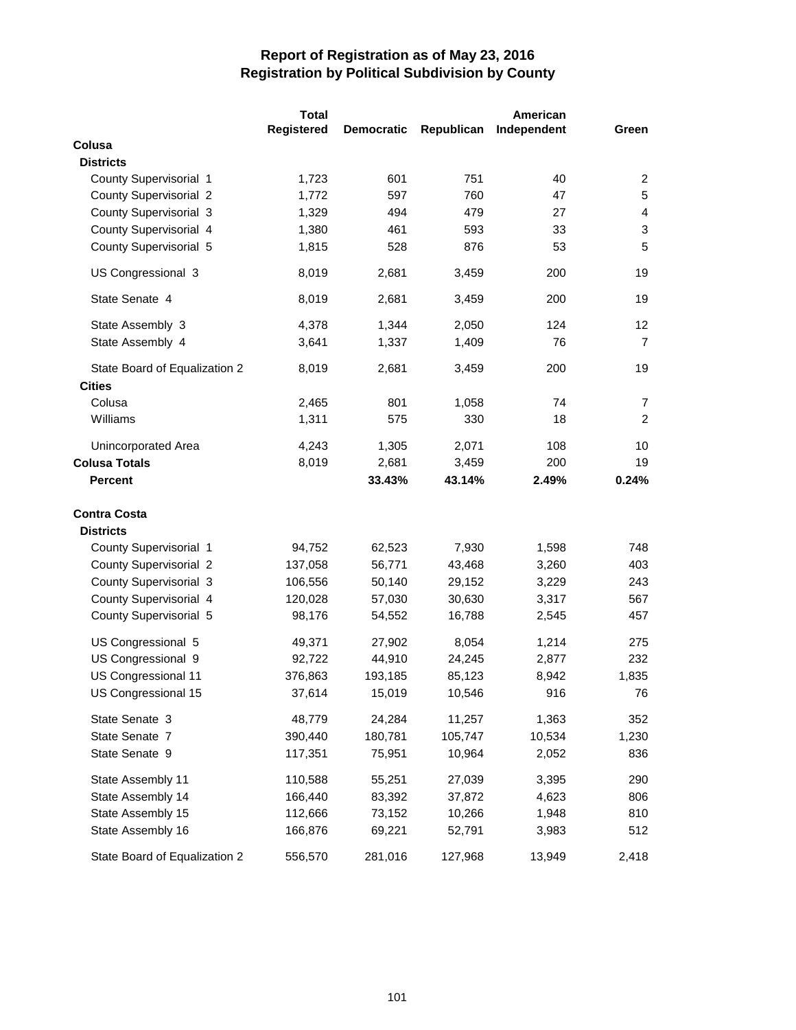# Report of Registration as of May 23, 2016
## Registration by Political Subdivision by County

| | Total Registered | Democratic | Republican | American Independent | Green |
|---|---|---|---|---|---|
| **Colusa** | | | | | |
| **Districts** | | | | | |
| County Supervisorial 1 | 1,723 | 601 | 751 | 40 | 2 |
| County Supervisorial 2 | 1,772 | 597 | 760 | 47 | 5 |
| County Supervisorial 3 | 1,329 | 494 | 479 | 27 | 4 |
| County Supervisorial 4 | 1,380 | 461 | 593 | 33 | 3 |
| County Supervisorial 5 | 1,815 | 528 | 876 | 53 | 5 |
| US Congressional 3 | 8,019 | 2,681 | 3,459 | 200 | 19 |
| State Senate 4 | 8,019 | 2,681 | 3,459 | 200 | 19 |
| State Assembly 3 | 4,378 | 1,344 | 2,050 | 124 | 12 |
| State Assembly 4 | 3,641 | 1,337 | 1,409 | 76 | 7 |
| State Board of Equalization 2 | 8,019 | 2,681 | 3,459 | 200 | 19 |
| **Cities** | | | | | |
| Colusa | 2,465 | 801 | 1,058 | 74 | 7 |
| Williams | 1,311 | 575 | 330 | 18 | 2 |
| Unincorporated Area | 4,243 | 1,305 | 2,071 | 108 | 10 |
| **Colusa Totals** | 8,019 | 2,681 | 3,459 | 200 | 19 |
| **Percent** | | **33.43%** | **43.14%** | **2.49%** | **0.24%** |
| **Contra Costa** | | | | | |
| **Districts** | | | | | |
| County Supervisorial 1 | 94,752 | 62,523 | 7,930 | 1,598 | 748 |
| County Supervisorial 2 | 137,058 | 56,771 | 43,468 | 3,260 | 403 |
| County Supervisorial 3 | 106,556 | 50,140 | 29,152 | 3,229 | 243 |
| County Supervisorial 4 | 120,028 | 57,030 | 30,630 | 3,317 | 567 |
| County Supervisorial 5 | 98,176 | 54,552 | 16,788 | 2,545 | 457 |
| US Congressional 5 | 49,371 | 27,902 | 8,054 | 1,214 | 275 |
| US Congressional 9 | 92,722 | 44,910 | 24,245 | 2,877 | 232 |
| US Congressional 11 | 376,863 | 193,185 | 85,123 | 8,942 | 1,835 |
| US Congressional 15 | 37,614 | 15,019 | 10,546 | 916 | 76 |
| State Senate 3 | 48,779 | 24,284 | 11,257 | 1,363 | 352 |
| State Senate 7 | 390,440 | 180,781 | 105,747 | 10,534 | 1,230 |
| State Senate 9 | 117,351 | 75,951 | 10,964 | 2,052 | 836 |
| State Assembly 11 | 110,588 | 55,251 | 27,039 | 3,395 | 290 |
| State Assembly 14 | 166,440 | 83,392 | 37,872 | 4,623 | 806 |
| State Assembly 15 | 112,666 | 73,152 | 10,266 | 1,948 | 810 |
| State Assembly 16 | 166,876 | 69,221 | 52,791 | 3,983 | 512 |
| State Board of Equalization 2 | 556,570 | 281,016 | 127,968 | 13,949 | 2,418 |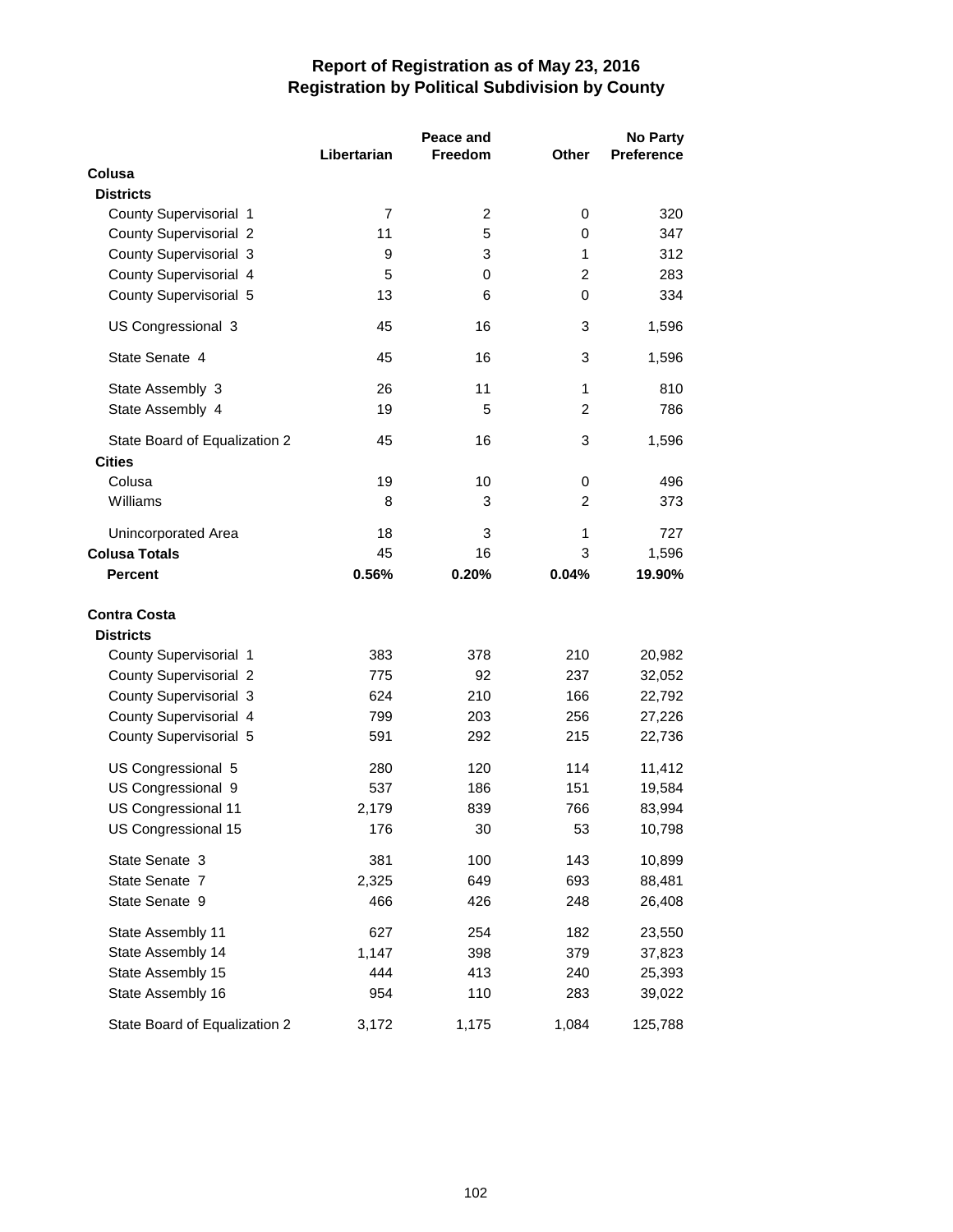# Report of Registration as of May 23, 2016
## Registration by Political Subdivision by County

| | Libertarian | Peace and Freedom | Other | No Party Preference |
|---|---|---|---|---|
| **Colusa** | | | | |
| **Districts** | | | | |
| County Supervisorial 1 | 7 | 2 | 0 | 320 |
| County Supervisorial 2 | 11 | 5 | 0 | 347 |
| County Supervisorial 3 | 9 | 3 | 1 | 312 |
| County Supervisorial 4 | 5 | 0 | 2 | 283 |
| County Supervisorial 5 | 13 | 6 | 0 | 334 |
| US Congressional 3 | 45 | 16 | 3 | 1,596 |
| State Senate 4 | 45 | 16 | 3 | 1,596 |
| State Assembly 3 | 26 | 11 | 1 | 810 |
| State Assembly 4 | 19 | 5 | 2 | 786 |
| State Board of Equalization 2 | 45 | 16 | 3 | 1,596 |
| **Cities** | | | | |
| Colusa | 19 | 10 | 0 | 496 |
| Williams | 8 | 3 | 2 | 373 |
| Unincorporated Area | 18 | 3 | 1 | 727 |
| **Colusa Totals** | 45 | 16 | 3 | 1,596 |
| **Percent** | **0.56%** | **0.20%** | **0.04%** | **19.90%** |
| **Contra Costa** | | | | |
| **Districts** | | | | |
| County Supervisorial 1 | 383 | 378 | 210 | 20,982 |
| County Supervisorial 2 | 775 | 92 | 237 | 32,052 |
| County Supervisorial 3 | 624 | 210 | 166 | 22,792 |
| County Supervisorial 4 | 799 | 203 | 256 | 27,226 |
| County Supervisorial 5 | 591 | 292 | 215 | 22,736 |
| US Congressional 5 | 280 | 120 | 114 | 11,412 |
| US Congressional 9 | 537 | 186 | 151 | 19,584 |
| US Congressional 11 | 2,179 | 839 | 766 | 83,994 |
| US Congressional 15 | 176 | 30 | 53 | 10,798 |
| State Senate 3 | 381 | 100 | 143 | 10,899 |
| State Senate 7 | 2,325 | 649 | 693 | 88,481 |
| State Senate 9 | 466 | 426 | 248 | 26,408 |
| State Assembly 11 | 627 | 254 | 182 | 23,550 |
| State Assembly 14 | 1,147 | 398 | 379 | 37,823 |
| State Assembly 15 | 444 | 413 | 240 | 25,393 |
| State Assembly 16 | 954 | 110 | 283 | 39,022 |
| State Board of Equalization 2 | 3,172 | 1,175 | 1,084 | 125,788 |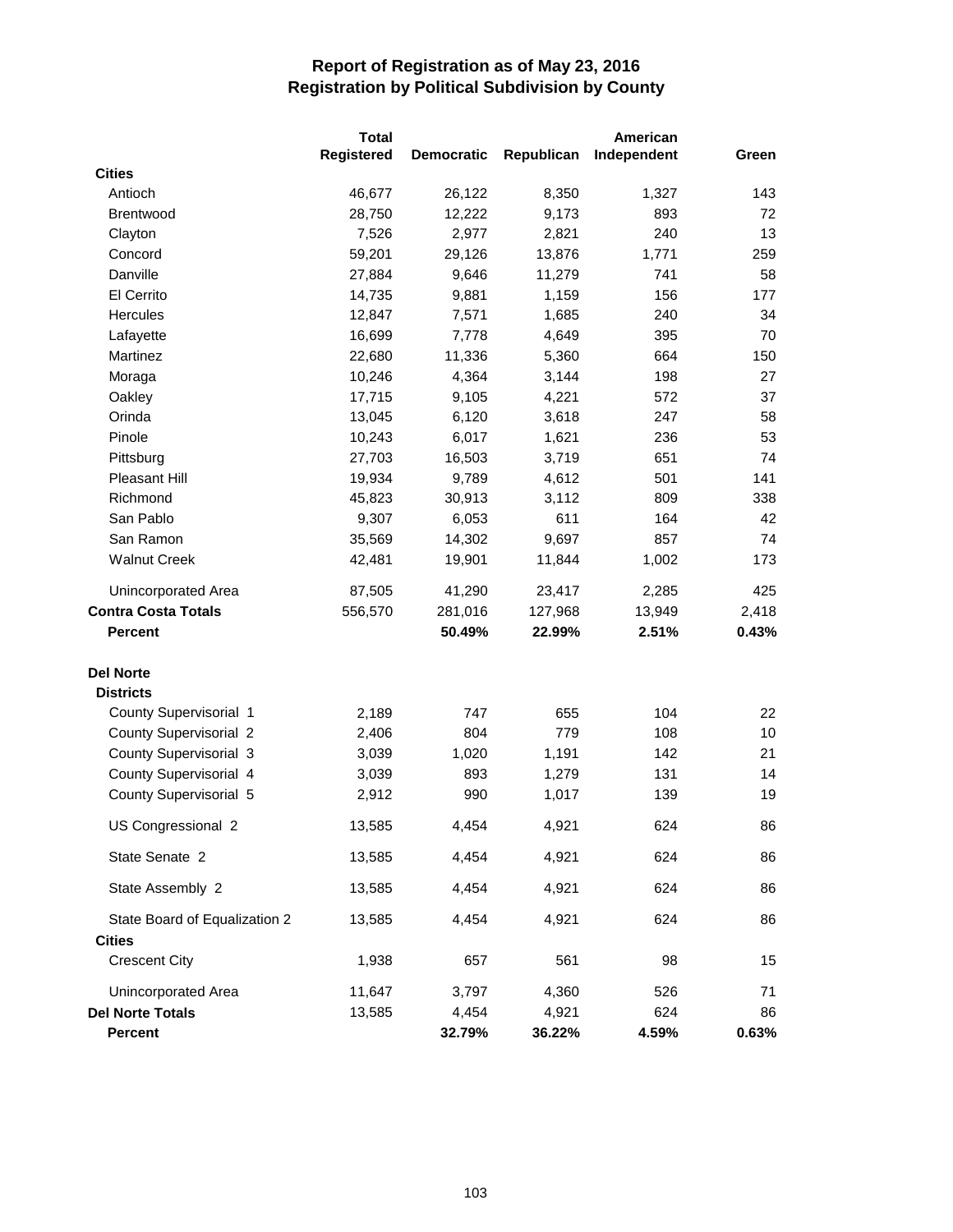# Report of Registration as of May 23, 2016
## Registration by Political Subdivision by County

| | Total Registered | Democratic | Republican | American Independent | Green |
|---|---|---|---|---|---|
| **Cities** | | | | | |
| Antioch | 46,677 | 26,122 | 8,350 | 1,327 | 143 |
| Brentwood | 28,750 | 12,222 | 9,173 | 893 | 72 |
| Clayton | 7,526 | 2,977 | 2,821 | 240 | 13 |
| Concord | 59,201 | 29,126 | 13,876 | 1,771 | 259 |
| Danville | 27,884 | 9,646 | 11,279 | 741 | 58 |
| El Cerrito | 14,735 | 9,881 | 1,159 | 156 | 177 |
| Hercules | 12,847 | 7,571 | 1,685 | 240 | 34 |
| Lafayette | 16,699 | 7,778 | 4,649 | 395 | 70 |
| Martinez | 22,680 | 11,336 | 5,360 | 664 | 150 |
| Moraga | 10,246 | 4,364 | 3,144 | 198 | 27 |
| Oakley | 17,715 | 9,105 | 4,221 | 572 | 37 |
| Orinda | 13,045 | 6,120 | 3,618 | 247 | 58 |
| Pinole | 10,243 | 6,017 | 1,621 | 236 | 53 |
| Pittsburg | 27,703 | 16,503 | 3,719 | 651 | 74 |
| Pleasant Hill | 19,934 | 9,789 | 4,612 | 501 | 141 |
| Richmond | 45,823 | 30,913 | 3,112 | 809 | 338 |
| San Pablo | 9,307 | 6,053 | 611 | 164 | 42 |
| San Ramon | 35,569 | 14,302 | 9,697 | 857 | 74 |
| Walnut Creek | 42,481 | 19,901 | 11,844 | 1,002 | 173 |
| Unincorporated Area | 87,505 | 41,290 | 23,417 | 2,285 | 425 |
| **Contra Costa Totals** | 556,570 | 281,016 | 127,968 | 13,949 | 2,418 |
| **Percent** | | **50.49%** | **22.99%** | **2.51%** | **0.43%** |
| **Del Norte** | | | | | |
| **Districts** | | | | | |
| County Supervisorial 1 | 2,189 | 747 | 655 | 104 | 22 |
| County Supervisorial 2 | 2,406 | 804 | 779 | 108 | 10 |
| County Supervisorial 3 | 3,039 | 1,020 | 1,191 | 142 | 21 |
| County Supervisorial 4 | 3,039 | 893 | 1,279 | 131 | 14 |
| County Supervisorial 5 | 2,912 | 990 | 1,017 | 139 | 19 |
| US Congressional 2 | 13,585 | 4,454 | 4,921 | 624 | 86 |
| State Senate 2 | 13,585 | 4,454 | 4,921 | 624 | 86 |
| State Assembly 2 | 13,585 | 4,454 | 4,921 | 624 | 86 |
| State Board of Equalization 2 | 13,585 | 4,454 | 4,921 | 624 | 86 |
| **Cities** | | | | | |
| Crescent City | 1,938 | 657 | 561 | 98 | 15 |
| Unincorporated Area | 11,647 | 3,797 | 4,360 | 526 | 71 |
| **Del Norte Totals** | 13,585 | 4,454 | 4,921 | 624 | 86 |
| **Percent** | | **32.79%** | **36.22%** | **4.59%** | **0.63%** |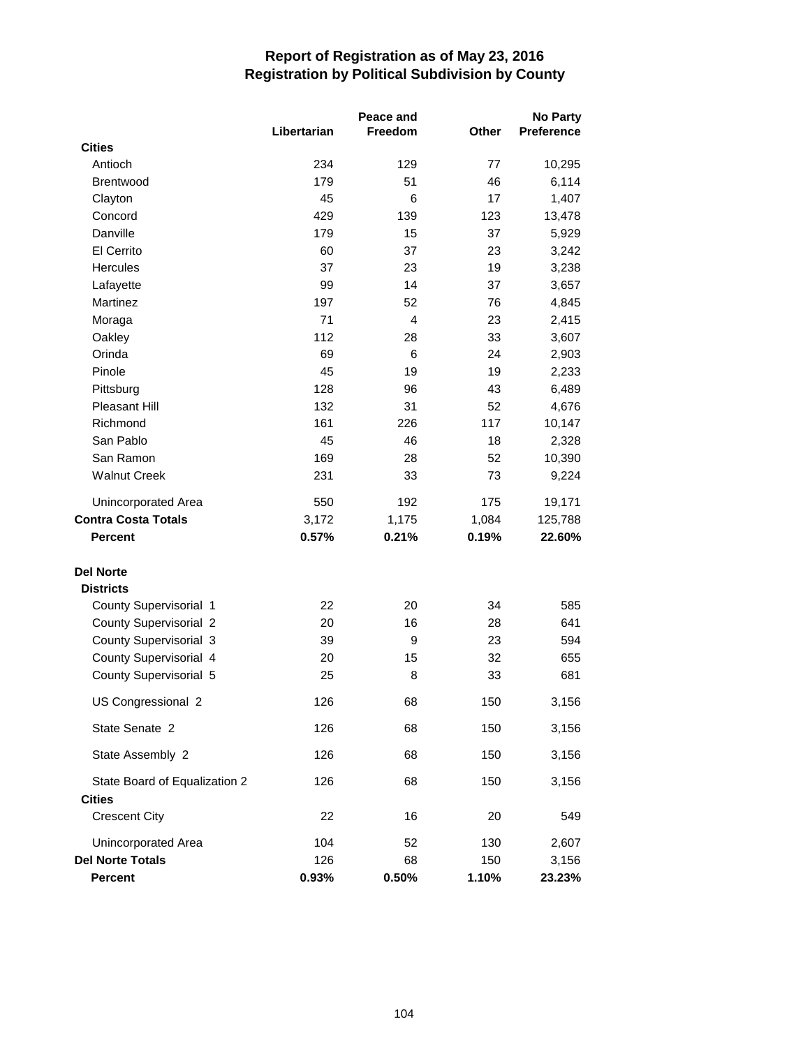# Report of Registration as of May 23, 2016
## Registration by Political Subdivision by County

| | Libertarian | Peace and Freedom | Other | No Party Preference |
|---|---|---|---|---|
| **Cities** | | | | |
| Antioch | 234 | 129 | 77 | 10,295 |
| Brentwood | 179 | 51 | 46 | 6,114 |
| Clayton | 45 | 6 | 17 | 1,407 |
| Concord | 429 | 139 | 123 | 13,478 |
| Danville | 179 | 15 | 37 | 5,929 |
| El Cerrito | 60 | 37 | 23 | 3,242 |
| Hercules | 37 | 23 | 19 | 3,238 |
| Lafayette | 99 | 14 | 37 | 3,657 |
| Martinez | 197 | 52 | 76 | 4,845 |
| Moraga | 71 | 4 | 23 | 2,415 |
| Oakley | 112 | 28 | 33 | 3,607 |
| Orinda | 69 | 6 | 24 | 2,903 |
| Pinole | 45 | 19 | 19 | 2,233 |
| Pittsburg | 128 | 96 | 43 | 6,489 |
| Pleasant Hill | 132 | 31 | 52 | 4,676 |
| Richmond | 161 | 226 | 117 | 10,147 |
| San Pablo | 45 | 46 | 18 | 2,328 |
| San Ramon | 169 | 28 | 52 | 10,390 |
| Walnut Creek | 231 | 33 | 73 | 9,224 |
| Unincorporated Area | 550 | 192 | 175 | 19,171 |
| **Contra Costa Totals** | 3,172 | 1,175 | 1,084 | 125,788 |
| **Percent** | **0.57%** | **0.21%** | **0.19%** | **22.60%** |
| **Del Norte** | | | | |
| **Districts** | | | | |
| County Supervisorial 1 | 22 | 20 | 34 | 585 |
| County Supervisorial 2 | 20 | 16 | 28 | 641 |
| County Supervisorial 3 | 39 | 9 | 23 | 594 |
| County Supervisorial 4 | 20 | 15 | 32 | 655 |
| County Supervisorial 5 | 25 | 8 | 33 | 681 |
| US Congressional 2 | 126 | 68 | 150 | 3,156 |
| State Senate 2 | 126 | 68 | 150 | 3,156 |
| State Assembly 2 | 126 | 68 | 150 | 3,156 |
| State Board of Equalization 2 | 126 | 68 | 150 | 3,156 |
| **Cities** | | | | |
| Crescent City | 22 | 16 | 20 | 549 |
| Unincorporated Area | 104 | 52 | 130 | 2,607 |
| **Del Norte Totals** | 126 | 68 | 150 | 3,156 |
| **Percent** | **0.93%** | **0.50%** | **1.10%** | **23.23%** |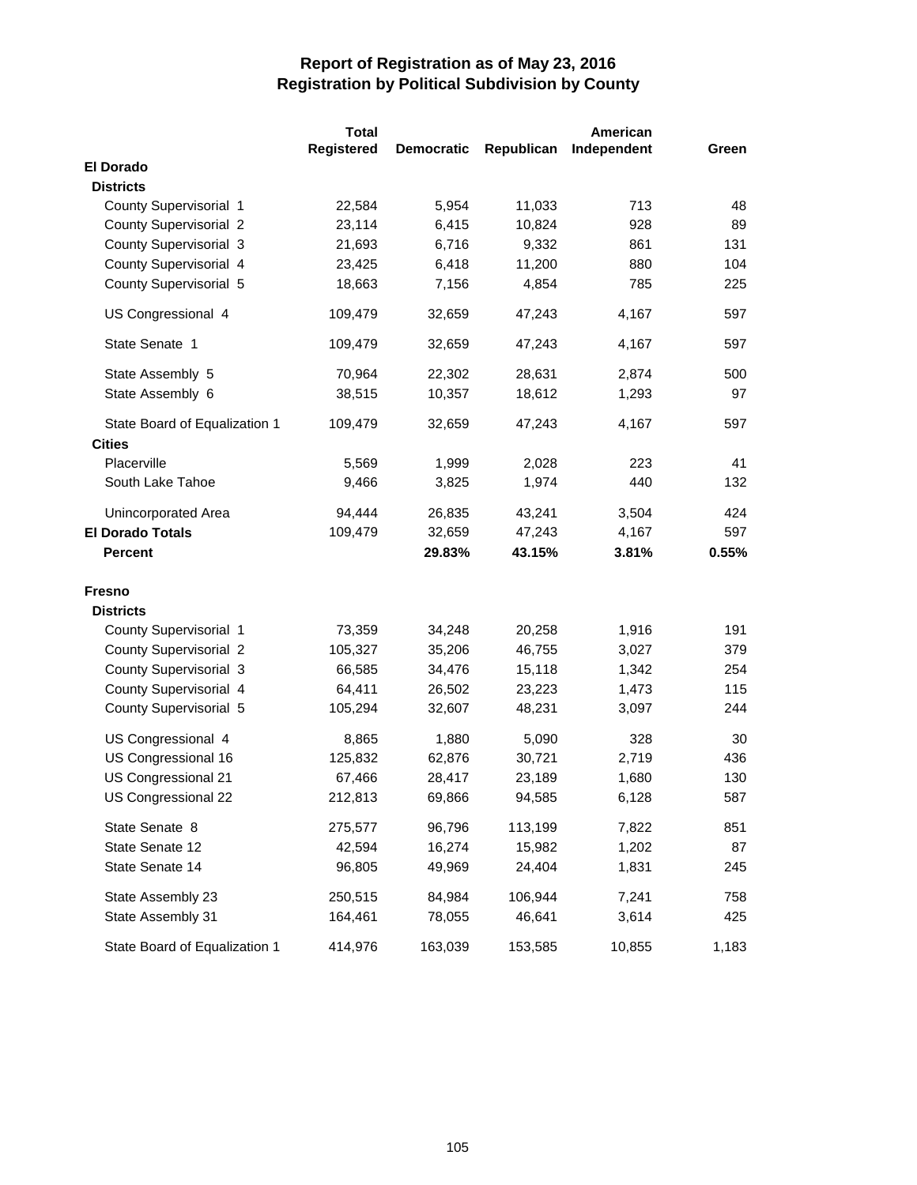# Report of Registration as of May 23, 2016
## Registration by Political Subdivision by County

| | Total Registered | Democratic | Republican | American Independent | Green |
|---|---|---|---|---|---|
| **El Dorado** | | | | | |
| **Districts** | | | | | |
| County Supervisorial 1 | 22,584 | 5,954 | 11,033 | 713 | 48 |
| County Supervisorial 2 | 23,114 | 6,415 | 10,824 | 928 | 89 |
| County Supervisorial 3 | 21,693 | 6,716 | 9,332 | 861 | 131 |
| County Supervisorial 4 | 23,425 | 6,418 | 11,200 | 880 | 104 |
| County Supervisorial 5 | 18,663 | 7,156 | 4,854 | 785 | 225 |
| US Congressional 4 | 109,479 | 32,659 | 47,243 | 4,167 | 597 |
| State Senate 1 | 109,479 | 32,659 | 47,243 | 4,167 | 597 |
| State Assembly 5 | 70,964 | 22,302 | 28,631 | 2,874 | 500 |
| State Assembly 6 | 38,515 | 10,357 | 18,612 | 1,293 | 97 |
| State Board of Equalization 1 | 109,479 | 32,659 | 47,243 | 4,167 | 597 |
| **Cities** | | | | | |
| Placerville | 5,569 | 1,999 | 2,028 | 223 | 41 |
| South Lake Tahoe | 9,466 | 3,825 | 1,974 | 440 | 132 |
| Unincorporated Area | 94,444 | 26,835 | 43,241 | 3,504 | 424 |
| **El Dorado Totals** | 109,479 | 32,659 | 47,243 | 4,167 | 597 |
| **Percent** | | **29.83%** | **43.15%** | **3.81%** | **0.55%** |
| **Fresno** | | | | | |
| **Districts** | | | | | |
| County Supervisorial 1 | 73,359 | 34,248 | 20,258 | 1,916 | 191 |
| County Supervisorial 2 | 105,327 | 35,206 | 46,755 | 3,027 | 379 |
| County Supervisorial 3 | 66,585 | 34,476 | 15,118 | 1,342 | 254 |
| County Supervisorial 4 | 64,411 | 26,502 | 23,223 | 1,473 | 115 |
| County Supervisorial 5 | 105,294 | 32,607 | 48,231 | 3,097 | 244 |
| US Congressional 4 | 8,865 | 1,880 | 5,090 | 328 | 30 |
| US Congressional 16 | 125,832 | 62,876 | 30,721 | 2,719 | 436 |
| US Congressional 21 | 67,466 | 28,417 | 23,189 | 1,680 | 130 |
| US Congressional 22 | 212,813 | 69,866 | 94,585 | 6,128 | 587 |
| State Senate 8 | 275,577 | 96,796 | 113,199 | 7,822 | 851 |
| State Senate 12 | 42,594 | 16,274 | 15,982 | 1,202 | 87 |
| State Senate 14 | 96,805 | 49,969 | 24,404 | 1,831 | 245 |
| State Assembly 23 | 250,515 | 84,984 | 106,944 | 7,241 | 758 |
| State Assembly 31 | 164,461 | 78,055 | 46,641 | 3,614 | 425 |
| State Board of Equalization 1 | 414,976 | 163,039 | 153,585 | 10,855 | 1,183 |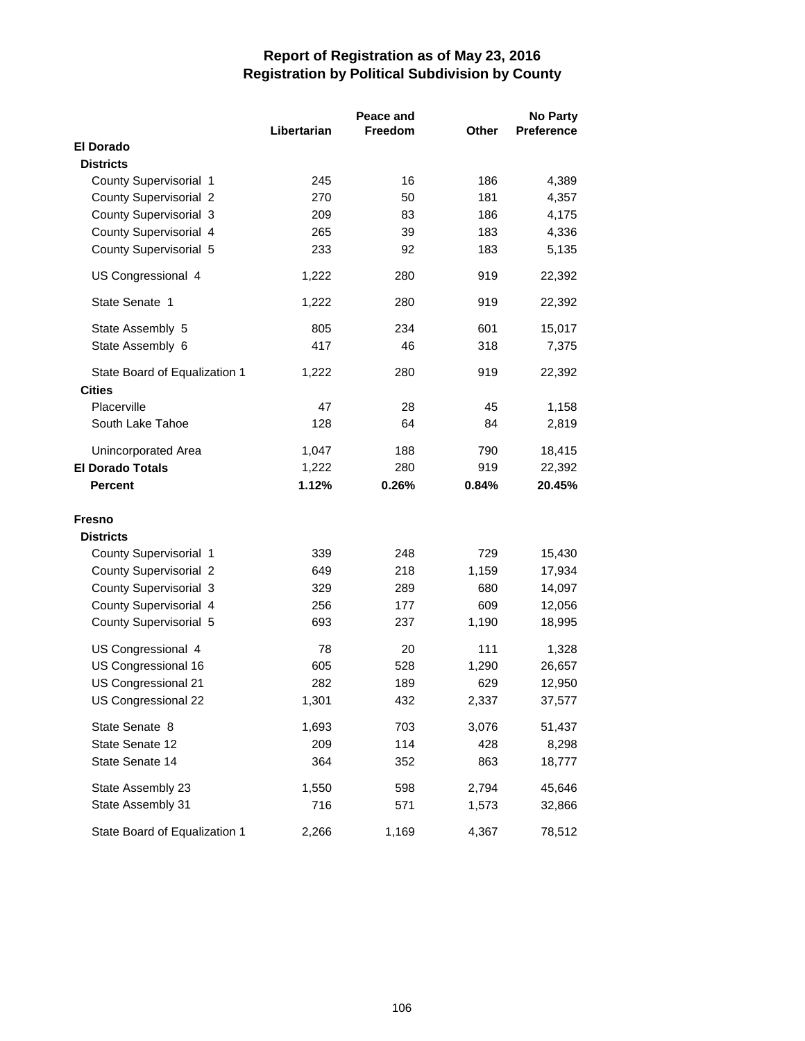# Report of Registration as of May 23, 2016
## Registration by Political Subdivision by County

| | Libertarian | Peace and Freedom | Other | No Party Preference |
|---|---|---|---|---|
| **El Dorado** | | | | |
| **Districts** | | | | |
| County Supervisorial 1 | 245 | 16 | 186 | 4,389 |
| County Supervisorial 2 | 270 | 50 | 181 | 4,357 |
| County Supervisorial 3 | 209 | 83 | 186 | 4,175 |
| County Supervisorial 4 | 265 | 39 | 183 | 4,336 |
| County Supervisorial 5 | 233 | 92 | 183 | 5,135 |
| US Congressional 4 | 1,222 | 280 | 919 | 22,392 |
| State Senate 1 | 1,222 | 280 | 919 | 22,392 |
| State Assembly 5 | 805 | 234 | 601 | 15,017 |
| State Assembly 6 | 417 | 46 | 318 | 7,375 |
| State Board of Equalization 1 | 1,222 | 280 | 919 | 22,392 |
| **Cities** | | | | |
| Placerville | 47 | 28 | 45 | 1,158 |
| South Lake Tahoe | 128 | 64 | 84 | 2,819 |
| Unincorporated Area | 1,047 | 188 | 790 | 18,415 |
| **El Dorado Totals** | 1,222 | 280 | 919 | 22,392 |
| **Percent** | **1.12%** | **0.26%** | **0.84%** | **20.45%** |
| **Fresno** | | | | |
| **Districts** | | | | |
| County Supervisorial 1 | 339 | 248 | 729 | 15,430 |
| County Supervisorial 2 | 649 | 218 | 1,159 | 17,934 |
| County Supervisorial 3 | 329 | 289 | 680 | 14,097 |
| County Supervisorial 4 | 256 | 177 | 609 | 12,056 |
| County Supervisorial 5 | 693 | 237 | 1,190 | 18,995 |
| US Congressional 4 | 78 | 20 | 111 | 1,328 |
| US Congressional 16 | 605 | 528 | 1,290 | 26,657 |
| US Congressional 21 | 282 | 189 | 629 | 12,950 |
| US Congressional 22 | 1,301 | 432 | 2,337 | 37,577 |
| State Senate 8 | 1,693 | 703 | 3,076 | 51,437 |
| State Senate 12 | 209 | 114 | 428 | 8,298 |
| State Senate 14 | 364 | 352 | 863 | 18,777 |
| State Assembly 23 | 1,550 | 598 | 2,794 | 45,646 |
| State Assembly 31 | 716 | 571 | 1,573 | 32,866 |
| State Board of Equalization 1 | 2,266 | 1,169 | 4,367 | 78,512 |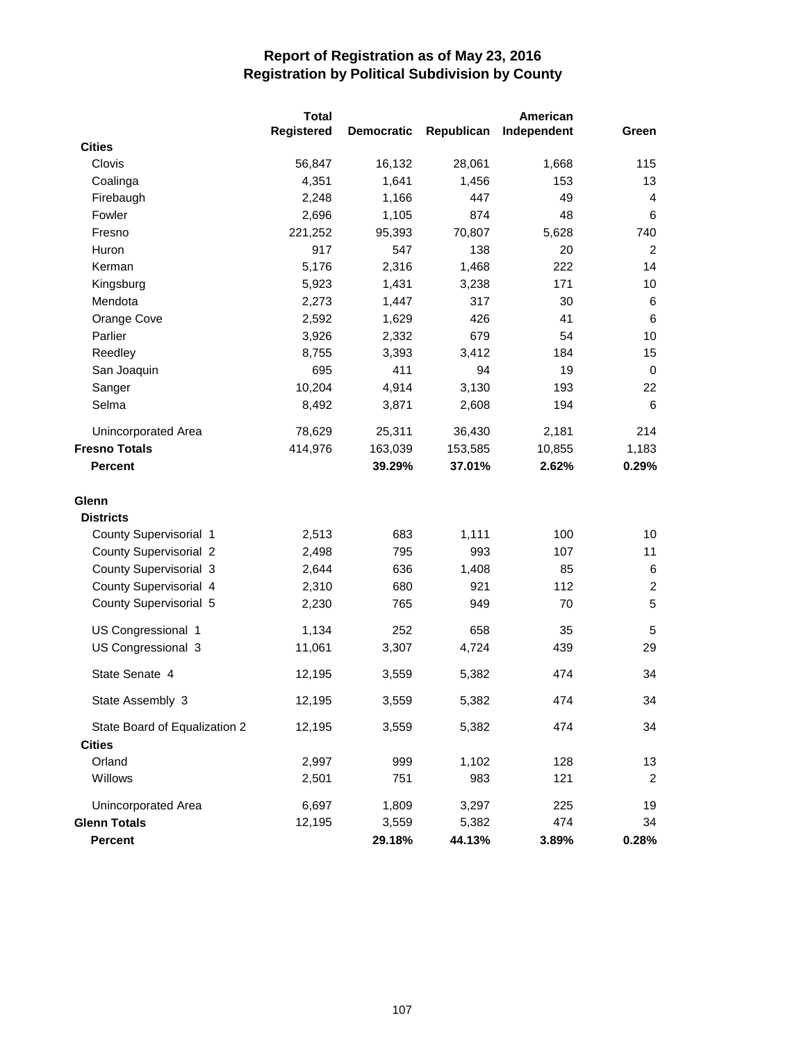# Report of Registration as of May 23, 2016
## Registration by Political Subdivision by County

| | Total Registered | Democratic | Republican | American Independent | Green |
|---|---|---|---|---|---|
| **Cities** | | | | | |
| Clovis | 56,847 | 16,132 | 28,061 | 1,668 | 115 |
| Coalinga | 4,351 | 1,641 | 1,456 | 153 | 13 |
| Firebaugh | 2,248 | 1,166 | 447 | 49 | 4 |
| Fowler | 2,696 | 1,105 | 874 | 48 | 6 |
| Fresno | 221,252 | 95,393 | 70,807 | 5,628 | 740 |
| Huron | 917 | 547 | 138 | 20 | 2 |
| Kerman | 5,176 | 2,316 | 1,468 | 222 | 14 |
| Kingsburg | 5,923 | 1,431 | 3,238 | 171 | 10 |
| Mendota | 2,273 | 1,447 | 317 | 30 | 6 |
| Orange Cove | 2,592 | 1,629 | 426 | 41 | 6 |
| Parlier | 3,926 | 2,332 | 679 | 54 | 10 |
| Reedley | 8,755 | 3,393 | 3,412 | 184 | 15 |
| San Joaquin | 695 | 411 | 94 | 19 | 0 |
| Sanger | 10,204 | 4,914 | 3,130 | 193 | 22 |
| Selma | 8,492 | 3,871 | 2,608 | 194 | 6 |
| Unincorporated Area | 78,629 | 25,311 | 36,430 | 2,181 | 214 |
| **Fresno Totals** | 414,976 | 163,039 | 153,585 | 10,855 | 1,183 |
| **Percent** | | **39.29%** | **37.01%** | **2.62%** | **0.29%** |
| **Glenn** | | | | | |
| **Districts** | | | | | |
| County Supervisorial 1 | 2,513 | 683 | 1,111 | 100 | 10 |
| County Supervisorial 2 | 2,498 | 795 | 993 | 107 | 11 |
| County Supervisorial 3 | 2,644 | 636 | 1,408 | 85 | 6 |
| County Supervisorial 4 | 2,310 | 680 | 921 | 112 | 2 |
| County Supervisorial 5 | 2,230 | 765 | 949 | 70 | 5 |
| US Congressional 1 | 1,134 | 252 | 658 | 35 | 5 |
| US Congressional 3 | 11,061 | 3,307 | 4,724 | 439 | 29 |
| State Senate 4 | 12,195 | 3,559 | 5,382 | 474 | 34 |
| State Assembly 3 | 12,195 | 3,559 | 5,382 | 474 | 34 |
| State Board of Equalization 2 | 12,195 | 3,559 | 5,382 | 474 | 34 |
| **Cities** | | | | | |
| Orland | 2,997 | 999 | 1,102 | 128 | 13 |
| Willows | 2,501 | 751 | 983 | 121 | 2 |
| Unincorporated Area | 6,697 | 1,809 | 3,297 | 225 | 19 |
| **Glenn Totals** | 12,195 | 3,559 | 5,382 | 474 | 34 |
| **Percent** | | **29.18%** | **44.13%** | **3.89%** | **0.28%** |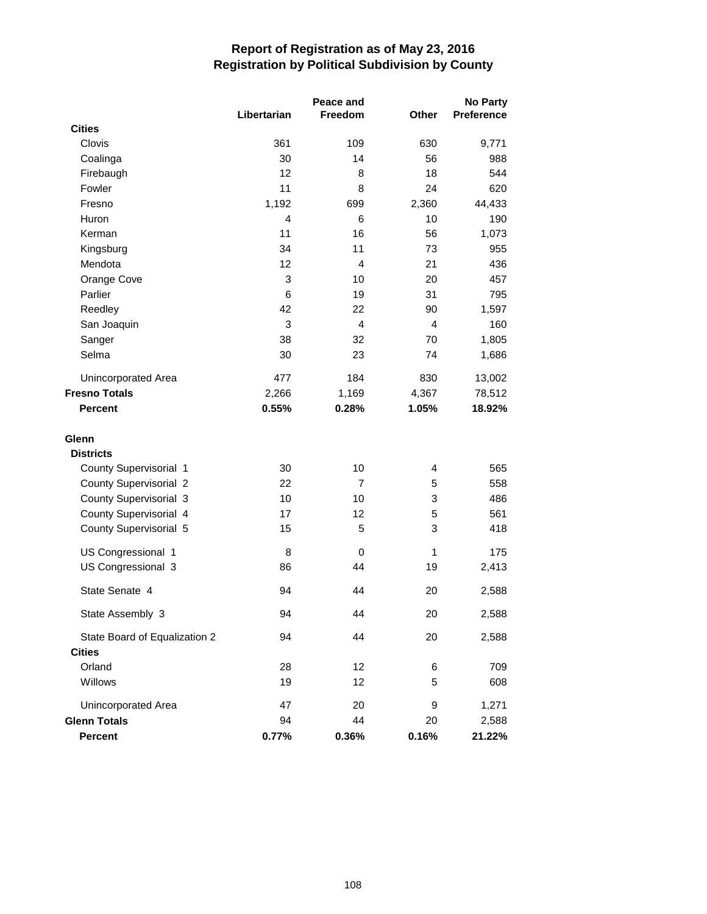# Report of Registration as of May 23, 2016
## Registration by Political Subdivision by County

| | Libertarian | Peace and Freedom | Other | No Party Preference |
|---|---|---|---|---|
| **Cities** | | | | |
| Clovis | 361 | 109 | 630 | 9,771 |
| Coalinga | 30 | 14 | 56 | 988 |
| Firebaugh | 12 | 8 | 18 | 544 |
| Fowler | 11 | 8 | 24 | 620 |
| Fresno | 1,192 | 699 | 2,360 | 44,433 |
| Huron | 4 | 6 | 10 | 190 |
| Kerman | 11 | 16 | 56 | 1,073 |
| Kingsburg | 34 | 11 | 73 | 955 |
| Mendota | 12 | 4 | 21 | 436 |
| Orange Cove | 3 | 10 | 20 | 457 |
| Parlier | 6 | 19 | 31 | 795 |
| Reedley | 42 | 22 | 90 | 1,597 |
| San Joaquin | 3 | 4 | 4 | 160 |
| Sanger | 38 | 32 | 70 | 1,805 |
| Selma | 30 | 23 | 74 | 1,686 |
| Unincorporated Area | 477 | 184 | 830 | 13,002 |
| **Fresno Totals** | 2,266 | 1,169 | 4,367 | 78,512 |
| **Percent** | **0.55%** | **0.28%** | **1.05%** | **18.92%** |
| **Glenn** | | | | |
| **Districts** | | | | |
| County Supervisorial 1 | 30 | 10 | 4 | 565 |
| County Supervisorial 2 | 22 | 7 | 5 | 558 |
| County Supervisorial 3 | 10 | 10 | 3 | 486 |
| County Supervisorial 4 | 17 | 12 | 5 | 561 |
| County Supervisorial 5 | 15 | 5 | 3 | 418 |
| US Congressional 1 | 8 | 0 | 1 | 175 |
| US Congressional 3 | 86 | 44 | 19 | 2,413 |
| State Senate 4 | 94 | 44 | 20 | 2,588 |
| State Assembly 3 | 94 | 44 | 20 | 2,588 |
| State Board of Equalization 2 | 94 | 44 | 20 | 2,588 |
| **Cities** | | | | |
| Orland | 28 | 12 | 6 | 709 |
| Willows | 19 | 12 | 5 | 608 |
| Unincorporated Area | 47 | 20 | 9 | 1,271 |
| **Glenn Totals** | 94 | 44 | 20 | 2,588 |
| **Percent** | **0.77%** | **0.36%** | **0.16%** | **21.22%** |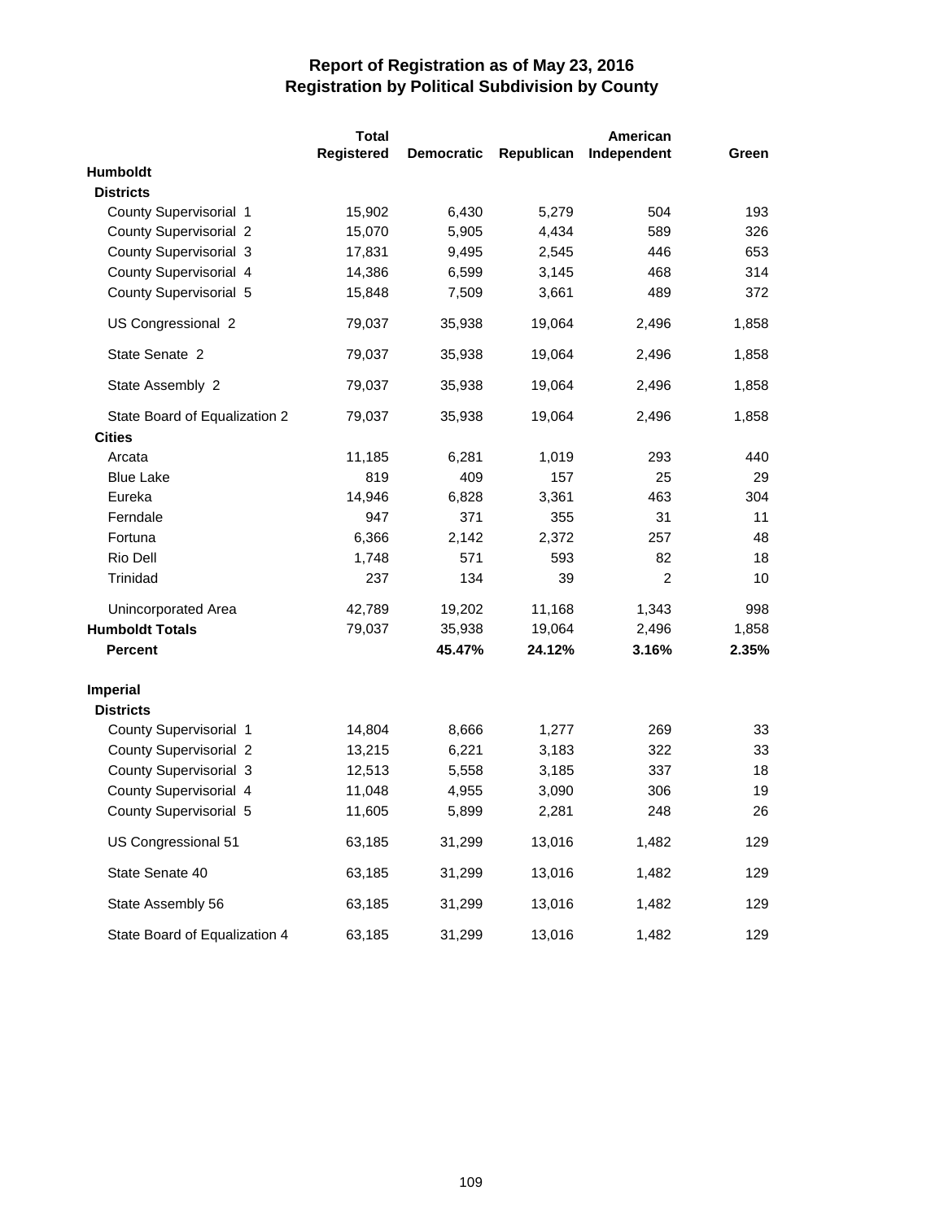# Report of Registration as of May 23, 2016
## Registration by Political Subdivision by County

| | Total Registered | Democratic | Republican | American Independent | Green |
|---|---|---|---|---|---|
| **Humboldt** | | | | | |
| **Districts** | | | | | |
| County Supervisorial 1 | 15,902 | 6,430 | 5,279 | 504 | 193 |
| County Supervisorial 2 | 15,070 | 5,905 | 4,434 | 589 | 326 |
| County Supervisorial 3 | 17,831 | 9,495 | 2,545 | 446 | 653 |
| County Supervisorial 4 | 14,386 | 6,599 | 3,145 | 468 | 314 |
| County Supervisorial 5 | 15,848 | 7,509 | 3,661 | 489 | 372 |
| US Congressional 2 | 79,037 | 35,938 | 19,064 | 2,496 | 1,858 |
| State Senate 2 | 79,037 | 35,938 | 19,064 | 2,496 | 1,858 |
| State Assembly 2 | 79,037 | 35,938 | 19,064 | 2,496 | 1,858 |
| State Board of Equalization 2 | 79,037 | 35,938 | 19,064 | 2,496 | 1,858 |
| **Cities** | | | | | |
| Arcata | 11,185 | 6,281 | 1,019 | 293 | 440 |
| Blue Lake | 819 | 409 | 157 | 25 | 29 |
| Eureka | 14,946 | 6,828 | 3,361 | 463 | 304 |
| Ferndale | 947 | 371 | 355 | 31 | 11 |
| Fortuna | 6,366 | 2,142 | 2,372 | 257 | 48 |
| Rio Dell | 1,748 | 571 | 593 | 82 | 18 |
| Trinidad | 237 | 134 | 39 | 2 | 10 |
| Unincorporated Area | 42,789 | 19,202 | 11,168 | 1,343 | 998 |
| **Humboldt Totals** | 79,037 | 35,938 | 19,064 | 2,496 | 1,858 |
| **Percent** | | **45.47%** | **24.12%** | **3.16%** | **2.35%** |
| **Imperial** | | | | | |
| **Districts** | | | | | |
| County Supervisorial 1 | 14,804 | 8,666 | 1,277 | 269 | 33 |
| County Supervisorial 2 | 13,215 | 6,221 | 3,183 | 322 | 33 |
| County Supervisorial 3 | 12,513 | 5,558 | 3,185 | 337 | 18 |
| County Supervisorial 4 | 11,048 | 4,955 | 3,090 | 306 | 19 |
| County Supervisorial 5 | 11,605 | 5,899 | 2,281 | 248 | 26 |
| US Congressional 51 | 63,185 | 31,299 | 13,016 | 1,482 | 129 |
| State Senate 40 | 63,185 | 31,299 | 13,016 | 1,482 | 129 |
| State Assembly 56 | 63,185 | 31,299 | 13,016 | 1,482 | 129 |
| State Board of Equalization 4 | 63,185 | 31,299 | 13,016 | 1,482 | 129 |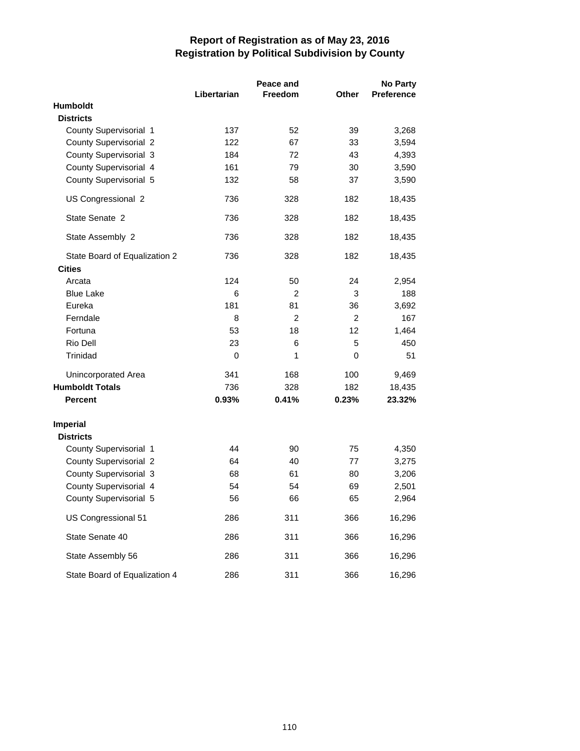# Report of Registration as of May 23, 2016
## Registration by Political Subdivision by County

| | Libertarian | Peace and Freedom | Other | No Party Preference |
|---|---|---|---|---|
| **Humboldt** | | | | |
| **Districts** | | | | |
| County Supervisorial 1 | 137 | 52 | 39 | 3,268 |
| County Supervisorial 2 | 122 | 67 | 33 | 3,594 |
| County Supervisorial 3 | 184 | 72 | 43 | 4,393 |
| County Supervisorial 4 | 161 | 79 | 30 | 3,590 |
| County Supervisorial 5 | 132 | 58 | 37 | 3,590 |
| US Congressional 2 | 736 | 328 | 182 | 18,435 |
| State Senate 2 | 736 | 328 | 182 | 18,435 |
| State Assembly 2 | 736 | 328 | 182 | 18,435 |
| State Board of Equalization 2 | 736 | 328 | 182 | 18,435 |
| **Cities** | | | | |
| Arcata | 124 | 50 | 24 | 2,954 |
| Blue Lake | 6 | 2 | 3 | 188 |
| Eureka | 181 | 81 | 36 | 3,692 |
| Ferndale | 8 | 2 | 2 | 167 |
| Fortuna | 53 | 18 | 12 | 1,464 |
| Rio Dell | 23 | 6 | 5 | 450 |
| Trinidad | 0 | 1 | 0 | 51 |
| Unincorporated Area | 341 | 168 | 100 | 9,469 |
| **Humboldt Totals** | 736 | 328 | 182 | 18,435 |
| **Percent** | **0.93%** | **0.41%** | **0.23%** | **23.32%** |
| **Imperial** | | | | |
| **Districts** | | | | |
| County Supervisorial 1 | 44 | 90 | 75 | 4,350 |
| County Supervisorial 2 | 64 | 40 | 77 | 3,275 |
| County Supervisorial 3 | 68 | 61 | 80 | 3,206 |
| County Supervisorial 4 | 54 | 54 | 69 | 2,501 |
| County Supervisorial 5 | 56 | 66 | 65 | 2,964 |
| US Congressional 51 | 286 | 311 | 366 | 16,296 |
| State Senate 40 | 286 | 311 | 366 | 16,296 |
| State Assembly 56 | 286 | 311 | 366 | 16,296 |
| State Board of Equalization 4 | 286 | 311 | 366 | 16,296 |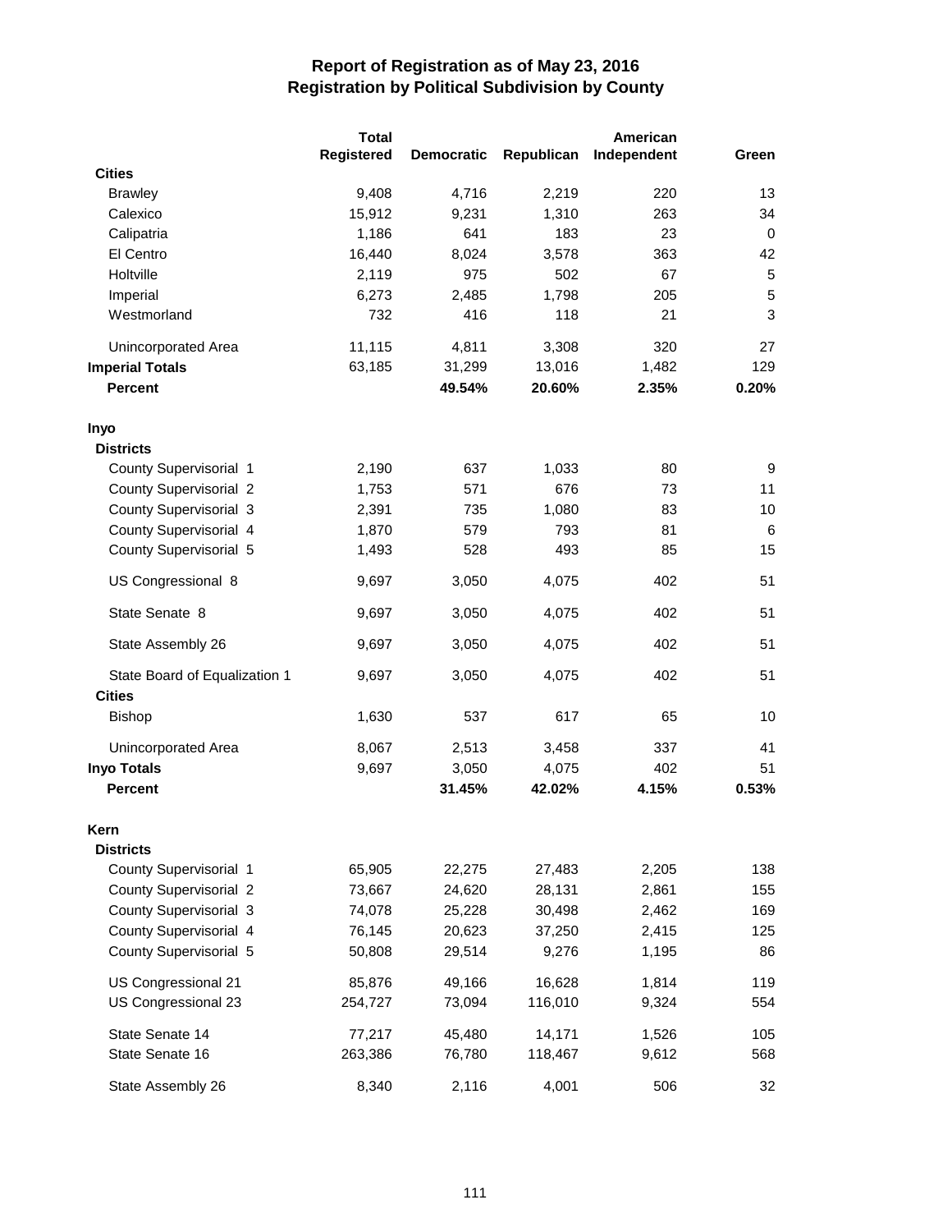# Report of Registration as of May 23, 2016
## Registration by Political Subdivision by County

| | Total Registered | Democratic | Republican | American Independent | Green |
|---|---|---|---|---|---|
| **Cities** | | | | | |
| Brawley | 9,408 | 4,716 | 2,219 | 220 | 13 |
| Calexico | 15,912 | 9,231 | 1,310 | 263 | 34 |
| Calipatria | 1,186 | 641 | 183 | 23 | 0 |
| El Centro | 16,440 | 8,024 | 3,578 | 363 | 42 |
| Holtville | 2,119 | 975 | 502 | 67 | 5 |
| Imperial | 6,273 | 2,485 | 1,798 | 205 | 5 |
| Westmorland | 732 | 416 | 118 | 21 | 3 |
| Unincorporated Area | 11,115 | 4,811 | 3,308 | 320 | 27 |
| **Imperial Totals** | 63,185 | 31,299 | 13,016 | 1,482 | 129 |
| **Percent** | | **49.54%** | **20.60%** | **2.35%** | **0.20%** |
| **Inyo** | | | | | |
| **Districts** | | | | | |
| County Supervisorial 1 | 2,190 | 637 | 1,033 | 80 | 9 |
| County Supervisorial 2 | 1,753 | 571 | 676 | 73 | 11 |
| County Supervisorial 3 | 2,391 | 735 | 1,080 | 83 | 10 |
| County Supervisorial 4 | 1,870 | 579 | 793 | 81 | 6 |
| County Supervisorial 5 | 1,493 | 528 | 493 | 85 | 15 |
| US Congressional 8 | 9,697 | 3,050 | 4,075 | 402 | 51 |
| State Senate 8 | 9,697 | 3,050 | 4,075 | 402 | 51 |
| State Assembly 26 | 9,697 | 3,050 | 4,075 | 402 | 51 |
| State Board of Equalization 1 | 9,697 | 3,050 | 4,075 | 402 | 51 |
| **Cities** | | | | | |
| Bishop | 1,630 | 537 | 617 | 65 | 10 |
| Unincorporated Area | 8,067 | 2,513 | 3,458 | 337 | 41 |
| **Inyo Totals** | 9,697 | 3,050 | 4,075 | 402 | 51 |
| **Percent** | | **31.45%** | **42.02%** | **4.15%** | **0.53%** |
| **Kern** | | | | | |
| **Districts** | | | | | |
| County Supervisorial 1 | 65,905 | 22,275 | 27,483 | 2,205 | 138 |
| County Supervisorial 2 | 73,667 | 24,620 | 28,131 | 2,861 | 155 |
| County Supervisorial 3 | 74,078 | 25,228 | 30,498 | 2,462 | 169 |
| County Supervisorial 4 | 76,145 | 20,623 | 37,250 | 2,415 | 125 |
| County Supervisorial 5 | 50,808 | 29,514 | 9,276 | 1,195 | 86 |
| US Congressional 21 | 85,876 | 49,166 | 16,628 | 1,814 | 119 |
| US Congressional 23 | 254,727 | 73,094 | 116,010 | 9,324 | 554 |
| State Senate 14 | 77,217 | 45,480 | 14,171 | 1,526 | 105 |
| State Senate 16 | 263,386 | 76,780 | 118,467 | 9,612 | 568 |
| State Assembly 26 | 8,340 | 2,116 | 4,001 | 506 | 32 |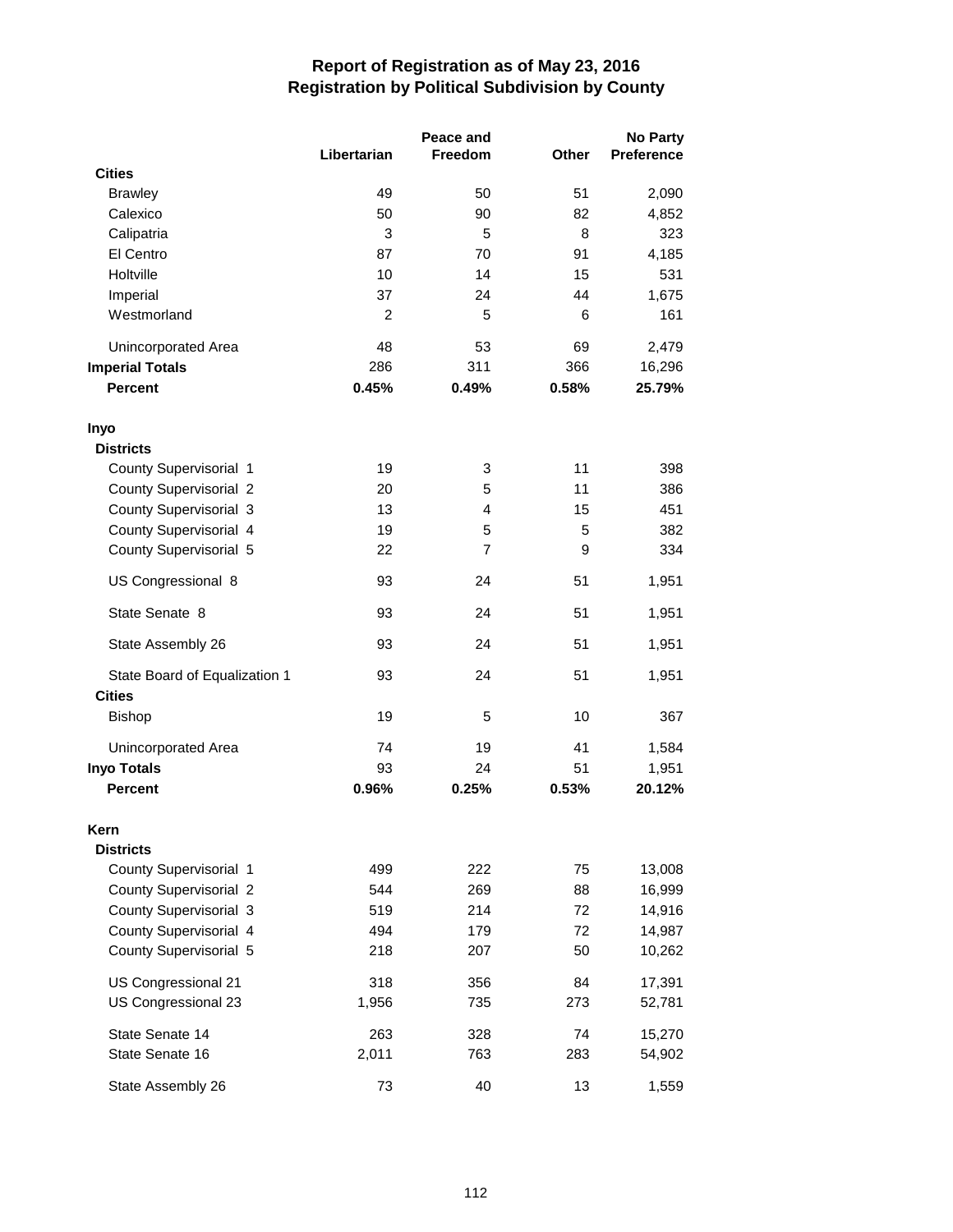# Report of Registration as of May 23, 2016
## Registration by Political Subdivision by County

| | Libertarian | Peace and Freedom | Other | No Party Preference |
|---|---|---|---|---|
| **Cities** | | | | |
| Brawley | 49 | 50 | 51 | 2,090 |
| Calexico | 50 | 90 | 82 | 4,852 |
| Calipatria | 3 | 5 | 8 | 323 |
| El Centro | 87 | 70 | 91 | 4,185 |
| Holtville | 10 | 14 | 15 | 531 |
| Imperial | 37 | 24 | 44 | 1,675 |
| Westmorland | 2 | 5 | 6 | 161 |
| Unincorporated Area | 48 | 53 | 69 | 2,479 |
| **Imperial Totals** | 286 | 311 | 366 | 16,296 |
| **Percent** | **0.45%** | **0.49%** | **0.58%** | **25.79%** |
| **Inyo** | | | | |
| **Districts** | | | | |
| County Supervisorial 1 | 19 | 3 | 11 | 398 |
| County Supervisorial 2 | 20 | 5 | 11 | 386 |
| County Supervisorial 3 | 13 | 4 | 15 | 451 |
| County Supervisorial 4 | 19 | 5 | 5 | 382 |
| County Supervisorial 5 | 22 | 7 | 9 | 334 |
| US Congressional 8 | 93 | 24 | 51 | 1,951 |
| State Senate 8 | 93 | 24 | 51 | 1,951 |
| State Assembly 26 | 93 | 24 | 51 | 1,951 |
| State Board of Equalization 1 | 93 | 24 | 51 | 1,951 |
| **Cities** | | | | |
| Bishop | 19 | 5 | 10 | 367 |
| Unincorporated Area | 74 | 19 | 41 | 1,584 |
| **Inyo Totals** | 93 | 24 | 51 | 1,951 |
| **Percent** | **0.96%** | **0.25%** | **0.53%** | **20.12%** |
| **Kern** | | | | |
| **Districts** | | | | |
| County Supervisorial 1 | 499 | 222 | 75 | 13,008 |
| County Supervisorial 2 | 544 | 269 | 88 | 16,999 |
| County Supervisorial 3 | 519 | 214 | 72 | 14,916 |
| County Supervisorial 4 | 494 | 179 | 72 | 14,987 |
| County Supervisorial 5 | 218 | 207 | 50 | 10,262 |
| US Congressional 21 | 318 | 356 | 84 | 17,391 |
| US Congressional 23 | 1,956 | 735 | 273 | 52,781 |
| State Senate 14 | 263 | 328 | 74 | 15,270 |
| State Senate 16 | 2,011 | 763 | 283 | 54,902 |
| State Assembly 26 | 73 | 40 | 13 | 1,559 |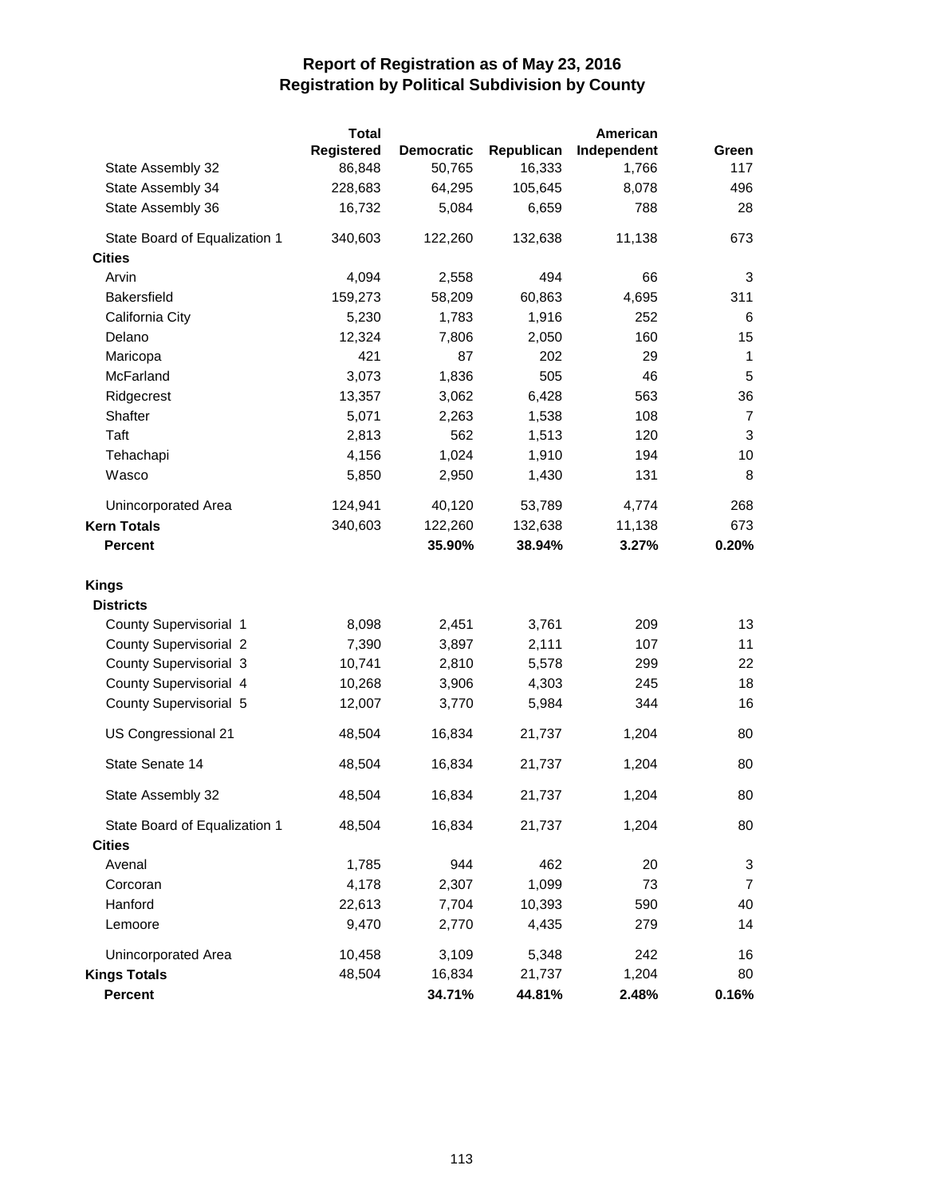# Report of Registration as of May 23, 2016
## Registration by Political Subdivision by County

| | Total Registered | Democratic | Republican | American Independent | Green |
|---|---|---|---|---|---|
| State Assembly 32 | 86,848 | 50,765 | 16,333 | 1,766 | 117 |
| State Assembly 34 | 228,683 | 64,295 | 105,645 | 8,078 | 496 |
| State Assembly 36 | 16,732 | 5,084 | 6,659 | 788 | 28 |
| State Board of Equalization 1 | 340,603 | 122,260 | 132,638 | 11,138 | 673 |
| **Cities** | | | | | |
| Arvin | 4,094 | 2,558 | 494 | 66 | 3 |
| Bakersfield | 159,273 | 58,209 | 60,863 | 4,695 | 311 |
| California City | 5,230 | 1,783 | 1,916 | 252 | 6 |
| Delano | 12,324 | 7,806 | 2,050 | 160 | 15 |
| Maricopa | 421 | 87 | 202 | 29 | 1 |
| McFarland | 3,073 | 1,836 | 505 | 46 | 5 |
| Ridgecrest | 13,357 | 3,062 | 6,428 | 563 | 36 |
| Shafter | 5,071 | 2,263 | 1,538 | 108 | 7 |
| Taft | 2,813 | 562 | 1,513 | 120 | 3 |
| Tehachapi | 4,156 | 1,024 | 1,910 | 194 | 10 |
| Wasco | 5,850 | 2,950 | 1,430 | 131 | 8 |
| Unincorporated Area | 124,941 | 40,120 | 53,789 | 4,774 | 268 |
| **Kern Totals** | 340,603 | 122,260 | 132,638 | 11,138 | 673 |
| **Percent** | | **35.90%** | **38.94%** | **3.27%** | **0.20%** |
| **Kings** | | | | | |
| **Districts** | | | | | |
| County Supervisorial 1 | 8,098 | 2,451 | 3,761 | 209 | 13 |
| County Supervisorial 2 | 7,390 | 3,897 | 2,111 | 107 | 11 |
| County Supervisorial 3 | 10,741 | 2,810 | 5,578 | 299 | 22 |
| County Supervisorial 4 | 10,268 | 3,906 | 4,303 | 245 | 18 |
| County Supervisorial 5 | 12,007 | 3,770 | 5,984 | 344 | 16 |
| US Congressional 21 | 48,504 | 16,834 | 21,737 | 1,204 | 80 |
| State Senate 14 | 48,504 | 16,834 | 21,737 | 1,204 | 80 |
| State Assembly 32 | 48,504 | 16,834 | 21,737 | 1,204 | 80 |
| State Board of Equalization 1 | 48,504 | 16,834 | 21,737 | 1,204 | 80 |
| **Cities** | | | | | |
| Avenal | 1,785 | 944 | 462 | 20 | 3 |
| Corcoran | 4,178 | 2,307 | 1,099 | 73 | 7 |
| Hanford | 22,613 | 7,704 | 10,393 | 590 | 40 |
| Lemoore | 9,470 | 2,770 | 4,435 | 279 | 14 |
| Unincorporated Area | 10,458 | 3,109 | 5,348 | 242 | 16 |
| **Kings Totals** | 48,504 | 16,834 | 21,737 | 1,204 | 80 |
| **Percent** | | **34.71%** | **44.81%** | **2.48%** | **0.16%** |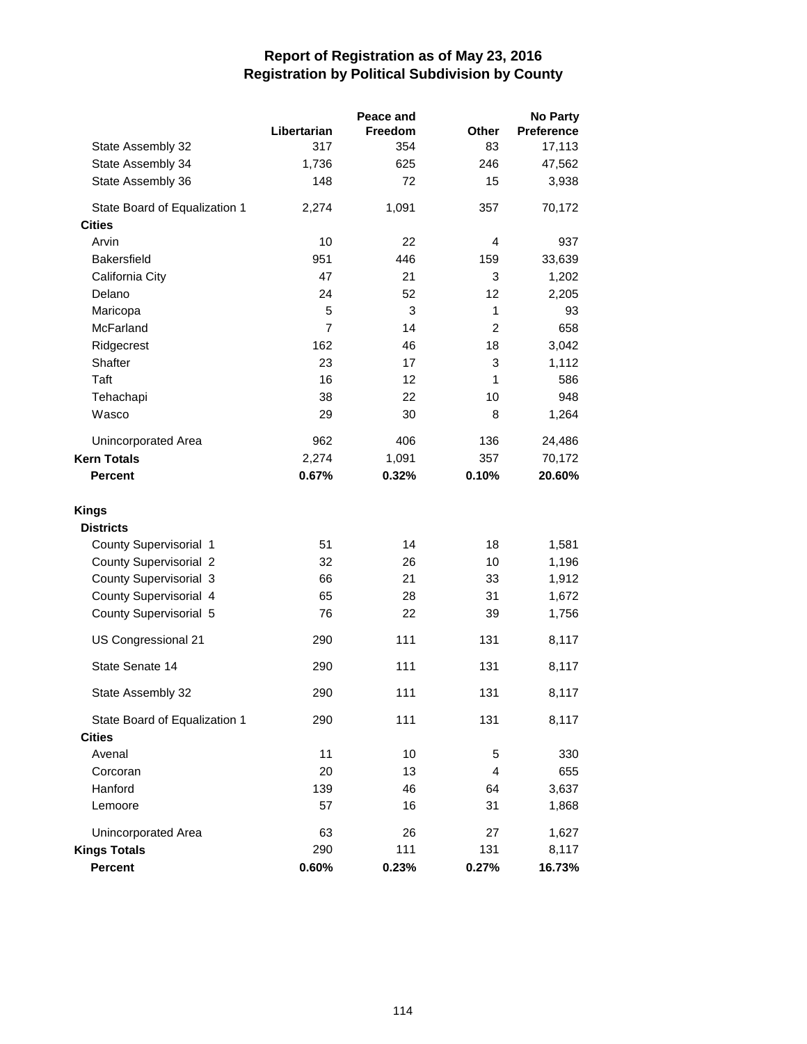# Report of Registration as of May 23, 2016
## Registration by Political Subdivision by County

| | Libertarian | Peace and Freedom | Other | No Party Preference |
|---|---|---|---|---|
| State Assembly 32 | 317 | 354 | 83 | 17,113 |
| State Assembly 34 | 1,736 | 625 | 246 | 47,562 |
| State Assembly 36 | 148 | 72 | 15 | 3,938 |
| State Board of Equalization 1 | 2,274 | 1,091 | 357 | 70,172 |
| **Cities** | | | | |
| Arvin | 10 | 22 | 4 | 937 |
| Bakersfield | 951 | 446 | 159 | 33,639 |
| California City | 47 | 21 | 3 | 1,202 |
| Delano | 24 | 52 | 12 | 2,205 |
| Maricopa | 5 | 3 | 1 | 93 |
| McFarland | 7 | 14 | 2 | 658 |
| Ridgecrest | 162 | 46 | 18 | 3,042 |
| Shafter | 23 | 17 | 3 | 1,112 |
| Taft | 16 | 12 | 1 | 586 |
| Tehachapi | 38 | 22 | 10 | 948 |
| Wasco | 29 | 30 | 8 | 1,264 |
| Unincorporated Area | 962 | 406 | 136 | 24,486 |
| **Kern Totals** | 2,274 | 1,091 | 357 | 70,172 |
| **Percent** | **0.67%** | **0.32%** | **0.10%** | **20.60%** |
| | | | | |
| **Kings** | | | | |
| **Districts** | | | | |
| County Supervisorial 1 | 51 | 14 | 18 | 1,581 |
| County Supervisorial 2 | 32 | 26 | 10 | 1,196 |
| County Supervisorial 3 | 66 | 21 | 33 | 1,912 |
| County Supervisorial 4 | 65 | 28 | 31 | 1,672 |
| County Supervisorial 5 | 76 | 22 | 39 | 1,756 |
| US Congressional 21 | 290 | 111 | 131 | 8,117 |
| State Senate 14 | 290 | 111 | 131 | 8,117 |
| State Assembly 32 | 290 | 111 | 131 | 8,117 |
| State Board of Equalization 1 | 290 | 111 | 131 | 8,117 |
| **Cities** | | | | |
| Avenal | 11 | 10 | 5 | 330 |
| Corcoran | 20 | 13 | 4 | 655 |
| Hanford | 139 | 46 | 64 | 3,637 |
| Lemoore | 57 | 16 | 31 | 1,868 |
| Unincorporated Area | 63 | 26 | 27 | 1,627 |
| **Kings Totals** | 290 | 111 | 131 | 8,117 |
| **Percent** | **0.60%** | **0.23%** | **0.27%** | **16.73%** |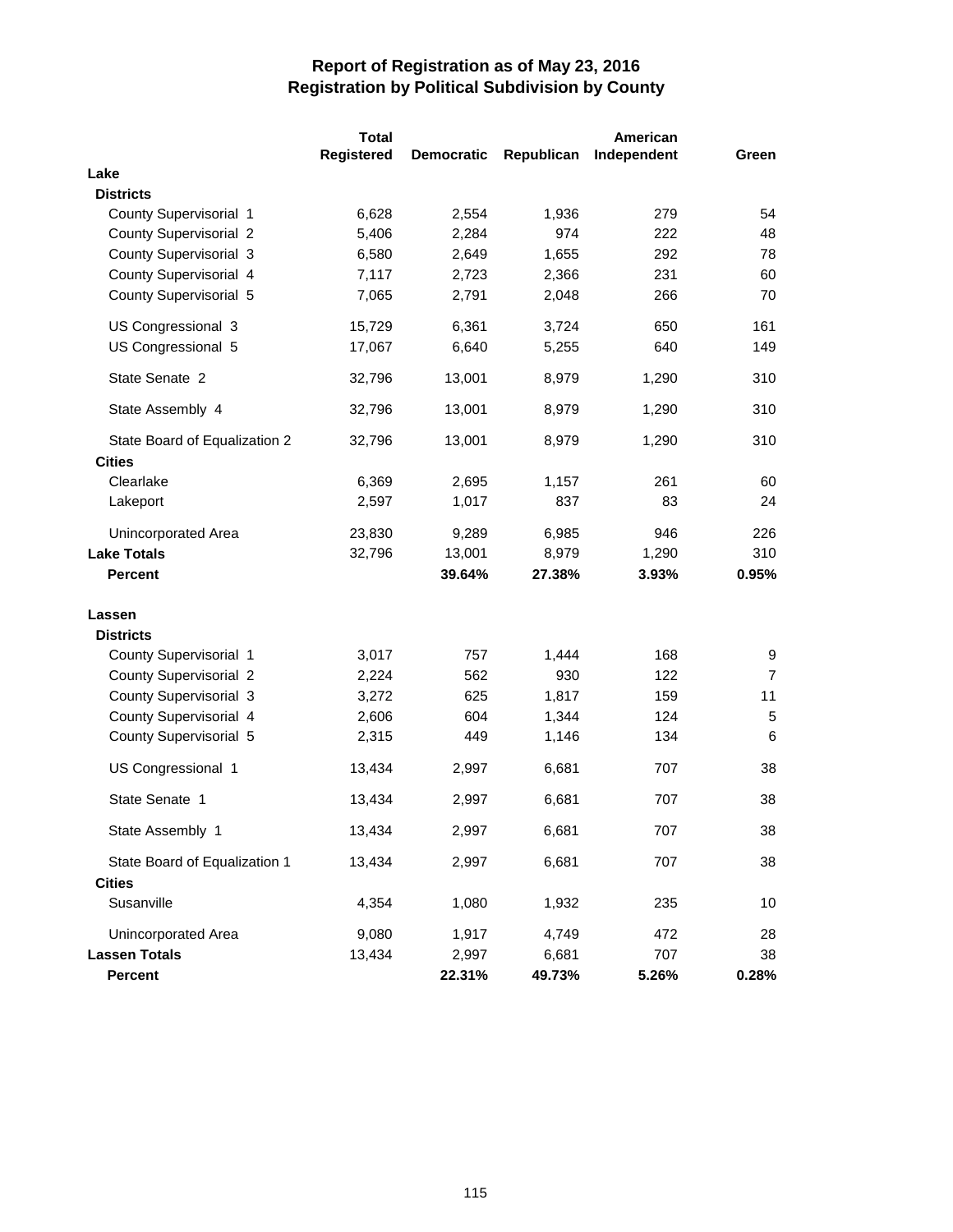# Report of Registration as of May 23, 2016
## Registration by Political Subdivision by County

| | Total Registered | Democratic | Republican | American Independent | Green |
|---|---|---|---|---|---|
| **Lake** | | | | | |
| **Districts** | | | | | |
| County Supervisorial 1 | 6,628 | 2,554 | 1,936 | 279 | 54 |
| County Supervisorial 2 | 5,406 | 2,284 | 974 | 222 | 48 |
| County Supervisorial 3 | 6,580 | 2,649 | 1,655 | 292 | 78 |
| County Supervisorial 4 | 7,117 | 2,723 | 2,366 | 231 | 60 |
| County Supervisorial 5 | 7,065 | 2,791 | 2,048 | 266 | 70 |
| US Congressional 3 | 15,729 | 6,361 | 3,724 | 650 | 161 |
| US Congressional 5 | 17,067 | 6,640 | 5,255 | 640 | 149 |
| State Senate 2 | 32,796 | 13,001 | 8,979 | 1,290 | 310 |
| State Assembly 4 | 32,796 | 13,001 | 8,979 | 1,290 | 310 |
| State Board of Equalization 2 | 32,796 | 13,001 | 8,979 | 1,290 | 310 |
| **Cities** | | | | | |
| Clearlake | 6,369 | 2,695 | 1,157 | 261 | 60 |
| Lakeport | 2,597 | 1,017 | 837 | 83 | 24 |
| Unincorporated Area | 23,830 | 9,289 | 6,985 | 946 | 226 |
| **Lake Totals** | 32,796 | 13,001 | 8,979 | 1,290 | 310 |
| **Percent** | | **39.64%** | **27.38%** | **3.93%** | **0.95%** |
| **Lassen** | | | | | |
| **Districts** | | | | | |
| County Supervisorial 1 | 3,017 | 757 | 1,444 | 168 | 9 |
| County Supervisorial 2 | 2,224 | 562 | 930 | 122 | 7 |
| County Supervisorial 3 | 3,272 | 625 | 1,817 | 159 | 11 |
| County Supervisorial 4 | 2,606 | 604 | 1,344 | 124 | 5 |
| County Supervisorial 5 | 2,315 | 449 | 1,146 | 134 | 6 |
| US Congressional 1 | 13,434 | 2,997 | 6,681 | 707 | 38 |
| State Senate 1 | 13,434 | 2,997 | 6,681 | 707 | 38 |
| State Assembly 1 | 13,434 | 2,997 | 6,681 | 707 | 38 |
| State Board of Equalization 1 | 13,434 | 2,997 | 6,681 | 707 | 38 |
| **Cities** | | | | | |
| Susanville | 4,354 | 1,080 | 1,932 | 235 | 10 |
| Unincorporated Area | 9,080 | 1,917 | 4,749 | 472 | 28 |
| **Lassen Totals** | 13,434 | 2,997 | 6,681 | 707 | 38 |
| **Percent** | | **22.31%** | **49.73%** | **5.26%** | **0.28%** |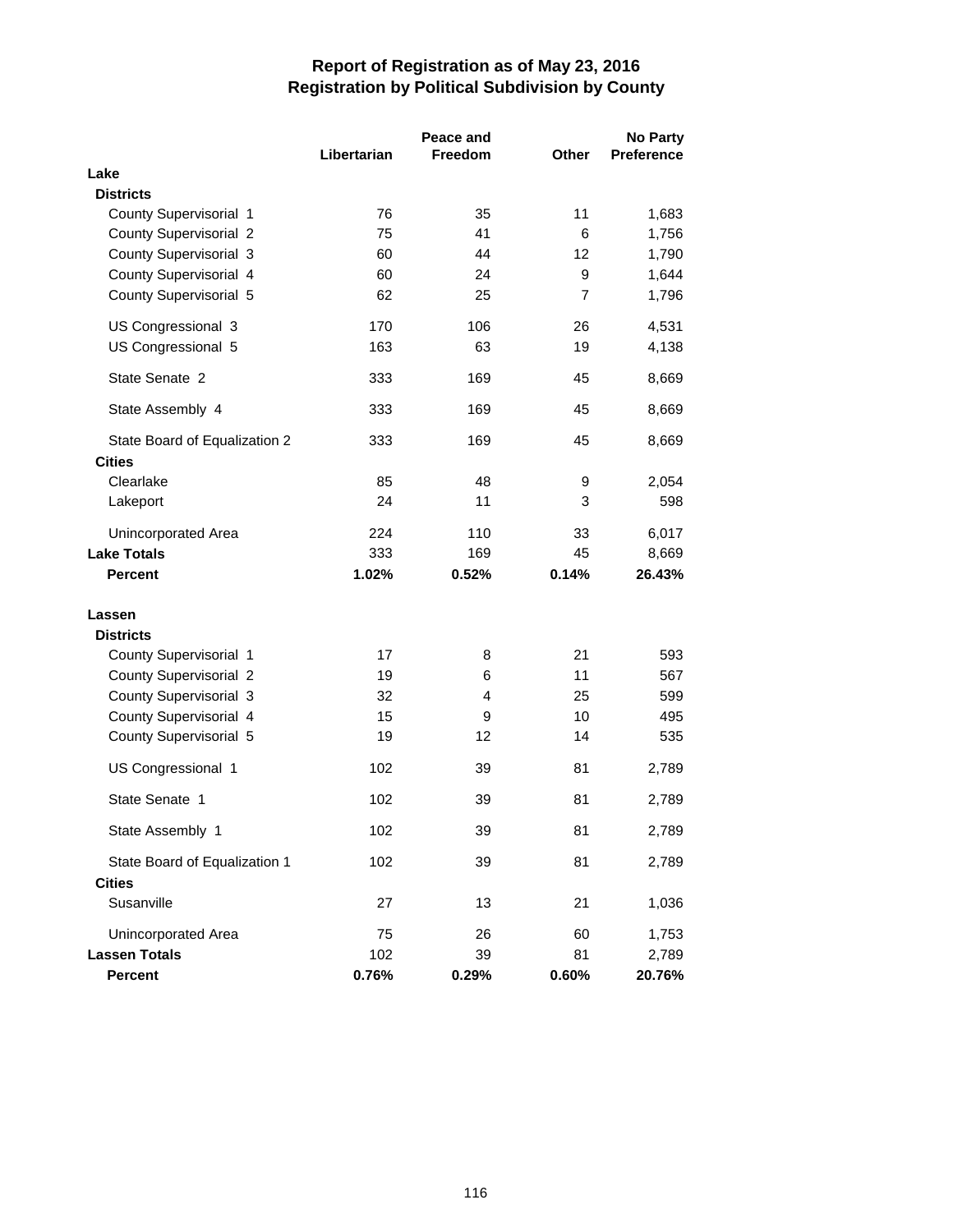# Report of Registration as of May 23, 2016
## Registration by Political Subdivision by County

| | Libertarian | Peace and Freedom | Other | No Party Preference |
|---|---|---|---|---|
| **Lake** | | | | |
| **Districts** | | | | |
| County Supervisorial 1 | 76 | 35 | 11 | 1,683 |
| County Supervisorial 2 | 75 | 41 | 6 | 1,756 |
| County Supervisorial 3 | 60 | 44 | 12 | 1,790 |
| County Supervisorial 4 | 60 | 24 | 9 | 1,644 |
| County Supervisorial 5 | 62 | 25 | 7 | 1,796 |
| US Congressional 3 | 170 | 106 | 26 | 4,531 |
| US Congressional 5 | 163 | 63 | 19 | 4,138 |
| State Senate 2 | 333 | 169 | 45 | 8,669 |
| State Assembly 4 | 333 | 169 | 45 | 8,669 |
| State Board of Equalization 2 | 333 | 169 | 45 | 8,669 |
| **Cities** | | | | |
| Clearlake | 85 | 48 | 9 | 2,054 |
| Lakeport | 24 | 11 | 3 | 598 |
| Unincorporated Area | 224 | 110 | 33 | 6,017 |
| **Lake Totals** | 333 | 169 | 45 | 8,669 |
| **Percent** | **1.02%** | **0.52%** | **0.14%** | **26.43%** |
| **Lassen** | | | | |
| **Districts** | | | | |
| County Supervisorial 1 | 17 | 8 | 21 | 593 |
| County Supervisorial 2 | 19 | 6 | 11 | 567 |
| County Supervisorial 3 | 32 | 4 | 25 | 599 |
| County Supervisorial 4 | 15 | 9 | 10 | 495 |
| County Supervisorial 5 | 19 | 12 | 14 | 535 |
| US Congressional 1 | 102 | 39 | 81 | 2,789 |
| State Senate 1 | 102 | 39 | 81 | 2,789 |
| State Assembly 1 | 102 | 39 | 81 | 2,789 |
| State Board of Equalization 1 | 102 | 39 | 81 | 2,789 |
| **Cities** | | | | |
| Susanville | 27 | 13 | 21 | 1,036 |
| Unincorporated Area | 75 | 26 | 60 | 1,753 |
| **Lassen Totals** | 102 | 39 | 81 | 2,789 |
| **Percent** | **0.76%** | **0.29%** | **0.60%** | **20.76%** |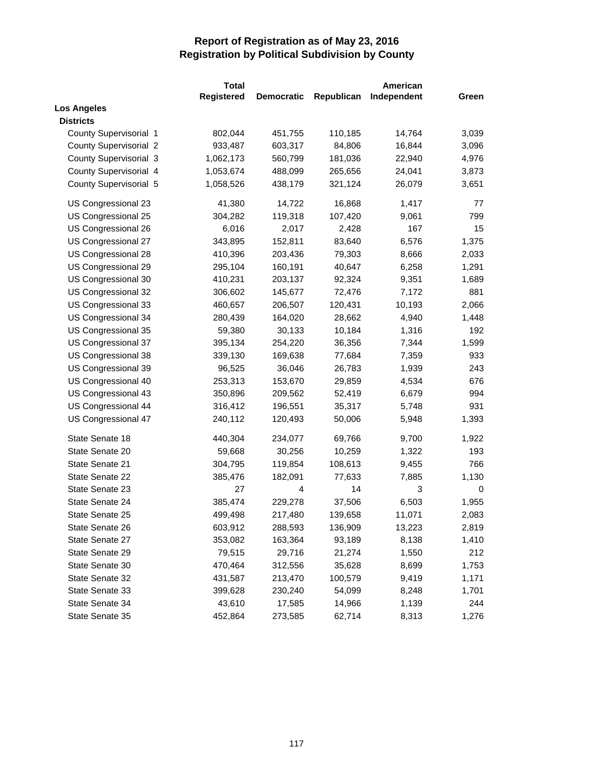# Report of Registration as of May 23, 2016
## Registration by Political Subdivision by County

| | Total Registered | Democratic | Republican | American Independent | Green |
|---|---|---|---|---|---|
| **Los Angeles** | | | | | |
| **Districts** | | | | | |
| County Supervisorial 1 | 802,044 | 451,755 | 110,185 | 14,764 | 3,039 |
| County Supervisorial 2 | 933,487 | 603,317 | 84,806 | 16,844 | 3,096 |
| County Supervisorial 3 | 1,062,173 | 560,799 | 181,036 | 22,940 | 4,976 |
| County Supervisorial 4 | 1,053,674 | 488,099 | 265,656 | 24,041 | 3,873 |
| County Supervisorial 5 | 1,058,526 | 438,179 | 321,124 | 26,079 | 3,651 |
| US Congressional 23 | 41,380 | 14,722 | 16,868 | 1,417 | 77 |
| US Congressional 25 | 304,282 | 119,318 | 107,420 | 9,061 | 799 |
| US Congressional 26 | 6,016 | 2,017 | 2,428 | 167 | 15 |
| US Congressional 27 | 343,895 | 152,811 | 83,640 | 6,576 | 1,375 |
| US Congressional 28 | 410,396 | 203,436 | 79,303 | 8,666 | 2,033 |
| US Congressional 29 | 295,104 | 160,191 | 40,647 | 6,258 | 1,291 |
| US Congressional 30 | 410,231 | 203,137 | 92,324 | 9,351 | 1,689 |
| US Congressional 32 | 306,602 | 145,677 | 72,476 | 7,172 | 881 |
| US Congressional 33 | 460,657 | 206,507 | 120,431 | 10,193 | 2,066 |
| US Congressional 34 | 280,439 | 164,020 | 28,662 | 4,940 | 1,448 |
| US Congressional 35 | 59,380 | 30,133 | 10,184 | 1,316 | 192 |
| US Congressional 37 | 395,134 | 254,220 | 36,356 | 7,344 | 1,599 |
| US Congressional 38 | 339,130 | 169,638 | 77,684 | 7,359 | 933 |
| US Congressional 39 | 96,525 | 36,046 | 26,783 | 1,939 | 243 |
| US Congressional 40 | 253,313 | 153,670 | 29,859 | 4,534 | 676 |
| US Congressional 43 | 350,896 | 209,562 | 52,419 | 6,679 | 994 |
| US Congressional 44 | 316,412 | 196,551 | 35,317 | 5,748 | 931 |
| US Congressional 47 | 240,112 | 120,493 | 50,006 | 5,948 | 1,393 |
| State Senate 18 | 440,304 | 234,077 | 69,766 | 9,700 | 1,922 |
| State Senate 20 | 59,668 | 30,256 | 10,259 | 1,322 | 193 |
| State Senate 21 | 304,795 | 119,854 | 108,613 | 9,455 | 766 |
| State Senate 22 | 385,476 | 182,091 | 77,633 | 7,885 | 1,130 |
| State Senate 23 | 27 | 4 | 14 | 3 | 0 |
| State Senate 24 | 385,474 | 229,278 | 37,506 | 6,503 | 1,955 |
| State Senate 25 | 499,498 | 217,480 | 139,658 | 11,071 | 2,083 |
| State Senate 26 | 603,912 | 288,593 | 136,909 | 13,223 | 2,819 |
| State Senate 27 | 353,082 | 163,364 | 93,189 | 8,138 | 1,410 |
| State Senate 29 | 79,515 | 29,716 | 21,274 | 1,550 | 212 |
| State Senate 30 | 470,464 | 312,556 | 35,628 | 8,699 | 1,753 |
| State Senate 32 | 431,587 | 213,470 | 100,579 | 9,419 | 1,171 |
| State Senate 33 | 399,628 | 230,240 | 54,099 | 8,248 | 1,701 |
| State Senate 34 | 43,610 | 17,585 | 14,966 | 1,139 | 244 |
| State Senate 35 | 452,864 | 273,585 | 62,714 | 8,313 | 1,276 |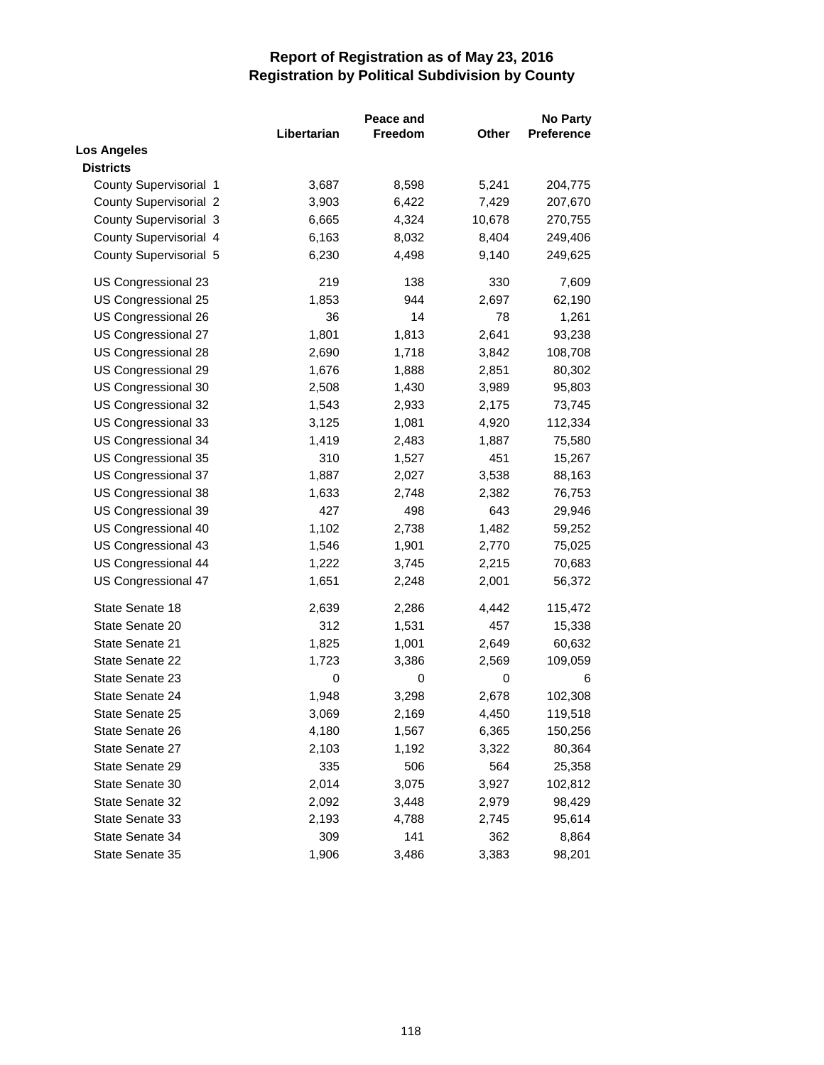# Report of Registration as of May 23, 2016
## Registration by Political Subdivision by County

| | Libertarian | Peace and Freedom | Other | No Party Preference |
|---|---|---|---|---|
| **Los Angeles** | | | | |
| **Districts** | | | | |
| County Supervisorial 1 | 3,687 | 8,598 | 5,241 | 204,775 |
| County Supervisorial 2 | 3,903 | 6,422 | 7,429 | 207,670 |
| County Supervisorial 3 | 6,665 | 4,324 | 10,678 | 270,755 |
| County Supervisorial 4 | 6,163 | 8,032 | 8,404 | 249,406 |
| County Supervisorial 5 | 6,230 | 4,498 | 9,140 | 249,625 |
| US Congressional 23 | 219 | 138 | 330 | 7,609 |
| US Congressional 25 | 1,853 | 944 | 2,697 | 62,190 |
| US Congressional 26 | 36 | 14 | 78 | 1,261 |
| US Congressional 27 | 1,801 | 1,813 | 2,641 | 93,238 |
| US Congressional 28 | 2,690 | 1,718 | 3,842 | 108,708 |
| US Congressional 29 | 1,676 | 1,888 | 2,851 | 80,302 |
| US Congressional 30 | 2,508 | 1,430 | 3,989 | 95,803 |
| US Congressional 32 | 1,543 | 2,933 | 2,175 | 73,745 |
| US Congressional 33 | 3,125 | 1,081 | 4,920 | 112,334 |
| US Congressional 34 | 1,419 | 2,483 | 1,887 | 75,580 |
| US Congressional 35 | 310 | 1,527 | 451 | 15,267 |
| US Congressional 37 | 1,887 | 2,027 | 3,538 | 88,163 |
| US Congressional 38 | 1,633 | 2,748 | 2,382 | 76,753 |
| US Congressional 39 | 427 | 498 | 643 | 29,946 |
| US Congressional 40 | 1,102 | 2,738 | 1,482 | 59,252 |
| US Congressional 43 | 1,546 | 1,901 | 2,770 | 75,025 |
| US Congressional 44 | 1,222 | 3,745 | 2,215 | 70,683 |
| US Congressional 47 | 1,651 | 2,248 | 2,001 | 56,372 |
| State Senate 18 | 2,639 | 2,286 | 4,442 | 115,472 |
| State Senate 20 | 312 | 1,531 | 457 | 15,338 |
| State Senate 21 | 1,825 | 1,001 | 2,649 | 60,632 |
| State Senate 22 | 1,723 | 3,386 | 2,569 | 109,059 |
| State Senate 23 | 0 | 0 | 0 | 6 |
| State Senate 24 | 1,948 | 3,298 | 2,678 | 102,308 |
| State Senate 25 | 3,069 | 2,169 | 4,450 | 119,518 |
| State Senate 26 | 4,180 | 1,567 | 6,365 | 150,256 |
| State Senate 27 | 2,103 | 1,192 | 3,322 | 80,364 |
| State Senate 29 | 335 | 506 | 564 | 25,358 |
| State Senate 30 | 2,014 | 3,075 | 3,927 | 102,812 |
| State Senate 32 | 2,092 | 3,448 | 2,979 | 98,429 |
| State Senate 33 | 2,193 | 4,788 | 2,745 | 95,614 |
| State Senate 34 | 309 | 141 | 362 | 8,864 |
| State Senate 35 | 1,906 | 3,486 | 3,383 | 98,201 |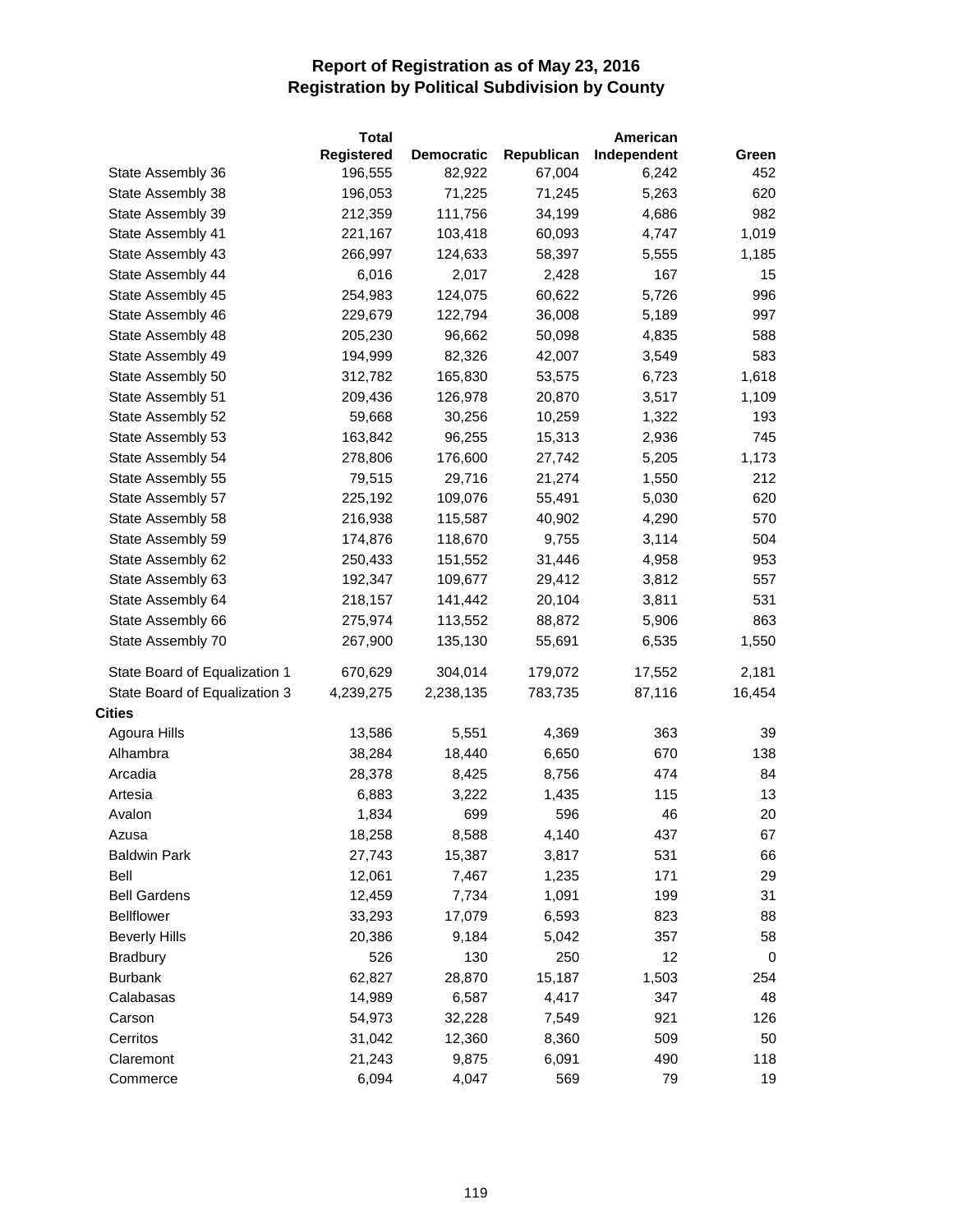# Report of Registration as of May 23, 2016
## Registration by Political Subdivision by County

| | Total Registered | Democratic | Republican | American Independent | Green |
|---|---|---|---|---|---|
| State Assembly 36 | 196,555 | 82,922 | 67,004 | 6,242 | 452 |
| State Assembly 38 | 196,053 | 71,225 | 71,245 | 5,263 | 620 |
| State Assembly 39 | 212,359 | 111,756 | 34,199 | 4,686 | 982 |
| State Assembly 41 | 221,167 | 103,418 | 60,093 | 4,747 | 1,019 |
| State Assembly 43 | 266,997 | 124,633 | 58,397 | 5,555 | 1,185 |
| State Assembly 44 | 6,016 | 2,017 | 2,428 | 167 | 15 |
| State Assembly 45 | 254,983 | 124,075 | 60,622 | 5,726 | 996 |
| State Assembly 46 | 229,679 | 122,794 | 36,008 | 5,189 | 997 |
| State Assembly 48 | 205,230 | 96,662 | 50,098 | 4,835 | 588 |
| State Assembly 49 | 194,999 | 82,326 | 42,007 | 3,549 | 583 |
| State Assembly 50 | 312,782 | 165,830 | 53,575 | 6,723 | 1,618 |
| State Assembly 51 | 209,436 | 126,978 | 20,870 | 3,517 | 1,109 |
| State Assembly 52 | 59,668 | 30,256 | 10,259 | 1,322 | 193 |
| State Assembly 53 | 163,842 | 96,255 | 15,313 | 2,936 | 745 |
| State Assembly 54 | 278,806 | 176,600 | 27,742 | 5,205 | 1,173 |
| State Assembly 55 | 79,515 | 29,716 | 21,274 | 1,550 | 212 |
| State Assembly 57 | 225,192 | 109,076 | 55,491 | 5,030 | 620 |
| State Assembly 58 | 216,938 | 115,587 | 40,902 | 4,290 | 570 |
| State Assembly 59 | 174,876 | 118,670 | 9,755 | 3,114 | 504 |
| State Assembly 62 | 250,433 | 151,552 | 31,446 | 4,958 | 953 |
| State Assembly 63 | 192,347 | 109,677 | 29,412 | 3,812 | 557 |
| State Assembly 64 | 218,157 | 141,442 | 20,104 | 3,811 | 531 |
| State Assembly 66 | 275,974 | 113,552 | 88,872 | 5,906 | 863 |
| State Assembly 70 | 267,900 | 135,130 | 55,691 | 6,535 | 1,550 |
| State Board of Equalization 1 | 670,629 | 304,014 | 179,072 | 17,552 | 2,181 |
| State Board of Equalization 3 | 4,239,275 | 2,238,135 | 783,735 | 87,116 | 16,454 |
| **Cities** | | | | | |
| Agoura Hills | 13,586 | 5,551 | 4,369 | 363 | 39 |
| Alhambra | 38,284 | 18,440 | 6,650 | 670 | 138 |
| Arcadia | 28,378 | 8,425 | 8,756 | 474 | 84 |
| Artesia | 6,883 | 3,222 | 1,435 | 115 | 13 |
| Avalon | 1,834 | 699 | 596 | 46 | 20 |
| Azusa | 18,258 | 8,588 | 4,140 | 437 | 67 |
| Baldwin Park | 27,743 | 15,387 | 3,817 | 531 | 66 |
| Bell | 12,061 | 7,467 | 1,235 | 171 | 29 |
| Bell Gardens | 12,459 | 7,734 | 1,091 | 199 | 31 |
| Bellflower | 33,293 | 17,079 | 6,593 | 823 | 88 |
| Beverly Hills | 20,386 | 9,184 | 5,042 | 357 | 58 |
| Bradbury | 526 | 130 | 250 | 12 | 0 |
| Burbank | 62,827 | 28,870 | 15,187 | 1,503 | 254 |
| Calabasas | 14,989 | 6,587 | 4,417 | 347 | 48 |
| Carson | 54,973 | 32,228 | 7,549 | 921 | 126 |
| Cerritos | 31,042 | 12,360 | 8,360 | 509 | 50 |
| Claremont | 21,243 | 9,875 | 6,091 | 490 | 118 |
| Commerce | 6,094 | 4,047 | 569 | 79 | 19 |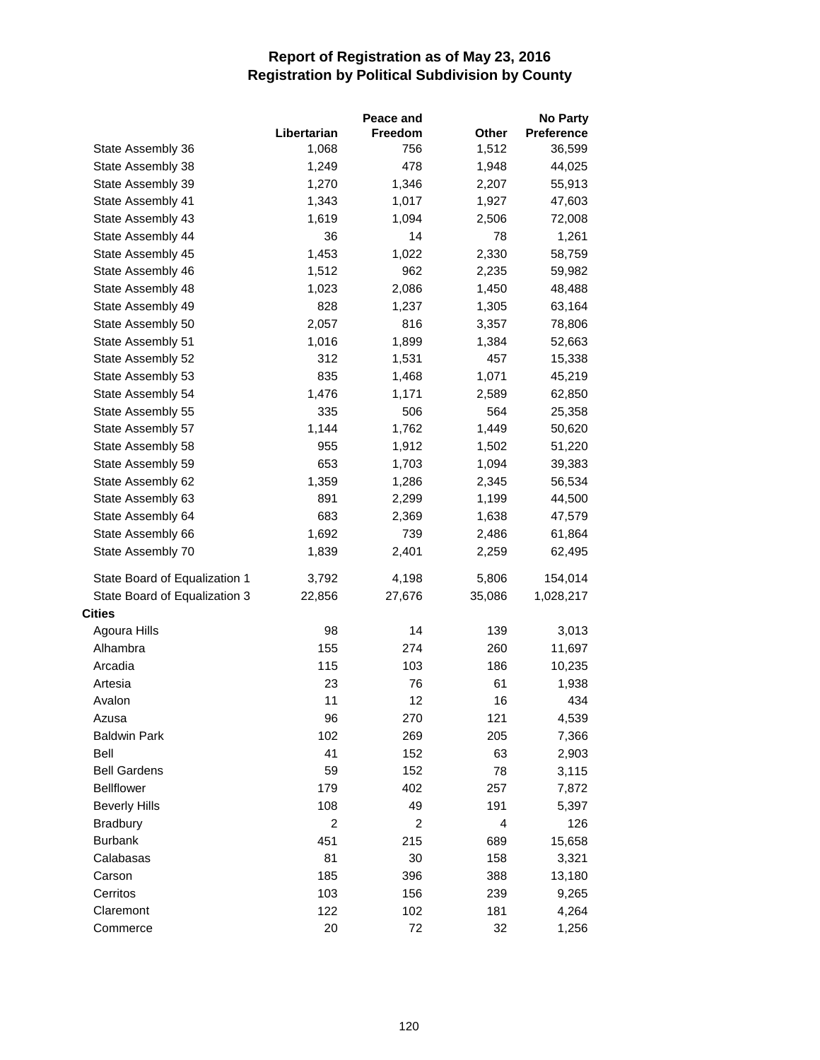# Report of Registration as of May 23, 2016
## Registration by Political Subdivision by County

| | Libertarian | Peace and Freedom | Other | No Party Preference |
|---|---|---|---|---|
| State Assembly 36 | 1,068 | 756 | 1,512 | 36,599 |
| State Assembly 38 | 1,249 | 478 | 1,948 | 44,025 |
| State Assembly 39 | 1,270 | 1,346 | 2,207 | 55,913 |
| State Assembly 41 | 1,343 | 1,017 | 1,927 | 47,603 |
| State Assembly 43 | 1,619 | 1,094 | 2,506 | 72,008 |
| State Assembly 44 | 36 | 14 | 78 | 1,261 |
| State Assembly 45 | 1,453 | 1,022 | 2,330 | 58,759 |
| State Assembly 46 | 1,512 | 962 | 2,235 | 59,982 |
| State Assembly 48 | 1,023 | 2,086 | 1,450 | 48,488 |
| State Assembly 49 | 828 | 1,237 | 1,305 | 63,164 |
| State Assembly 50 | 2,057 | 816 | 3,357 | 78,806 |
| State Assembly 51 | 1,016 | 1,899 | 1,384 | 52,663 |
| State Assembly 52 | 312 | 1,531 | 457 | 15,338 |
| State Assembly 53 | 835 | 1,468 | 1,071 | 45,219 |
| State Assembly 54 | 1,476 | 1,171 | 2,589 | 62,850 |
| State Assembly 55 | 335 | 506 | 564 | 25,358 |
| State Assembly 57 | 1,144 | 1,762 | 1,449 | 50,620 |
| State Assembly 58 | 955 | 1,912 | 1,502 | 51,220 |
| State Assembly 59 | 653 | 1,703 | 1,094 | 39,383 |
| State Assembly 62 | 1,359 | 1,286 | 2,345 | 56,534 |
| State Assembly 63 | 891 | 2,299 | 1,199 | 44,500 |
| State Assembly 64 | 683 | 2,369 | 1,638 | 47,579 |
| State Assembly 66 | 1,692 | 739 | 2,486 | 61,864 |
| State Assembly 70 | 1,839 | 2,401 | 2,259 | 62,495 |
| State Board of Equalization 1 | 3,792 | 4,198 | 5,806 | 154,014 |
| State Board of Equalization 3 | 22,856 | 27,676 | 35,086 | 1,028,217 |
| **Cities** | | | | |
| Agoura Hills | 98 | 14 | 139 | 3,013 |
| Alhambra | 155 | 274 | 260 | 11,697 |
| Arcadia | 115 | 103 | 186 | 10,235 |
| Artesia | 23 | 76 | 61 | 1,938 |
| Avalon | 11 | 12 | 16 | 434 |
| Azusa | 96 | 270 | 121 | 4,539 |
| Baldwin Park | 102 | 269 | 205 | 7,366 |
| Bell | 41 | 152 | 63 | 2,903 |
| Bell Gardens | 59 | 152 | 78 | 3,115 |
| Bellflower | 179 | 402 | 257 | 7,872 |
| Beverly Hills | 108 | 49 | 191 | 5,397 |
| Bradbury | 2 | 2 | 4 | 126 |
| Burbank | 451 | 215 | 689 | 15,658 |
| Calabasas | 81 | 30 | 158 | 3,321 |
| Carson | 185 | 396 | 388 | 13,180 |
| Cerritos | 103 | 156 | 239 | 9,265 |
| Claremont | 122 | 102 | 181 | 4,264 |
| Commerce | 20 | 72 | 32 | 1,256 |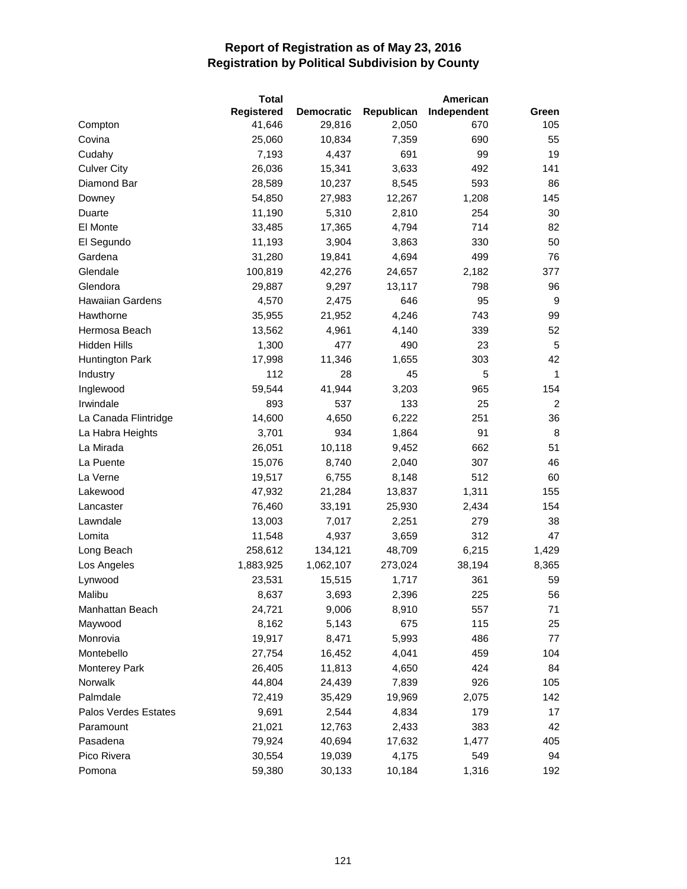# Report of Registration as of May 23, 2016
## Registration by Political Subdivision by County

| | Total Registered | Democratic | Republican | American Independent | Green |
|---|---|---|---|---|---|
| Compton | 41,646 | 29,816 | 2,050 | 670 | 105 |
| Covina | 25,060 | 10,834 | 7,359 | 690 | 55 |
| Cudahy | 7,193 | 4,437 | 691 | 99 | 19 |
| Culver City | 26,036 | 15,341 | 3,633 | 492 | 141 |
| Diamond Bar | 28,589 | 10,237 | 8,545 | 593 | 86 |
| Downey | 54,850 | 27,983 | 12,267 | 1,208 | 145 |
| Duarte | 11,190 | 5,310 | 2,810 | 254 | 30 |
| El Monte | 33,485 | 17,365 | 4,794 | 714 | 82 |
| El Segundo | 11,193 | 3,904 | 3,863 | 330 | 50 |
| Gardena | 31,280 | 19,841 | 4,694 | 499 | 76 |
| Glendale | 100,819 | 42,276 | 24,657 | 2,182 | 377 |
| Glendora | 29,887 | 9,297 | 13,117 | 798 | 96 |
| Hawaiian Gardens | 4,570 | 2,475 | 646 | 95 | 9 |
| Hawthorne | 35,955 | 21,952 | 4,246 | 743 | 99 |
| Hermosa Beach | 13,562 | 4,961 | 4,140 | 339 | 52 |
| Hidden Hills | 1,300 | 477 | 490 | 23 | 5 |
| Huntington Park | 17,998 | 11,346 | 1,655 | 303 | 42 |
| Industry | 112 | 28 | 45 | 5 | 1 |
| Inglewood | 59,544 | 41,944 | 3,203 | 965 | 154 |
| Irwindale | 893 | 537 | 133 | 25 | 2 |
| La Canada Flintridge | 14,600 | 4,650 | 6,222 | 251 | 36 |
| La Habra Heights | 3,701 | 934 | 1,864 | 91 | 8 |
| La Mirada | 26,051 | 10,118 | 9,452 | 662 | 51 |
| La Puente | 15,076 | 8,740 | 2,040 | 307 | 46 |
| La Verne | 19,517 | 6,755 | 8,148 | 512 | 60 |
| Lakewood | 47,932 | 21,284 | 13,837 | 1,311 | 155 |
| Lancaster | 76,460 | 33,191 | 25,930 | 2,434 | 154 |
| Lawndale | 13,003 | 7,017 | 2,251 | 279 | 38 |
| Lomita | 11,548 | 4,937 | 3,659 | 312 | 47 |
| Long Beach | 258,612 | 134,121 | 48,709 | 6,215 | 1,429 |
| Los Angeles | 1,883,925 | 1,062,107 | 273,024 | 38,194 | 8,365 |
| Lynwood | 23,531 | 15,515 | 1,717 | 361 | 59 |
| Malibu | 8,637 | 3,693 | 2,396 | 225 | 56 |
| Manhattan Beach | 24,721 | 9,006 | 8,910 | 557 | 71 |
| Maywood | 8,162 | 5,143 | 675 | 115 | 25 |
| Monrovia | 19,917 | 8,471 | 5,993 | 486 | 77 |
| Montebello | 27,754 | 16,452 | 4,041 | 459 | 104 |
| Monterey Park | 26,405 | 11,813 | 4,650 | 424 | 84 |
| Norwalk | 44,804 | 24,439 | 7,839 | 926 | 105 |
| Palmdale | 72,419 | 35,429 | 19,969 | 2,075 | 142 |
| Palos Verdes Estates | 9,691 | 2,544 | 4,834 | 179 | 17 |
| Paramount | 21,021 | 12,763 | 2,433 | 383 | 42 |
| Pasadena | 79,924 | 40,694 | 17,632 | 1,477 | 405 |
| Pico Rivera | 30,554 | 19,039 | 4,175 | 549 | 94 |
| Pomona | 59,380 | 30,133 | 10,184 | 1,316 | 192 |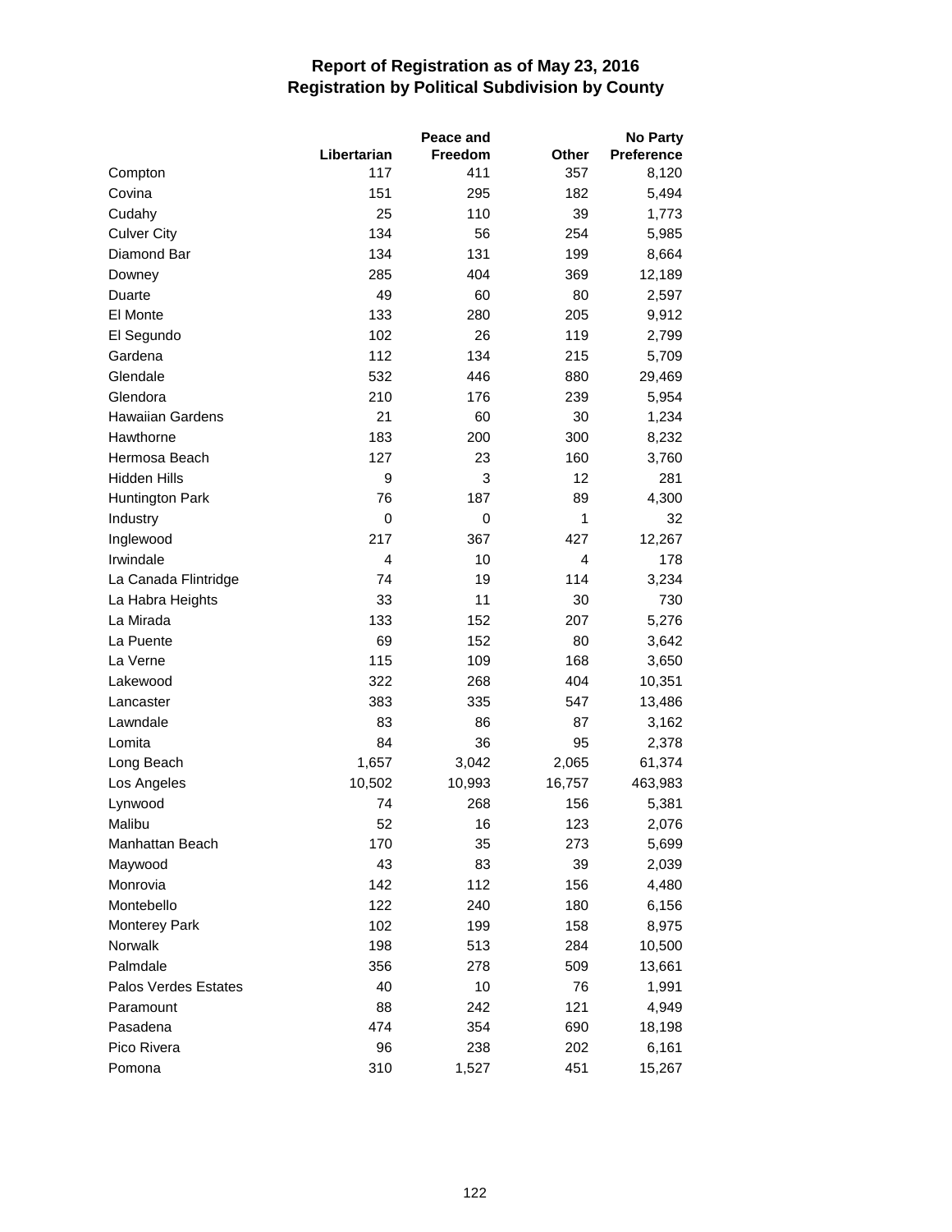# Report of Registration as of May 23, 2016
## Registration by Political Subdivision by County

| | Libertarian | Peace and Freedom | Other | No Party Preference |
|---|---|---|---|---|
| Compton | 117 | 411 | 357 | 8,120 |
| Covina | 151 | 295 | 182 | 5,494 |
| Cudahy | 25 | 110 | 39 | 1,773 |
| Culver City | 134 | 56 | 254 | 5,985 |
| Diamond Bar | 134 | 131 | 199 | 8,664 |
| Downey | 285 | 404 | 369 | 12,189 |
| Duarte | 49 | 60 | 80 | 2,597 |
| El Monte | 133 | 280 | 205 | 9,912 |
| El Segundo | 102 | 26 | 119 | 2,799 |
| Gardena | 112 | 134 | 215 | 5,709 |
| Glendale | 532 | 446 | 880 | 29,469 |
| Glendora | 210 | 176 | 239 | 5,954 |
| Hawaiian Gardens | 21 | 60 | 30 | 1,234 |
| Hawthorne | 183 | 200 | 300 | 8,232 |
| Hermosa Beach | 127 | 23 | 160 | 3,760 |
| Hidden Hills | 9 | 3 | 12 | 281 |
| Huntington Park | 76 | 187 | 89 | 4,300 |
| Industry | 0 | 0 | 1 | 32 |
| Inglewood | 217 | 367 | 427 | 12,267 |
| Irwindale | 4 | 10 | 4 | 178 |
| La Canada Flintridge | 74 | 19 | 114 | 3,234 |
| La Habra Heights | 33 | 11 | 30 | 730 |
| La Mirada | 133 | 152 | 207 | 5,276 |
| La Puente | 69 | 152 | 80 | 3,642 |
| La Verne | 115 | 109 | 168 | 3,650 |
| Lakewood | 322 | 268 | 404 | 10,351 |
| Lancaster | 383 | 335 | 547 | 13,486 |
| Lawndale | 83 | 86 | 87 | 3,162 |
| Lomita | 84 | 36 | 95 | 2,378 |
| Long Beach | 1,657 | 3,042 | 2,065 | 61,374 |
| Los Angeles | 10,502 | 10,993 | 16,757 | 463,983 |
| Lynwood | 74 | 268 | 156 | 5,381 |
| Malibu | 52 | 16 | 123 | 2,076 |
| Manhattan Beach | 170 | 35 | 273 | 5,699 |
| Maywood | 43 | 83 | 39 | 2,039 |
| Monrovia | 142 | 112 | 156 | 4,480 |
| Montebello | 122 | 240 | 180 | 6,156 |
| Monterey Park | 102 | 199 | 158 | 8,975 |
| Norwalk | 198 | 513 | 284 | 10,500 |
| Palmdale | 356 | 278 | 509 | 13,661 |
| Palos Verdes Estates | 40 | 10 | 76 | 1,991 |
| Paramount | 88 | 242 | 121 | 4,949 |
| Pasadena | 474 | 354 | 690 | 18,198 |
| Pico Rivera | 96 | 238 | 202 | 6,161 |
| Pomona | 310 | 1,527 | 451 | 15,267 |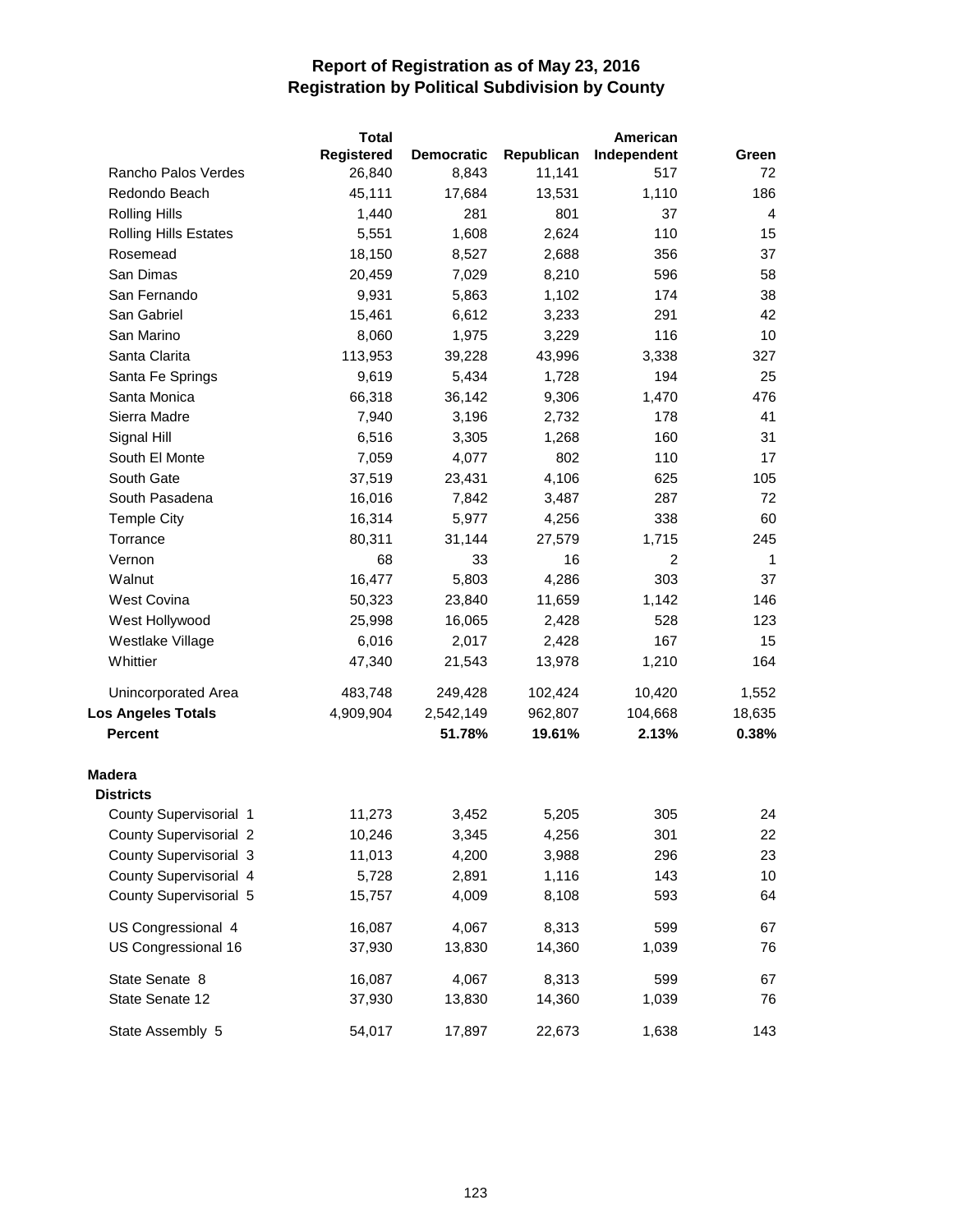# Report of Registration as of May 23, 2016
## Registration by Political Subdivision by County

| | Total Registered | Democratic | Republican | American Independent | Green |
|---|---|---|---|---|---|
| Rancho Palos Verdes | 26,840 | 8,843 | 11,141 | 517 | 72 |
| Redondo Beach | 45,111 | 17,684 | 13,531 | 1,110 | 186 |
| Rolling Hills | 1,440 | 281 | 801 | 37 | 4 |
| Rolling Hills Estates | 5,551 | 1,608 | 2,624 | 110 | 15 |
| Rosemead | 18,150 | 8,527 | 2,688 | 356 | 37 |
| San Dimas | 20,459 | 7,029 | 8,210 | 596 | 58 |
| San Fernando | 9,931 | 5,863 | 1,102 | 174 | 38 |
| San Gabriel | 15,461 | 6,612 | 3,233 | 291 | 42 |
| San Marino | 8,060 | 1,975 | 3,229 | 116 | 10 |
| Santa Clarita | 113,953 | 39,228 | 43,996 | 3,338 | 327 |
| Santa Fe Springs | 9,619 | 5,434 | 1,728 | 194 | 25 |
| Santa Monica | 66,318 | 36,142 | 9,306 | 1,470 | 476 |
| Sierra Madre | 7,940 | 3,196 | 2,732 | 178 | 41 |
| Signal Hill | 6,516 | 3,305 | 1,268 | 160 | 31 |
| South El Monte | 7,059 | 4,077 | 802 | 110 | 17 |
| South Gate | 37,519 | 23,431 | 4,106 | 625 | 105 |
| South Pasadena | 16,016 | 7,842 | 3,487 | 287 | 72 |
| Temple City | 16,314 | 5,977 | 4,256 | 338 | 60 |
| Torrance | 80,311 | 31,144 | 27,579 | 1,715 | 245 |
| Vernon | 68 | 33 | 16 | 2 | 1 |
| Walnut | 16,477 | 5,803 | 4,286 | 303 | 37 |
| West Covina | 50,323 | 23,840 | 11,659 | 1,142 | 146 |
| West Hollywood | 25,998 | 16,065 | 2,428 | 528 | 123 |
| Westlake Village | 6,016 | 2,017 | 2,428 | 167 | 15 |
| Whittier | 47,340 | 21,543 | 13,978 | 1,210 | 164 |
| Unincorporated Area | 483,748 | 249,428 | 102,424 | 10,420 | 1,552 |
| **Los Angeles Totals** | 4,909,904 | 2,542,149 | 962,807 | 104,668 | 18,635 |
| **Percent** | | **51.78%** | **19.61%** | **2.13%** | **0.38%** |
| **Madera** | | | | | |
| **Districts** | | | | | |
| County Supervisorial 1 | 11,273 | 3,452 | 5,205 | 305 | 24 |
| County Supervisorial 2 | 10,246 | 3,345 | 4,256 | 301 | 22 |
| County Supervisorial 3 | 11,013 | 4,200 | 3,988 | 296 | 23 |
| County Supervisorial 4 | 5,728 | 2,891 | 1,116 | 143 | 10 |
| County Supervisorial 5 | 15,757 | 4,009 | 8,108 | 593 | 64 |
| US Congressional 4 | 16,087 | 4,067 | 8,313 | 599 | 67 |
| US Congressional 16 | 37,930 | 13,830 | 14,360 | 1,039 | 76 |
| State Senate 8 | 16,087 | 4,067 | 8,313 | 599 | 67 |
| State Senate 12 | 37,930 | 13,830 | 14,360 | 1,039 | 76 |
| State Assembly 5 | 54,017 | 17,897 | 22,673 | 1,638 | 143 |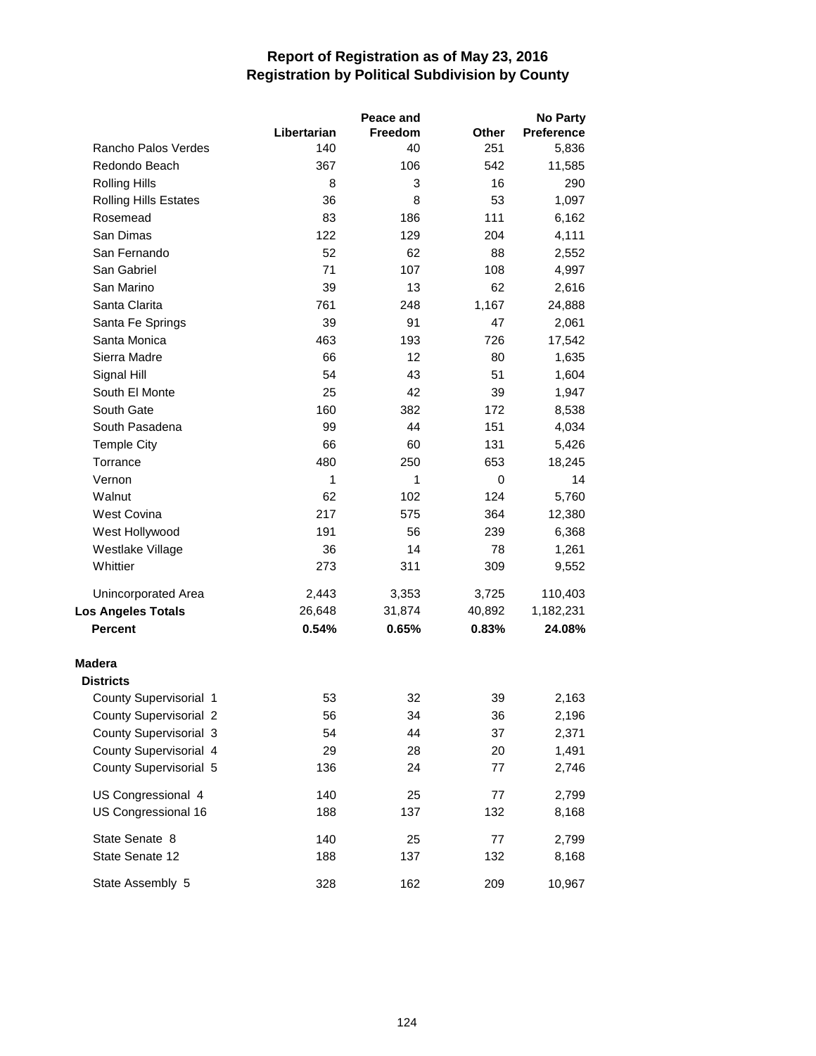# Report of Registration as of May 23, 2016
## Registration by Political Subdivision by County

| | Libertarian | Peace and Freedom | Other | No Party Preference |
|---|---|---|---|---|
| Rancho Palos Verdes | 140 | 40 | 251 | 5,836 |
| Redondo Beach | 367 | 106 | 542 | 11,585 |
| Rolling Hills | 8 | 3 | 16 | 290 |
| Rolling Hills Estates | 36 | 8 | 53 | 1,097 |
| Rosemead | 83 | 186 | 111 | 6,162 |
| San Dimas | 122 | 129 | 204 | 4,111 |
| San Fernando | 52 | 62 | 88 | 2,552 |
| San Gabriel | 71 | 107 | 108 | 4,997 |
| San Marino | 39 | 13 | 62 | 2,616 |
| Santa Clarita | 761 | 248 | 1,167 | 24,888 |
| Santa Fe Springs | 39 | 91 | 47 | 2,061 |
| Santa Monica | 463 | 193 | 726 | 17,542 |
| Sierra Madre | 66 | 12 | 80 | 1,635 |
| Signal Hill | 54 | 43 | 51 | 1,604 |
| South El Monte | 25 | 42 | 39 | 1,947 |
| South Gate | 160 | 382 | 172 | 8,538 |
| South Pasadena | 99 | 44 | 151 | 4,034 |
| Temple City | 66 | 60 | 131 | 5,426 |
| Torrance | 480 | 250 | 653 | 18,245 |
| Vernon | 1 | 1 | 0 | 14 |
| Walnut | 62 | 102 | 124 | 5,760 |
| West Covina | 217 | 575 | 364 | 12,380 |
| West Hollywood | 191 | 56 | 239 | 6,368 |
| Westlake Village | 36 | 14 | 78 | 1,261 |
| Whittier | 273 | 311 | 309 | 9,552 |
| Unincorporated Area | 2,443 | 3,353 | 3,725 | 110,403 |
| **Los Angeles Totals** | 26,648 | 31,874 | 40,892 | 1,182,231 |
| **Percent** | **0.54%** | **0.65%** | **0.83%** | **24.08%** |
| **Madera** | | | | |
| **Districts** | | | | |
| County Supervisorial 1 | 53 | 32 | 39 | 2,163 |
| County Supervisorial 2 | 56 | 34 | 36 | 2,196 |
| County Supervisorial 3 | 54 | 44 | 37 | 2,371 |
| County Supervisorial 4 | 29 | 28 | 20 | 1,491 |
| County Supervisorial 5 | 136 | 24 | 77 | 2,746 |
| US Congressional 4 | 140 | 25 | 77 | 2,799 |
| US Congressional 16 | 188 | 137 | 132 | 8,168 |
| State Senate 8 | 140 | 25 | 77 | 2,799 |
| State Senate 12 | 188 | 137 | 132 | 8,168 |
| State Assembly 5 | 328 | 162 | 209 | 10,967 |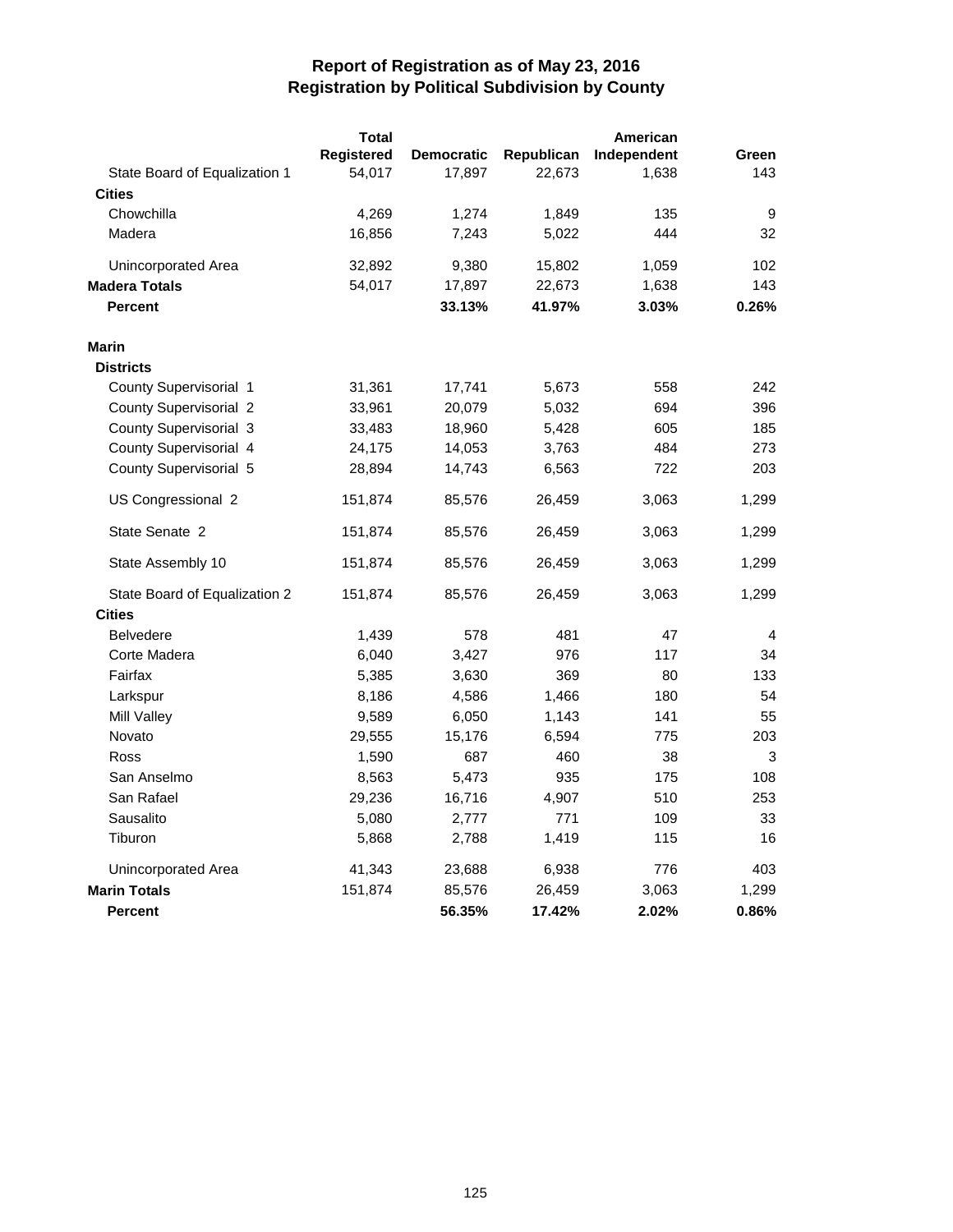# Report of Registration as of May 23, 2016
## Registration by Political Subdivision by County

| | Total Registered | Democratic | Republican | American Independent | Green |
|---|---|---|---|---|---|
| State Board of Equalization 1 | 54,017 | 17,897 | 22,673 | 1,638 | 143 |
| **Cities** | | | | | |
| Chowchilla | 4,269 | 1,274 | 1,849 | 135 | 9 |
| Madera | 16,856 | 7,243 | 5,022 | 444 | 32 |
| Unincorporated Area | 32,892 | 9,380 | 15,802 | 1,059 | 102 |
| **Madera Totals** | 54,017 | 17,897 | 22,673 | 1,638 | 143 |
| **Percent** | | **33.13%** | **41.97%** | **3.03%** | **0.26%** |
| **Marin** | | | | | |
| **Districts** | | | | | |
| County Supervisorial 1 | 31,361 | 17,741 | 5,673 | 558 | 242 |
| County Supervisorial 2 | 33,961 | 20,079 | 5,032 | 694 | 396 |
| County Supervisorial 3 | 33,483 | 18,960 | 5,428 | 605 | 185 |
| County Supervisorial 4 | 24,175 | 14,053 | 3,763 | 484 | 273 |
| County Supervisorial 5 | 28,894 | 14,743 | 6,563 | 722 | 203 |
| US Congressional 2 | 151,874 | 85,576 | 26,459 | 3,063 | 1,299 |
| State Senate 2 | 151,874 | 85,576 | 26,459 | 3,063 | 1,299 |
| State Assembly 10 | 151,874 | 85,576 | 26,459 | 3,063 | 1,299 |
| State Board of Equalization 2 | 151,874 | 85,576 | 26,459 | 3,063 | 1,299 |
| **Cities** | | | | | |
| Belvedere | 1,439 | 578 | 481 | 47 | 4 |
| Corte Madera | 6,040 | 3,427 | 976 | 117 | 34 |
| Fairfax | 5,385 | 3,630 | 369 | 80 | 133 |
| Larkspur | 8,186 | 4,586 | 1,466 | 180 | 54 |
| Mill Valley | 9,589 | 6,050 | 1,143 | 141 | 55 |
| Novato | 29,555 | 15,176 | 6,594 | 775 | 203 |
| Ross | 1,590 | 687 | 460 | 38 | 3 |
| San Anselmo | 8,563 | 5,473 | 935 | 175 | 108 |
| San Rafael | 29,236 | 16,716 | 4,907 | 510 | 253 |
| Sausalito | 5,080 | 2,777 | 771 | 109 | 33 |
| Tiburon | 5,868 | 2,788 | 1,419 | 115 | 16 |
| Unincorporated Area | 41,343 | 23,688 | 6,938 | 776 | 403 |
| **Marin Totals** | 151,874 | 85,576 | 26,459 | 3,063 | 1,299 |
| **Percent** | | **56.35%** | **17.42%** | **2.02%** | **0.86%** |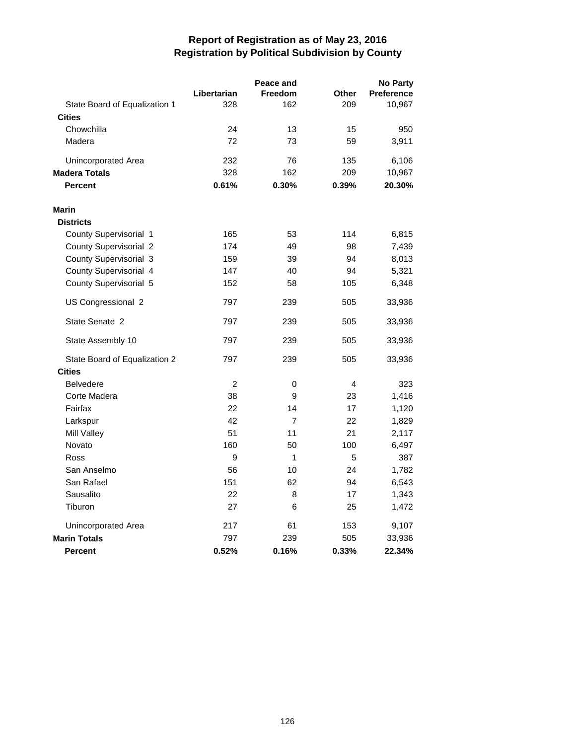# Report of Registration as of May 23, 2016
## Registration by Political Subdivision by County

| | Libertarian | Peace and Freedom | Other | No Party Preference |
|---|---|---|---|---|
| State Board of Equalization 1 | 328 | 162 | 209 | 10,967 |
| **Cities** | | | | |
| Chowchilla | 24 | 13 | 15 | 950 |
| Madera | 72 | 73 | 59 | 3,911 |
| Unincorporated Area | 232 | 76 | 135 | 6,106 |
| **Madera Totals** | 328 | 162 | 209 | 10,967 |
| **Percent** | **0.61%** | **0.30%** | **0.39%** | **20.30%** |
| **Marin** | | | | |
| **Districts** | | | | |
| County Supervisorial 1 | 165 | 53 | 114 | 6,815 |
| County Supervisorial 2 | 174 | 49 | 98 | 7,439 |
| County Supervisorial 3 | 159 | 39 | 94 | 8,013 |
| County Supervisorial 4 | 147 | 40 | 94 | 5,321 |
| County Supervisorial 5 | 152 | 58 | 105 | 6,348 |
| US Congressional 2 | 797 | 239 | 505 | 33,936 |
| State Senate 2 | 797 | 239 | 505 | 33,936 |
| State Assembly 10 | 797 | 239 | 505 | 33,936 |
| State Board of Equalization 2 | 797 | 239 | 505 | 33,936 |
| **Cities** | | | | |
| Belvedere | 2 | 0 | 4 | 323 |
| Corte Madera | 38 | 9 | 23 | 1,416 |
| Fairfax | 22 | 14 | 17 | 1,120 |
| Larkspur | 42 | 7 | 22 | 1,829 |
| Mill Valley | 51 | 11 | 21 | 2,117 |
| Novato | 160 | 50 | 100 | 6,497 |
| Ross | 9 | 1 | 5 | 387 |
| San Anselmo | 56 | 10 | 24 | 1,782 |
| San Rafael | 151 | 62 | 94 | 6,543 |
| Sausalito | 22 | 8 | 17 | 1,343 |
| Tiburon | 27 | 6 | 25 | 1,472 |
| Unincorporated Area | 217 | 61 | 153 | 9,107 |
| **Marin Totals** | 797 | 239 | 505 | 33,936 |
| **Percent** | **0.52%** | **0.16%** | **0.33%** | **22.34%** |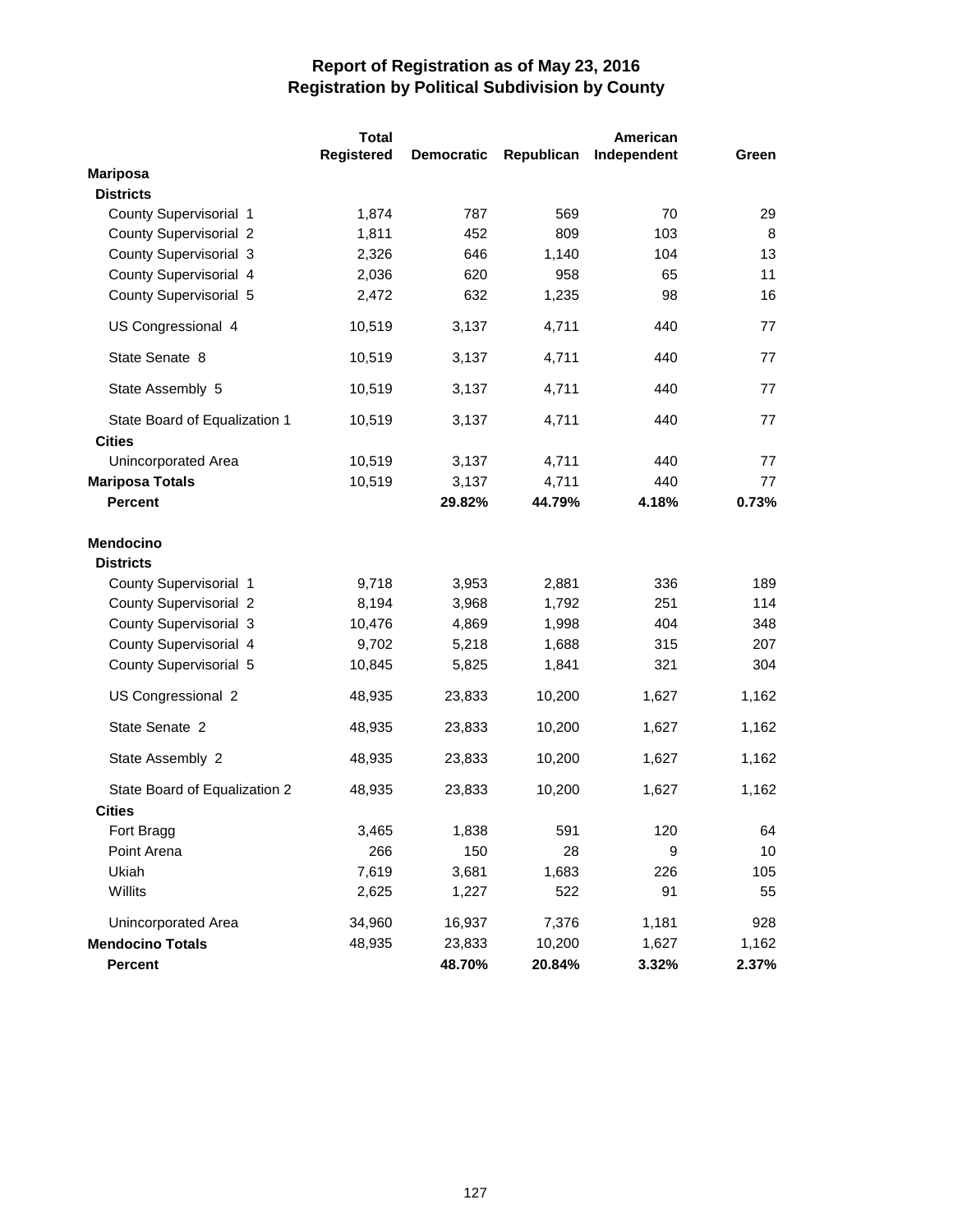# Report of Registration as of May 23, 2016
## Registration by Political Subdivision by County

| | Total Registered | Democratic | Republican | American Independent | Green |
|---|---|---|---|---|---|
| **Mariposa** | | | | | |
| **Districts** | | | | | |
| County Supervisorial 1 | 1,874 | 787 | 569 | 70 | 29 |
| County Supervisorial 2 | 1,811 | 452 | 809 | 103 | 8 |
| County Supervisorial 3 | 2,326 | 646 | 1,140 | 104 | 13 |
| County Supervisorial 4 | 2,036 | 620 | 958 | 65 | 11 |
| County Supervisorial 5 | 2,472 | 632 | 1,235 | 98 | 16 |
| US Congressional 4 | 10,519 | 3,137 | 4,711 | 440 | 77 |
| State Senate 8 | 10,519 | 3,137 | 4,711 | 440 | 77 |
| State Assembly 5 | 10,519 | 3,137 | 4,711 | 440 | 77 |
| State Board of Equalization 1 | 10,519 | 3,137 | 4,711 | 440 | 77 |
| **Cities** | | | | | |
| Unincorporated Area | 10,519 | 3,137 | 4,711 | 440 | 77 |
| **Mariposa Totals** | 10,519 | 3,137 | 4,711 | 440 | 77 |
| **Percent** | | **29.82%** | **44.79%** | **4.18%** | **0.73%** |
| **Mendocino** | | | | | |
| **Districts** | | | | | |
| County Supervisorial 1 | 9,718 | 3,953 | 2,881 | 336 | 189 |
| County Supervisorial 2 | 8,194 | 3,968 | 1,792 | 251 | 114 |
| County Supervisorial 3 | 10,476 | 4,869 | 1,998 | 404 | 348 |
| County Supervisorial 4 | 9,702 | 5,218 | 1,688 | 315 | 207 |
| County Supervisorial 5 | 10,845 | 5,825 | 1,841 | 321 | 304 |
| US Congressional 2 | 48,935 | 23,833 | 10,200 | 1,627 | 1,162 |
| State Senate 2 | 48,935 | 23,833 | 10,200 | 1,627 | 1,162 |
| State Assembly 2 | 48,935 | 23,833 | 10,200 | 1,627 | 1,162 |
| State Board of Equalization 2 | 48,935 | 23,833 | 10,200 | 1,627 | 1,162 |
| **Cities** | | | | | |
| Fort Bragg | 3,465 | 1,838 | 591 | 120 | 64 |
| Point Arena | 266 | 150 | 28 | 9 | 10 |
| Ukiah | 7,619 | 3,681 | 1,683 | 226 | 105 |
| Willits | 2,625 | 1,227 | 522 | 91 | 55 |
| Unincorporated Area | 34,960 | 16,937 | 7,376 | 1,181 | 928 |
| **Mendocino Totals** | 48,935 | 23,833 | 10,200 | 1,627 | 1,162 |
| **Percent** | | **48.70%** | **20.84%** | **3.32%** | **2.37%** |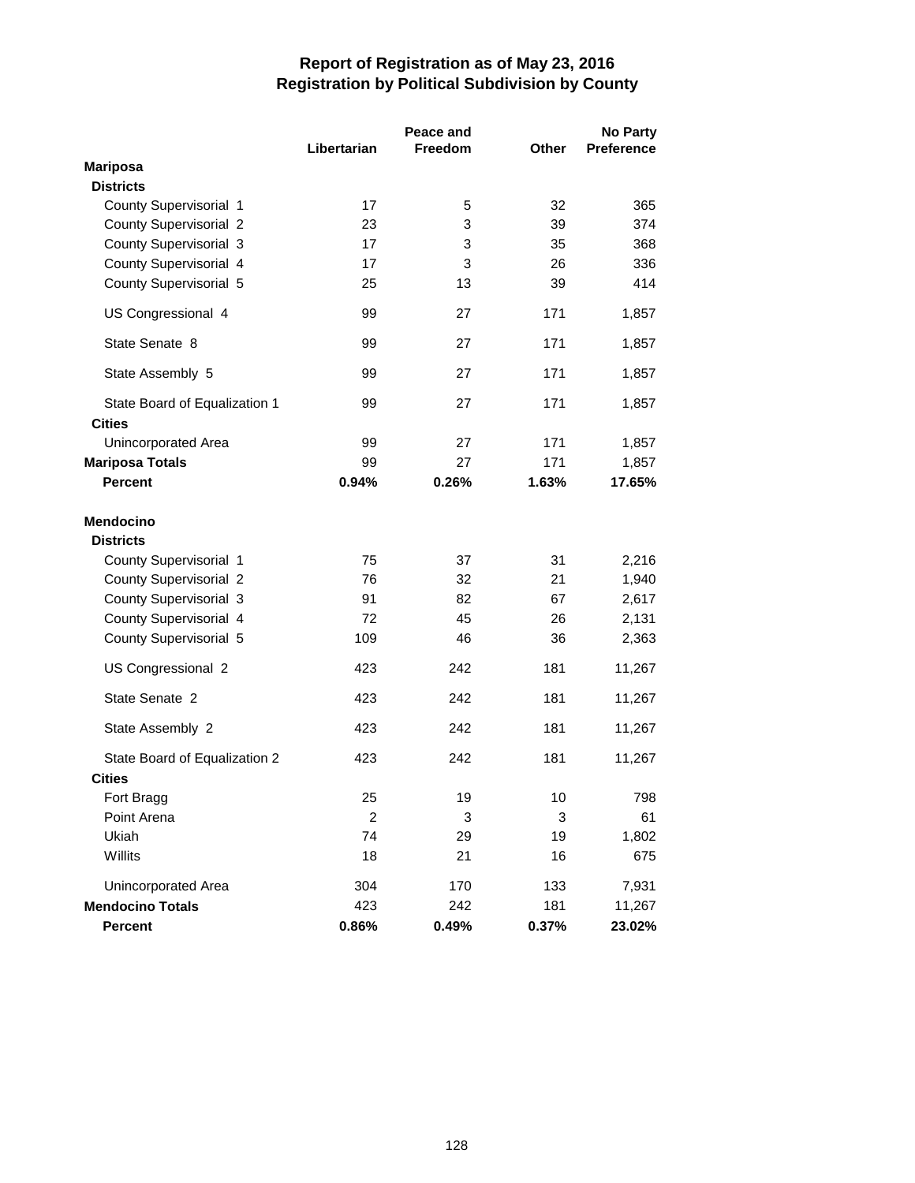# Report of Registration as of May 23, 2016
## Registration by Political Subdivision by County

| | Libertarian | Peace and Freedom | Other | No Party Preference |
|---|---|---|---|---|
| **Mariposa** | | | | |
| **Districts** | | | | |
| County Supervisorial 1 | 17 | 5 | 32 | 365 |
| County Supervisorial 2 | 23 | 3 | 39 | 374 |
| County Supervisorial 3 | 17 | 3 | 35 | 368 |
| County Supervisorial 4 | 17 | 3 | 26 | 336 |
| County Supervisorial 5 | 25 | 13 | 39 | 414 |
| US Congressional 4 | 99 | 27 | 171 | 1,857 |
| State Senate 8 | 99 | 27 | 171 | 1,857 |
| State Assembly 5 | 99 | 27 | 171 | 1,857 |
| State Board of Equalization 1 | 99 | 27 | 171 | 1,857 |
| **Cities** | | | | |
| Unincorporated Area | 99 | 27 | 171 | 1,857 |
| **Mariposa Totals** | 99 | 27 | 171 | 1,857 |
| **Percent** | **0.94%** | **0.26%** | **1.63%** | **17.65%** |
| **Mendocino** | | | | |
| **Districts** | | | | |
| County Supervisorial 1 | 75 | 37 | 31 | 2,216 |
| County Supervisorial 2 | 76 | 32 | 21 | 1,940 |
| County Supervisorial 3 | 91 | 82 | 67 | 2,617 |
| County Supervisorial 4 | 72 | 45 | 26 | 2,131 |
| County Supervisorial 5 | 109 | 46 | 36 | 2,363 |
| US Congressional 2 | 423 | 242 | 181 | 11,267 |
| State Senate 2 | 423 | 242 | 181 | 11,267 |
| State Assembly 2 | 423 | 242 | 181 | 11,267 |
| State Board of Equalization 2 | 423 | 242 | 181 | 11,267 |
| **Cities** | | | | |
| Fort Bragg | 25 | 19 | 10 | 798 |
| Point Arena | 2 | 3 | 3 | 61 |
| Ukiah | 74 | 29 | 19 | 1,802 |
| Willits | 18 | 21 | 16 | 675 |
| Unincorporated Area | 304 | 170 | 133 | 7,931 |
| **Mendocino Totals** | 423 | 242 | 181 | 11,267 |
| **Percent** | **0.86%** | **0.49%** | **0.37%** | **23.02%** |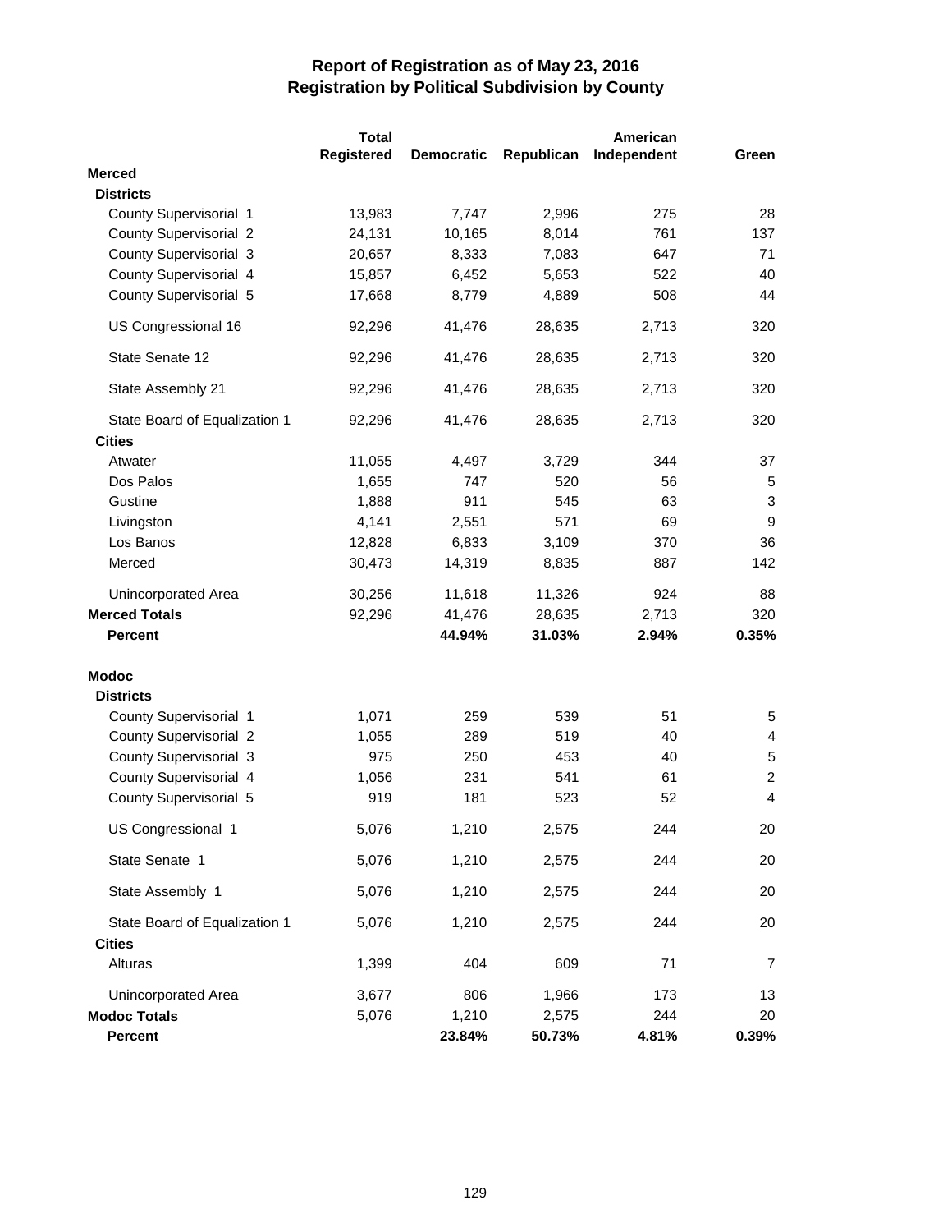# Report of Registration as of May 23, 2016
## Registration by Political Subdivision by County

| | Total Registered | Democratic | Republican | American Independent | Green |
|---|---|---|---|---|---|
| **Merced** | | | | | |
| **Districts** | | | | | |
| County Supervisorial 1 | 13,983 | 7,747 | 2,996 | 275 | 28 |
| County Supervisorial 2 | 24,131 | 10,165 | 8,014 | 761 | 137 |
| County Supervisorial 3 | 20,657 | 8,333 | 7,083 | 647 | 71 |
| County Supervisorial 4 | 15,857 | 6,452 | 5,653 | 522 | 40 |
| County Supervisorial 5 | 17,668 | 8,779 | 4,889 | 508 | 44 |
| US Congressional 16 | 92,296 | 41,476 | 28,635 | 2,713 | 320 |
| State Senate 12 | 92,296 | 41,476 | 28,635 | 2,713 | 320 |
| State Assembly 21 | 92,296 | 41,476 | 28,635 | 2,713 | 320 |
| State Board of Equalization 1 | 92,296 | 41,476 | 28,635 | 2,713 | 320 |
| **Cities** | | | | | |
| Atwater | 11,055 | 4,497 | 3,729 | 344 | 37 |
| Dos Palos | 1,655 | 747 | 520 | 56 | 5 |
| Gustine | 1,888 | 911 | 545 | 63 | 3 |
| Livingston | 4,141 | 2,551 | 571 | 69 | 9 |
| Los Banos | 12,828 | 6,833 | 3,109 | 370 | 36 |
| Merced | 30,473 | 14,319 | 8,835 | 887 | 142 |
| Unincorporated Area | 30,256 | 11,618 | 11,326 | 924 | 88 |
| **Merced Totals** | 92,296 | 41,476 | 28,635 | 2,713 | 320 |
| **Percent** | | **44.94%** | **31.03%** | **2.94%** | **0.35%** |
| **Modoc** | | | | | |
| **Districts** | | | | | |
| County Supervisorial 1 | 1,071 | 259 | 539 | 51 | 5 |
| County Supervisorial 2 | 1,055 | 289 | 519 | 40 | 4 |
| County Supervisorial 3 | 975 | 250 | 453 | 40 | 5 |
| County Supervisorial 4 | 1,056 | 231 | 541 | 61 | 2 |
| County Supervisorial 5 | 919 | 181 | 523 | 52 | 4 |
| US Congressional 1 | 5,076 | 1,210 | 2,575 | 244 | 20 |
| State Senate 1 | 5,076 | 1,210 | 2,575 | 244 | 20 |
| State Assembly 1 | 5,076 | 1,210 | 2,575 | 244 | 20 |
| State Board of Equalization 1 | 5,076 | 1,210 | 2,575 | 244 | 20 |
| **Cities** | | | | | |
| Alturas | 1,399 | 404 | 609 | 71 | 7 |
| Unincorporated Area | 3,677 | 806 | 1,966 | 173 | 13 |
| **Modoc Totals** | 5,076 | 1,210 | 2,575 | 244 | 20 |
| **Percent** | | **23.84%** | **50.73%** | **4.81%** | **0.39%** |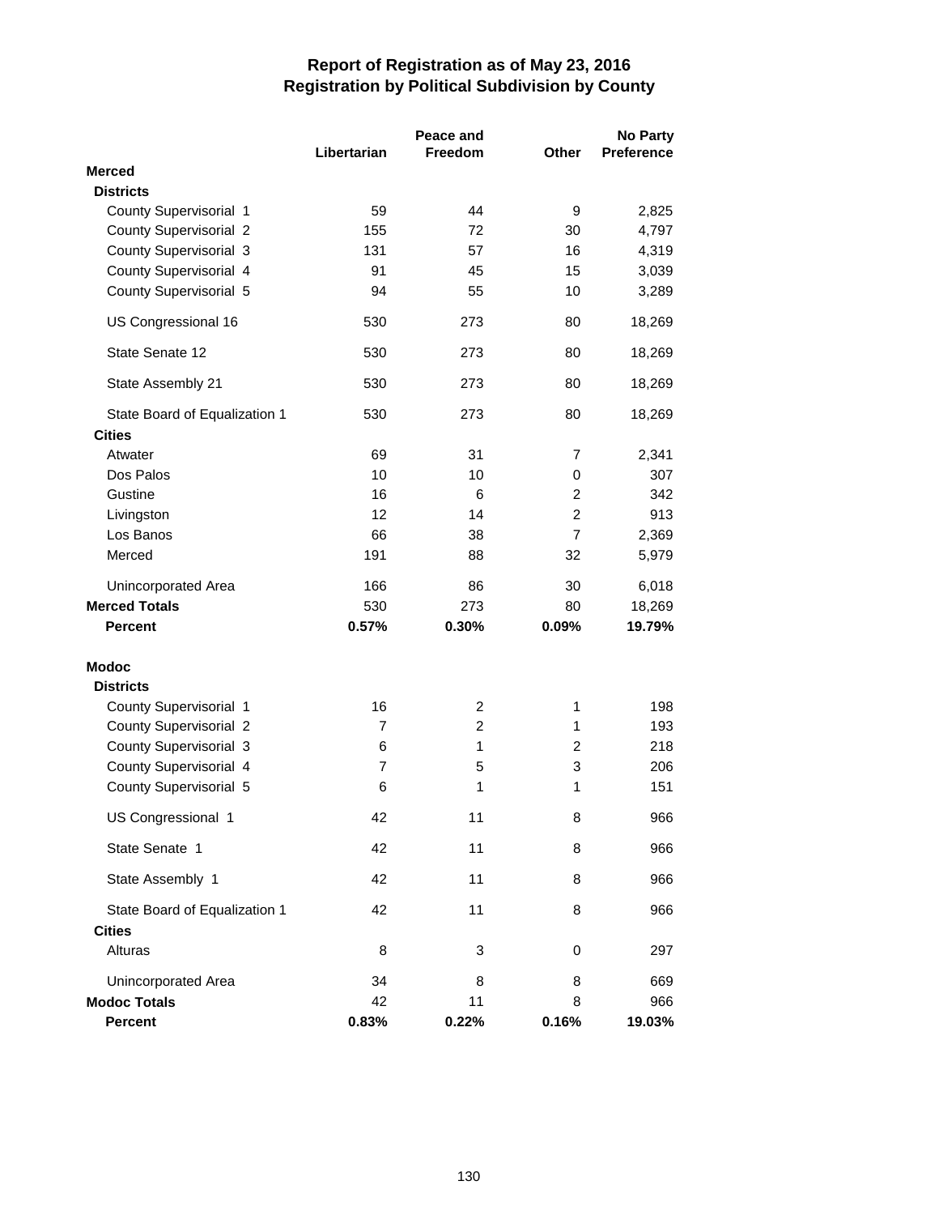# Report of Registration as of May 23, 2016
## Registration by Political Subdivision by County

| | Libertarian | Peace and Freedom | Other | No Party Preference |
|---|---|---|---|---|
| **Merced** | | | | |
| **Districts** | | | | |
| County Supervisorial 1 | 59 | 44 | 9 | 2,825 |
| County Supervisorial 2 | 155 | 72 | 30 | 4,797 |
| County Supervisorial 3 | 131 | 57 | 16 | 4,319 |
| County Supervisorial 4 | 91 | 45 | 15 | 3,039 |
| County Supervisorial 5 | 94 | 55 | 10 | 3,289 |
| US Congressional 16 | 530 | 273 | 80 | 18,269 |
| State Senate 12 | 530 | 273 | 80 | 18,269 |
| State Assembly 21 | 530 | 273 | 80 | 18,269 |
| State Board of Equalization 1 | 530 | 273 | 80 | 18,269 |
| **Cities** | | | | |
| Atwater | 69 | 31 | 7 | 2,341 |
| Dos Palos | 10 | 10 | 0 | 307 |
| Gustine | 16 | 6 | 2 | 342 |
| Livingston | 12 | 14 | 2 | 913 |
| Los Banos | 66 | 38 | 7 | 2,369 |
| Merced | 191 | 88 | 32 | 5,979 |
| Unincorporated Area | 166 | 86 | 30 | 6,018 |
| **Merced Totals** | 530 | 273 | 80 | 18,269 |
| **Percent** | **0.57%** | **0.30%** | **0.09%** | **19.79%** |
| **Modoc** | | | | |
| **Districts** | | | | |
| County Supervisorial 1 | 16 | 2 | 1 | 198 |
| County Supervisorial 2 | 7 | 2 | 1 | 193 |
| County Supervisorial 3 | 6 | 1 | 2 | 218 |
| County Supervisorial 4 | 7 | 5 | 3 | 206 |
| County Supervisorial 5 | 6 | 1 | 1 | 151 |
| US Congressional 1 | 42 | 11 | 8 | 966 |
| State Senate 1 | 42 | 11 | 8 | 966 |
| State Assembly 1 | 42 | 11 | 8 | 966 |
| State Board of Equalization 1 | 42 | 11 | 8 | 966 |
| **Cities** | | | | |
| Alturas | 8 | 3 | 0 | 297 |
| Unincorporated Area | 34 | 8 | 8 | 669 |
| **Modoc Totals** | 42 | 11 | 8 | 966 |
| **Percent** | **0.83%** | **0.22%** | **0.16%** | **19.03%** |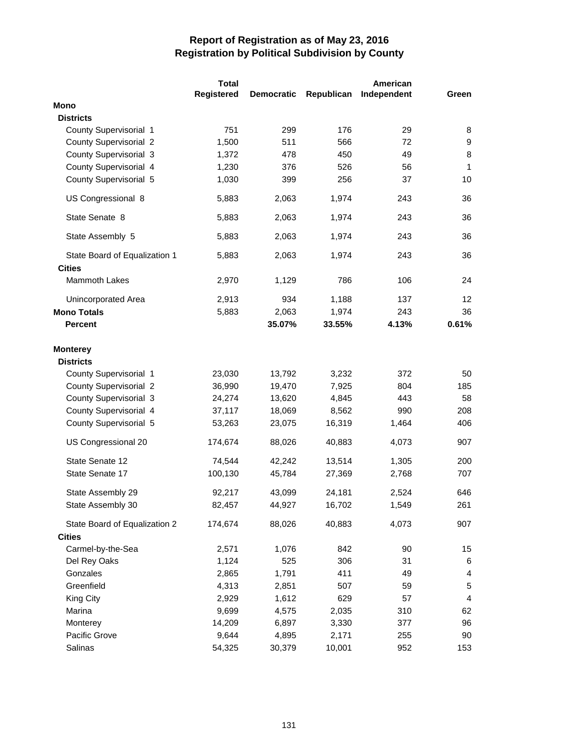# Report of Registration as of May 23, 2016
## Registration by Political Subdivision by County

| | Total Registered | Democratic | Republican | American Independent | Green |
|---|---|---|---|---|---|
| **Mono** | | | | | |
| **Districts** | | | | | |
| County Supervisorial 1 | 751 | 299 | 176 | 29 | 8 |
| County Supervisorial 2 | 1,500 | 511 | 566 | 72 | 9 |
| County Supervisorial 3 | 1,372 | 478 | 450 | 49 | 8 |
| County Supervisorial 4 | 1,230 | 376 | 526 | 56 | 1 |
| County Supervisorial 5 | 1,030 | 399 | 256 | 37 | 10 |
| US Congressional 8 | 5,883 | 2,063 | 1,974 | 243 | 36 |
| State Senate 8 | 5,883 | 2,063 | 1,974 | 243 | 36 |
| State Assembly 5 | 5,883 | 2,063 | 1,974 | 243 | 36 |
| State Board of Equalization 1 | 5,883 | 2,063 | 1,974 | 243 | 36 |
| **Cities** | | | | | |
| Mammoth Lakes | 2,970 | 1,129 | 786 | 106 | 24 |
| Unincorporated Area | 2,913 | 934 | 1,188 | 137 | 12 |
| **Mono Totals** | 5,883 | 2,063 | 1,974 | 243 | 36 |
| **Percent** | | **35.07%** | **33.55%** | **4.13%** | **0.61%** |
| **Monterey** | | | | | |
| **Districts** | | | | | |
| County Supervisorial 1 | 23,030 | 13,792 | 3,232 | 372 | 50 |
| County Supervisorial 2 | 36,990 | 19,470 | 7,925 | 804 | 185 |
| County Supervisorial 3 | 24,274 | 13,620 | 4,845 | 443 | 58 |
| County Supervisorial 4 | 37,117 | 18,069 | 8,562 | 990 | 208 |
| County Supervisorial 5 | 53,263 | 23,075 | 16,319 | 1,464 | 406 |
| US Congressional 20 | 174,674 | 88,026 | 40,883 | 4,073 | 907 |
| State Senate 12 | 74,544 | 42,242 | 13,514 | 1,305 | 200 |
| State Senate 17 | 100,130 | 45,784 | 27,369 | 2,768 | 707 |
| State Assembly 29 | 92,217 | 43,099 | 24,181 | 2,524 | 646 |
| State Assembly 30 | 82,457 | 44,927 | 16,702 | 1,549 | 261 |
| State Board of Equalization 2 | 174,674 | 88,026 | 40,883 | 4,073 | 907 |
| **Cities** | | | | | |
| Carmel-by-the-Sea | 2,571 | 1,076 | 842 | 90 | 15 |
| Del Rey Oaks | 1,124 | 525 | 306 | 31 | 6 |
| Gonzales | 2,865 | 1,791 | 411 | 49 | 4 |
| Greenfield | 4,313 | 2,851 | 507 | 59 | 5 |
| King City | 2,929 | 1,612 | 629 | 57 | 4 |
| Marina | 9,699 | 4,575 | 2,035 | 310 | 62 |
| Monterey | 14,209 | 6,897 | 3,330 | 377 | 96 |
| Pacific Grove | 9,644 | 4,895 | 2,171 | 255 | 90 |
| Salinas | 54,325 | 30,379 | 10,001 | 952 | 153 |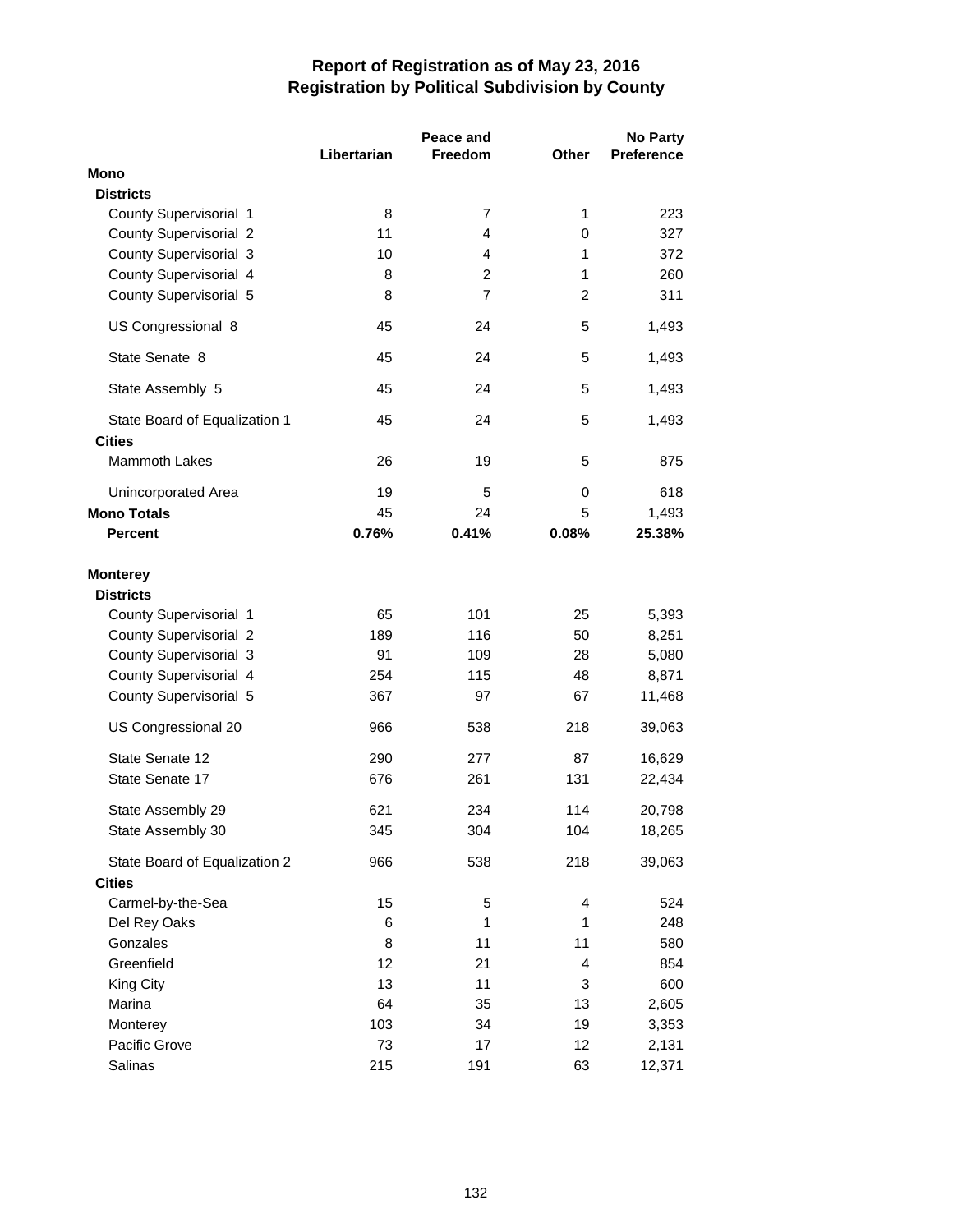# Report of Registration as of May 23, 2016
## Registration by Political Subdivision by County

| | Libertarian | Peace and Freedom | Other | No Party Preference |
|---|---|---|---|---|
| **Mono** | | | | |
| **Districts** | | | | |
| County Supervisorial 1 | 8 | 7 | 1 | 223 |
| County Supervisorial 2 | 11 | 4 | 0 | 327 |
| County Supervisorial 3 | 10 | 4 | 1 | 372 |
| County Supervisorial 4 | 8 | 2 | 1 | 260 |
| County Supervisorial 5 | 8 | 7 | 2 | 311 |
| US Congressional 8 | 45 | 24 | 5 | 1,493 |
| State Senate 8 | 45 | 24 | 5 | 1,493 |
| State Assembly 5 | 45 | 24 | 5 | 1,493 |
| State Board of Equalization 1 | 45 | 24 | 5 | 1,493 |
| **Cities** | | | | |
| Mammoth Lakes | 26 | 19 | 5 | 875 |
| Unincorporated Area | 19 | 5 | 0 | 618 |
| **Mono Totals** | 45 | 24 | 5 | 1,493 |
| **Percent** | **0.76%** | **0.41%** | **0.08%** | **25.38%** |
| **Monterey** | | | | |
| **Districts** | | | | |
| County Supervisorial 1 | 65 | 101 | 25 | 5,393 |
| County Supervisorial 2 | 189 | 116 | 50 | 8,251 |
| County Supervisorial 3 | 91 | 109 | 28 | 5,080 |
| County Supervisorial 4 | 254 | 115 | 48 | 8,871 |
| County Supervisorial 5 | 367 | 97 | 67 | 11,468 |
| US Congressional 20 | 966 | 538 | 218 | 39,063 |
| State Senate 12 | 290 | 277 | 87 | 16,629 |
| State Senate 17 | 676 | 261 | 131 | 22,434 |
| State Assembly 29 | 621 | 234 | 114 | 20,798 |
| State Assembly 30 | 345 | 304 | 104 | 18,265 |
| State Board of Equalization 2 | 966 | 538 | 218 | 39,063 |
| **Cities** | | | | |
| Carmel-by-the-Sea | 15 | 5 | 4 | 524 |
| Del Rey Oaks | 6 | 1 | 1 | 248 |
| Gonzales | 8 | 11 | 11 | 580 |
| Greenfield | 12 | 21 | 4 | 854 |
| King City | 13 | 11 | 3 | 600 |
| Marina | 64 | 35 | 13 | 2,605 |
| Monterey | 103 | 34 | 19 | 3,353 |
| Pacific Grove | 73 | 17 | 12 | 2,131 |
| Salinas | 215 | 191 | 63 | 12,371 |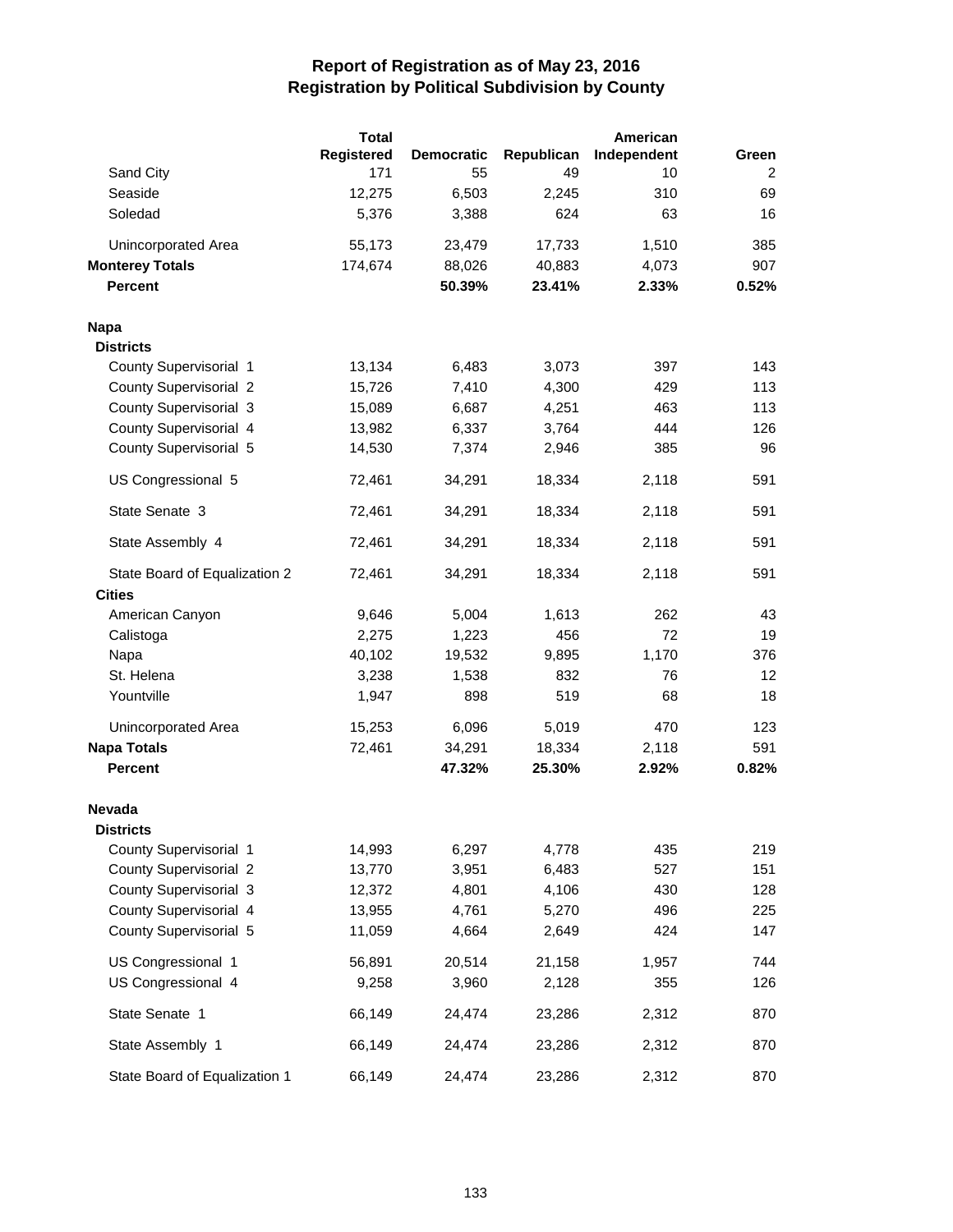# Report of Registration as of May 23, 2016
## Registration by Political Subdivision by County

| | Total Registered | Democratic | Republican | American Independent | Green |
|---|---|---|---|---|---|
| Sand City | 171 | 55 | 49 | 10 | 2 |
| Seaside | 12,275 | 6,503 | 2,245 | 310 | 69 |
| Soledad | 5,376 | 3,388 | 624 | 63 | 16 |
| Unincorporated Area | 55,173 | 23,479 | 17,733 | 1,510 | 385 |
| **Monterey Totals** | 174,674 | 88,026 | 40,883 | 4,073 | 907 |
| **Percent** | | **50.39%** | **23.41%** | **2.33%** | **0.52%** |
| **Napa** | | | | | |
| **Districts** | | | | | |
| County Supervisorial 1 | 13,134 | 6,483 | 3,073 | 397 | 143 |
| County Supervisorial 2 | 15,726 | 7,410 | 4,300 | 429 | 113 |
| County Supervisorial 3 | 15,089 | 6,687 | 4,251 | 463 | 113 |
| County Supervisorial 4 | 13,982 | 6,337 | 3,764 | 444 | 126 |
| County Supervisorial 5 | 14,530 | 7,374 | 2,946 | 385 | 96 |
| US Congressional 5 | 72,461 | 34,291 | 18,334 | 2,118 | 591 |
| State Senate 3 | 72,461 | 34,291 | 18,334 | 2,118 | 591 |
| State Assembly 4 | 72,461 | 34,291 | 18,334 | 2,118 | 591 |
| State Board of Equalization 2 | 72,461 | 34,291 | 18,334 | 2,118 | 591 |
| **Cities** | | | | | |
| American Canyon | 9,646 | 5,004 | 1,613 | 262 | 43 |
| Calistoga | 2,275 | 1,223 | 456 | 72 | 19 |
| Napa | 40,102 | 19,532 | 9,895 | 1,170 | 376 |
| St. Helena | 3,238 | 1,538 | 832 | 76 | 12 |
| Yountville | 1,947 | 898 | 519 | 68 | 18 |
| Unincorporated Area | 15,253 | 6,096 | 5,019 | 470 | 123 |
| **Napa Totals** | 72,461 | 34,291 | 18,334 | 2,118 | 591 |
| **Percent** | | **47.32%** | **25.30%** | **2.92%** | **0.82%** |
| **Nevada** | | | | | |
| **Districts** | | | | | |
| County Supervisorial 1 | 14,993 | 6,297 | 4,778 | 435 | 219 |
| County Supervisorial 2 | 13,770 | 3,951 | 6,483 | 527 | 151 |
| County Supervisorial 3 | 12,372 | 4,801 | 4,106 | 430 | 128 |
| County Supervisorial 4 | 13,955 | 4,761 | 5,270 | 496 | 225 |
| County Supervisorial 5 | 11,059 | 4,664 | 2,649 | 424 | 147 |
| US Congressional 1 | 56,891 | 20,514 | 21,158 | 1,957 | 744 |
| US Congressional 4 | 9,258 | 3,960 | 2,128 | 355 | 126 |
| State Senate 1 | 66,149 | 24,474 | 23,286 | 2,312 | 870 |
| State Assembly 1 | 66,149 | 24,474 | 23,286 | 2,312 | 870 |
| State Board of Equalization 1 | 66,149 | 24,474 | 23,286 | 2,312 | 870 |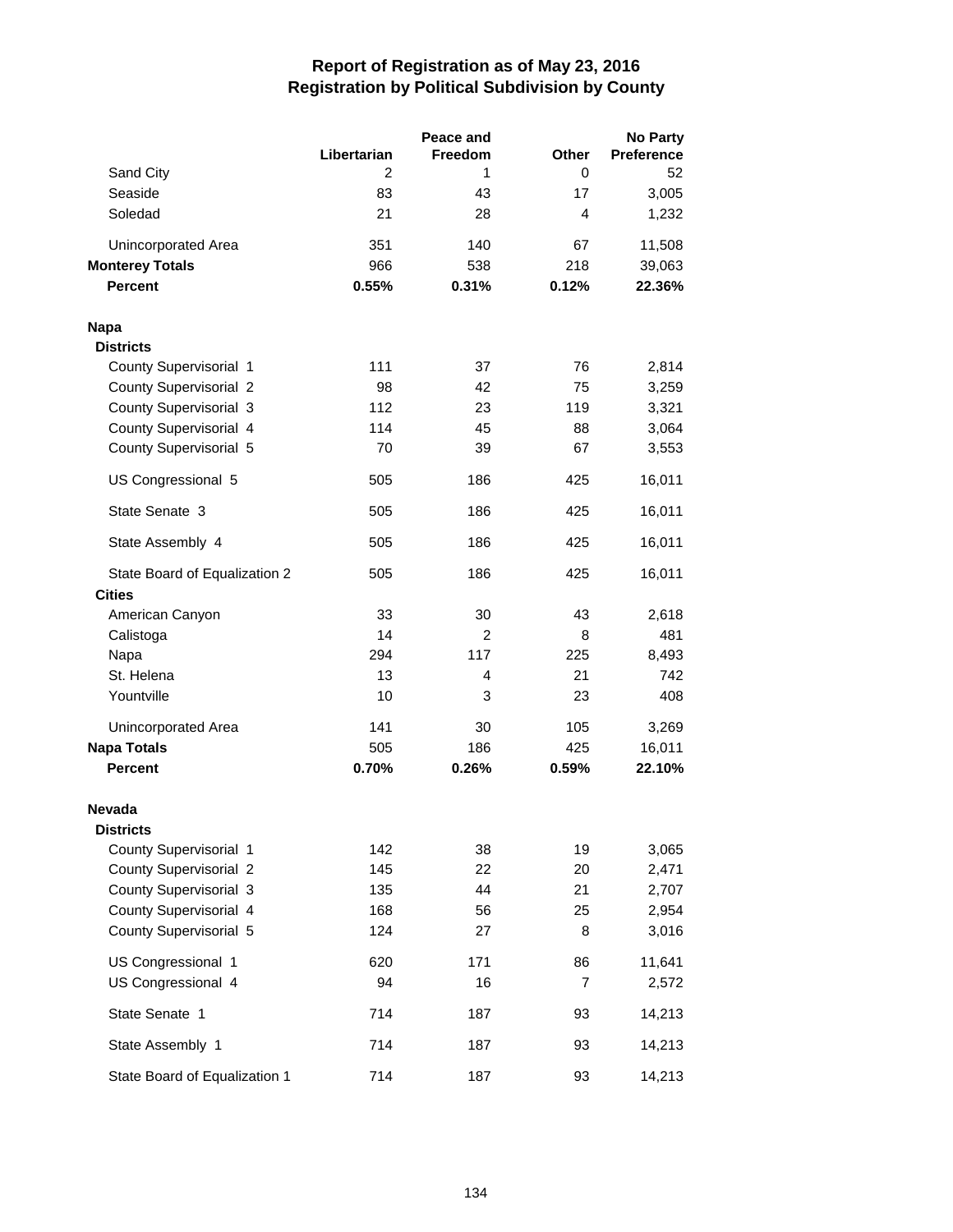# Report of Registration as of May 23, 2016
## Registration by Political Subdivision by County

| | Libertarian | Peace and Freedom | Other | No Party Preference |
|---|---|---|---|---|
| Sand City | 2 | 1 | 0 | 52 |
| Seaside | 83 | 43 | 17 | 3,005 |
| Soledad | 21 | 28 | 4 | 1,232 |
| Unincorporated Area | 351 | 140 | 67 | 11,508 |
| **Monterey Totals** | 966 | 538 | 218 | 39,063 |
| **Percent** | **0.55%** | **0.31%** | **0.12%** | **22.36%** |
| **Napa** | | | | |
| **Districts** | | | | |
| County Supervisorial 1 | 111 | 37 | 76 | 2,814 |
| County Supervisorial 2 | 98 | 42 | 75 | 3,259 |
| County Supervisorial 3 | 112 | 23 | 119 | 3,321 |
| County Supervisorial 4 | 114 | 45 | 88 | 3,064 |
| County Supervisorial 5 | 70 | 39 | 67 | 3,553 |
| US Congressional 5 | 505 | 186 | 425 | 16,011 |
| State Senate 3 | 505 | 186 | 425 | 16,011 |
| State Assembly 4 | 505 | 186 | 425 | 16,011 |
| State Board of Equalization 2 | 505 | 186 | 425 | 16,011 |
| **Cities** | | | | |
| American Canyon | 33 | 30 | 43 | 2,618 |
| Calistoga | 14 | 2 | 8 | 481 |
| Napa | 294 | 117 | 225 | 8,493 |
| St. Helena | 13 | 4 | 21 | 742 |
| Yountville | 10 | 3 | 23 | 408 |
| Unincorporated Area | 141 | 30 | 105 | 3,269 |
| **Napa Totals** | 505 | 186 | 425 | 16,011 |
| **Percent** | **0.70%** | **0.26%** | **0.59%** | **22.10%** |
| **Nevada** | | | | |
| **Districts** | | | | |
| County Supervisorial 1 | 142 | 38 | 19 | 3,065 |
| County Supervisorial 2 | 145 | 22 | 20 | 2,471 |
| County Supervisorial 3 | 135 | 44 | 21 | 2,707 |
| County Supervisorial 4 | 168 | 56 | 25 | 2,954 |
| County Supervisorial 5 | 124 | 27 | 8 | 3,016 |
| US Congressional 1 | 620 | 171 | 86 | 11,641 |
| US Congressional 4 | 94 | 16 | 7 | 2,572 |
| State Senate 1 | 714 | 187 | 93 | 14,213 |
| State Assembly 1 | 714 | 187 | 93 | 14,213 |
| State Board of Equalization 1 | 714 | 187 | 93 | 14,213 |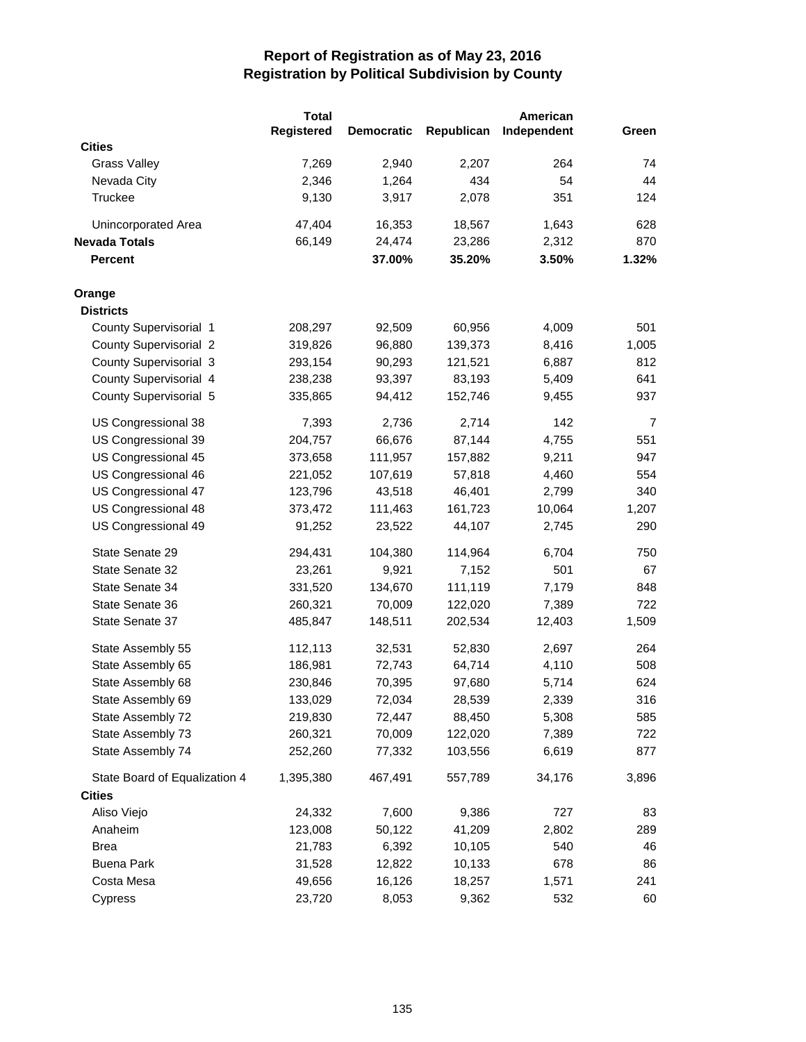# Report of Registration as of May 23, 2016
## Registration by Political Subdivision by County

| | Total Registered | Democratic | Republican | American Independent | Green |
|---|---|---|---|---|---|
| **Cities** | | | | | |
| Grass Valley | 7,269 | 2,940 | 2,207 | 264 | 74 |
| Nevada City | 2,346 | 1,264 | 434 | 54 | 44 |
| Truckee | 9,130 | 3,917 | 2,078 | 351 | 124 |
| Unincorporated Area | 47,404 | 16,353 | 18,567 | 1,643 | 628 |
| **Nevada Totals** | 66,149 | 24,474 | 23,286 | 2,312 | 870 |
| **Percent** | | **37.00%** | **35.20%** | **3.50%** | **1.32%** |
| **Orange** | | | | | |
| **Districts** | | | | | |
| County Supervisorial 1 | 208,297 | 92,509 | 60,956 | 4,009 | 501 |
| County Supervisorial 2 | 319,826 | 96,880 | 139,373 | 8,416 | 1,005 |
| County Supervisorial 3 | 293,154 | 90,293 | 121,521 | 6,887 | 812 |
| County Supervisorial 4 | 238,238 | 93,397 | 83,193 | 5,409 | 641 |
| County Supervisorial 5 | 335,865 | 94,412 | 152,746 | 9,455 | 937 |
| US Congressional 38 | 7,393 | 2,736 | 2,714 | 142 | 7 |
| US Congressional 39 | 204,757 | 66,676 | 87,144 | 4,755 | 551 |
| US Congressional 45 | 373,658 | 111,957 | 157,882 | 9,211 | 947 |
| US Congressional 46 | 221,052 | 107,619 | 57,818 | 4,460 | 554 |
| US Congressional 47 | 123,796 | 43,518 | 46,401 | 2,799 | 340 |
| US Congressional 48 | 373,472 | 111,463 | 161,723 | 10,064 | 1,207 |
| US Congressional 49 | 91,252 | 23,522 | 44,107 | 2,745 | 290 |
| State Senate 29 | 294,431 | 104,380 | 114,964 | 6,704 | 750 |
| State Senate 32 | 23,261 | 9,921 | 7,152 | 501 | 67 |
| State Senate 34 | 331,520 | 134,670 | 111,119 | 7,179 | 848 |
| State Senate 36 | 260,321 | 70,009 | 122,020 | 7,389 | 722 |
| State Senate 37 | 485,847 | 148,511 | 202,534 | 12,403 | 1,509 |
| State Assembly 55 | 112,113 | 32,531 | 52,830 | 2,697 | 264 |
| State Assembly 65 | 186,981 | 72,743 | 64,714 | 4,110 | 508 |
| State Assembly 68 | 230,846 | 70,395 | 97,680 | 5,714 | 624 |
| State Assembly 69 | 133,029 | 72,034 | 28,539 | 2,339 | 316 |
| State Assembly 72 | 219,830 | 72,447 | 88,450 | 5,308 | 585 |
| State Assembly 73 | 260,321 | 70,009 | 122,020 | 7,389 | 722 |
| State Assembly 74 | 252,260 | 77,332 | 103,556 | 6,619 | 877 |
| State Board of Equalization 4 | 1,395,380 | 467,491 | 557,789 | 34,176 | 3,896 |
| **Cities** | | | | | |
| Aliso Viejo | 24,332 | 7,600 | 9,386 | 727 | 83 |
| Anaheim | 123,008 | 50,122 | 41,209 | 2,802 | 289 |
| Brea | 21,783 | 6,392 | 10,105 | 540 | 46 |
| Buena Park | 31,528 | 12,822 | 10,133 | 678 | 86 |
| Costa Mesa | 49,656 | 16,126 | 18,257 | 1,571 | 241 |
| Cypress | 23,720 | 8,053 | 9,362 | 532 | 60 |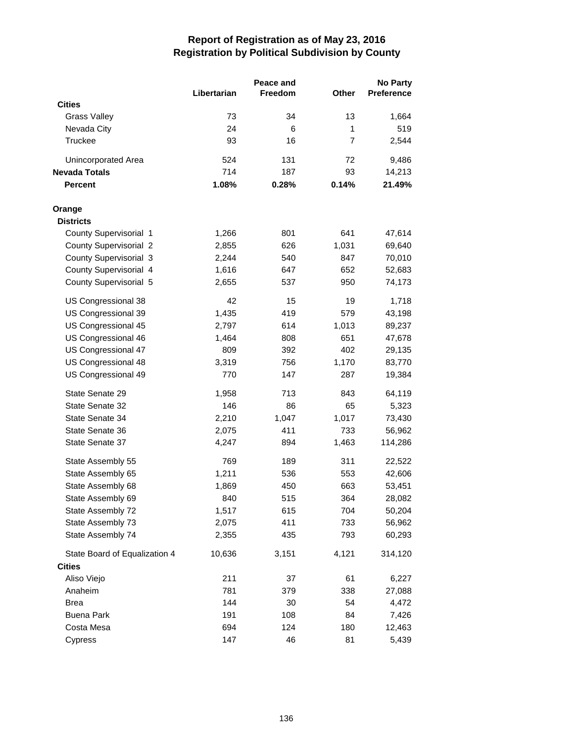# Report of Registration as of May 23, 2016
## Registration by Political Subdivision by County

| | Libertarian | Peace and Freedom | Other | No Party Preference |
|---|---|---|---|---|
| **Cities** | | | | |
| Grass Valley | 73 | 34 | 13 | 1,664 |
| Nevada City | 24 | 6 | 1 | 519 |
| Truckee | 93 | 16 | 7 | 2,544 |
| Unincorporated Area | 524 | 131 | 72 | 9,486 |
| **Nevada Totals** | 714 | 187 | 93 | 14,213 |
| **Percent** | **1.08%** | **0.28%** | **0.14%** | **21.49%** |
| **Orange** | | | | |
| **Districts** | | | | |
| County Supervisorial 1 | 1,266 | 801 | 641 | 47,614 |
| County Supervisorial 2 | 2,855 | 626 | 1,031 | 69,640 |
| County Supervisorial 3 | 2,244 | 540 | 847 | 70,010 |
| County Supervisorial 4 | 1,616 | 647 | 652 | 52,683 |
| County Supervisorial 5 | 2,655 | 537 | 950 | 74,173 |
| US Congressional 38 | 42 | 15 | 19 | 1,718 |
| US Congressional 39 | 1,435 | 419 | 579 | 43,198 |
| US Congressional 45 | 2,797 | 614 | 1,013 | 89,237 |
| US Congressional 46 | 1,464 | 808 | 651 | 47,678 |
| US Congressional 47 | 809 | 392 | 402 | 29,135 |
| US Congressional 48 | 3,319 | 756 | 1,170 | 83,770 |
| US Congressional 49 | 770 | 147 | 287 | 19,384 |
| State Senate 29 | 1,958 | 713 | 843 | 64,119 |
| State Senate 32 | 146 | 86 | 65 | 5,323 |
| State Senate 34 | 2,210 | 1,047 | 1,017 | 73,430 |
| State Senate 36 | 2,075 | 411 | 733 | 56,962 |
| State Senate 37 | 4,247 | 894 | 1,463 | 114,286 |
| State Assembly 55 | 769 | 189 | 311 | 22,522 |
| State Assembly 65 | 1,211 | 536 | 553 | 42,606 |
| State Assembly 68 | 1,869 | 450 | 663 | 53,451 |
| State Assembly 69 | 840 | 515 | 364 | 28,082 |
| State Assembly 72 | 1,517 | 615 | 704 | 50,204 |
| State Assembly 73 | 2,075 | 411 | 733 | 56,962 |
| State Assembly 74 | 2,355 | 435 | 793 | 60,293 |
| State Board of Equalization 4 | 10,636 | 3,151 | 4,121 | 314,120 |
| **Cities** | | | | |
| Aliso Viejo | 211 | 37 | 61 | 6,227 |
| Anaheim | 781 | 379 | 338 | 27,088 |
| Brea | 144 | 30 | 54 | 4,472 |
| Buena Park | 191 | 108 | 84 | 7,426 |
| Costa Mesa | 694 | 124 | 180 | 12,463 |
| Cypress | 147 | 46 | 81 | 5,439 |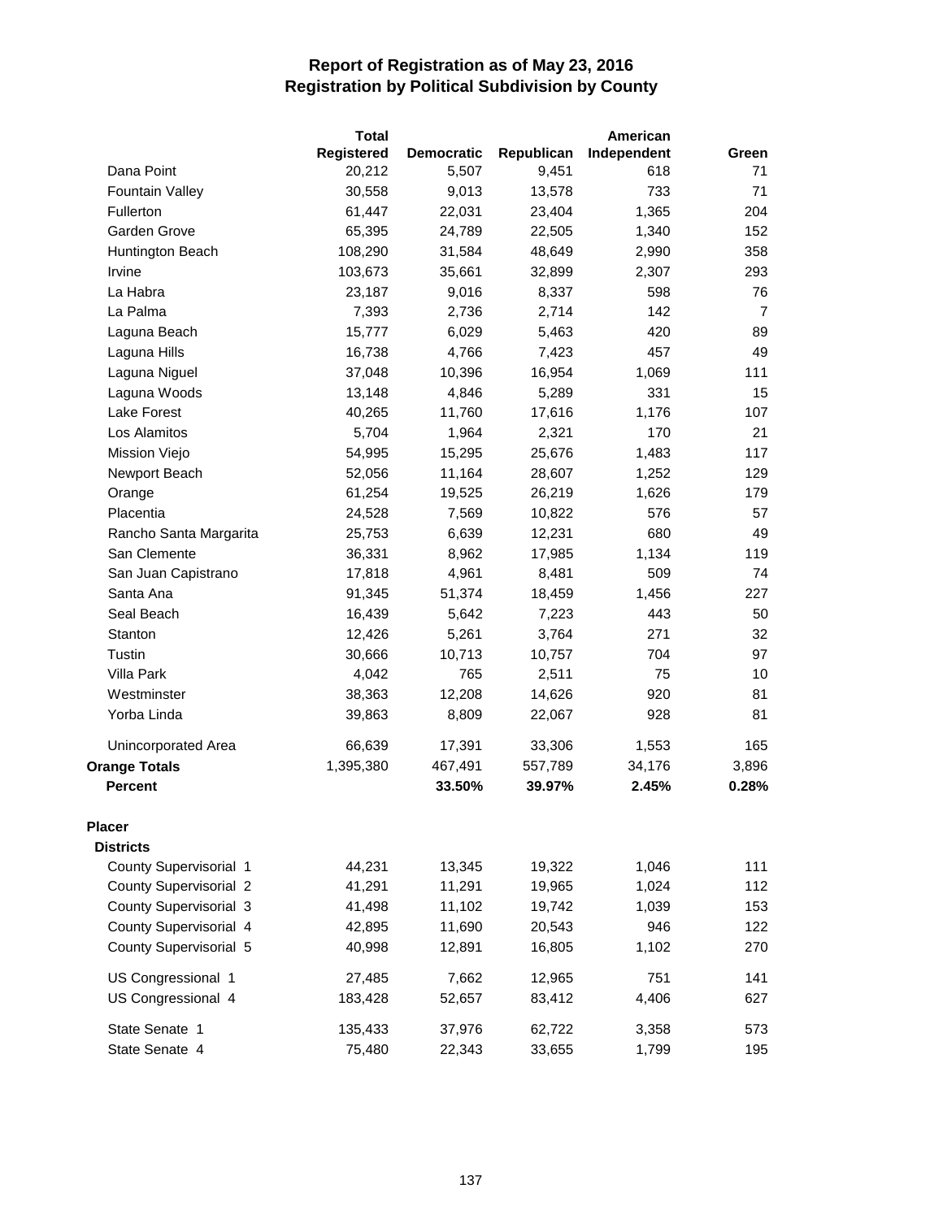# Report of Registration as of May 23, 2016
## Registration by Political Subdivision by County

| | Total Registered | Democratic | Republican | American Independent | Green |
|---|---|---|---|---|---|
| Dana Point | 20,212 | 5,507 | 9,451 | 618 | 71 |
| Fountain Valley | 30,558 | 9,013 | 13,578 | 733 | 71 |
| Fullerton | 61,447 | 22,031 | 23,404 | 1,365 | 204 |
| Garden Grove | 65,395 | 24,789 | 22,505 | 1,340 | 152 |
| Huntington Beach | 108,290 | 31,584 | 48,649 | 2,990 | 358 |
| Irvine | 103,673 | 35,661 | 32,899 | 2,307 | 293 |
| La Habra | 23,187 | 9,016 | 8,337 | 598 | 76 |
| La Palma | 7,393 | 2,736 | 2,714 | 142 | 7 |
| Laguna Beach | 15,777 | 6,029 | 5,463 | 420 | 89 |
| Laguna Hills | 16,738 | 4,766 | 7,423 | 457 | 49 |
| Laguna Niguel | 37,048 | 10,396 | 16,954 | 1,069 | 111 |
| Laguna Woods | 13,148 | 4,846 | 5,289 | 331 | 15 |
| Lake Forest | 40,265 | 11,760 | 17,616 | 1,176 | 107 |
| Los Alamitos | 5,704 | 1,964 | 2,321 | 170 | 21 |
| Mission Viejo | 54,995 | 15,295 | 25,676 | 1,483 | 117 |
| Newport Beach | 52,056 | 11,164 | 28,607 | 1,252 | 129 |
| Orange | 61,254 | 19,525 | 26,219 | 1,626 | 179 |
| Placentia | 24,528 | 7,569 | 10,822 | 576 | 57 |
| Rancho Santa Margarita | 25,753 | 6,639 | 12,231 | 680 | 49 |
| San Clemente | 36,331 | 8,962 | 17,985 | 1,134 | 119 |
| San Juan Capistrano | 17,818 | 4,961 | 8,481 | 509 | 74 |
| Santa Ana | 91,345 | 51,374 | 18,459 | 1,456 | 227 |
| Seal Beach | 16,439 | 5,642 | 7,223 | 443 | 50 |
| Stanton | 12,426 | 5,261 | 3,764 | 271 | 32 |
| Tustin | 30,666 | 10,713 | 10,757 | 704 | 97 |
| Villa Park | 4,042 | 765 | 2,511 | 75 | 10 |
| Westminster | 38,363 | 12,208 | 14,626 | 920 | 81 |
| Yorba Linda | 39,863 | 8,809 | 22,067 | 928 | 81 |
| Unincorporated Area | 66,639 | 17,391 | 33,306 | 1,553 | 165 |
| **Orange Totals** | 1,395,380 | 467,491 | 557,789 | 34,176 | 3,896 |
| **Percent** | | **33.50%** | **39.97%** | **2.45%** | **0.28%** |
| **Placer** | | | | | |
| **Districts** | | | | | |
| County Supervisorial 1 | 44,231 | 13,345 | 19,322 | 1,046 | 111 |
| County Supervisorial 2 | 41,291 | 11,291 | 19,965 | 1,024 | 112 |
| County Supervisorial 3 | 41,498 | 11,102 | 19,742 | 1,039 | 153 |
| County Supervisorial 4 | 42,895 | 11,690 | 20,543 | 946 | 122 |
| County Supervisorial 5 | 40,998 | 12,891 | 16,805 | 1,102 | 270 |
| US Congressional 1 | 27,485 | 7,662 | 12,965 | 751 | 141 |
| US Congressional 4 | 183,428 | 52,657 | 83,412 | 4,406 | 627 |
| State Senate 1 | 135,433 | 37,976 | 62,722 | 3,358 | 573 |
| State Senate 4 | 75,480 | 22,343 | 33,655 | 1,799 | 195 |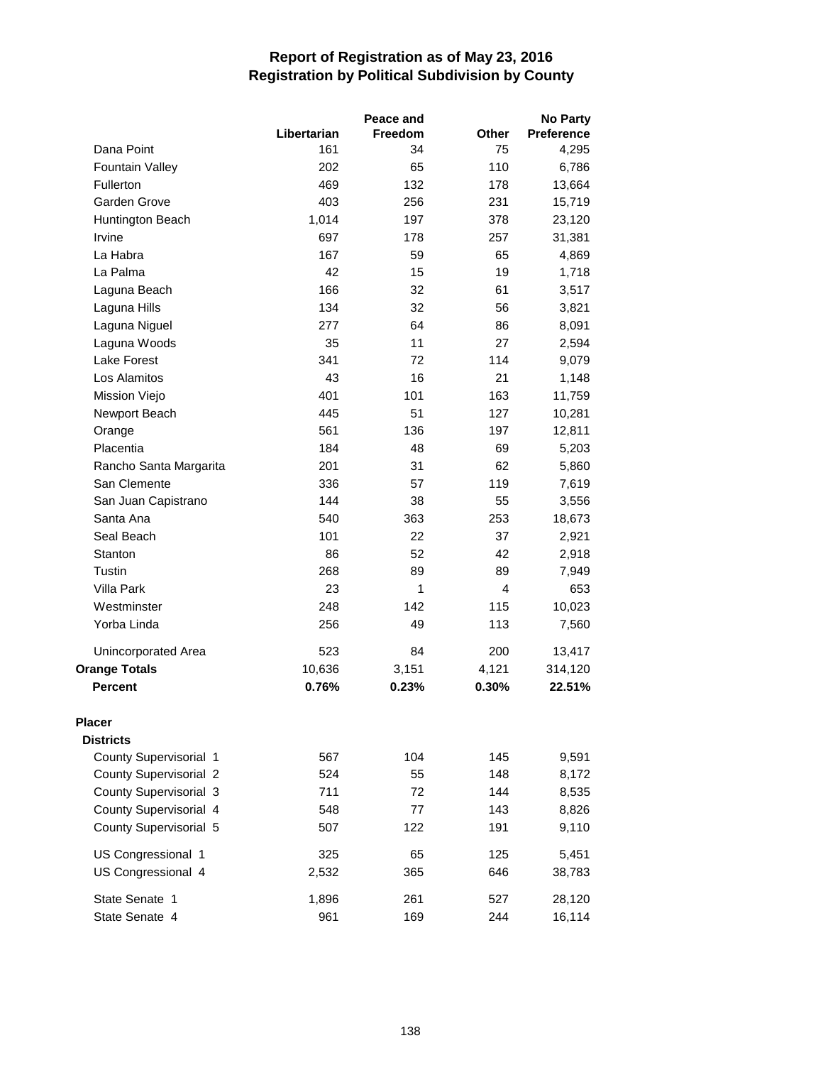# Report of Registration as of May 23, 2016
## Registration by Political Subdivision by County

| | Libertarian | Peace and Freedom | Other | No Party Preference |
|---|---|---|---|---|
| Dana Point | 161 | 34 | 75 | 4,295 |
| Fountain Valley | 202 | 65 | 110 | 6,786 |
| Fullerton | 469 | 132 | 178 | 13,664 |
| Garden Grove | 403 | 256 | 231 | 15,719 |
| Huntington Beach | 1,014 | 197 | 378 | 23,120 |
| Irvine | 697 | 178 | 257 | 31,381 |
| La Habra | 167 | 59 | 65 | 4,869 |
| La Palma | 42 | 15 | 19 | 1,718 |
| Laguna Beach | 166 | 32 | 61 | 3,517 |
| Laguna Hills | 134 | 32 | 56 | 3,821 |
| Laguna Niguel | 277 | 64 | 86 | 8,091 |
| Laguna Woods | 35 | 11 | 27 | 2,594 |
| Lake Forest | 341 | 72 | 114 | 9,079 |
| Los Alamitos | 43 | 16 | 21 | 1,148 |
| Mission Viejo | 401 | 101 | 163 | 11,759 |
| Newport Beach | 445 | 51 | 127 | 10,281 |
| Orange | 561 | 136 | 197 | 12,811 |
| Placentia | 184 | 48 | 69 | 5,203 |
| Rancho Santa Margarita | 201 | 31 | 62 | 5,860 |
| San Clemente | 336 | 57 | 119 | 7,619 |
| San Juan Capistrano | 144 | 38 | 55 | 3,556 |
| Santa Ana | 540 | 363 | 253 | 18,673 |
| Seal Beach | 101 | 22 | 37 | 2,921 |
| Stanton | 86 | 52 | 42 | 2,918 |
| Tustin | 268 | 89 | 89 | 7,949 |
| Villa Park | 23 | 1 | 4 | 653 |
| Westminster | 248 | 142 | 115 | 10,023 |
| Yorba Linda | 256 | 49 | 113 | 7,560 |
| Unincorporated Area | 523 | 84 | 200 | 13,417 |
| **Orange Totals** | 10,636 | 3,151 | 4,121 | 314,120 |
| **Percent** | **0.76%** | **0.23%** | **0.30%** | **22.51%** |
| **Placer** | | | | |
| **Districts** | | | | |
| County Supervisorial 1 | 567 | 104 | 145 | 9,591 |
| County Supervisorial 2 | 524 | 55 | 148 | 8,172 |
| County Supervisorial 3 | 711 | 72 | 144 | 8,535 |
| County Supervisorial 4 | 548 | 77 | 143 | 8,826 |
| County Supervisorial 5 | 507 | 122 | 191 | 9,110 |
| US Congressional 1 | 325 | 65 | 125 | 5,451 |
| US Congressional 4 | 2,532 | 365 | 646 | 38,783 |
| State Senate 1 | 1,896 | 261 | 527 | 28,120 |
| State Senate 4 | 961 | 169 | 244 | 16,114 |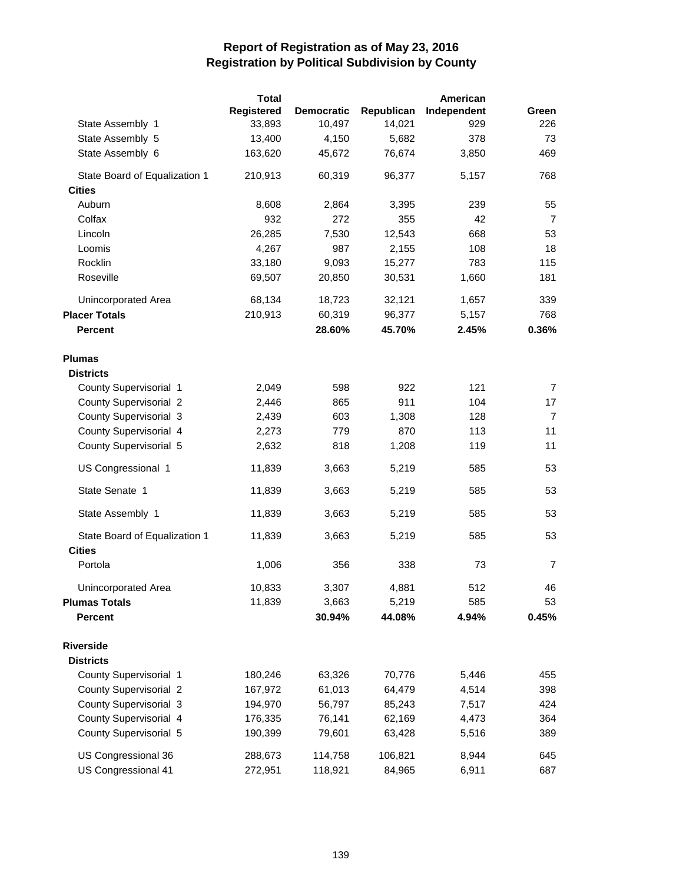# Report of Registration as of May 23, 2016
## Registration by Political Subdivision by County

| | Total Registered | Democratic | Republican | American Independent | Green |
|---|---|---|---|---|---|
| State Assembly 1 | 33,893 | 10,497 | 14,021 | 929 | 226 |
| State Assembly 5 | 13,400 | 4,150 | 5,682 | 378 | 73 |
| State Assembly 6 | 163,620 | 45,672 | 76,674 | 3,850 | 469 |
| State Board of Equalization 1 | 210,913 | 60,319 | 96,377 | 5,157 | 768 |
| **Cities** | | | | | |
| Auburn | 8,608 | 2,864 | 3,395 | 239 | 55 |
| Colfax | 932 | 272 | 355 | 42 | 7 |
| Lincoln | 26,285 | 7,530 | 12,543 | 668 | 53 |
| Loomis | 4,267 | 987 | 2,155 | 108 | 18 |
| Rocklin | 33,180 | 9,093 | 15,277 | 783 | 115 |
| Roseville | 69,507 | 20,850 | 30,531 | 1,660 | 181 |
| Unincorporated Area | 68,134 | 18,723 | 32,121 | 1,657 | 339 |
| **Placer Totals** | 210,913 | 60,319 | 96,377 | 5,157 | 768 |
| **Percent** | | **28.60%** | **45.70%** | **2.45%** | **0.36%** |
| **Plumas** | | | | | |
| **Districts** | | | | | |
| County Supervisorial 1 | 2,049 | 598 | 922 | 121 | 7 |
| County Supervisorial 2 | 2,446 | 865 | 911 | 104 | 17 |
| County Supervisorial 3 | 2,439 | 603 | 1,308 | 128 | 7 |
| County Supervisorial 4 | 2,273 | 779 | 870 | 113 | 11 |
| County Supervisorial 5 | 2,632 | 818 | 1,208 | 119 | 11 |
| US Congressional 1 | 11,839 | 3,663 | 5,219 | 585 | 53 |
| State Senate 1 | 11,839 | 3,663 | 5,219 | 585 | 53 |
| State Assembly 1 | 11,839 | 3,663 | 5,219 | 585 | 53 |
| State Board of Equalization 1 | 11,839 | 3,663 | 5,219 | 585 | 53 |
| **Cities** | | | | | |
| Portola | 1,006 | 356 | 338 | 73 | 7 |
| Unincorporated Area | 10,833 | 3,307 | 4,881 | 512 | 46 |
| **Plumas Totals** | 11,839 | 3,663 | 5,219 | 585 | 53 |
| **Percent** | | **30.94%** | **44.08%** | **4.94%** | **0.45%** |
| **Riverside** | | | | | |
| **Districts** | | | | | |
| County Supervisorial 1 | 180,246 | 63,326 | 70,776 | 5,446 | 455 |
| County Supervisorial 2 | 167,972 | 61,013 | 64,479 | 4,514 | 398 |
| County Supervisorial 3 | 194,970 | 56,797 | 85,243 | 7,517 | 424 |
| County Supervisorial 4 | 176,335 | 76,141 | 62,169 | 4,473 | 364 |
| County Supervisorial 5 | 190,399 | 79,601 | 63,428 | 5,516 | 389 |
| US Congressional 36 | 288,673 | 114,758 | 106,821 | 8,944 | 645 |
| US Congressional 41 | 272,951 | 118,921 | 84,965 | 6,911 | 687 |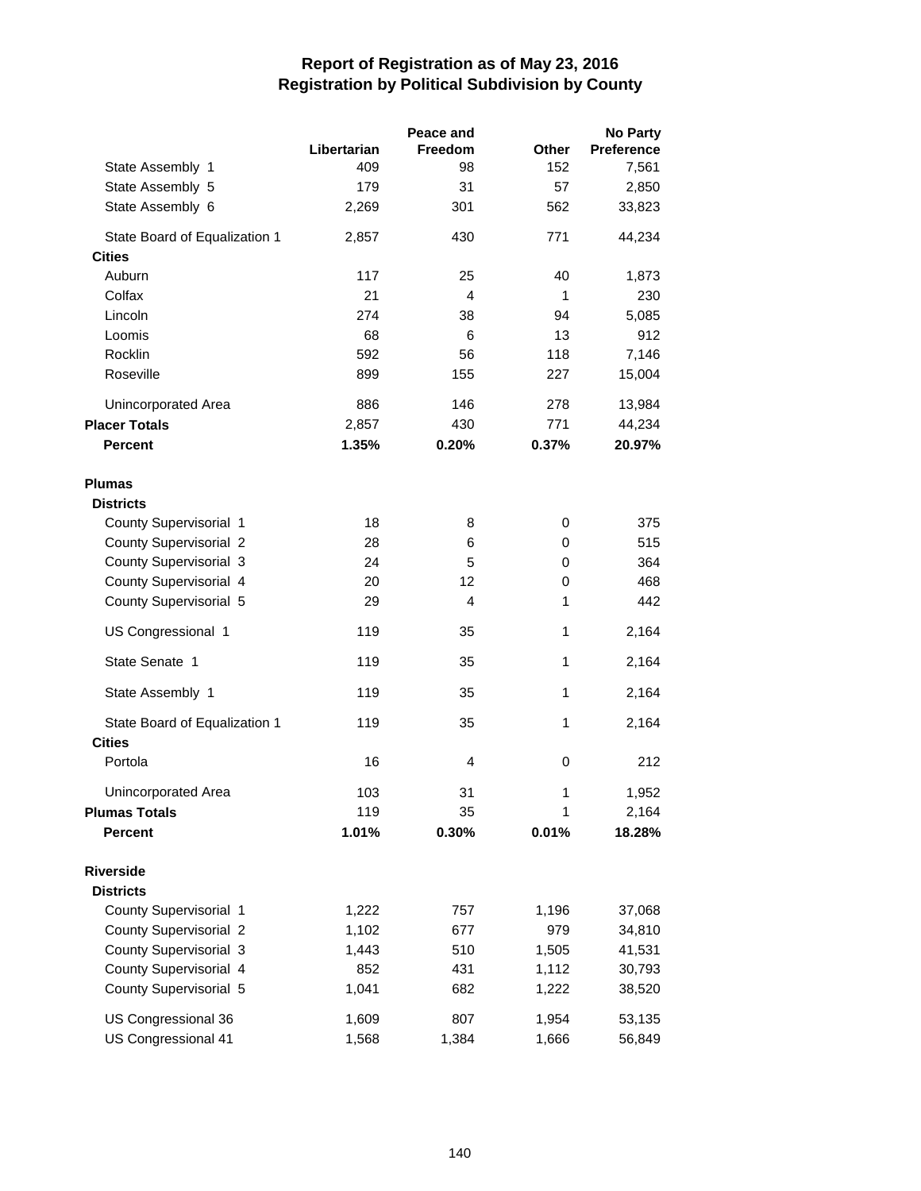# Report of Registration as of May 23, 2016
## Registration by Political Subdivision by County

| | Libertarian | Peace and Freedom | Other | No Party Preference |
|---|---|---|---|---|
| State Assembly 1 | 409 | 98 | 152 | 7,561 |
| State Assembly 5 | 179 | 31 | 57 | 2,850 |
| State Assembly 6 | 2,269 | 301 | 562 | 33,823 |
| State Board of Equalization 1 | 2,857 | 430 | 771 | 44,234 |
| **Cities** | | | | |
| Auburn | 117 | 25 | 40 | 1,873 |
| Colfax | 21 | 4 | 1 | 230 |
| Lincoln | 274 | 38 | 94 | 5,085 |
| Loomis | 68 | 6 | 13 | 912 |
| Rocklin | 592 | 56 | 118 | 7,146 |
| Roseville | 899 | 155 | 227 | 15,004 |
| Unincorporated Area | 886 | 146 | 278 | 13,984 |
| **Placer Totals** | 2,857 | 430 | 771 | 44,234 |
| **Percent** | **1.35%** | **0.20%** | **0.37%** | **20.97%** |
| **Plumas** | | | | |
| **Districts** | | | | |
| County Supervisorial 1 | 18 | 8 | 0 | 375 |
| County Supervisorial 2 | 28 | 6 | 0 | 515 |
| County Supervisorial 3 | 24 | 5 | 0 | 364 |
| County Supervisorial 4 | 20 | 12 | 0 | 468 |
| County Supervisorial 5 | 29 | 4 | 1 | 442 |
| US Congressional 1 | 119 | 35 | 1 | 2,164 |
| State Senate 1 | 119 | 35 | 1 | 2,164 |
| State Assembly 1 | 119 | 35 | 1 | 2,164 |
| State Board of Equalization 1 | 119 | 35 | 1 | 2,164 |
| **Cities** | | | | |
| Portola | 16 | 4 | 0 | 212 |
| Unincorporated Area | 103 | 31 | 1 | 1,952 |
| **Plumas Totals** | 119 | 35 | 1 | 2,164 |
| **Percent** | **1.01%** | **0.30%** | **0.01%** | **18.28%** |
| **Riverside** | | | | |
| **Districts** | | | | |
| County Supervisorial 1 | 1,222 | 757 | 1,196 | 37,068 |
| County Supervisorial 2 | 1,102 | 677 | 979 | 34,810 |
| County Supervisorial 3 | 1,443 | 510 | 1,505 | 41,531 |
| County Supervisorial 4 | 852 | 431 | 1,112 | 30,793 |
| County Supervisorial 5 | 1,041 | 682 | 1,222 | 38,520 |
| US Congressional 36 | 1,609 | 807 | 1,954 | 53,135 |
| US Congressional 41 | 1,568 | 1,384 | 1,666 | 56,849 |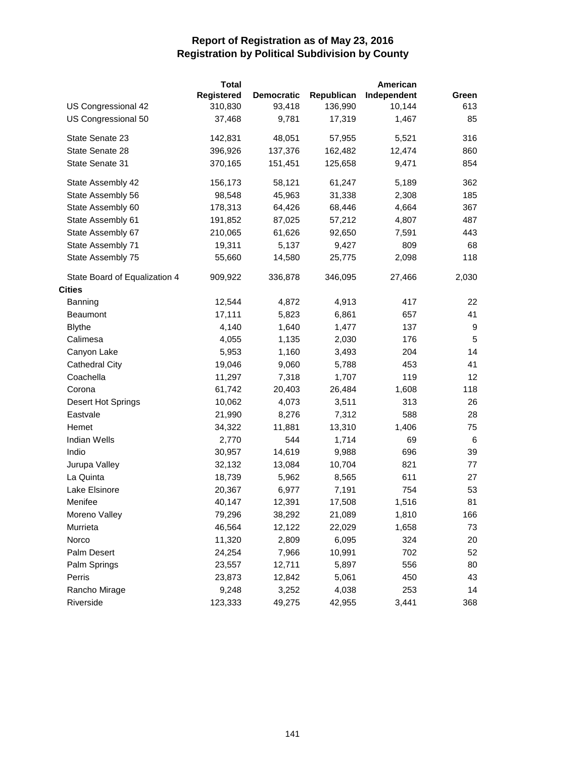# Report of Registration as of May 23, 2016
## Registration by Political Subdivision by County

| | Total Registered | Democratic | Republican | American Independent | Green |
|---|---|---|---|---|---|
| US Congressional 42 | 310,830 | 93,418 | 136,990 | 10,144 | 613 |
| US Congressional 50 | 37,468 | 9,781 | 17,319 | 1,467 | 85 |
| State Senate 23 | 142,831 | 48,051 | 57,955 | 5,521 | 316 |
| State Senate 28 | 396,926 | 137,376 | 162,482 | 12,474 | 860 |
| State Senate 31 | 370,165 | 151,451 | 125,658 | 9,471 | 854 |
| State Assembly 42 | 156,173 | 58,121 | 61,247 | 5,189 | 362 |
| State Assembly 56 | 98,548 | 45,963 | 31,338 | 2,308 | 185 |
| State Assembly 60 | 178,313 | 64,426 | 68,446 | 4,664 | 367 |
| State Assembly 61 | 191,852 | 87,025 | 57,212 | 4,807 | 487 |
| State Assembly 67 | 210,065 | 61,626 | 92,650 | 7,591 | 443 |
| State Assembly 71 | 19,311 | 5,137 | 9,427 | 809 | 68 |
| State Assembly 75 | 55,660 | 14,580 | 25,775 | 2,098 | 118 |
| State Board of Equalization 4 | 909,922 | 336,878 | 346,095 | 27,466 | 2,030 |
| **Cities** | | | | | |
| Banning | 12,544 | 4,872 | 4,913 | 417 | 22 |
| Beaumont | 17,111 | 5,823 | 6,861 | 657 | 41 |
| Blythe | 4,140 | 1,640 | 1,477 | 137 | 9 |
| Calimesa | 4,055 | 1,135 | 2,030 | 176 | 5 |
| Canyon Lake | 5,953 | 1,160 | 3,493 | 204 | 14 |
| Cathedral City | 19,046 | 9,060 | 5,788 | 453 | 41 |
| Coachella | 11,297 | 7,318 | 1,707 | 119 | 12 |
| Corona | 61,742 | 20,403 | 26,484 | 1,608 | 118 |
| Desert Hot Springs | 10,062 | 4,073 | 3,511 | 313 | 26 |
| Eastvale | 21,990 | 8,276 | 7,312 | 588 | 28 |
| Hemet | 34,322 | 11,881 | 13,310 | 1,406 | 75 |
| Indian Wells | 2,770 | 544 | 1,714 | 69 | 6 |
| Indio | 30,957 | 14,619 | 9,988 | 696 | 39 |
| Jurupa Valley | 32,132 | 13,084 | 10,704 | 821 | 77 |
| La Quinta | 18,739 | 5,962 | 8,565 | 611 | 27 |
| Lake Elsinore | 20,367 | 6,977 | 7,191 | 754 | 53 |
| Menifee | 40,147 | 12,391 | 17,508 | 1,516 | 81 |
| Moreno Valley | 79,296 | 38,292 | 21,089 | 1,810 | 166 |
| Murrieta | 46,564 | 12,122 | 22,029 | 1,658 | 73 |
| Norco | 11,320 | 2,809 | 6,095 | 324 | 20 |
| Palm Desert | 24,254 | 7,966 | 10,991 | 702 | 52 |
| Palm Springs | 23,557 | 12,711 | 5,897 | 556 | 80 |
| Perris | 23,873 | 12,842 | 5,061 | 450 | 43 |
| Rancho Mirage | 9,248 | 3,252 | 4,038 | 253 | 14 |
| Riverside | 123,333 | 49,275 | 42,955 | 3,441 | 368 |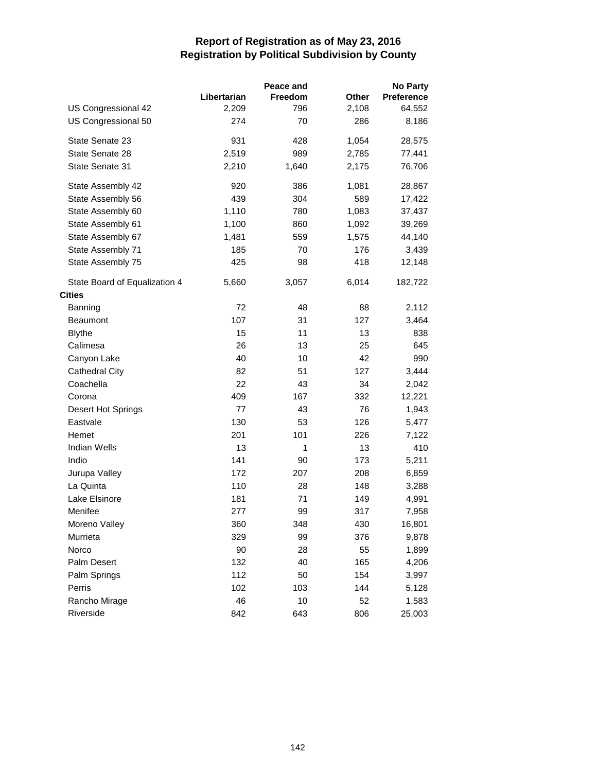# Report of Registration as of May 23, 2016
## Registration by Political Subdivision by County

| | Libertarian | Peace and Freedom | Other | No Party Preference |
|---|---|---|---|---|
| US Congressional 42 | 2,209 | 796 | 2,108 | 64,552 |
| US Congressional 50 | 274 | 70 | 286 | 8,186 |
| State Senate 23 | 931 | 428 | 1,054 | 28,575 |
| State Senate 28 | 2,519 | 989 | 2,785 | 77,441 |
| State Senate 31 | 2,210 | 1,640 | 2,175 | 76,706 |
| State Assembly 42 | 920 | 386 | 1,081 | 28,867 |
| State Assembly 56 | 439 | 304 | 589 | 17,422 |
| State Assembly 60 | 1,110 | 780 | 1,083 | 37,437 |
| State Assembly 61 | 1,100 | 860 | 1,092 | 39,269 |
| State Assembly 67 | 1,481 | 559 | 1,575 | 44,140 |
| State Assembly 71 | 185 | 70 | 176 | 3,439 |
| State Assembly 75 | 425 | 98 | 418 | 12,148 |
| State Board of Equalization 4 | 5,660 | 3,057 | 6,014 | 182,722 |
| **Cities** | | | | |
| Banning | 72 | 48 | 88 | 2,112 |
| Beaumont | 107 | 31 | 127 | 3,464 |
| Blythe | 15 | 11 | 13 | 838 |
| Calimesa | 26 | 13 | 25 | 645 |
| Canyon Lake | 40 | 10 | 42 | 990 |
| Cathedral City | 82 | 51 | 127 | 3,444 |
| Coachella | 22 | 43 | 34 | 2,042 |
| Corona | 409 | 167 | 332 | 12,221 |
| Desert Hot Springs | 77 | 43 | 76 | 1,943 |
| Eastvale | 130 | 53 | 126 | 5,477 |
| Hemet | 201 | 101 | 226 | 7,122 |
| Indian Wells | 13 | 1 | 13 | 410 |
| Indio | 141 | 90 | 173 | 5,211 |
| Jurupa Valley | 172 | 207 | 208 | 6,859 |
| La Quinta | 110 | 28 | 148 | 3,288 |
| Lake Elsinore | 181 | 71 | 149 | 4,991 |
| Menifee | 277 | 99 | 317 | 7,958 |
| Moreno Valley | 360 | 348 | 430 | 16,801 |
| Murrieta | 329 | 99 | 376 | 9,878 |
| Norco | 90 | 28 | 55 | 1,899 |
| Palm Desert | 132 | 40 | 165 | 4,206 |
| Palm Springs | 112 | 50 | 154 | 3,997 |
| Perris | 102 | 103 | 144 | 5,128 |
| Rancho Mirage | 46 | 10 | 52 | 1,583 |
| Riverside | 842 | 643 | 806 | 25,003 |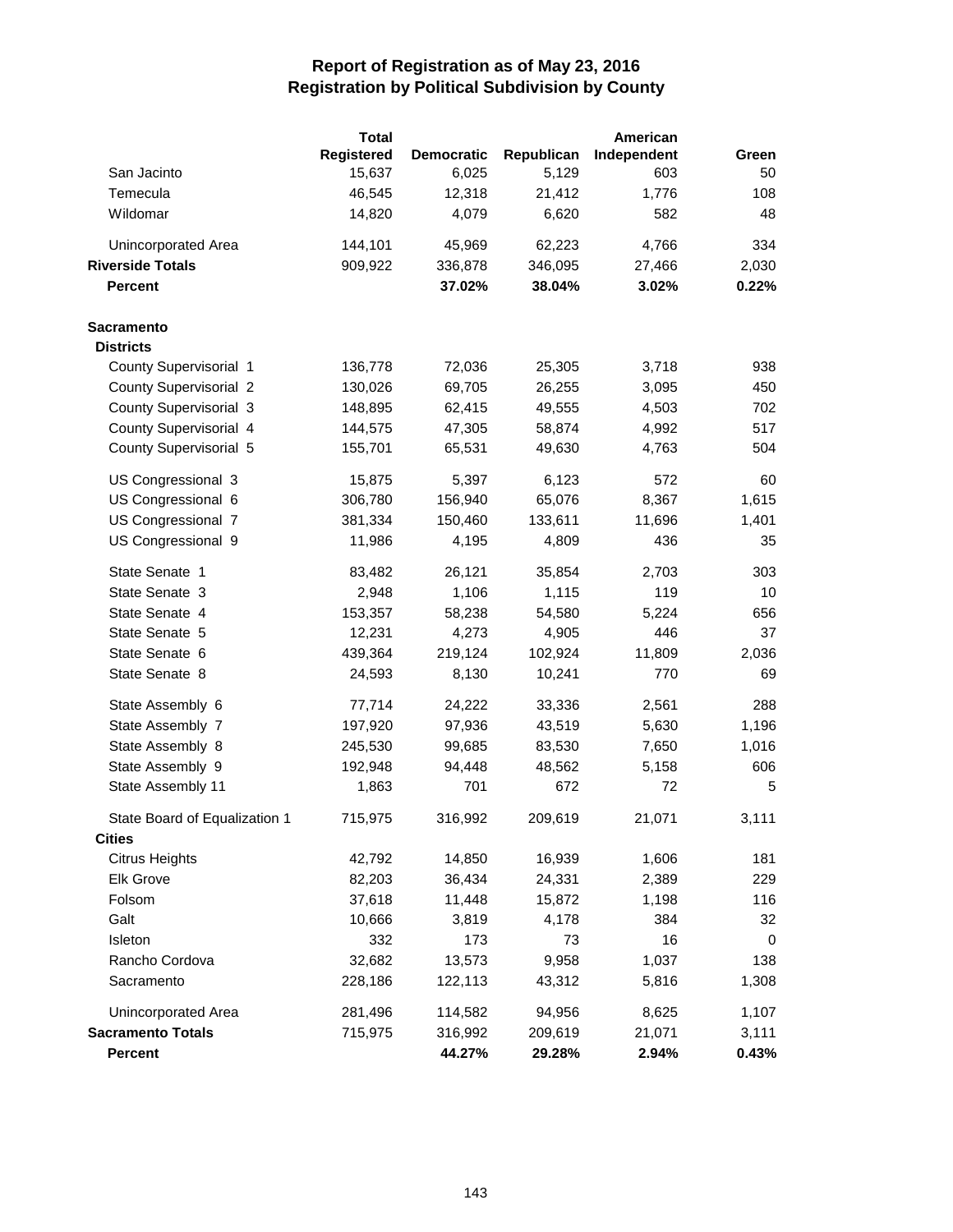# Report of Registration as of May 23, 2016
## Registration by Political Subdivision by County

| | Total Registered | Democratic | Republican | American Independent | Green |
|---|---|---|---|---|---|
| San Jacinto | 15,637 | 6,025 | 5,129 | 603 | 50 |
| Temecula | 46,545 | 12,318 | 21,412 | 1,776 | 108 |
| Wildomar | 14,820 | 4,079 | 6,620 | 582 | 48 |
| Unincorporated Area | 144,101 | 45,969 | 62,223 | 4,766 | 334 |
| **Riverside Totals** | 909,922 | 336,878 | 346,095 | 27,466 | 2,030 |
| **Percent** | | **37.02%** | **38.04%** | **3.02%** | **0.22%** |
| **Sacramento** | | | | | |
| **Districts** | | | | | |
| County Supervisorial 1 | 136,778 | 72,036 | 25,305 | 3,718 | 938 |
| County Supervisorial 2 | 130,026 | 69,705 | 26,255 | 3,095 | 450 |
| County Supervisorial 3 | 148,895 | 62,415 | 49,555 | 4,503 | 702 |
| County Supervisorial 4 | 144,575 | 47,305 | 58,874 | 4,992 | 517 |
| County Supervisorial 5 | 155,701 | 65,531 | 49,630 | 4,763 | 504 |
| US Congressional 3 | 15,875 | 5,397 | 6,123 | 572 | 60 |
| US Congressional 6 | 306,780 | 156,940 | 65,076 | 8,367 | 1,615 |
| US Congressional 7 | 381,334 | 150,460 | 133,611 | 11,696 | 1,401 |
| US Congressional 9 | 11,986 | 4,195 | 4,809 | 436 | 35 |
| State Senate 1 | 83,482 | 26,121 | 35,854 | 2,703 | 303 |
| State Senate 3 | 2,948 | 1,106 | 1,115 | 119 | 10 |
| State Senate 4 | 153,357 | 58,238 | 54,580 | 5,224 | 656 |
| State Senate 5 | 12,231 | 4,273 | 4,905 | 446 | 37 |
| State Senate 6 | 439,364 | 219,124 | 102,924 | 11,809 | 2,036 |
| State Senate 8 | 24,593 | 8,130 | 10,241 | 770 | 69 |
| State Assembly 6 | 77,714 | 24,222 | 33,336 | 2,561 | 288 |
| State Assembly 7 | 197,920 | 97,936 | 43,519 | 5,630 | 1,196 |
| State Assembly 8 | 245,530 | 99,685 | 83,530 | 7,650 | 1,016 |
| State Assembly 9 | 192,948 | 94,448 | 48,562 | 5,158 | 606 |
| State Assembly 11 | 1,863 | 701 | 672 | 72 | 5 |
| State Board of Equalization 1 | 715,975 | 316,992 | 209,619 | 21,071 | 3,111 |
| **Cities** | | | | | |
| Citrus Heights | 42,792 | 14,850 | 16,939 | 1,606 | 181 |
| Elk Grove | 82,203 | 36,434 | 24,331 | 2,389 | 229 |
| Folsom | 37,618 | 11,448 | 15,872 | 1,198 | 116 |
| Galt | 10,666 | 3,819 | 4,178 | 384 | 32 |
| Isleton | 332 | 173 | 73 | 16 | 0 |
| Rancho Cordova | 32,682 | 13,573 | 9,958 | 1,037 | 138 |
| Sacramento | 228,186 | 122,113 | 43,312 | 5,816 | 1,308 |
| Unincorporated Area | 281,496 | 114,582 | 94,956 | 8,625 | 1,107 |
| **Sacramento Totals** | 715,975 | 316,992 | 209,619 | 21,071 | 3,111 |
| **Percent** | | **44.27%** | **29.28%** | **2.94%** | **0.43%** |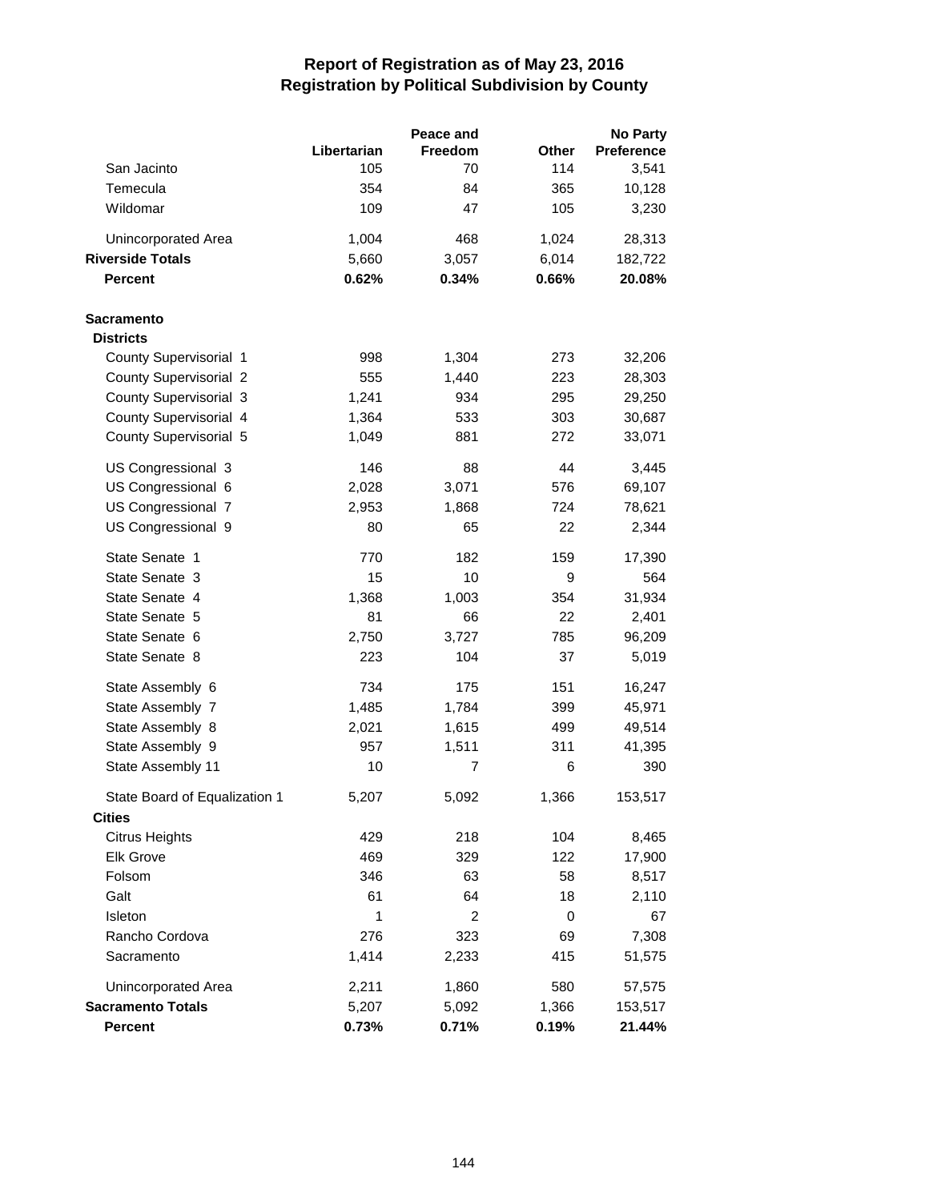# Report of Registration as of May 23, 2016
## Registration by Political Subdivision by County

| | Libertarian | Peace and Freedom | Other | No Party Preference |
|---|---|---|---|---|
| San Jacinto | 105 | 70 | 114 | 3,541 |
| Temecula | 354 | 84 | 365 | 10,128 |
| Wildomar | 109 | 47 | 105 | 3,230 |
| Unincorporated Area | 1,004 | 468 | 1,024 | 28,313 |
| **Riverside Totals** | 5,660 | 3,057 | 6,014 | 182,722 |
| **Percent** | **0.62%** | **0.34%** | **0.66%** | **20.08%** |
| **Sacramento** | | | | |
| **Districts** | | | | |
| County Supervisorial 1 | 998 | 1,304 | 273 | 32,206 |
| County Supervisorial 2 | 555 | 1,440 | 223 | 28,303 |
| County Supervisorial 3 | 1,241 | 934 | 295 | 29,250 |
| County Supervisorial 4 | 1,364 | 533 | 303 | 30,687 |
| County Supervisorial 5 | 1,049 | 881 | 272 | 33,071 |
| US Congressional 3 | 146 | 88 | 44 | 3,445 |
| US Congressional 6 | 2,028 | 3,071 | 576 | 69,107 |
| US Congressional 7 | 2,953 | 1,868 | 724 | 78,621 |
| US Congressional 9 | 80 | 65 | 22 | 2,344 |
| State Senate 1 | 770 | 182 | 159 | 17,390 |
| State Senate 3 | 15 | 10 | 9 | 564 |
| State Senate 4 | 1,368 | 1,003 | 354 | 31,934 |
| State Senate 5 | 81 | 66 | 22 | 2,401 |
| State Senate 6 | 2,750 | 3,727 | 785 | 96,209 |
| State Senate 8 | 223 | 104 | 37 | 5,019 |
| State Assembly 6 | 734 | 175 | 151 | 16,247 |
| State Assembly 7 | 1,485 | 1,784 | 399 | 45,971 |
| State Assembly 8 | 2,021 | 1,615 | 499 | 49,514 |
| State Assembly 9 | 957 | 1,511 | 311 | 41,395 |
| State Assembly 11 | 10 | 7 | 6 | 390 |
| State Board of Equalization 1 | 5,207 | 5,092 | 1,366 | 153,517 |
| **Cities** | | | | |
| Citrus Heights | 429 | 218 | 104 | 8,465 |
| Elk Grove | 469 | 329 | 122 | 17,900 |
| Folsom | 346 | 63 | 58 | 8,517 |
| Galt | 61 | 64 | 18 | 2,110 |
| Isleton | 1 | 2 | 0 | 67 |
| Rancho Cordova | 276 | 323 | 69 | 7,308 |
| Sacramento | 1,414 | 2,233 | 415 | 51,575 |
| Unincorporated Area | 2,211 | 1,860 | 580 | 57,575 |
| **Sacramento Totals** | 5,207 | 5,092 | 1,366 | 153,517 |
| **Percent** | **0.73%** | **0.71%** | **0.19%** | **21.44%** |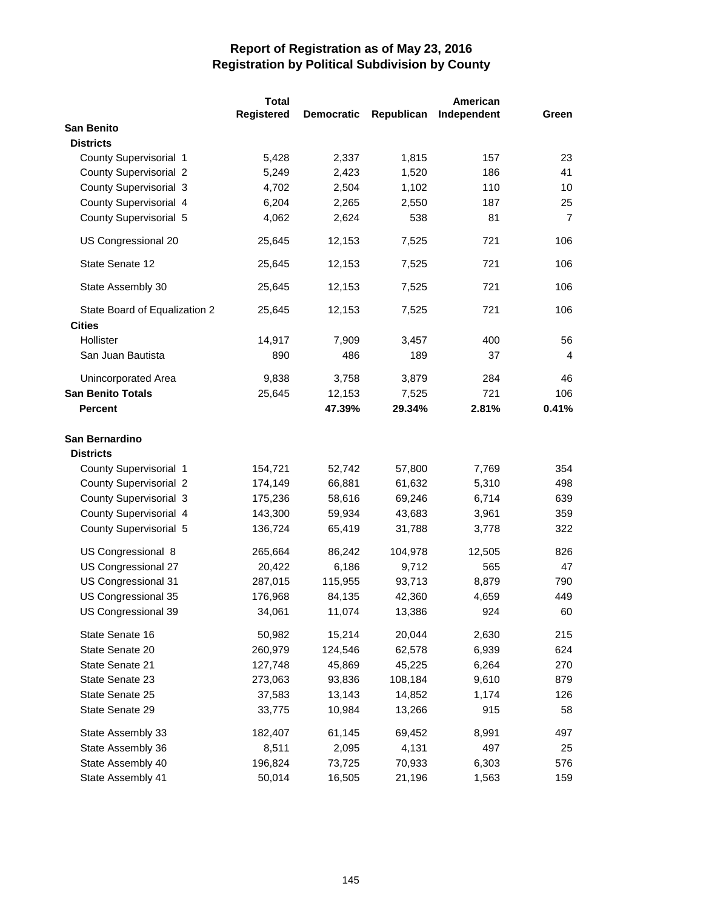# Report of Registration as of May 23, 2016
## Registration by Political Subdivision by County

| | Total Registered | Democratic | Republican | American Independent | Green |
|---|---|---|---|---|---|
| **San Benito** | | | | | |
| **Districts** | | | | | |
| County Supervisorial 1 | 5,428 | 2,337 | 1,815 | 157 | 23 |
| County Supervisorial 2 | 5,249 | 2,423 | 1,520 | 186 | 41 |
| County Supervisorial 3 | 4,702 | 2,504 | 1,102 | 110 | 10 |
| County Supervisorial 4 | 6,204 | 2,265 | 2,550 | 187 | 25 |
| County Supervisorial 5 | 4,062 | 2,624 | 538 | 81 | 7 |
| US Congressional 20 | 25,645 | 12,153 | 7,525 | 721 | 106 |
| State Senate 12 | 25,645 | 12,153 | 7,525 | 721 | 106 |
| State Assembly 30 | 25,645 | 12,153 | 7,525 | 721 | 106 |
| State Board of Equalization 2 | 25,645 | 12,153 | 7,525 | 721 | 106 |
| **Cities** | | | | | |
| Hollister | 14,917 | 7,909 | 3,457 | 400 | 56 |
| San Juan Bautista | 890 | 486 | 189 | 37 | 4 |
| Unincorporated Area | 9,838 | 3,758 | 3,879 | 284 | 46 |
| **San Benito Totals** | 25,645 | 12,153 | 7,525 | 721 | 106 |
| **Percent** | | **47.39%** | **29.34%** | **2.81%** | **0.41%** |
| **San Bernardino** | | | | | |
| **Districts** | | | | | |
| County Supervisorial 1 | 154,721 | 52,742 | 57,800 | 7,769 | 354 |
| County Supervisorial 2 | 174,149 | 66,881 | 61,632 | 5,310 | 498 |
| County Supervisorial 3 | 175,236 | 58,616 | 69,246 | 6,714 | 639 |
| County Supervisorial 4 | 143,300 | 59,934 | 43,683 | 3,961 | 359 |
| County Supervisorial 5 | 136,724 | 65,419 | 31,788 | 3,778 | 322 |
| US Congressional 8 | 265,664 | 86,242 | 104,978 | 12,505 | 826 |
| US Congressional 27 | 20,422 | 6,186 | 9,712 | 565 | 47 |
| US Congressional 31 | 287,015 | 115,955 | 93,713 | 8,879 | 790 |
| US Congressional 35 | 176,968 | 84,135 | 42,360 | 4,659 | 449 |
| US Congressional 39 | 34,061 | 11,074 | 13,386 | 924 | 60 |
| State Senate 16 | 50,982 | 15,214 | 20,044 | 2,630 | 215 |
| State Senate 20 | 260,979 | 124,546 | 62,578 | 6,939 | 624 |
| State Senate 21 | 127,748 | 45,869 | 45,225 | 6,264 | 270 |
| State Senate 23 | 273,063 | 93,836 | 108,184 | 9,610 | 879 |
| State Senate 25 | 37,583 | 13,143 | 14,852 | 1,174 | 126 |
| State Senate 29 | 33,775 | 10,984 | 13,266 | 915 | 58 |
| State Assembly 33 | 182,407 | 61,145 | 69,452 | 8,991 | 497 |
| State Assembly 36 | 8,511 | 2,095 | 4,131 | 497 | 25 |
| State Assembly 40 | 196,824 | 73,725 | 70,933 | 6,303 | 576 |
| State Assembly 41 | 50,014 | 16,505 | 21,196 | 1,563 | 159 |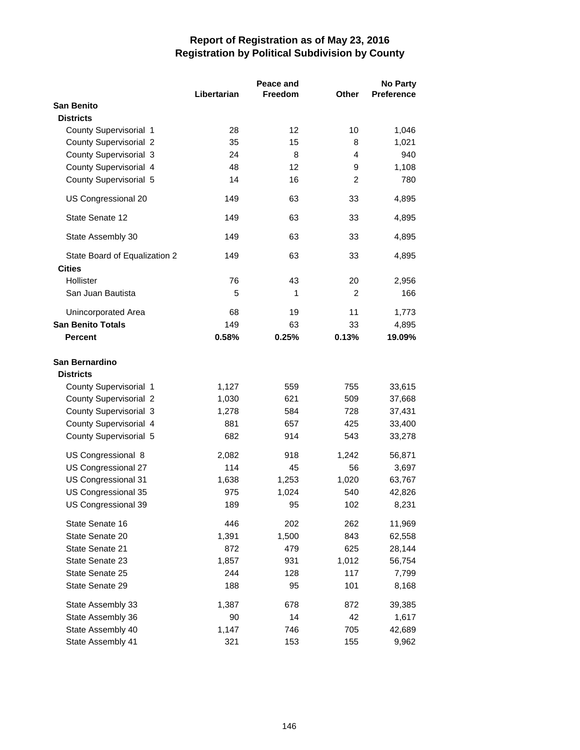# Report of Registration as of May 23, 2016
## Registration by Political Subdivision by County

| | Libertarian | Peace and Freedom | Other | No Party Preference |
|---|---|---|---|---|
| **San Benito** | | | | |
| **Districts** | | | | |
| County Supervisorial 1 | 28 | 12 | 10 | 1,046 |
| County Supervisorial 2 | 35 | 15 | 8 | 1,021 |
| County Supervisorial 3 | 24 | 8 | 4 | 940 |
| County Supervisorial 4 | 48 | 12 | 9 | 1,108 |
| County Supervisorial 5 | 14 | 16 | 2 | 780 |
| US Congressional 20 | 149 | 63 | 33 | 4,895 |
| State Senate 12 | 149 | 63 | 33 | 4,895 |
| State Assembly 30 | 149 | 63 | 33 | 4,895 |
| State Board of Equalization 2 | 149 | 63 | 33 | 4,895 |
| **Cities** | | | | |
| Hollister | 76 | 43 | 20 | 2,956 |
| San Juan Bautista | 5 | 1 | 2 | 166 |
| Unincorporated Area | 68 | 19 | 11 | 1,773 |
| **San Benito Totals** | 149 | 63 | 33 | 4,895 |
| **Percent** | **0.58%** | **0.25%** | **0.13%** | **19.09%** |
| **San Bernardino** | | | | |
| **Districts** | | | | |
| County Supervisorial 1 | 1,127 | 559 | 755 | 33,615 |
| County Supervisorial 2 | 1,030 | 621 | 509 | 37,668 |
| County Supervisorial 3 | 1,278 | 584 | 728 | 37,431 |
| County Supervisorial 4 | 881 | 657 | 425 | 33,400 |
| County Supervisorial 5 | 682 | 914 | 543 | 33,278 |
| US Congressional 8 | 2,082 | 918 | 1,242 | 56,871 |
| US Congressional 27 | 114 | 45 | 56 | 3,697 |
| US Congressional 31 | 1,638 | 1,253 | 1,020 | 63,767 |
| US Congressional 35 | 975 | 1,024 | 540 | 42,826 |
| US Congressional 39 | 189 | 95 | 102 | 8,231 |
| State Senate 16 | 446 | 202 | 262 | 11,969 |
| State Senate 20 | 1,391 | 1,500 | 843 | 62,558 |
| State Senate 21 | 872 | 479 | 625 | 28,144 |
| State Senate 23 | 1,857 | 931 | 1,012 | 56,754 |
| State Senate 25 | 244 | 128 | 117 | 7,799 |
| State Senate 29 | 188 | 95 | 101 | 8,168 |
| State Assembly 33 | 1,387 | 678 | 872 | 39,385 |
| State Assembly 36 | 90 | 14 | 42 | 1,617 |
| State Assembly 40 | 1,147 | 746 | 705 | 42,689 |
| State Assembly 41 | 321 | 153 | 155 | 9,962 |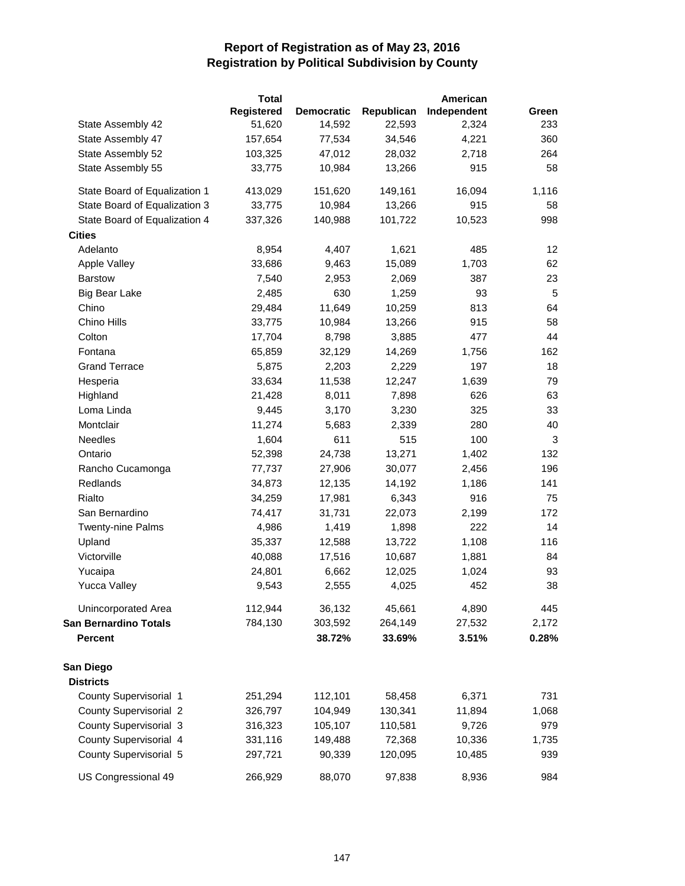# Report of Registration as of May 23, 2016
## Registration by Political Subdivision by County

| | Total Registered | Democratic | Republican | American Independent | Green |
|---|---|---|---|---|---|
| State Assembly 42 | 51,620 | 14,592 | 22,593 | 2,324 | 233 |
| State Assembly 47 | 157,654 | 77,534 | 34,546 | 4,221 | 360 |
| State Assembly 52 | 103,325 | 47,012 | 28,032 | 2,718 | 264 |
| State Assembly 55 | 33,775 | 10,984 | 13,266 | 915 | 58 |
| State Board of Equalization 1 | 413,029 | 151,620 | 149,161 | 16,094 | 1,116 |
| State Board of Equalization 3 | 33,775 | 10,984 | 13,266 | 915 | 58 |
| State Board of Equalization 4 | 337,326 | 140,988 | 101,722 | 10,523 | 998 |
| **Cities** | | | | | |
| Adelanto | 8,954 | 4,407 | 1,621 | 485 | 12 |
| Apple Valley | 33,686 | 9,463 | 15,089 | 1,703 | 62 |
| Barstow | 7,540 | 2,953 | 2,069 | 387 | 23 |
| Big Bear Lake | 2,485 | 630 | 1,259 | 93 | 5 |
| Chino | 29,484 | 11,649 | 10,259 | 813 | 64 |
| Chino Hills | 33,775 | 10,984 | 13,266 | 915 | 58 |
| Colton | 17,704 | 8,798 | 3,885 | 477 | 44 |
| Fontana | 65,859 | 32,129 | 14,269 | 1,756 | 162 |
| Grand Terrace | 5,875 | 2,203 | 2,229 | 197 | 18 |
| Hesperia | 33,634 | 11,538 | 12,247 | 1,639 | 79 |
| Highland | 21,428 | 8,011 | 7,898 | 626 | 63 |
| Loma Linda | 9,445 | 3,170 | 3,230 | 325 | 33 |
| Montclair | 11,274 | 5,683 | 2,339 | 280 | 40 |
| Needles | 1,604 | 611 | 515 | 100 | 3 |
| Ontario | 52,398 | 24,738 | 13,271 | 1,402 | 132 |
| Rancho Cucamonga | 77,737 | 27,906 | 30,077 | 2,456 | 196 |
| Redlands | 34,873 | 12,135 | 14,192 | 1,186 | 141 |
| Rialto | 34,259 | 17,981 | 6,343 | 916 | 75 |
| San Bernardino | 74,417 | 31,731 | 22,073 | 2,199 | 172 |
| Twenty-nine Palms | 4,986 | 1,419 | 1,898 | 222 | 14 |
| Upland | 35,337 | 12,588 | 13,722 | 1,108 | 116 |
| Victorville | 40,088 | 17,516 | 10,687 | 1,881 | 84 |
| Yucaipa | 24,801 | 6,662 | 12,025 | 1,024 | 93 |
| Yucca Valley | 9,543 | 2,555 | 4,025 | 452 | 38 |
| Unincorporated Area | 112,944 | 36,132 | 45,661 | 4,890 | 445 |
| **San Bernardino Totals** | 784,130 | 303,592 | 264,149 | 27,532 | 2,172 |
| **Percent** | | **38.72%** | **33.69%** | **3.51%** | **0.28%** |
| **San Diego** | | | | | |
| **Districts** | | | | | |
| County Supervisorial 1 | 251,294 | 112,101 | 58,458 | 6,371 | 731 |
| County Supervisorial 2 | 326,797 | 104,949 | 130,341 | 11,894 | 1,068 |
| County Supervisorial 3 | 316,323 | 105,107 | 110,581 | 9,726 | 979 |
| County Supervisorial 4 | 331,116 | 149,488 | 72,368 | 10,336 | 1,735 |
| County Supervisorial 5 | 297,721 | 90,339 | 120,095 | 10,485 | 939 |
| US Congressional 49 | 266,929 | 88,070 | 97,838 | 8,936 | 984 |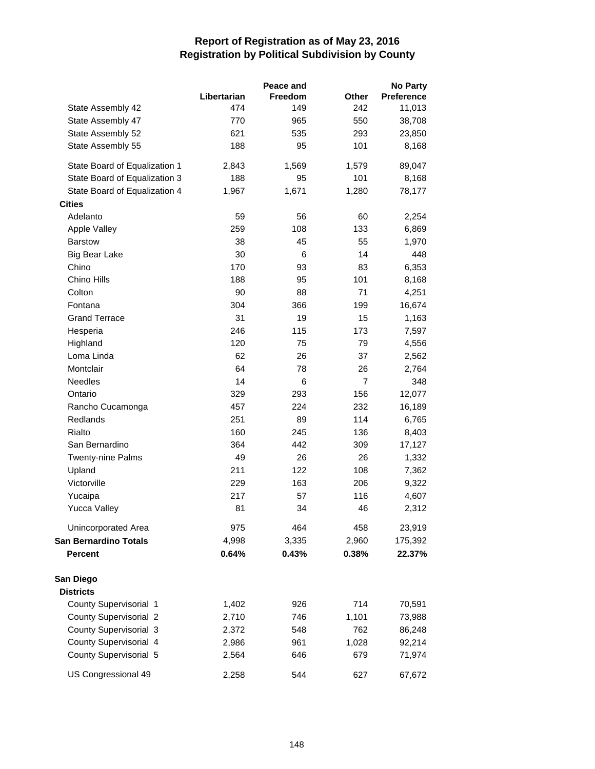# Report of Registration as of May 23, 2016
## Registration by Political Subdivision by County

| | Libertarian | Peace and Freedom | Other | No Party Preference |
|---|---|---|---|---|
| State Assembly 42 | 474 | 149 | 242 | 11,013 |
| State Assembly 47 | 770 | 965 | 550 | 38,708 |
| State Assembly 52 | 621 | 535 | 293 | 23,850 |
| State Assembly 55 | 188 | 95 | 101 | 8,168 |
| State Board of Equalization 1 | 2,843 | 1,569 | 1,579 | 89,047 |
| State Board of Equalization 3 | 188 | 95 | 101 | 8,168 |
| State Board of Equalization 4 | 1,967 | 1,671 | 1,280 | 78,177 |
| **Cities** | | | | |
| Adelanto | 59 | 56 | 60 | 2,254 |
| Apple Valley | 259 | 108 | 133 | 6,869 |
| Barstow | 38 | 45 | 55 | 1,970 |
| Big Bear Lake | 30 | 6 | 14 | 448 |
| Chino | 170 | 93 | 83 | 6,353 |
| Chino Hills | 188 | 95 | 101 | 8,168 |
| Colton | 90 | 88 | 71 | 4,251 |
| Fontana | 304 | 366 | 199 | 16,674 |
| Grand Terrace | 31 | 19 | 15 | 1,163 |
| Hesperia | 246 | 115 | 173 | 7,597 |
| Highland | 120 | 75 | 79 | 4,556 |
| Loma Linda | 62 | 26 | 37 | 2,562 |
| Montclair | 64 | 78 | 26 | 2,764 |
| Needles | 14 | 6 | 7 | 348 |
| Ontario | 329 | 293 | 156 | 12,077 |
| Rancho Cucamonga | 457 | 224 | 232 | 16,189 |
| Redlands | 251 | 89 | 114 | 6,765 |
| Rialto | 160 | 245 | 136 | 8,403 |
| San Bernardino | 364 | 442 | 309 | 17,127 |
| Twenty-nine Palms | 49 | 26 | 26 | 1,332 |
| Upland | 211 | 122 | 108 | 7,362 |
| Victorville | 229 | 163 | 206 | 9,322 |
| Yucaipa | 217 | 57 | 116 | 4,607 |
| Yucca Valley | 81 | 34 | 46 | 2,312 |
| Unincorporated Area | 975 | 464 | 458 | 23,919 |
| **San Bernardino Totals** | 4,998 | 3,335 | 2,960 | 175,392 |
| **Percent** | **0.64%** | **0.43%** | **0.38%** | **22.37%** |
| **San Diego** | | | | |
| **Districts** | | | | |
| County Supervisorial 1 | 1,402 | 926 | 714 | 70,591 |
| County Supervisorial 2 | 2,710 | 746 | 1,101 | 73,988 |
| County Supervisorial 3 | 2,372 | 548 | 762 | 86,248 |
| County Supervisorial 4 | 2,986 | 961 | 1,028 | 92,214 |
| County Supervisorial 5 | 2,564 | 646 | 679 | 71,974 |
| US Congressional 49 | 2,258 | 544 | 627 | 67,672 |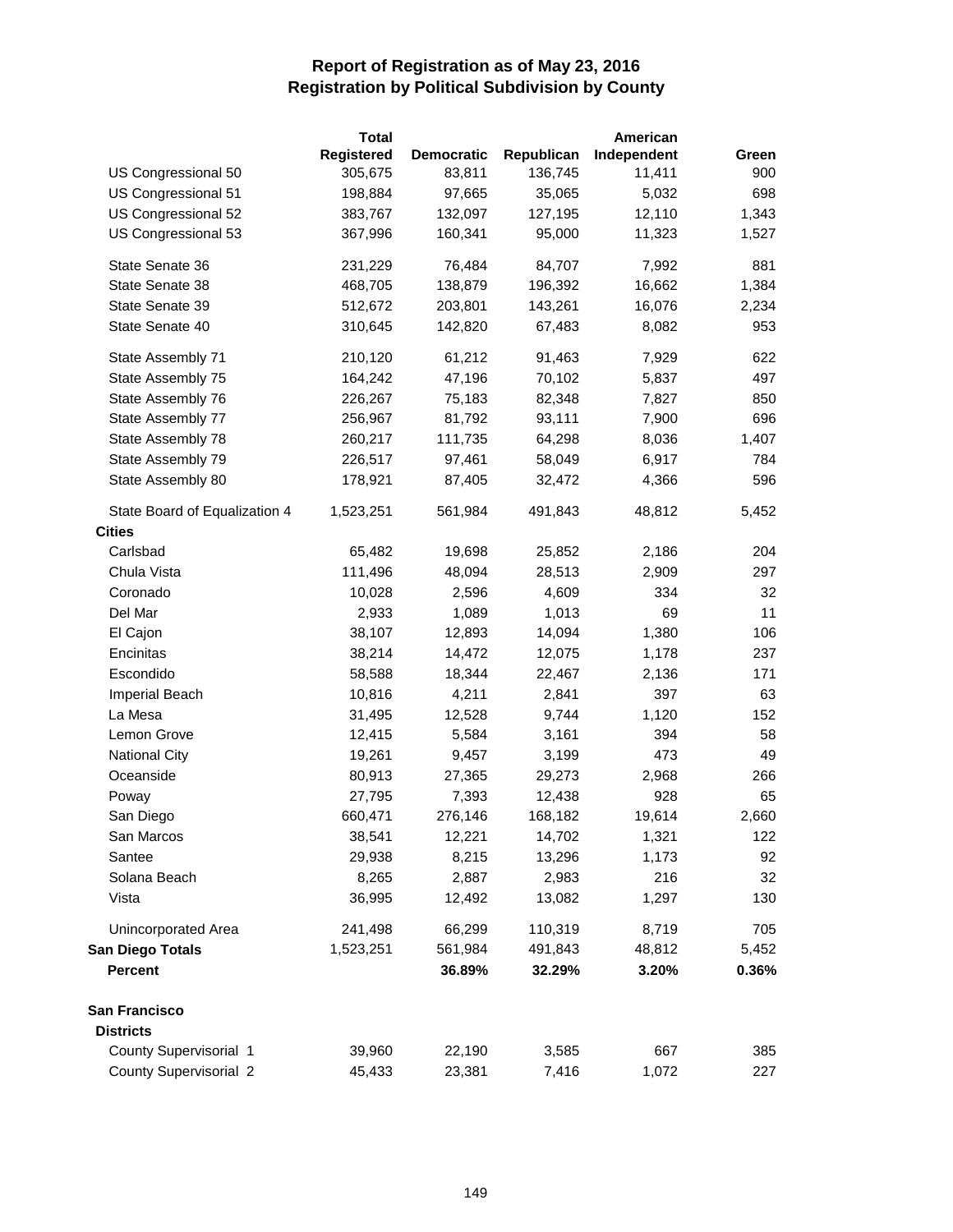# Report of Registration as of May 23, 2016
## Registration by Political Subdivision by County

| | Total Registered | Democratic | Republican | American Independent | Green |
|---|---|---|---|---|---|
| US Congressional 50 | 305,675 | 83,811 | 136,745 | 11,411 | 900 |
| US Congressional 51 | 198,884 | 97,665 | 35,065 | 5,032 | 698 |
| US Congressional 52 | 383,767 | 132,097 | 127,195 | 12,110 | 1,343 |
| US Congressional 53 | 367,996 | 160,341 | 95,000 | 11,323 | 1,527 |
| State Senate 36 | 231,229 | 76,484 | 84,707 | 7,992 | 881 |
| State Senate 38 | 468,705 | 138,879 | 196,392 | 16,662 | 1,384 |
| State Senate 39 | 512,672 | 203,801 | 143,261 | 16,076 | 2,234 |
| State Senate 40 | 310,645 | 142,820 | 67,483 | 8,082 | 953 |
| State Assembly 71 | 210,120 | 61,212 | 91,463 | 7,929 | 622 |
| State Assembly 75 | 164,242 | 47,196 | 70,102 | 5,837 | 497 |
| State Assembly 76 | 226,267 | 75,183 | 82,348 | 7,827 | 850 |
| State Assembly 77 | 256,967 | 81,792 | 93,111 | 7,900 | 696 |
| State Assembly 78 | 260,217 | 111,735 | 64,298 | 8,036 | 1,407 |
| State Assembly 79 | 226,517 | 97,461 | 58,049 | 6,917 | 784 |
| State Assembly 80 | 178,921 | 87,405 | 32,472 | 4,366 | 596 |
| State Board of Equalization 4 | 1,523,251 | 561,984 | 491,843 | 48,812 | 5,452 |
| **Cities** | | | | | |
| Carlsbad | 65,482 | 19,698 | 25,852 | 2,186 | 204 |
| Chula Vista | 111,496 | 48,094 | 28,513 | 2,909 | 297 |
| Coronado | 10,028 | 2,596 | 4,609 | 334 | 32 |
| Del Mar | 2,933 | 1,089 | 1,013 | 69 | 11 |
| El Cajon | 38,107 | 12,893 | 14,094 | 1,380 | 106 |
| Encinitas | 38,214 | 14,472 | 12,075 | 1,178 | 237 |
| Escondido | 58,588 | 18,344 | 22,467 | 2,136 | 171 |
| Imperial Beach | 10,816 | 4,211 | 2,841 | 397 | 63 |
| La Mesa | 31,495 | 12,528 | 9,744 | 1,120 | 152 |
| Lemon Grove | 12,415 | 5,584 | 3,161 | 394 | 58 |
| National City | 19,261 | 9,457 | 3,199 | 473 | 49 |
| Oceanside | 80,913 | 27,365 | 29,273 | 2,968 | 266 |
| Poway | 27,795 | 7,393 | 12,438 | 928 | 65 |
| San Diego | 660,471 | 276,146 | 168,182 | 19,614 | 2,660 |
| San Marcos | 38,541 | 12,221 | 14,702 | 1,321 | 122 |
| Santee | 29,938 | 8,215 | 13,296 | 1,173 | 92 |
| Solana Beach | 8,265 | 2,887 | 2,983 | 216 | 32 |
| Vista | 36,995 | 12,492 | 13,082 | 1,297 | 130 |
| Unincorporated Area | 241,498 | 66,299 | 110,319 | 8,719 | 705 |
| **San Diego Totals** | 1,523,251 | 561,984 | 491,843 | 48,812 | 5,452 |
| **Percent** | | **36.89%** | **32.29%** | **3.20%** | **0.36%** |
| **San Francisco** | | | | | |
| **Districts** | | | | | |
| County Supervisorial 1 | 39,960 | 22,190 | 3,585 | 667 | 385 |
| County Supervisorial 2 | 45,433 | 23,381 | 7,416 | 1,072 | 227 |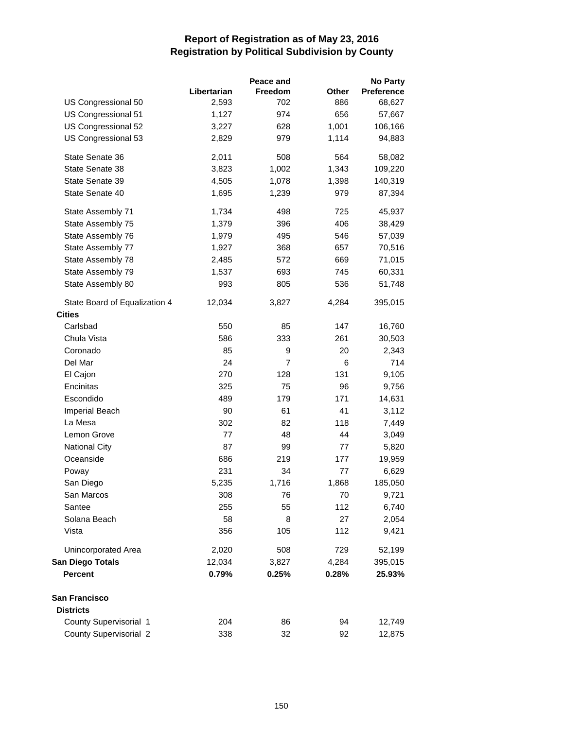# Report of Registration as of May 23, 2016
## Registration by Political Subdivision by County

| | Libertarian | Peace and Freedom | Other | No Party Preference |
|---|---|---|---|---|
| US Congressional 50 | 2,593 | 702 | 886 | 68,627 |
| US Congressional 51 | 1,127 | 974 | 656 | 57,667 |
| US Congressional 52 | 3,227 | 628 | 1,001 | 106,166 |
| US Congressional 53 | 2,829 | 979 | 1,114 | 94,883 |
| State Senate 36 | 2,011 | 508 | 564 | 58,082 |
| State Senate 38 | 3,823 | 1,002 | 1,343 | 109,220 |
| State Senate 39 | 4,505 | 1,078 | 1,398 | 140,319 |
| State Senate 40 | 1,695 | 1,239 | 979 | 87,394 |
| State Assembly 71 | 1,734 | 498 | 725 | 45,937 |
| State Assembly 75 | 1,379 | 396 | 406 | 38,429 |
| State Assembly 76 | 1,979 | 495 | 546 | 57,039 |
| State Assembly 77 | 1,927 | 368 | 657 | 70,516 |
| State Assembly 78 | 2,485 | 572 | 669 | 71,015 |
| State Assembly 79 | 1,537 | 693 | 745 | 60,331 |
| State Assembly 80 | 993 | 805 | 536 | 51,748 |
| State Board of Equalization 4 | 12,034 | 3,827 | 4,284 | 395,015 |
| **Cities** | | | | |
| Carlsbad | 550 | 85 | 147 | 16,760 |
| Chula Vista | 586 | 333 | 261 | 30,503 |
| Coronado | 85 | 9 | 20 | 2,343 |
| Del Mar | 24 | 7 | 6 | 714 |
| El Cajon | 270 | 128 | 131 | 9,105 |
| Encinitas | 325 | 75 | 96 | 9,756 |
| Escondido | 489 | 179 | 171 | 14,631 |
| Imperial Beach | 90 | 61 | 41 | 3,112 |
| La Mesa | 302 | 82 | 118 | 7,449 |
| Lemon Grove | 77 | 48 | 44 | 3,049 |
| National City | 87 | 99 | 77 | 5,820 |
| Oceanside | 686 | 219 | 177 | 19,959 |
| Poway | 231 | 34 | 77 | 6,629 |
| San Diego | 5,235 | 1,716 | 1,868 | 185,050 |
| San Marcos | 308 | 76 | 70 | 9,721 |
| Santee | 255 | 55 | 112 | 6,740 |
| Solana Beach | 58 | 8 | 27 | 2,054 |
| Vista | 356 | 105 | 112 | 9,421 |
| Unincorporated Area | 2,020 | 508 | 729 | 52,199 |
| **San Diego Totals** | 12,034 | 3,827 | 4,284 | 395,015 |
| **Percent** | **0.79%** | **0.25%** | **0.28%** | **25.93%** |
| **San Francisco** | | | | |
| **Districts** | | | | |
| County Supervisorial 1 | 204 | 86 | 94 | 12,749 |
| County Supervisorial 2 | 338 | 32 | 92 | 12,875 |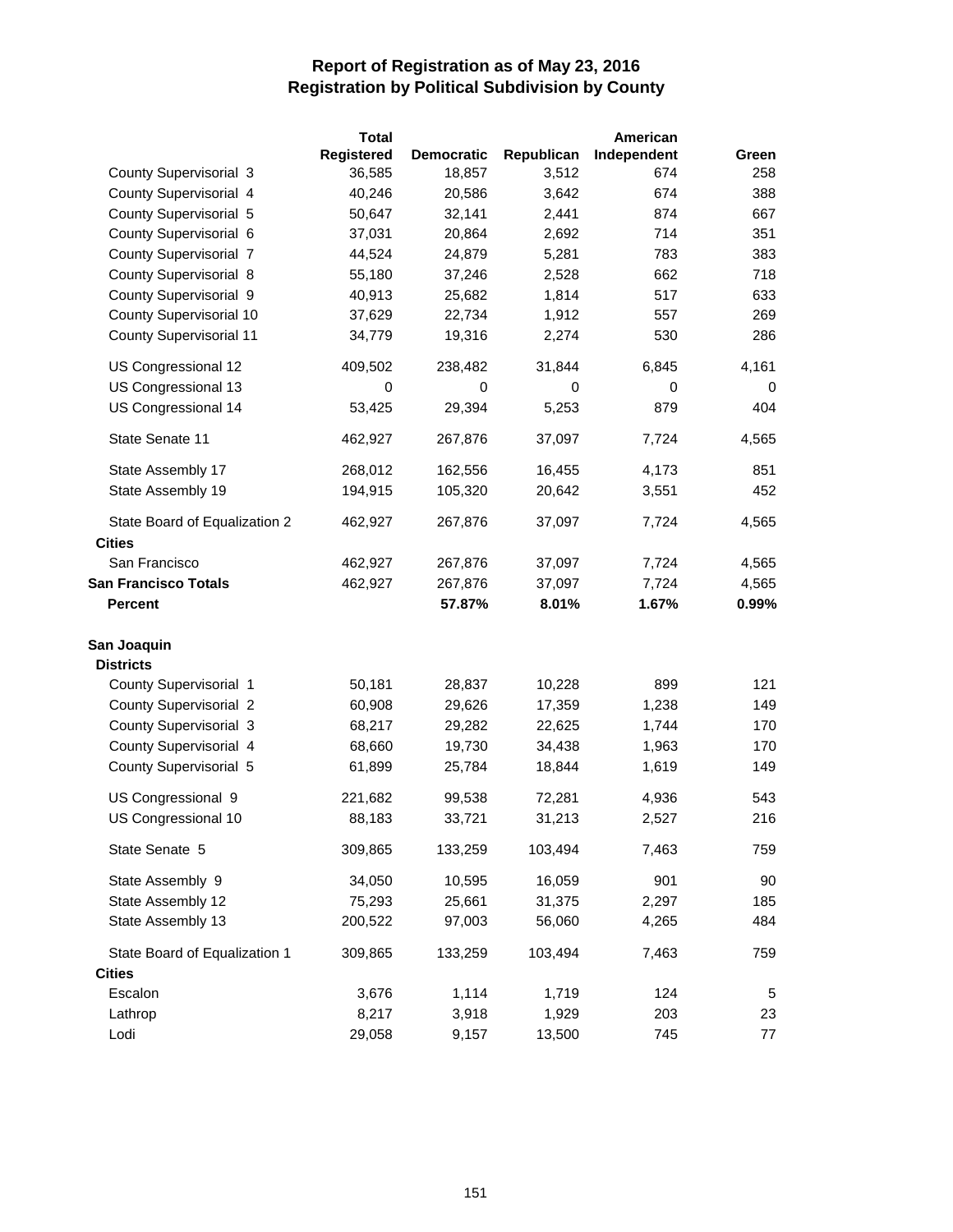# Report of Registration as of May 23, 2016
## Registration by Political Subdivision by County

| | Total Registered | Democratic | Republican | American Independent | Green |
|---|---|---|---|---|---|
| County Supervisorial 3 | 36,585 | 18,857 | 3,512 | 674 | 258 |
| County Supervisorial 4 | 40,246 | 20,586 | 3,642 | 674 | 388 |
| County Supervisorial 5 | 50,647 | 32,141 | 2,441 | 874 | 667 |
| County Supervisorial 6 | 37,031 | 20,864 | 2,692 | 714 | 351 |
| County Supervisorial 7 | 44,524 | 24,879 | 5,281 | 783 | 383 |
| County Supervisorial 8 | 55,180 | 37,246 | 2,528 | 662 | 718 |
| County Supervisorial 9 | 40,913 | 25,682 | 1,814 | 517 | 633 |
| County Supervisorial 10 | 37,629 | 22,734 | 1,912 | 557 | 269 |
| County Supervisorial 11 | 34,779 | 19,316 | 2,274 | 530 | 286 |
| US Congressional 12 | 409,502 | 238,482 | 31,844 | 6,845 | 4,161 |
| US Congressional 13 | 0 | 0 | 0 | 0 | 0 |
| US Congressional 14 | 53,425 | 29,394 | 5,253 | 879 | 404 |
| State Senate 11 | 462,927 | 267,876 | 37,097 | 7,724 | 4,565 |
| State Assembly 17 | 268,012 | 162,556 | 16,455 | 4,173 | 851 |
| State Assembly 19 | 194,915 | 105,320 | 20,642 | 3,551 | 452 |
| State Board of Equalization 2 | 462,927 | 267,876 | 37,097 | 7,724 | 4,565 |
| **Cities** | | | | | |
| San Francisco | 462,927 | 267,876 | 37,097 | 7,724 | 4,565 |
| **San Francisco Totals** | 462,927 | 267,876 | 37,097 | 7,724 | 4,565 |
| **Percent** | | **57.87%** | **8.01%** | **1.67%** | **0.99%** |
| **San Joaquin** | | | | | |
| **Districts** | | | | | |
| County Supervisorial 1 | 50,181 | 28,837 | 10,228 | 899 | 121 |
| County Supervisorial 2 | 60,908 | 29,626 | 17,359 | 1,238 | 149 |
| County Supervisorial 3 | 68,217 | 29,282 | 22,625 | 1,744 | 170 |
| County Supervisorial 4 | 68,660 | 19,730 | 34,438 | 1,963 | 170 |
| County Supervisorial 5 | 61,899 | 25,784 | 18,844 | 1,619 | 149 |
| US Congressional 9 | 221,682 | 99,538 | 72,281 | 4,936 | 543 |
| US Congressional 10 | 88,183 | 33,721 | 31,213 | 2,527 | 216 |
| State Senate 5 | 309,865 | 133,259 | 103,494 | 7,463 | 759 |
| State Assembly 9 | 34,050 | 10,595 | 16,059 | 901 | 90 |
| State Assembly 12 | 75,293 | 25,661 | 31,375 | 2,297 | 185 |
| State Assembly 13 | 200,522 | 97,003 | 56,060 | 4,265 | 484 |
| State Board of Equalization 1 | 309,865 | 133,259 | 103,494 | 7,463 | 759 |
| **Cities** | | | | | |
| Escalon | 3,676 | 1,114 | 1,719 | 124 | 5 |
| Lathrop | 8,217 | 3,918 | 1,929 | 203 | 23 |
| Lodi | 29,058 | 9,157 | 13,500 | 745 | 77 |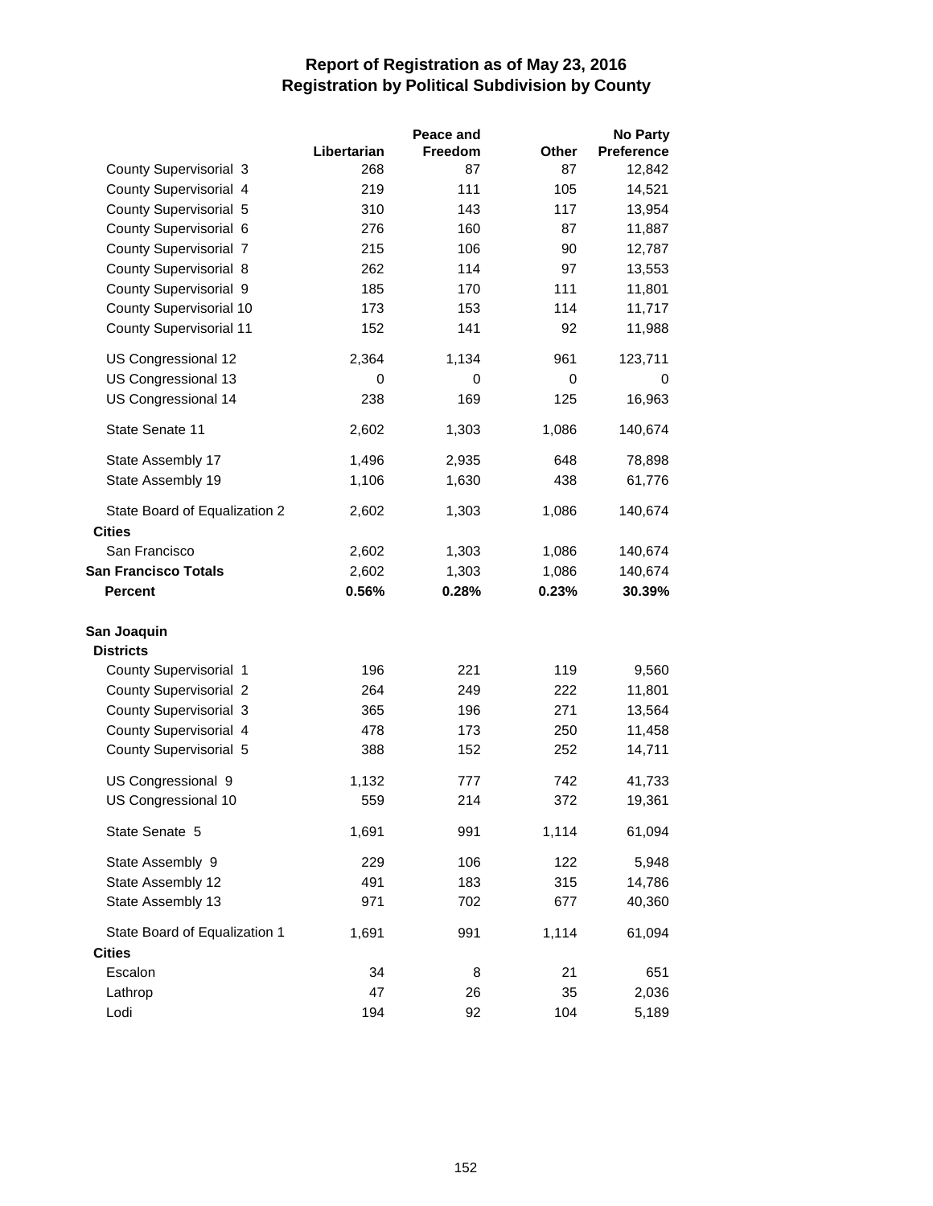# Report of Registration as of May 23, 2016
## Registration by Political Subdivision by County

| | Libertarian | Peace and Freedom | Other | No Party Preference |
|---|---|---|---|---|
| County Supervisorial 3 | 268 | 87 | 87 | 12,842 |
| County Supervisorial 4 | 219 | 111 | 105 | 14,521 |
| County Supervisorial 5 | 310 | 143 | 117 | 13,954 |
| County Supervisorial 6 | 276 | 160 | 87 | 11,887 |
| County Supervisorial 7 | 215 | 106 | 90 | 12,787 |
| County Supervisorial 8 | 262 | 114 | 97 | 13,553 |
| County Supervisorial 9 | 185 | 170 | 111 | 11,801 |
| County Supervisorial 10 | 173 | 153 | 114 | 11,717 |
| County Supervisorial 11 | 152 | 141 | 92 | 11,988 |
| US Congressional 12 | 2,364 | 1,134 | 961 | 123,711 |
| US Congressional 13 | 0 | 0 | 0 | 0 |
| US Congressional 14 | 238 | 169 | 125 | 16,963 |
| State Senate 11 | 2,602 | 1,303 | 1,086 | 140,674 |
| State Assembly 17 | 1,496 | 2,935 | 648 | 78,898 |
| State Assembly 19 | 1,106 | 1,630 | 438 | 61,776 |
| State Board of Equalization 2 | 2,602 | 1,303 | 1,086 | 140,674 |
| **Cities** | | | | |
| San Francisco | 2,602 | 1,303 | 1,086 | 140,674 |
| **San Francisco Totals** | 2,602 | 1,303 | 1,086 | 140,674 |
| **Percent** | **0.56%** | **0.28%** | **0.23%** | **30.39%** |
| **San Joaquin** | | | | |
| **Districts** | | | | |
| County Supervisorial 1 | 196 | 221 | 119 | 9,560 |
| County Supervisorial 2 | 264 | 249 | 222 | 11,801 |
| County Supervisorial 3 | 365 | 196 | 271 | 13,564 |
| County Supervisorial 4 | 478 | 173 | 250 | 11,458 |
| County Supervisorial 5 | 388 | 152 | 252 | 14,711 |
| US Congressional 9 | 1,132 | 777 | 742 | 41,733 |
| US Congressional 10 | 559 | 214 | 372 | 19,361 |
| State Senate 5 | 1,691 | 991 | 1,114 | 61,094 |
| State Assembly 9 | 229 | 106 | 122 | 5,948 |
| State Assembly 12 | 491 | 183 | 315 | 14,786 |
| State Assembly 13 | 971 | 702 | 677 | 40,360 |
| State Board of Equalization 1 | 1,691 | 991 | 1,114 | 61,094 |
| **Cities** | | | | |
| Escalon | 34 | 8 | 21 | 651 |
| Lathrop | 47 | 26 | 35 | 2,036 |
| Lodi | 194 | 92 | 104 | 5,189 |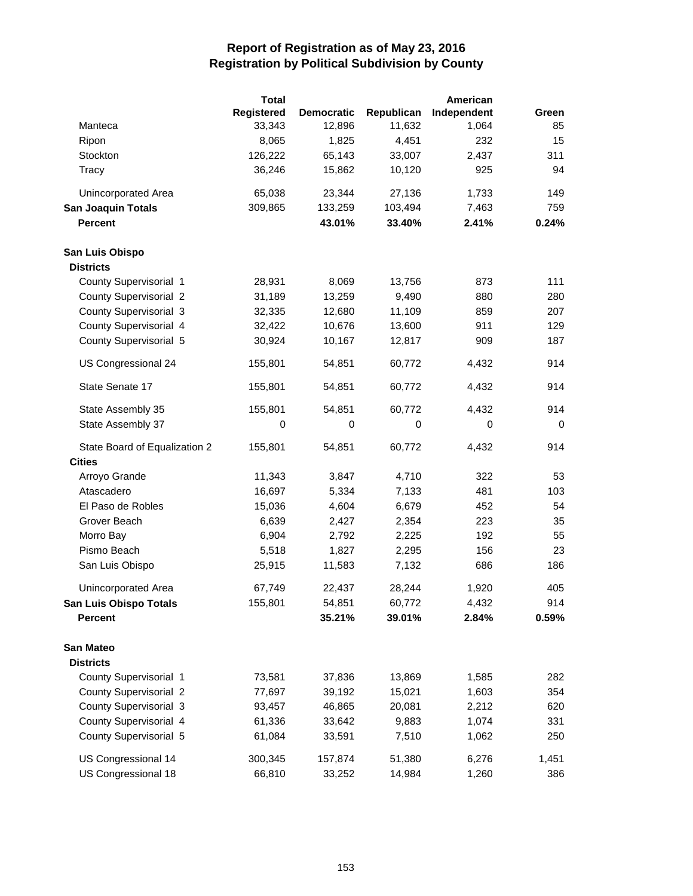# Report of Registration as of May 23, 2016
## Registration by Political Subdivision by County

| | Total Registered | Democratic | Republican | American Independent | Green |
|---|---|---|---|---|---|
| Manteca | 33,343 | 12,896 | 11,632 | 1,064 | 85 |
| Ripon | 8,065 | 1,825 | 4,451 | 232 | 15 |
| Stockton | 126,222 | 65,143 | 33,007 | 2,437 | 311 |
| Tracy | 36,246 | 15,862 | 10,120 | 925 | 94 |
| Unincorporated Area | 65,038 | 23,344 | 27,136 | 1,733 | 149 |
| **San Joaquin Totals** | 309,865 | 133,259 | 103,494 | 7,463 | 759 |
| **Percent** | | **43.01%** | **33.40%** | **2.41%** | **0.24%** |
| **San Luis Obispo** | | | | | |
| **Districts** | | | | | |
| County Supervisorial 1 | 28,931 | 8,069 | 13,756 | 873 | 111 |
| County Supervisorial 2 | 31,189 | 13,259 | 9,490 | 880 | 280 |
| County Supervisorial 3 | 32,335 | 12,680 | 11,109 | 859 | 207 |
| County Supervisorial 4 | 32,422 | 10,676 | 13,600 | 911 | 129 |
| County Supervisorial 5 | 30,924 | 10,167 | 12,817 | 909 | 187 |
| US Congressional 24 | 155,801 | 54,851 | 60,772 | 4,432 | 914 |
| State Senate 17 | 155,801 | 54,851 | 60,772 | 4,432 | 914 |
| State Assembly 35 | 155,801 | 54,851 | 60,772 | 4,432 | 914 |
| State Assembly 37 | 0 | 0 | 0 | 0 | 0 |
| State Board of Equalization 2 | 155,801 | 54,851 | 60,772 | 4,432 | 914 |
| **Cities** | | | | | |
| Arroyo Grande | 11,343 | 3,847 | 4,710 | 322 | 53 |
| Atascadero | 16,697 | 5,334 | 7,133 | 481 | 103 |
| El Paso de Robles | 15,036 | 4,604 | 6,679 | 452 | 54 |
| Grover Beach | 6,639 | 2,427 | 2,354 | 223 | 35 |
| Morro Bay | 6,904 | 2,792 | 2,225 | 192 | 55 |
| Pismo Beach | 5,518 | 1,827 | 2,295 | 156 | 23 |
| San Luis Obispo | 25,915 | 11,583 | 7,132 | 686 | 186 |
| Unincorporated Area | 67,749 | 22,437 | 28,244 | 1,920 | 405 |
| **San Luis Obispo Totals** | 155,801 | 54,851 | 60,772 | 4,432 | 914 |
| **Percent** | | **35.21%** | **39.01%** | **2.84%** | **0.59%** |
| **San Mateo** | | | | | |
| **Districts** | | | | | |
| County Supervisorial 1 | 73,581 | 37,836 | 13,869 | 1,585 | 282 |
| County Supervisorial 2 | 77,697 | 39,192 | 15,021 | 1,603 | 354 |
| County Supervisorial 3 | 93,457 | 46,865 | 20,081 | 2,212 | 620 |
| County Supervisorial 4 | 61,336 | 33,642 | 9,883 | 1,074 | 331 |
| County Supervisorial 5 | 61,084 | 33,591 | 7,510 | 1,062 | 250 |
| US Congressional 14 | 300,345 | 157,874 | 51,380 | 6,276 | 1,451 |
| US Congressional 18 | 66,810 | 33,252 | 14,984 | 1,260 | 386 |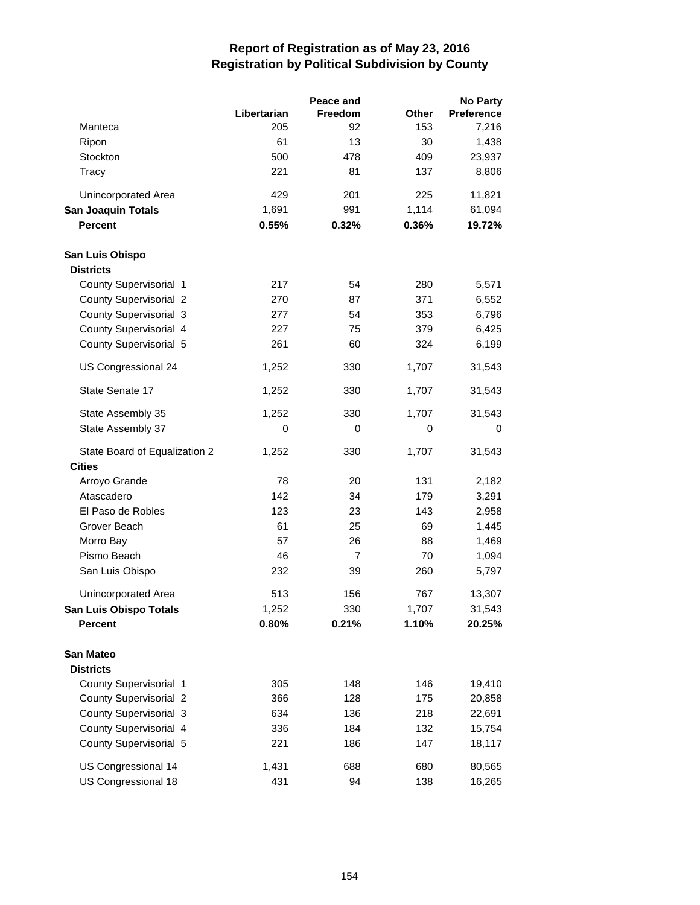# Report of Registration as of May 23, 2016
# Registration by Political Subdivision by County

| | Libertarian | Peace and Freedom | Other | No Party Preference |
|---|---|---|---|---|
| Manteca | 205 | 92 | 153 | 7,216 |
| Ripon | 61 | 13 | 30 | 1,438 |
| Stockton | 500 | 478 | 409 | 23,937 |
| Tracy | 221 | 81 | 137 | 8,806 |
| Unincorporated Area | 429 | 201 | 225 | 11,821 |
| **San Joaquin Totals** | 1,691 | 991 | 1,114 | 61,094 |
| **Percent** | **0.55%** | **0.32%** | **0.36%** | **19.72%** |
| **San Luis Obispo** | | | | |
| **Districts** | | | | |
| County Supervisorial 1 | 217 | 54 | 280 | 5,571 |
| County Supervisorial 2 | 270 | 87 | 371 | 6,552 |
| County Supervisorial 3 | 277 | 54 | 353 | 6,796 |
| County Supervisorial 4 | 227 | 75 | 379 | 6,425 |
| County Supervisorial 5 | 261 | 60 | 324 | 6,199 |
| US Congressional 24 | 1,252 | 330 | 1,707 | 31,543 |
| State Senate 17 | 1,252 | 330 | 1,707 | 31,543 |
| State Assembly 35 | 1,252 | 330 | 1,707 | 31,543 |
| State Assembly 37 | 0 | 0 | 0 | 0 |
| State Board of Equalization 2 | 1,252 | 330 | 1,707 | 31,543 |
| **Cities** | | | | |
| Arroyo Grande | 78 | 20 | 131 | 2,182 |
| Atascadero | 142 | 34 | 179 | 3,291 |
| El Paso de Robles | 123 | 23 | 143 | 2,958 |
| Grover Beach | 61 | 25 | 69 | 1,445 |
| Morro Bay | 57 | 26 | 88 | 1,469 |
| Pismo Beach | 46 | 7 | 70 | 1,094 |
| San Luis Obispo | 232 | 39 | 260 | 5,797 |
| Unincorporated Area | 513 | 156 | 767 | 13,307 |
| **San Luis Obispo Totals** | 1,252 | 330 | 1,707 | 31,543 |
| **Percent** | **0.80%** | **0.21%** | **1.10%** | **20.25%** |
| **San Mateo** | | | | |
| **Districts** | | | | |
| County Supervisorial 1 | 305 | 148 | 146 | 19,410 |
| County Supervisorial 2 | 366 | 128 | 175 | 20,858 |
| County Supervisorial 3 | 634 | 136 | 218 | 22,691 |
| County Supervisorial 4 | 336 | 184 | 132 | 15,754 |
| County Supervisorial 5 | 221 | 186 | 147 | 18,117 |
| US Congressional 14 | 1,431 | 688 | 680 | 80,565 |
| US Congressional 18 | 431 | 94 | 138 | 16,265 |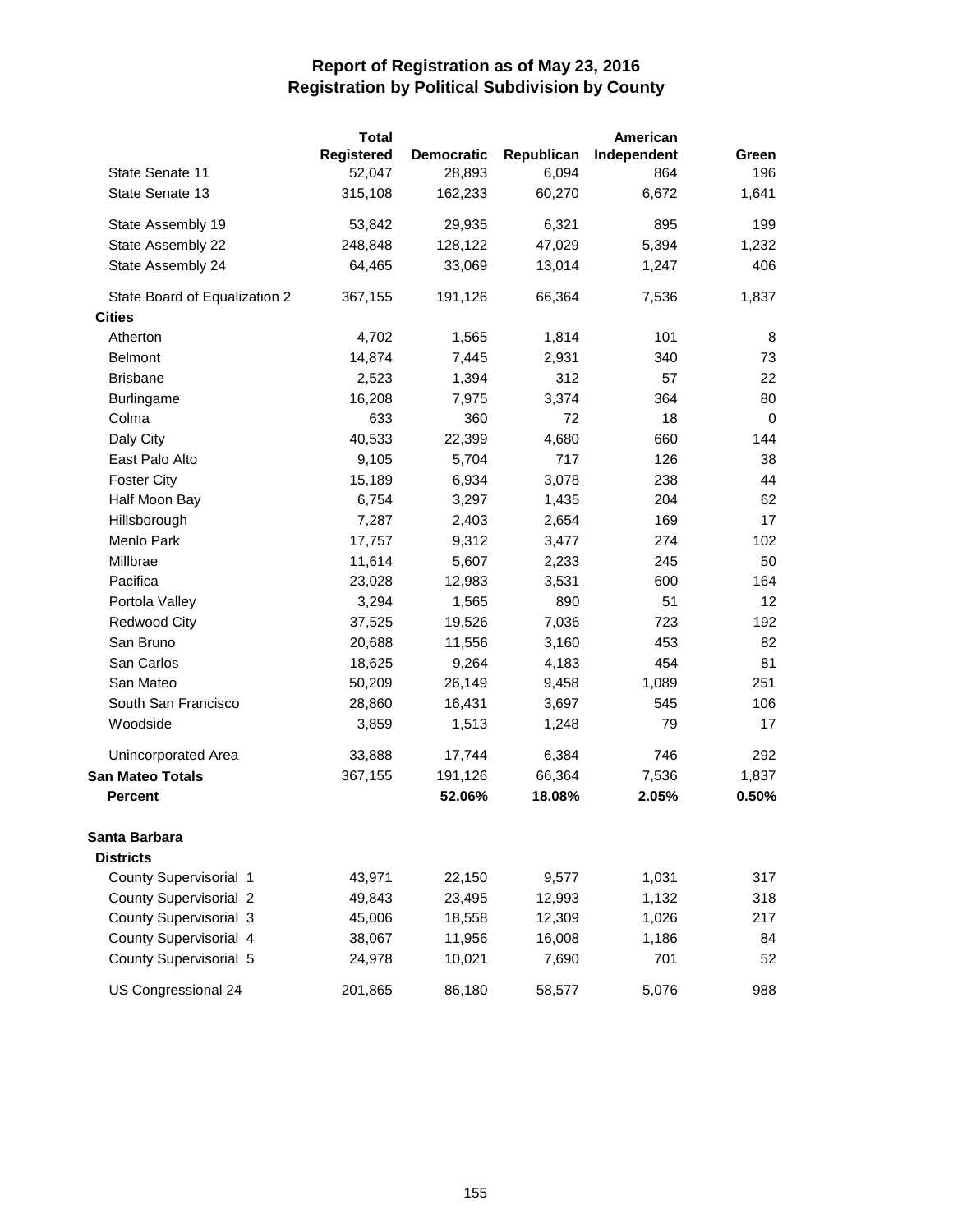# Report of Registration as of May 23, 2016
## Registration by Political Subdivision by County

| | Total Registered | Democratic | Republican | American Independent | Green |
|---|---|---|---|---|---|
| State Senate 11 | 52,047 | 28,893 | 6,094 | 864 | 196 |
| State Senate 13 | 315,108 | 162,233 | 60,270 | 6,672 | 1,641 |
| State Assembly 19 | 53,842 | 29,935 | 6,321 | 895 | 199 |
| State Assembly 22 | 248,848 | 128,122 | 47,029 | 5,394 | 1,232 |
| State Assembly 24 | 64,465 | 33,069 | 13,014 | 1,247 | 406 |
| State Board of Equalization 2 | 367,155 | 191,126 | 66,364 | 7,536 | 1,837 |
| **Cities** | | | | | |
| Atherton | 4,702 | 1,565 | 1,814 | 101 | 8 |
| Belmont | 14,874 | 7,445 | 2,931 | 340 | 73 |
| Brisbane | 2,523 | 1,394 | 312 | 57 | 22 |
| Burlingame | 16,208 | 7,975 | 3,374 | 364 | 80 |
| Colma | 633 | 360 | 72 | 18 | 0 |
| Daly City | 40,533 | 22,399 | 4,680 | 660 | 144 |
| East Palo Alto | 9,105 | 5,704 | 717 | 126 | 38 |
| Foster City | 15,189 | 6,934 | 3,078 | 238 | 44 |
| Half Moon Bay | 6,754 | 3,297 | 1,435 | 204 | 62 |
| Hillsborough | 7,287 | 2,403 | 2,654 | 169 | 17 |
| Menlo Park | 17,757 | 9,312 | 3,477 | 274 | 102 |
| Millbrae | 11,614 | 5,607 | 2,233 | 245 | 50 |
| Pacifica | 23,028 | 12,983 | 3,531 | 600 | 164 |
| Portola Valley | 3,294 | 1,565 | 890 | 51 | 12 |
| Redwood City | 37,525 | 19,526 | 7,036 | 723 | 192 |
| San Bruno | 20,688 | 11,556 | 3,160 | 453 | 82 |
| San Carlos | 18,625 | 9,264 | 4,183 | 454 | 81 |
| San Mateo | 50,209 | 26,149 | 9,458 | 1,089 | 251 |
| South San Francisco | 28,860 | 16,431 | 3,697 | 545 | 106 |
| Woodside | 3,859 | 1,513 | 1,248 | 79 | 17 |
| Unincorporated Area | 33,888 | 17,744 | 6,384 | 746 | 292 |
| **San Mateo Totals** | 367,155 | 191,126 | 66,364 | 7,536 | 1,837 |
| **Percent** | | **52.06%** | **18.08%** | **2.05%** | **0.50%** |
| **Santa Barbara** | | | | | |
| **Districts** | | | | | |
| County Supervisorial 1 | 43,971 | 22,150 | 9,577 | 1,031 | 317 |
| County Supervisorial 2 | 49,843 | 23,495 | 12,993 | 1,132 | 318 |
| County Supervisorial 3 | 45,006 | 18,558 | 12,309 | 1,026 | 217 |
| County Supervisorial 4 | 38,067 | 11,956 | 16,008 | 1,186 | 84 |
| County Supervisorial 5 | 24,978 | 10,021 | 7,690 | 701 | 52 |
| US Congressional 24 | 201,865 | 86,180 | 58,577 | 5,076 | 988 |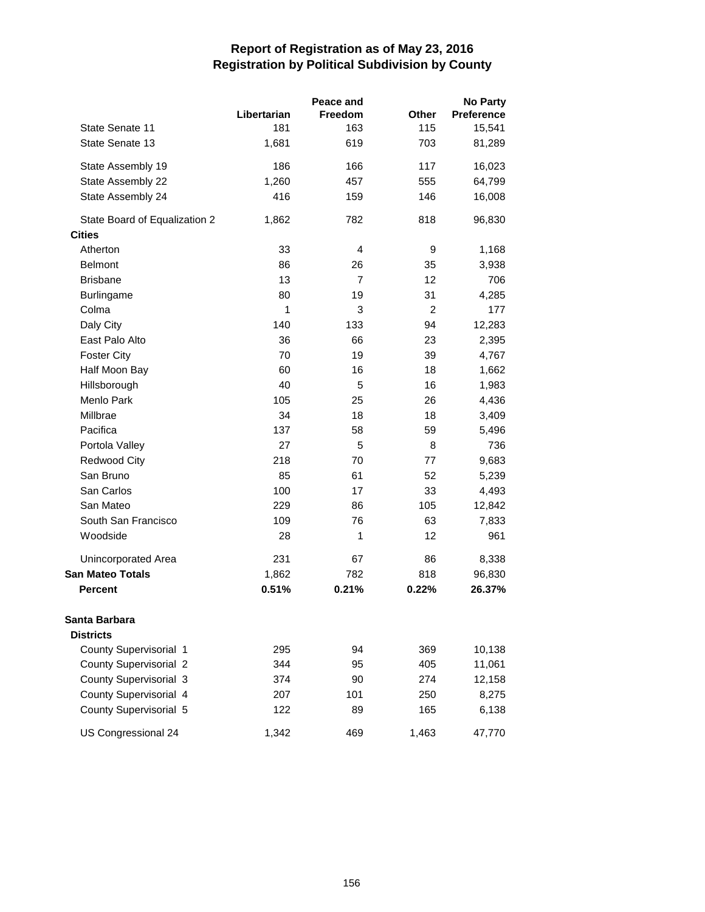# Report of Registration as of May 23, 2016
## Registration by Political Subdivision by County

| | Libertarian | Peace and Freedom | Other | No Party Preference |
|---|---|---|---|---|
| State Senate 11 | 181 | 163 | 115 | 15,541 |
| State Senate 13 | 1,681 | 619 | 703 | 81,289 |
| State Assembly 19 | 186 | 166 | 117 | 16,023 |
| State Assembly 22 | 1,260 | 457 | 555 | 64,799 |
| State Assembly 24 | 416 | 159 | 146 | 16,008 |
| State Board of Equalization 2 | 1,862 | 782 | 818 | 96,830 |
| **Cities** | | | | |
| Atherton | 33 | 4 | 9 | 1,168 |
| Belmont | 86 | 26 | 35 | 3,938 |
| Brisbane | 13 | 7 | 12 | 706 |
| Burlingame | 80 | 19 | 31 | 4,285 |
| Colma | 1 | 3 | 2 | 177 |
| Daly City | 140 | 133 | 94 | 12,283 |
| East Palo Alto | 36 | 66 | 23 | 2,395 |
| Foster City | 70 | 19 | 39 | 4,767 |
| Half Moon Bay | 60 | 16 | 18 | 1,662 |
| Hillsborough | 40 | 5 | 16 | 1,983 |
| Menlo Park | 105 | 25 | 26 | 4,436 |
| Millbrae | 34 | 18 | 18 | 3,409 |
| Pacifica | 137 | 58 | 59 | 5,496 |
| Portola Valley | 27 | 5 | 8 | 736 |
| Redwood City | 218 | 70 | 77 | 9,683 |
| San Bruno | 85 | 61 | 52 | 5,239 |
| San Carlos | 100 | 17 | 33 | 4,493 |
| San Mateo | 229 | 86 | 105 | 12,842 |
| South San Francisco | 109 | 76 | 63 | 7,833 |
| Woodside | 28 | 1 | 12 | 961 |
| Unincorporated Area | 231 | 67 | 86 | 8,338 |
| **San Mateo Totals** | 1,862 | 782 | 818 | 96,830 |
| **Percent** | **0.51%** | **0.21%** | **0.22%** | **26.37%** |
| **Santa Barbara** | | | | |
| **Districts** | | | | |
| County Supervisorial 1 | 295 | 94 | 369 | 10,138 |
| County Supervisorial 2 | 344 | 95 | 405 | 11,061 |
| County Supervisorial 3 | 374 | 90 | 274 | 12,158 |
| County Supervisorial 4 | 207 | 101 | 250 | 8,275 |
| County Supervisorial 5 | 122 | 89 | 165 | 6,138 |
| US Congressional 24 | 1,342 | 469 | 1,463 | 47,770 |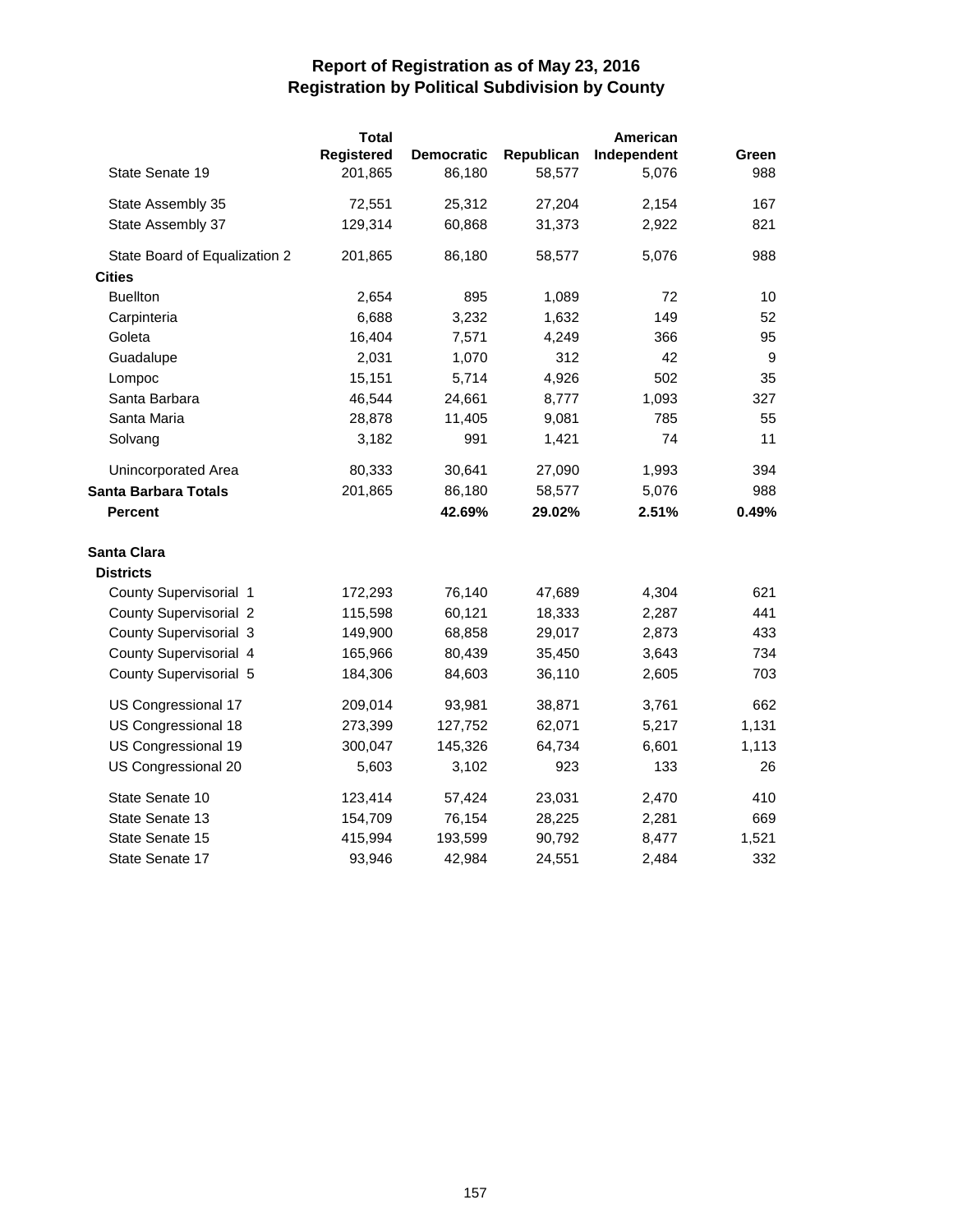# Report of Registration as of May 23, 2016
## Registration by Political Subdivision by County

| | Total Registered | Democratic | Republican | American Independent | Green |
|---|---|---|---|---|---|
| State Senate 19 | 201,865 | 86,180 | 58,577 | 5,076 | 988 |
| State Assembly 35 | 72,551 | 25,312 | 27,204 | 2,154 | 167 |
| State Assembly 37 | 129,314 | 60,868 | 31,373 | 2,922 | 821 |
| State Board of Equalization 2 | 201,865 | 86,180 | 58,577 | 5,076 | 988 |
| **Cities** | | | | | |
| Buellton | 2,654 | 895 | 1,089 | 72 | 10 |
| Carpinteria | 6,688 | 3,232 | 1,632 | 149 | 52 |
| Goleta | 16,404 | 7,571 | 4,249 | 366 | 95 |
| Guadalupe | 2,031 | 1,070 | 312 | 42 | 9 |
| Lompoc | 15,151 | 5,714 | 4,926 | 502 | 35 |
| Santa Barbara | 46,544 | 24,661 | 8,777 | 1,093 | 327 |
| Santa Maria | 28,878 | 11,405 | 9,081 | 785 | 55 |
| Solvang | 3,182 | 991 | 1,421 | 74 | 11 |
| Unincorporated Area | 80,333 | 30,641 | 27,090 | 1,993 | 394 |
| **Santa Barbara Totals** | 201,865 | 86,180 | 58,577 | 5,076 | 988 |
| **Percent** | | **42.69%** | **29.02%** | **2.51%** | **0.49%** |
| **Santa Clara** | | | | | |
| **Districts** | | | | | |
| County Supervisorial 1 | 172,293 | 76,140 | 47,689 | 4,304 | 621 |
| County Supervisorial 2 | 115,598 | 60,121 | 18,333 | 2,287 | 441 |
| County Supervisorial 3 | 149,900 | 68,858 | 29,017 | 2,873 | 433 |
| County Supervisorial 4 | 165,966 | 80,439 | 35,450 | 3,643 | 734 |
| County Supervisorial 5 | 184,306 | 84,603 | 36,110 | 2,605 | 703 |
| US Congressional 17 | 209,014 | 93,981 | 38,871 | 3,761 | 662 |
| US Congressional 18 | 273,399 | 127,752 | 62,071 | 5,217 | 1,131 |
| US Congressional 19 | 300,047 | 145,326 | 64,734 | 6,601 | 1,113 |
| US Congressional 20 | 5,603 | 3,102 | 923 | 133 | 26 |
| State Senate 10 | 123,414 | 57,424 | 23,031 | 2,470 | 410 |
| State Senate 13 | 154,709 | 76,154 | 28,225 | 2,281 | 669 |
| State Senate 15 | 415,994 | 193,599 | 90,792 | 8,477 | 1,521 |
| State Senate 17 | 93,946 | 42,984 | 24,551 | 2,484 | 332 |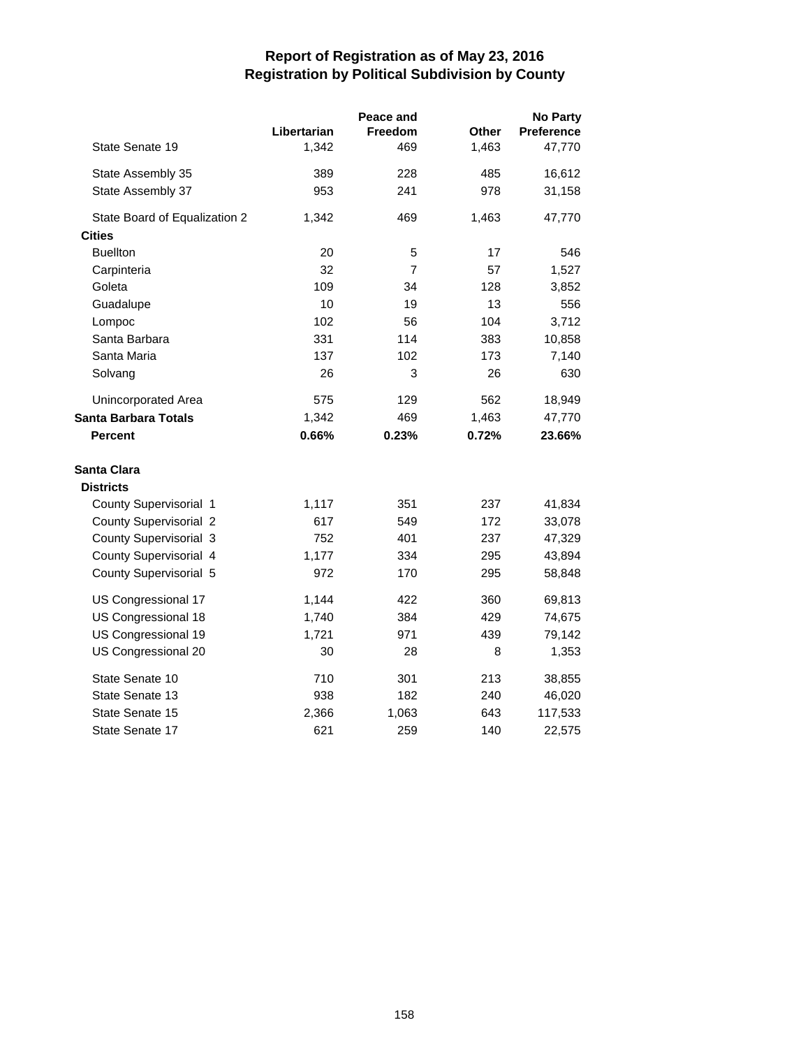# Report of Registration as of May 23, 2016
## Registration by Political Subdivision by County

| | Libertarian | Peace and Freedom | Other | No Party Preference |
|---|---|---|---|---|
| State Senate 19 | 1,342 | 469 | 1,463 | 47,770 |
| State Assembly 35 | 389 | 228 | 485 | 16,612 |
| State Assembly 37 | 953 | 241 | 978 | 31,158 |
| State Board of Equalization 2 | 1,342 | 469 | 1,463 | 47,770 |
| **Cities** | | | | |
| Buellton | 20 | 5 | 17 | 546 |
| Carpinteria | 32 | 7 | 57 | 1,527 |
| Goleta | 109 | 34 | 128 | 3,852 |
| Guadalupe | 10 | 19 | 13 | 556 |
| Lompoc | 102 | 56 | 104 | 3,712 |
| Santa Barbara | 331 | 114 | 383 | 10,858 |
| Santa Maria | 137 | 102 | 173 | 7,140 |
| Solvang | 26 | 3 | 26 | 630 |
| Unincorporated Area | 575 | 129 | 562 | 18,949 |
| **Santa Barbara Totals** | 1,342 | 469 | 1,463 | 47,770 |
| **Percent** | **0.66%** | **0.23%** | **0.72%** | **23.66%** |
| **Santa Clara** | | | | |
| **Districts** | | | | |
| County Supervisorial 1 | 1,117 | 351 | 237 | 41,834 |
| County Supervisorial 2 | 617 | 549 | 172 | 33,078 |
| County Supervisorial 3 | 752 | 401 | 237 | 47,329 |
| County Supervisorial 4 | 1,177 | 334 | 295 | 43,894 |
| County Supervisorial 5 | 972 | 170 | 295 | 58,848 |
| US Congressional 17 | 1,144 | 422 | 360 | 69,813 |
| US Congressional 18 | 1,740 | 384 | 429 | 74,675 |
| US Congressional 19 | 1,721 | 971 | 439 | 79,142 |
| US Congressional 20 | 30 | 28 | 8 | 1,353 |
| State Senate 10 | 710 | 301 | 213 | 38,855 |
| State Senate 13 | 938 | 182 | 240 | 46,020 |
| State Senate 15 | 2,366 | 1,063 | 643 | 117,533 |
| State Senate 17 | 621 | 259 | 140 | 22,575 |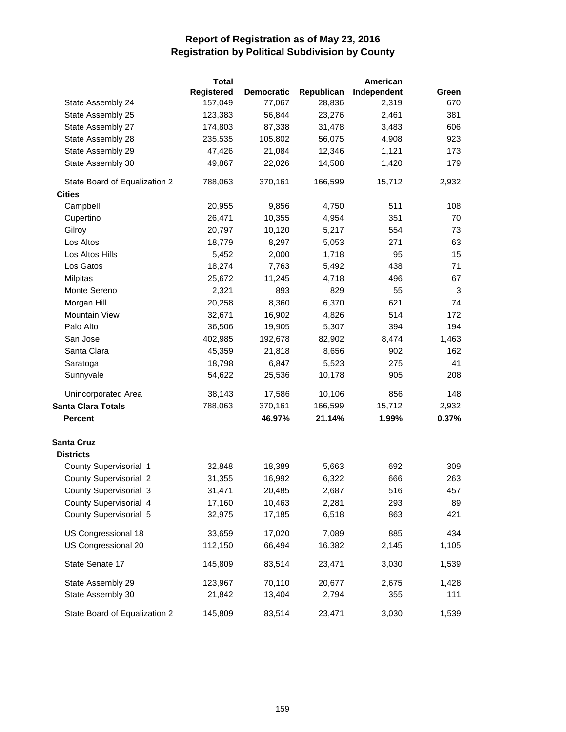# Report of Registration as of May 23, 2016
## Registration by Political Subdivision by County

| | Total Registered | Democratic | Republican | American Independent | Green |
|---|---|---|---|---|---|
| State Assembly 24 | 157,049 | 77,067 | 28,836 | 2,319 | 670 |
| State Assembly 25 | 123,383 | 56,844 | 23,276 | 2,461 | 381 |
| State Assembly 27 | 174,803 | 87,338 | 31,478 | 3,483 | 606 |
| State Assembly 28 | 235,535 | 105,802 | 56,075 | 4,908 | 923 |
| State Assembly 29 | 47,426 | 21,084 | 12,346 | 1,121 | 173 |
| State Assembly 30 | 49,867 | 22,026 | 14,588 | 1,420 | 179 |
| State Board of Equalization 2 | 788,063 | 370,161 | 166,599 | 15,712 | 2,932 |
| **Cities** | | | | | |
| Campbell | 20,955 | 9,856 | 4,750 | 511 | 108 |
| Cupertino | 26,471 | 10,355 | 4,954 | 351 | 70 |
| Gilroy | 20,797 | 10,120 | 5,217 | 554 | 73 |
| Los Altos | 18,779 | 8,297 | 5,053 | 271 | 63 |
| Los Altos Hills | 5,452 | 2,000 | 1,718 | 95 | 15 |
| Los Gatos | 18,274 | 7,763 | 5,492 | 438 | 71 |
| Milpitas | 25,672 | 11,245 | 4,718 | 496 | 67 |
| Monte Sereno | 2,321 | 893 | 829 | 55 | 3 |
| Morgan Hill | 20,258 | 8,360 | 6,370 | 621 | 74 |
| Mountain View | 32,671 | 16,902 | 4,826 | 514 | 172 |
| Palo Alto | 36,506 | 19,905 | 5,307 | 394 | 194 |
| San Jose | 402,985 | 192,678 | 82,902 | 8,474 | 1,463 |
| Santa Clara | 45,359 | 21,818 | 8,656 | 902 | 162 |
| Saratoga | 18,798 | 6,847 | 5,523 | 275 | 41 |
| Sunnyvale | 54,622 | 25,536 | 10,178 | 905 | 208 |
| Unincorporated Area | 38,143 | 17,586 | 10,106 | 856 | 148 |
| **Santa Clara Totals** | 788,063 | 370,161 | 166,599 | 15,712 | 2,932 |
| **Percent** | | **46.97%** | **21.14%** | **1.99%** | **0.37%** |

| | Total Registered | Democratic | Republican | American Independent | Green |
|---|---|---|---|---|---|
| **Santa Cruz** | | | | | |
| **Districts** | | | | | |
| County Supervisorial 1 | 32,848 | 18,389 | 5,663 | 692 | 309 |
| County Supervisorial 2 | 31,355 | 16,992 | 6,322 | 666 | 263 |
| County Supervisorial 3 | 31,471 | 20,485 | 2,687 | 516 | 457 |
| County Supervisorial 4 | 17,160 | 10,463 | 2,281 | 293 | 89 |
| County Supervisorial 5 | 32,975 | 17,185 | 6,518 | 863 | 421 |
| US Congressional 18 | 33,659 | 17,020 | 7,089 | 885 | 434 |
| US Congressional 20 | 112,150 | 66,494 | 16,382 | 2,145 | 1,105 |
| State Senate 17 | 145,809 | 83,514 | 23,471 | 3,030 | 1,539 |
| State Assembly 29 | 123,967 | 70,110 | 20,677 | 2,675 | 1,428 |
| State Assembly 30 | 21,842 | 13,404 | 2,794 | 355 | 111 |
| State Board of Equalization 2 | 145,809 | 83,514 | 23,471 | 3,030 | 1,539 |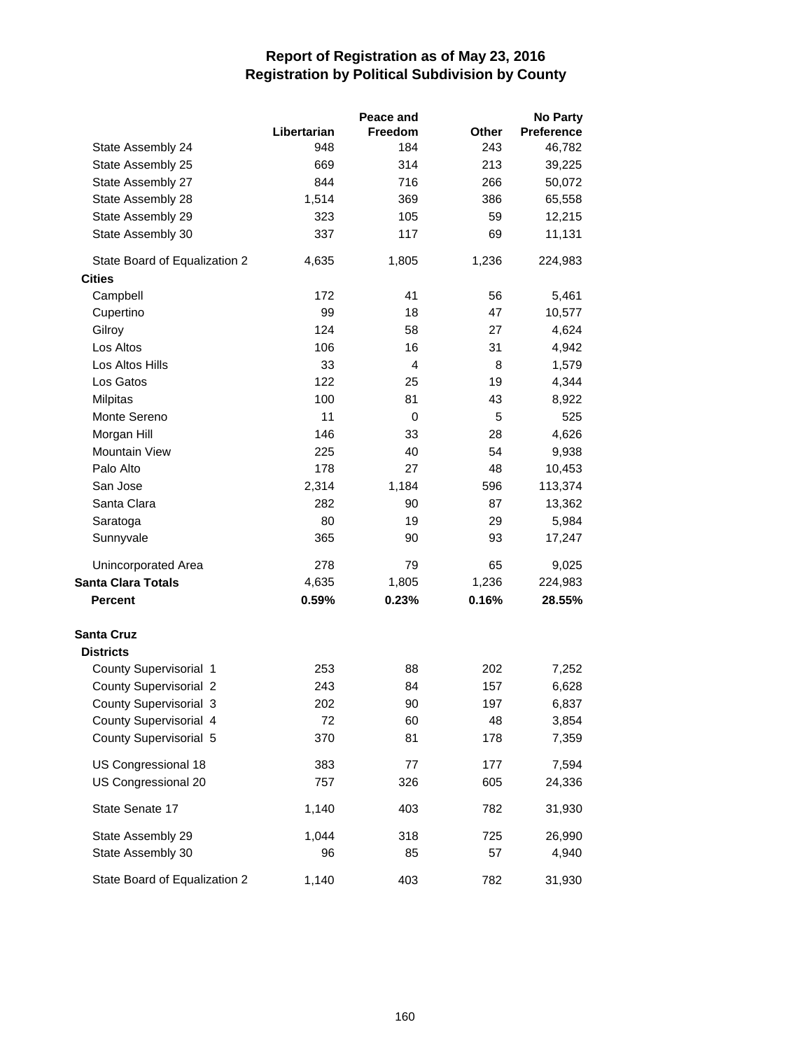# Report of Registration as of May 23, 2016
## Registration by Political Subdivision by County

| | Libertarian | Peace and Freedom | Other | No Party Preference |
|---|---|---|---|---|
| State Assembly 24 | 948 | 184 | 243 | 46,782 |
| State Assembly 25 | 669 | 314 | 213 | 39,225 |
| State Assembly 27 | 844 | 716 | 266 | 50,072 |
| State Assembly 28 | 1,514 | 369 | 386 | 65,558 |
| State Assembly 29 | 323 | 105 | 59 | 12,215 |
| State Assembly 30 | 337 | 117 | 69 | 11,131 |
| State Board of Equalization 2 | 4,635 | 1,805 | 1,236 | 224,983 |
| **Cities** | | | | |
| Campbell | 172 | 41 | 56 | 5,461 |
| Cupertino | 99 | 18 | 47 | 10,577 |
| Gilroy | 124 | 58 | 27 | 4,624 |
| Los Altos | 106 | 16 | 31 | 4,942 |
| Los Altos Hills | 33 | 4 | 8 | 1,579 |
| Los Gatos | 122 | 25 | 19 | 4,344 |
| Milpitas | 100 | 81 | 43 | 8,922 |
| Monte Sereno | 11 | 0 | 5 | 525 |
| Morgan Hill | 146 | 33 | 28 | 4,626 |
| Mountain View | 225 | 40 | 54 | 9,938 |
| Palo Alto | 178 | 27 | 48 | 10,453 |
| San Jose | 2,314 | 1,184 | 596 | 113,374 |
| Santa Clara | 282 | 90 | 87 | 13,362 |
| Saratoga | 80 | 19 | 29 | 5,984 |
| Sunnyvale | 365 | 90 | 93 | 17,247 |
| Unincorporated Area | 278 | 79 | 65 | 9,025 |
| **Santa Clara Totals** | 4,635 | 1,805 | 1,236 | 224,983 |
| **Percent** | **0.59%** | **0.23%** | **0.16%** | **28.55%** |
| **Santa Cruz** | | | | |
| **Districts** | | | | |
| County Supervisorial 1 | 253 | 88 | 202 | 7,252 |
| County Supervisorial 2 | 243 | 84 | 157 | 6,628 |
| County Supervisorial 3 | 202 | 90 | 197 | 6,837 |
| County Supervisorial 4 | 72 | 60 | 48 | 3,854 |
| County Supervisorial 5 | 370 | 81 | 178 | 7,359 |
| US Congressional 18 | 383 | 77 | 177 | 7,594 |
| US Congressional 20 | 757 | 326 | 605 | 24,336 |
| State Senate 17 | 1,140 | 403 | 782 | 31,930 |
| State Assembly 29 | 1,044 | 318 | 725 | 26,990 |
| State Assembly 30 | 96 | 85 | 57 | 4,940 |
| State Board of Equalization 2 | 1,140 | 403 | 782 | 31,930 |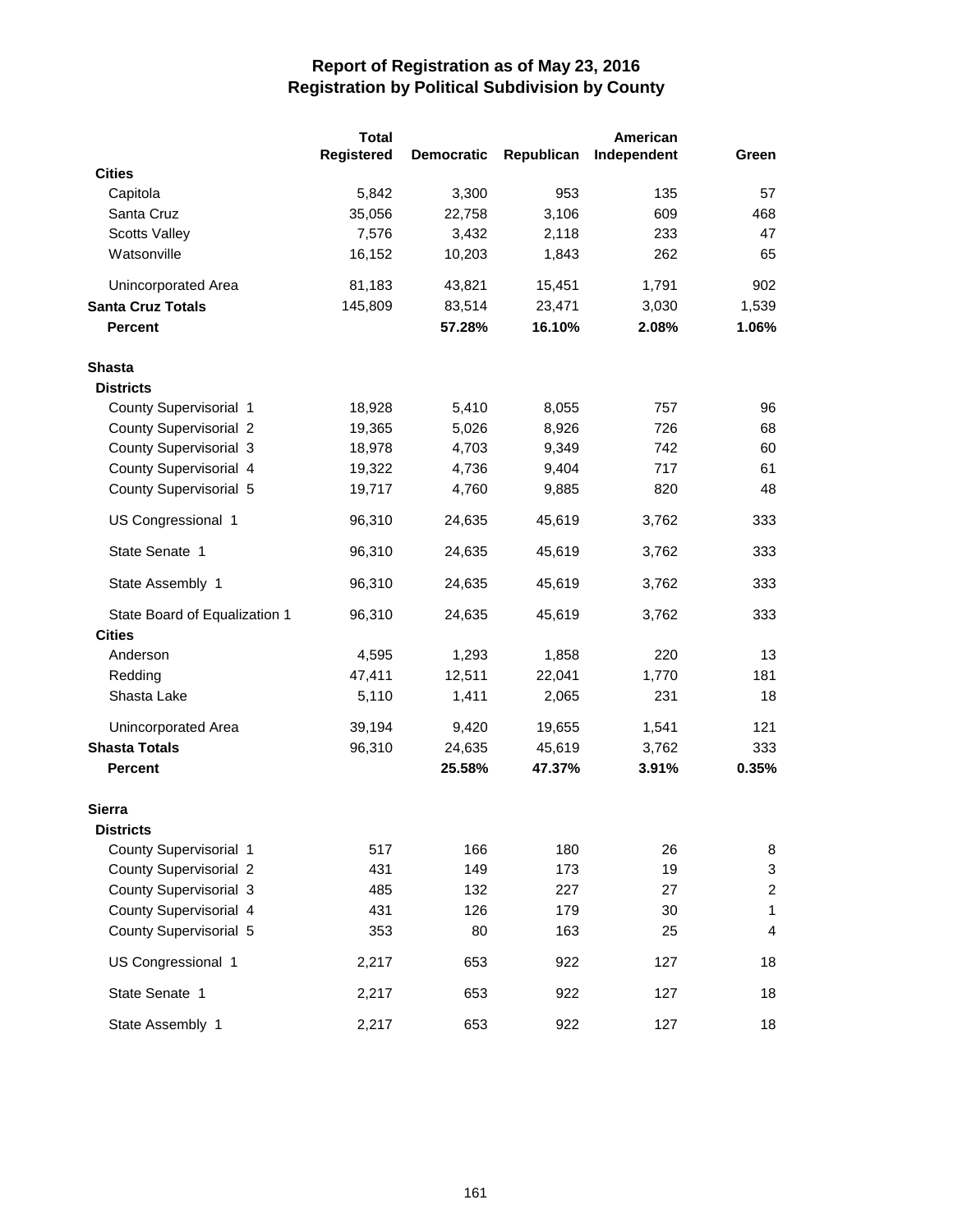# Report of Registration as of May 23, 2016
## Registration by Political Subdivision by County

| | Total Registered | Democratic | Republican | American Independent | Green |
|---|---|---|---|---|---|
| **Cities** | | | | | |
| Capitola | 5,842 | 3,300 | 953 | 135 | 57 |
| Santa Cruz | 35,056 | 22,758 | 3,106 | 609 | 468 |
| Scotts Valley | 7,576 | 3,432 | 2,118 | 233 | 47 |
| Watsonville | 16,152 | 10,203 | 1,843 | 262 | 65 |
| Unincorporated Area | 81,183 | 43,821 | 15,451 | 1,791 | 902 |
| **Santa Cruz Totals** | 145,809 | 83,514 | 23,471 | 3,030 | 1,539 |
| **Percent** | | **57.28%** | **16.10%** | **2.08%** | **1.06%** |
| **Shasta** | | | | | |
| **Districts** | | | | | |
| County Supervisorial 1 | 18,928 | 5,410 | 8,055 | 757 | 96 |
| County Supervisorial 2 | 19,365 | 5,026 | 8,926 | 726 | 68 |
| County Supervisorial 3 | 18,978 | 4,703 | 9,349 | 742 | 60 |
| County Supervisorial 4 | 19,322 | 4,736 | 9,404 | 717 | 61 |
| County Supervisorial 5 | 19,717 | 4,760 | 9,885 | 820 | 48 |
| US Congressional 1 | 96,310 | 24,635 | 45,619 | 3,762 | 333 |
| State Senate 1 | 96,310 | 24,635 | 45,619 | 3,762 | 333 |
| State Assembly 1 | 96,310 | 24,635 | 45,619 | 3,762 | 333 |
| State Board of Equalization 1 | 96,310 | 24,635 | 45,619 | 3,762 | 333 |
| **Cities** | | | | | |
| Anderson | 4,595 | 1,293 | 1,858 | 220 | 13 |
| Redding | 47,411 | 12,511 | 22,041 | 1,770 | 181 |
| Shasta Lake | 5,110 | 1,411 | 2,065 | 231 | 18 |
| Unincorporated Area | 39,194 | 9,420 | 19,655 | 1,541 | 121 |
| **Shasta Totals** | 96,310 | 24,635 | 45,619 | 3,762 | 333 |
| **Percent** | | **25.58%** | **47.37%** | **3.91%** | **0.35%** |
| **Sierra** | | | | | |
| **Districts** | | | | | |
| County Supervisorial 1 | 517 | 166 | 180 | 26 | 8 |
| County Supervisorial 2 | 431 | 149 | 173 | 19 | 3 |
| County Supervisorial 3 | 485 | 132 | 227 | 27 | 2 |
| County Supervisorial 4 | 431 | 126 | 179 | 30 | 1 |
| County Supervisorial 5 | 353 | 80 | 163 | 25 | 4 |
| US Congressional 1 | 2,217 | 653 | 922 | 127 | 18 |
| State Senate 1 | 2,217 | 653 | 922 | 127 | 18 |
| State Assembly 1 | 2,217 | 653 | 922 | 127 | 18 |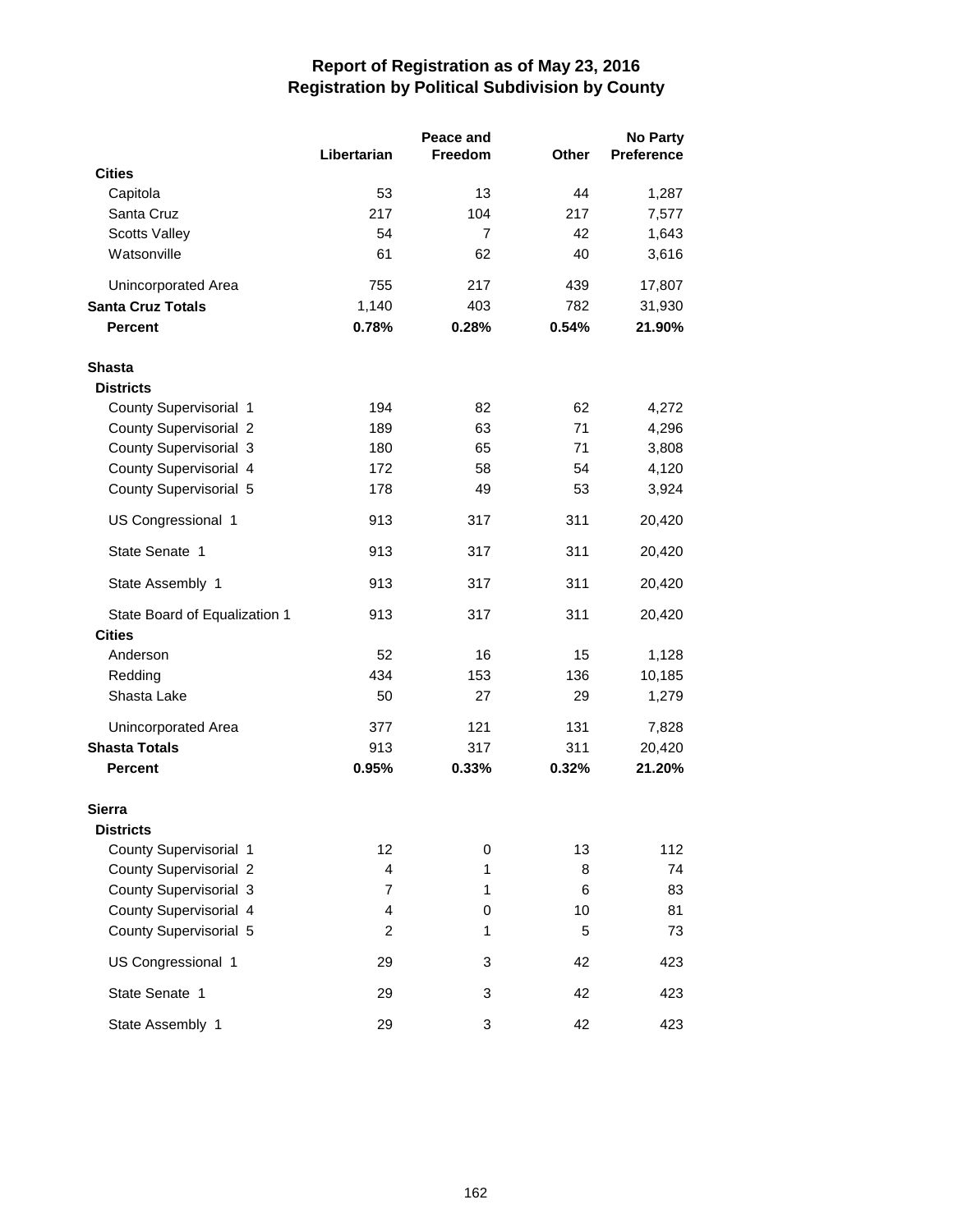# Report of Registration as of May 23, 2016
## Registration by Political Subdivision by County

| | Libertarian | Peace and Freedom | Other | No Party Preference |
|---|---|---|---|---|
| **Cities** | | | | |
| Capitola | 53 | 13 | 44 | 1,287 |
| Santa Cruz | 217 | 104 | 217 | 7,577 |
| Scotts Valley | 54 | 7 | 42 | 1,643 |
| Watsonville | 61 | 62 | 40 | 3,616 |
| Unincorporated Area | 755 | 217 | 439 | 17,807 |
| **Santa Cruz Totals** | 1,140 | 403 | 782 | 31,930 |
| **Percent** | **0.78%** | **0.28%** | **0.54%** | **21.90%** |
| **Shasta** | | | | |
| **Districts** | | | | |
| County Supervisorial 1 | 194 | 82 | 62 | 4,272 |
| County Supervisorial 2 | 189 | 63 | 71 | 4,296 |
| County Supervisorial 3 | 180 | 65 | 71 | 3,808 |
| County Supervisorial 4 | 172 | 58 | 54 | 4,120 |
| County Supervisorial 5 | 178 | 49 | 53 | 3,924 |
| US Congressional 1 | 913 | 317 | 311 | 20,420 |
| State Senate 1 | 913 | 317 | 311 | 20,420 |
| State Assembly 1 | 913 | 317 | 311 | 20,420 |
| State Board of Equalization 1 | 913 | 317 | 311 | 20,420 |
| **Cities** | | | | |
| Anderson | 52 | 16 | 15 | 1,128 |
| Redding | 434 | 153 | 136 | 10,185 |
| Shasta Lake | 50 | 27 | 29 | 1,279 |
| Unincorporated Area | 377 | 121 | 131 | 7,828 |
| **Shasta Totals** | 913 | 317 | 311 | 20,420 |
| **Percent** | **0.95%** | **0.33%** | **0.32%** | **21.20%** |
| **Sierra** | | | | |
| **Districts** | | | | |
| County Supervisorial 1 | 12 | 0 | 13 | 112 |
| County Supervisorial 2 | 4 | 1 | 8 | 74 |
| County Supervisorial 3 | 7 | 1 | 6 | 83 |
| County Supervisorial 4 | 4 | 0 | 10 | 81 |
| County Supervisorial 5 | 2 | 1 | 5 | 73 |
| US Congressional 1 | 29 | 3 | 42 | 423 |
| State Senate 1 | 29 | 3 | 42 | 423 |
| State Assembly 1 | 29 | 3 | 42 | 423 |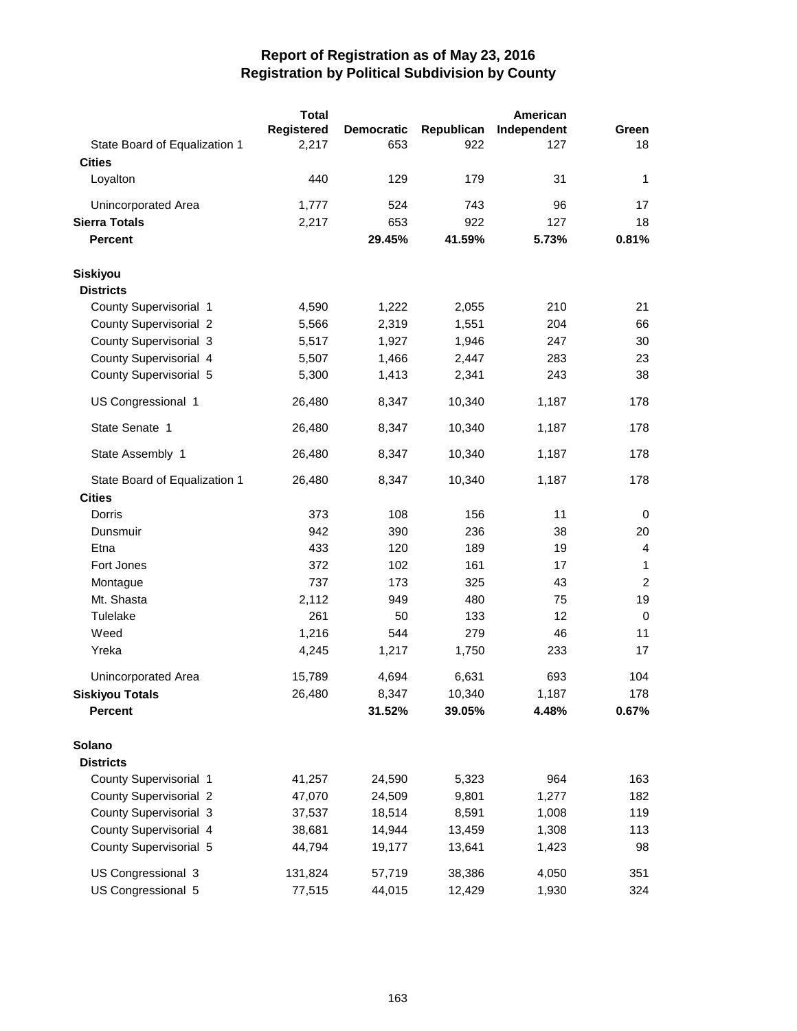# Report of Registration as of May 23, 2016
## Registration by Political Subdivision by County

| | Total Registered | Democratic | Republican | American Independent | Green |
|---|---|---|---|---|---|
| State Board of Equalization 1 | 2,217 | 653 | 922 | 127 | 18 |
| **Cities** | | | | | |
| Loyalton | 440 | 129 | 179 | 31 | 1 |
| Unincorporated Area | 1,777 | 524 | 743 | 96 | 17 |
| **Sierra Totals** | 2,217 | 653 | 922 | 127 | 18 |
| **Percent** | | **29.45%** | **41.59%** | **5.73%** | **0.81%** |
| **Siskiyou** | | | | | |
| **Districts** | | | | | |
| County Supervisorial 1 | 4,590 | 1,222 | 2,055 | 210 | 21 |
| County Supervisorial 2 | 5,566 | 2,319 | 1,551 | 204 | 66 |
| County Supervisorial 3 | 5,517 | 1,927 | 1,946 | 247 | 30 |
| County Supervisorial 4 | 5,507 | 1,466 | 2,447 | 283 | 23 |
| County Supervisorial 5 | 5,300 | 1,413 | 2,341 | 243 | 38 |
| US Congressional 1 | 26,480 | 8,347 | 10,340 | 1,187 | 178 |
| State Senate 1 | 26,480 | 8,347 | 10,340 | 1,187 | 178 |
| State Assembly 1 | 26,480 | 8,347 | 10,340 | 1,187 | 178 |
| State Board of Equalization 1 | 26,480 | 8,347 | 10,340 | 1,187 | 178 |
| **Cities** | | | | | |
| Dorris | 373 | 108 | 156 | 11 | 0 |
| Dunsmuir | 942 | 390 | 236 | 38 | 20 |
| Etna | 433 | 120 | 189 | 19 | 4 |
| Fort Jones | 372 | 102 | 161 | 17 | 1 |
| Montague | 737 | 173 | 325 | 43 | 2 |
| Mt. Shasta | 2,112 | 949 | 480 | 75 | 19 |
| Tulelake | 261 | 50 | 133 | 12 | 0 |
| Weed | 1,216 | 544 | 279 | 46 | 11 |
| Yreka | 4,245 | 1,217 | 1,750 | 233 | 17 |
| Unincorporated Area | 15,789 | 4,694 | 6,631 | 693 | 104 |
| **Siskiyou Totals** | 26,480 | 8,347 | 10,340 | 1,187 | 178 |
| **Percent** | | **31.52%** | **39.05%** | **4.48%** | **0.67%** |
| **Solano** | | | | | |
| **Districts** | | | | | |
| County Supervisorial 1 | 41,257 | 24,590 | 5,323 | 964 | 163 |
| County Supervisorial 2 | 47,070 | 24,509 | 9,801 | 1,277 | 182 |
| County Supervisorial 3 | 37,537 | 18,514 | 8,591 | 1,008 | 119 |
| County Supervisorial 4 | 38,681 | 14,944 | 13,459 | 1,308 | 113 |
| County Supervisorial 5 | 44,794 | 19,177 | 13,641 | 1,423 | 98 |
| US Congressional 3 | 131,824 | 57,719 | 38,386 | 4,050 | 351 |
| US Congressional 5 | 77,515 | 44,015 | 12,429 | 1,930 | 324 |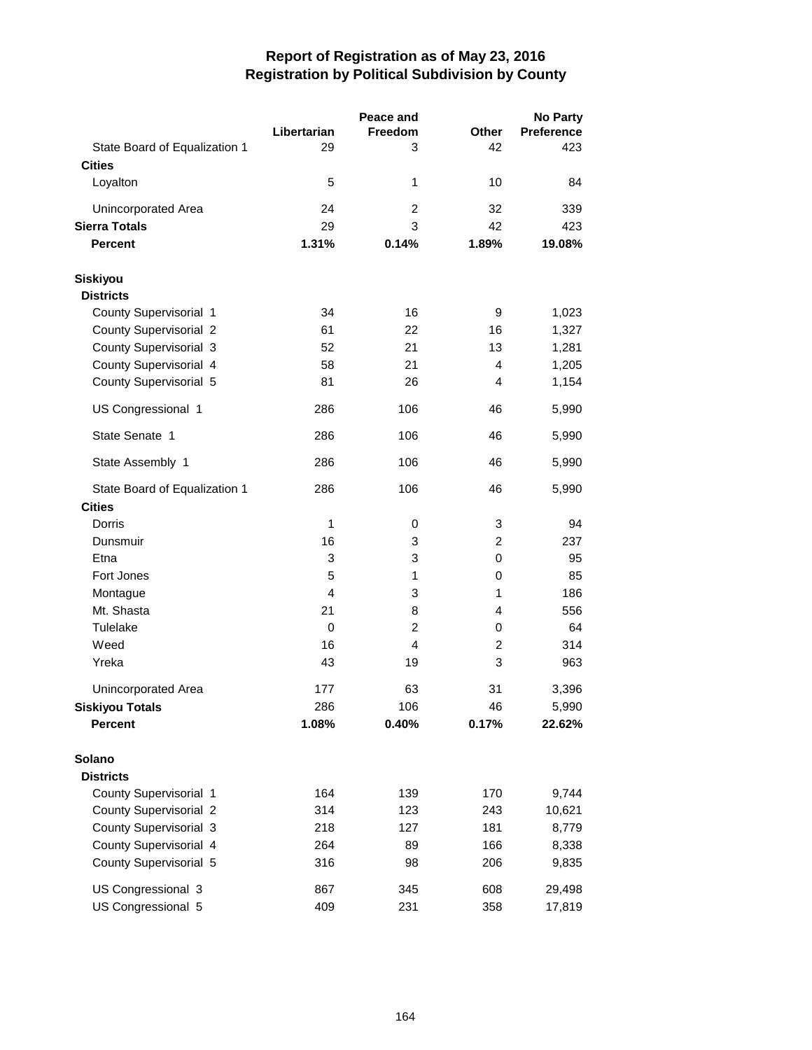## Report of Registration as of May 23, 2016
## Registration by Political Subdivision by County

| | Libertarian | Peace and Freedom | Other | No Party Preference |
|---|---|---|---|---|
| State Board of Equalization 1 | 29 | 3 | 42 | 423 |
| **Cities** | | | | |
| Loyalton | 5 | 1 | 10 | 84 |
| Unincorporated Area | 24 | 2 | 32 | 339 |
| **Sierra Totals** | 29 | 3 | 42 | 423 |
| **Percent** | **1.31%** | **0.14%** | **1.89%** | **19.08%** |
| **Siskiyou** | | | | |
| **Districts** | | | | |
| County Supervisorial 1 | 34 | 16 | 9 | 1,023 |
| County Supervisorial 2 | 61 | 22 | 16 | 1,327 |
| County Supervisorial 3 | 52 | 21 | 13 | 1,281 |
| County Supervisorial 4 | 58 | 21 | 4 | 1,205 |
| County Supervisorial 5 | 81 | 26 | 4 | 1,154 |
| US Congressional 1 | 286 | 106 | 46 | 5,990 |
| State Senate 1 | 286 | 106 | 46 | 5,990 |
| State Assembly 1 | 286 | 106 | 46 | 5,990 |
| State Board of Equalization 1 | 286 | 106 | 46 | 5,990 |
| **Cities** | | | | |
| Dorris | 1 | 0 | 3 | 94 |
| Dunsmuir | 16 | 3 | 2 | 237 |
| Etna | 3 | 3 | 0 | 95 |
| Fort Jones | 5 | 1 | 0 | 85 |
| Montague | 4 | 3 | 1 | 186 |
| Mt. Shasta | 21 | 8 | 4 | 556 |
| Tulelake | 0 | 2 | 0 | 64 |
| Weed | 16 | 4 | 2 | 314 |
| Yreka | 43 | 19 | 3 | 963 |
| Unincorporated Area | 177 | 63 | 31 | 3,396 |
| **Siskiyou Totals** | 286 | 106 | 46 | 5,990 |
| **Percent** | **1.08%** | **0.40%** | **0.17%** | **22.62%** |
| **Solano** | | | | |
| **Districts** | | | | |
| County Supervisorial 1 | 164 | 139 | 170 | 9,744 |
| County Supervisorial 2 | 314 | 123 | 243 | 10,621 |
| County Supervisorial 3 | 218 | 127 | 181 | 8,779 |
| County Supervisorial 4 | 264 | 89 | 166 | 8,338 |
| County Supervisorial 5 | 316 | 98 | 206 | 9,835 |
| US Congressional 3 | 867 | 345 | 608 | 29,498 |
| US Congressional 5 | 409 | 231 | 358 | 17,819 |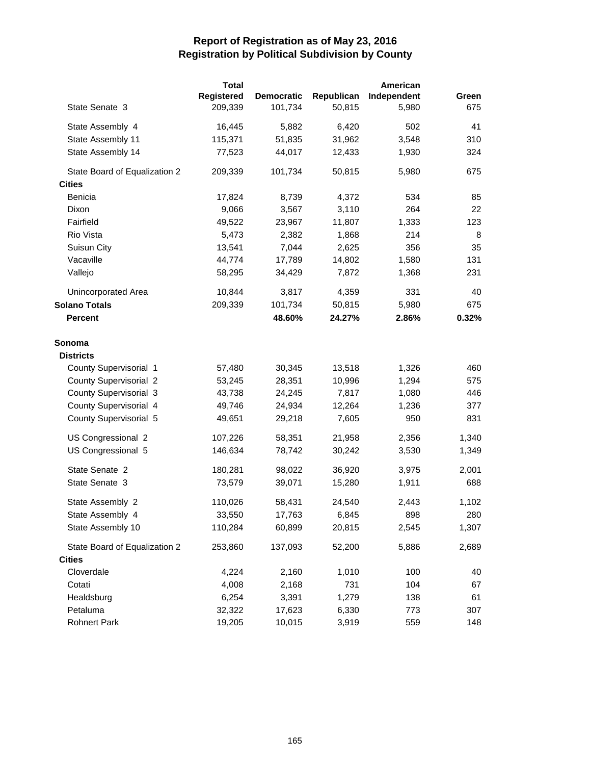# Report of Registration as of May 23, 2016
## Registration by Political Subdivision by County

| | Total Registered | Democratic | Republican | American Independent | Green |
|---|---|---|---|---|---|
| State Senate 3 | 209,339 | 101,734 | 50,815 | 5,980 | 675 |
| State Assembly 4 | 16,445 | 5,882 | 6,420 | 502 | 41 |
| State Assembly 11 | 115,371 | 51,835 | 31,962 | 3,548 | 310 |
| State Assembly 14 | 77,523 | 44,017 | 12,433 | 1,930 | 324 |
| State Board of Equalization 2 | 209,339 | 101,734 | 50,815 | 5,980 | 675 |
| **Cities** | | | | | |
| Benicia | 17,824 | 8,739 | 4,372 | 534 | 85 |
| Dixon | 9,066 | 3,567 | 3,110 | 264 | 22 |
| Fairfield | 49,522 | 23,967 | 11,807 | 1,333 | 123 |
| Rio Vista | 5,473 | 2,382 | 1,868 | 214 | 8 |
| Suisun City | 13,541 | 7,044 | 2,625 | 356 | 35 |
| Vacaville | 44,774 | 17,789 | 14,802 | 1,580 | 131 |
| Vallejo | 58,295 | 34,429 | 7,872 | 1,368 | 231 |
| Unincorporated Area | 10,844 | 3,817 | 4,359 | 331 | 40 |
| **Solano Totals** | 209,339 | 101,734 | 50,815 | 5,980 | 675 |
| **Percent** | | **48.60%** | **24.27%** | **2.86%** | **0.32%** |
| **Sonoma** | | | | | |
| **Districts** | | | | | |
| County Supervisorial 1 | 57,480 | 30,345 | 13,518 | 1,326 | 460 |
| County Supervisorial 2 | 53,245 | 28,351 | 10,996 | 1,294 | 575 |
| County Supervisorial 3 | 43,738 | 24,245 | 7,817 | 1,080 | 446 |
| County Supervisorial 4 | 49,746 | 24,934 | 12,264 | 1,236 | 377 |
| County Supervisorial 5 | 49,651 | 29,218 | 7,605 | 950 | 831 |
| US Congressional 2 | 107,226 | 58,351 | 21,958 | 2,356 | 1,340 |
| US Congressional 5 | 146,634 | 78,742 | 30,242 | 3,530 | 1,349 |
| State Senate 2 | 180,281 | 98,022 | 36,920 | 3,975 | 2,001 |
| State Senate 3 | 73,579 | 39,071 | 15,280 | 1,911 | 688 |
| State Assembly 2 | 110,026 | 58,431 | 24,540 | 2,443 | 1,102 |
| State Assembly 4 | 33,550 | 17,763 | 6,845 | 898 | 280 |
| State Assembly 10 | 110,284 | 60,899 | 20,815 | 2,545 | 1,307 |
| State Board of Equalization 2 | 253,860 | 137,093 | 52,200 | 5,886 | 2,689 |
| **Cities** | | | | | |
| Cloverdale | 4,224 | 2,160 | 1,010 | 100 | 40 |
| Cotati | 4,008 | 2,168 | 731 | 104 | 67 |
| Healdsburg | 6,254 | 3,391 | 1,279 | 138 | 61 |
| Petaluma | 32,322 | 17,623 | 6,330 | 773 | 307 |
| Rohnert Park | 19,205 | 10,015 | 3,919 | 559 | 148 |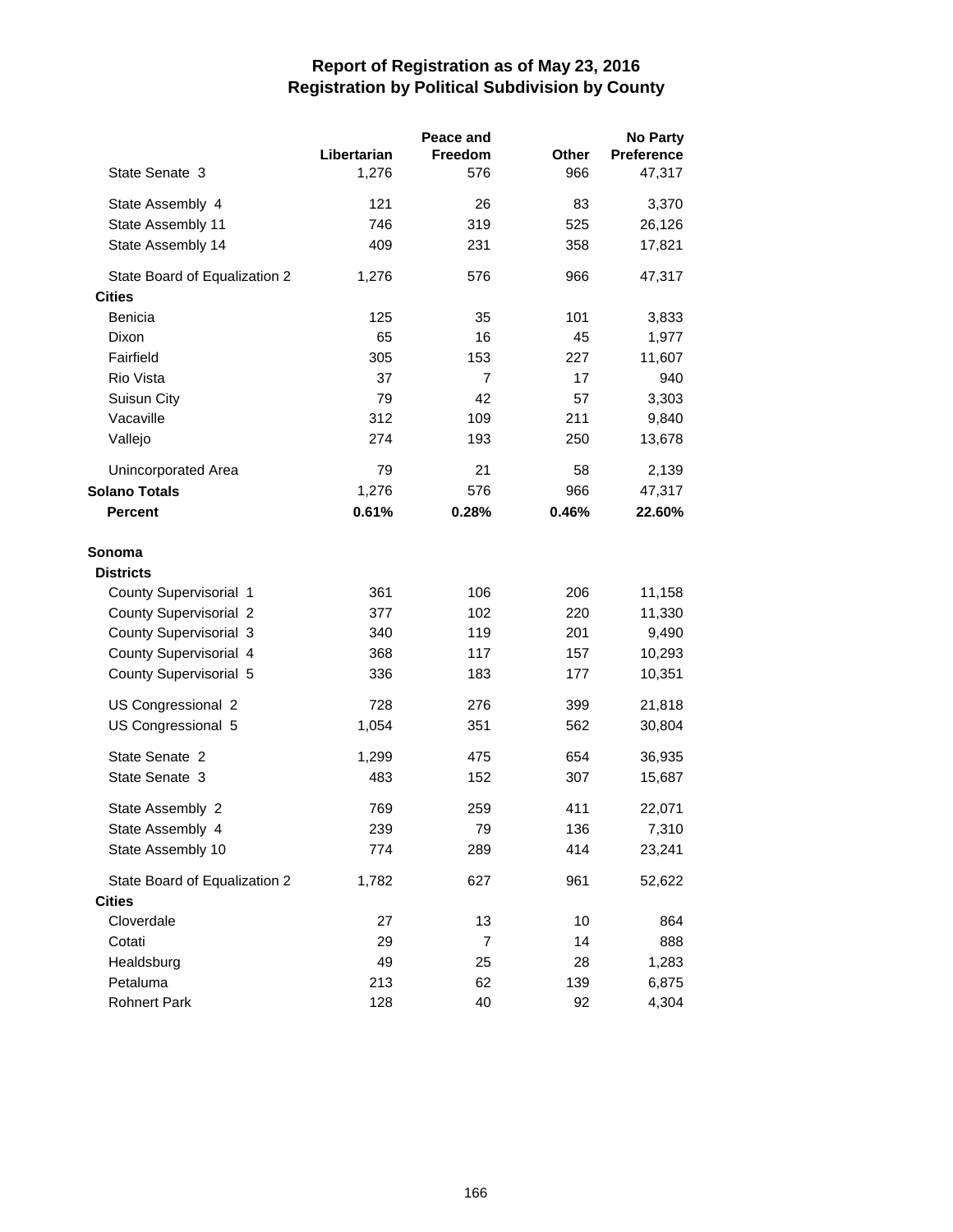# Report of Registration as of May 23, 2016
## Registration by Political Subdivision by County

| | Libertarian | Peace and Freedom | Other | No Party Preference |
|---|---|---|---|---|
| State Senate 3 | 1,276 | 576 | 966 | 47,317 |
| State Assembly 4 | 121 | 26 | 83 | 3,370 |
| State Assembly 11 | 746 | 319 | 525 | 26,126 |
| State Assembly 14 | 409 | 231 | 358 | 17,821 |
| State Board of Equalization 2 | 1,276 | 576 | 966 | 47,317 |
| **Cities** | | | | |
| Benicia | 125 | 35 | 101 | 3,833 |
| Dixon | 65 | 16 | 45 | 1,977 |
| Fairfield | 305 | 153 | 227 | 11,607 |
| Rio Vista | 37 | 7 | 17 | 940 |
| Suisun City | 79 | 42 | 57 | 3,303 |
| Vacaville | 312 | 109 | 211 | 9,840 |
| Vallejo | 274 | 193 | 250 | 13,678 |
| Unincorporated Area | 79 | 21 | 58 | 2,139 |
| **Solano Totals** | 1,276 | 576 | 966 | 47,317 |
| **Percent** | **0.61%** | **0.28%** | **0.46%** | **22.60%** |
| **Sonoma** | | | | |
| **Districts** | | | | |
| County Supervisorial 1 | 361 | 106 | 206 | 11,158 |
| County Supervisorial 2 | 377 | 102 | 220 | 11,330 |
| County Supervisorial 3 | 340 | 119 | 201 | 9,490 |
| County Supervisorial 4 | 368 | 117 | 157 | 10,293 |
| County Supervisorial 5 | 336 | 183 | 177 | 10,351 |
| US Congressional 2 | 728 | 276 | 399 | 21,818 |
| US Congressional 5 | 1,054 | 351 | 562 | 30,804 |
| State Senate 2 | 1,299 | 475 | 654 | 36,935 |
| State Senate 3 | 483 | 152 | 307 | 15,687 |
| State Assembly 2 | 769 | 259 | 411 | 22,071 |
| State Assembly 4 | 239 | 79 | 136 | 7,310 |
| State Assembly 10 | 774 | 289 | 414 | 23,241 |
| State Board of Equalization 2 | 1,782 | 627 | 961 | 52,622 |
| **Cities** | | | | |
| Cloverdale | 27 | 13 | 10 | 864 |
| Cotati | 29 | 7 | 14 | 888 |
| Healdsburg | 49 | 25 | 28 | 1,283 |
| Petaluma | 213 | 62 | 139 | 6,875 |
| Rohnert Park | 128 | 40 | 92 | 4,304 |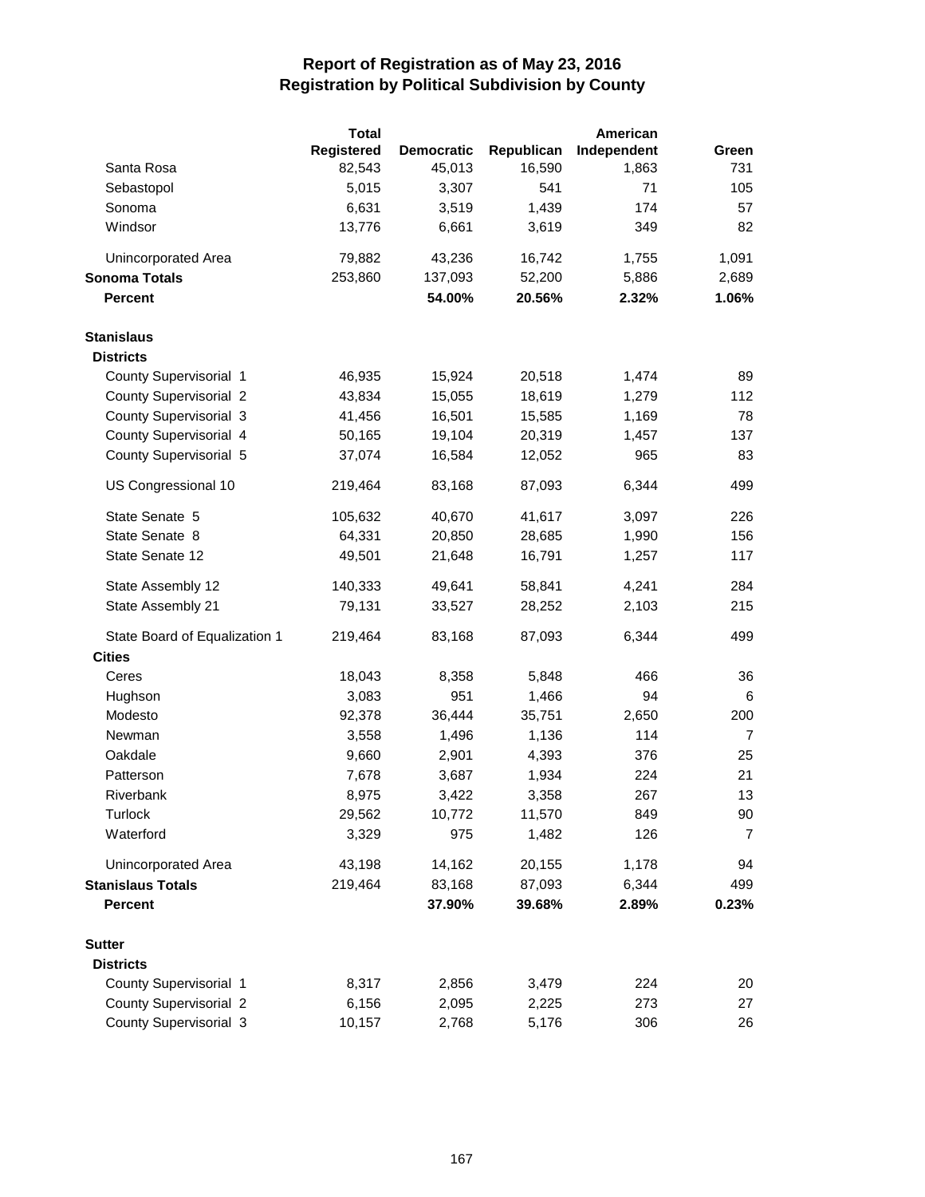# Report of Registration as of May 23, 2016
## Registration by Political Subdivision by County

| | Total Registered | Democratic | Republican | American Independent | Green |
|---|---|---|---|---|---|
| Santa Rosa | 82,543 | 45,013 | 16,590 | 1,863 | 731 |
| Sebastopol | 5,015 | 3,307 | 541 | 71 | 105 |
| Sonoma | 6,631 | 3,519 | 1,439 | 174 | 57 |
| Windsor | 13,776 | 6,661 | 3,619 | 349 | 82 |
| Unincorporated Area | 79,882 | 43,236 | 16,742 | 1,755 | 1,091 |
| **Sonoma Totals** | 253,860 | 137,093 | 52,200 | 5,886 | 2,689 |
| **Percent** | | **54.00%** | **20.56%** | **2.32%** | **1.06%** |
| **Stanislaus** | | | | | |
| **Districts** | | | | | |
| County Supervisorial 1 | 46,935 | 15,924 | 20,518 | 1,474 | 89 |
| County Supervisorial 2 | 43,834 | 15,055 | 18,619 | 1,279 | 112 |
| County Supervisorial 3 | 41,456 | 16,501 | 15,585 | 1,169 | 78 |
| County Supervisorial 4 | 50,165 | 19,104 | 20,319 | 1,457 | 137 |
| County Supervisorial 5 | 37,074 | 16,584 | 12,052 | 965 | 83 |
| US Congressional 10 | 219,464 | 83,168 | 87,093 | 6,344 | 499 |
| State Senate 5 | 105,632 | 40,670 | 41,617 | 3,097 | 226 |
| State Senate 8 | 64,331 | 20,850 | 28,685 | 1,990 | 156 |
| State Senate 12 | 49,501 | 21,648 | 16,791 | 1,257 | 117 |
| State Assembly 12 | 140,333 | 49,641 | 58,841 | 4,241 | 284 |
| State Assembly 21 | 79,131 | 33,527 | 28,252 | 2,103 | 215 |
| State Board of Equalization 1 | 219,464 | 83,168 | 87,093 | 6,344 | 499 |
| **Cities** | | | | | |
| Ceres | 18,043 | 8,358 | 5,848 | 466 | 36 |
| Hughson | 3,083 | 951 | 1,466 | 94 | 6 |
| Modesto | 92,378 | 36,444 | 35,751 | 2,650 | 200 |
| Newman | 3,558 | 1,496 | 1,136 | 114 | 7 |
| Oakdale | 9,660 | 2,901 | 4,393 | 376 | 25 |
| Patterson | 7,678 | 3,687 | 1,934 | 224 | 21 |
| Riverbank | 8,975 | 3,422 | 3,358 | 267 | 13 |
| Turlock | 29,562 | 10,772 | 11,570 | 849 | 90 |
| Waterford | 3,329 | 975 | 1,482 | 126 | 7 |
| Unincorporated Area | 43,198 | 14,162 | 20,155 | 1,178 | 94 |
| **Stanislaus Totals** | 219,464 | 83,168 | 87,093 | 6,344 | 499 |
| **Percent** | | **37.90%** | **39.68%** | **2.89%** | **0.23%** |
| **Sutter** | | | | | |
| **Districts** | | | | | |
| County Supervisorial 1 | 8,317 | 2,856 | 3,479 | 224 | 20 |
| County Supervisorial 2 | 6,156 | 2,095 | 2,225 | 273 | 27 |
| County Supervisorial 3 | 10,157 | 2,768 | 5,176 | 306 | 26 |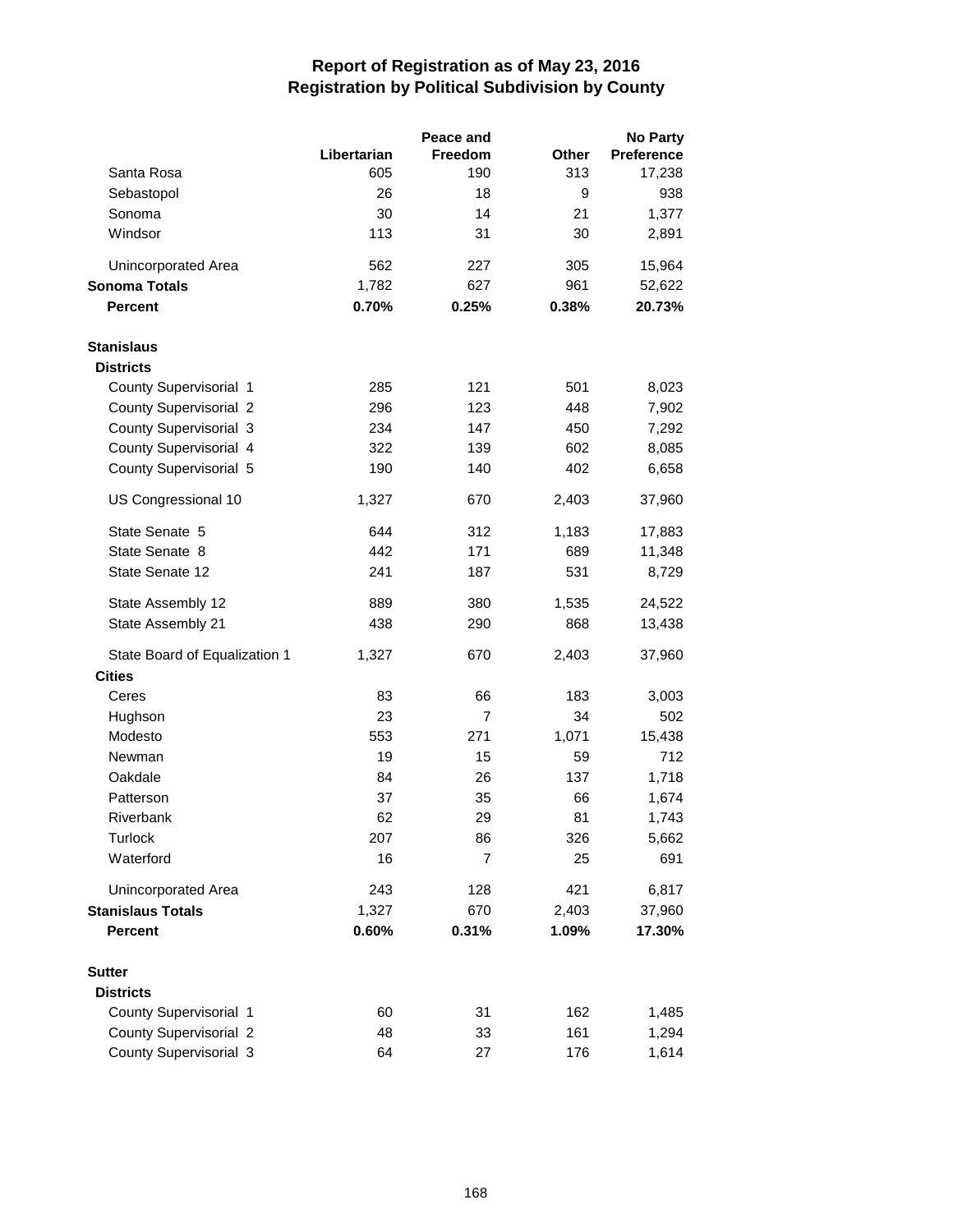# Report of Registration as of May 23, 2016
## Registration by Political Subdivision by County

| | Libertarian | Peace and Freedom | Other | No Party Preference |
|---|---|---|---|---|
| Santa Rosa | 605 | 190 | 313 | 17,238 |
| Sebastopol | 26 | 18 | 9 | 938 |
| Sonoma | 30 | 14 | 21 | 1,377 |
| Windsor | 113 | 31 | 30 | 2,891 |
| Unincorporated Area | 562 | 227 | 305 | 15,964 |
| **Sonoma Totals** | 1,782 | 627 | 961 | 52,622 |
| **Percent** | **0.70%** | **0.25%** | **0.38%** | **20.73%** |
| **Stanislaus** | | | | |
| **Districts** | | | | |
| County Supervisorial 1 | 285 | 121 | 501 | 8,023 |
| County Supervisorial 2 | 296 | 123 | 448 | 7,902 |
| County Supervisorial 3 | 234 | 147 | 450 | 7,292 |
| County Supervisorial 4 | 322 | 139 | 602 | 8,085 |
| County Supervisorial 5 | 190 | 140 | 402 | 6,658 |
| US Congressional 10 | 1,327 | 670 | 2,403 | 37,960 |
| State Senate 5 | 644 | 312 | 1,183 | 17,883 |
| State Senate 8 | 442 | 171 | 689 | 11,348 |
| State Senate 12 | 241 | 187 | 531 | 8,729 |
| State Assembly 12 | 889 | 380 | 1,535 | 24,522 |
| State Assembly 21 | 438 | 290 | 868 | 13,438 |
| State Board of Equalization 1 | 1,327 | 670 | 2,403 | 37,960 |
| **Cities** | | | | |
| Ceres | 83 | 66 | 183 | 3,003 |
| Hughson | 23 | 7 | 34 | 502 |
| Modesto | 553 | 271 | 1,071 | 15,438 |
| Newman | 19 | 15 | 59 | 712 |
| Oakdale | 84 | 26 | 137 | 1,718 |
| Patterson | 37 | 35 | 66 | 1,674 |
| Riverbank | 62 | 29 | 81 | 1,743 |
| Turlock | 207 | 86 | 326 | 5,662 |
| Waterford | 16 | 7 | 25 | 691 |
| Unincorporated Area | 243 | 128 | 421 | 6,817 |
| **Stanislaus Totals** | 1,327 | 670 | 2,403 | 37,960 |
| **Percent** | **0.60%** | **0.31%** | **1.09%** | **17.30%** |
| **Sutter** | | | | |
| **Districts** | | | | |
| County Supervisorial 1 | 60 | 31 | 162 | 1,485 |
| County Supervisorial 2 | 48 | 33 | 161 | 1,294 |
| County Supervisorial 3 | 64 | 27 | 176 | 1,614 |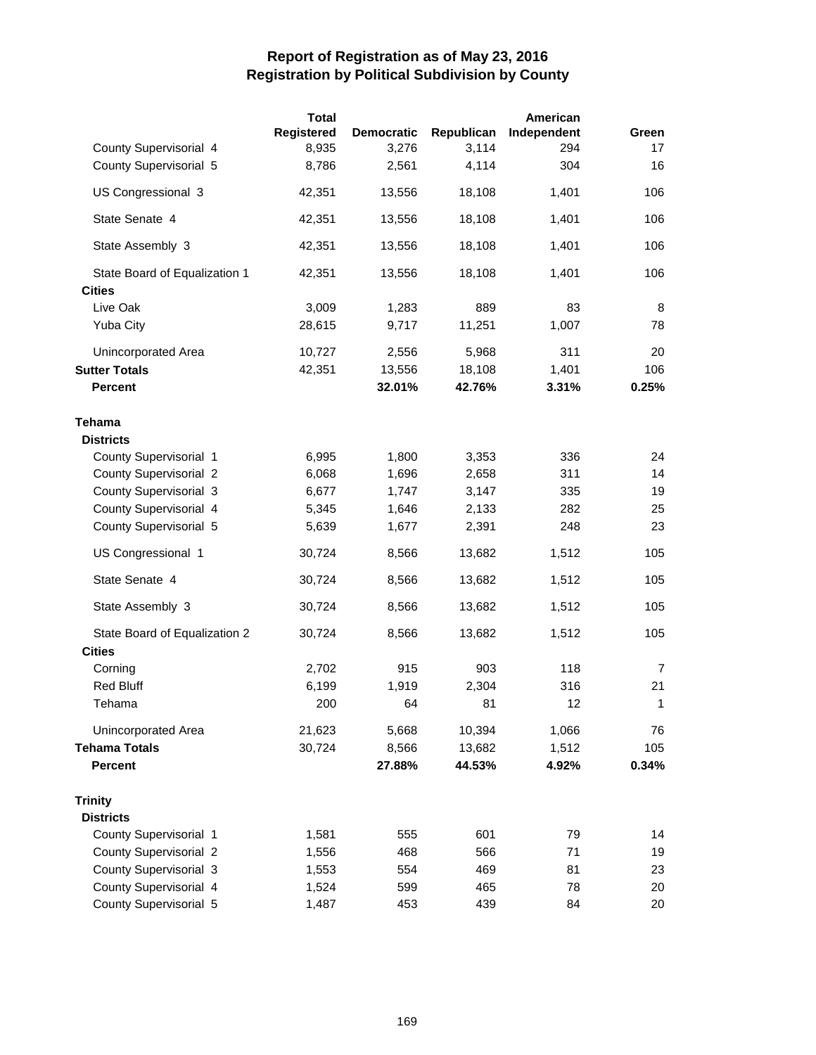# Report of Registration as of May 23, 2016
## Registration by Political Subdivision by County

| | Total Registered | Democratic | Republican | American Independent | Green |
|---|---|---|---|---|---|
| County Supervisorial 4 | 8,935 | 3,276 | 3,114 | 294 | 17 |
| County Supervisorial 5 | 8,786 | 2,561 | 4,114 | 304 | 16 |
| US Congressional 3 | 42,351 | 13,556 | 18,108 | 1,401 | 106 |
| State Senate 4 | 42,351 | 13,556 | 18,108 | 1,401 | 106 |
| State Assembly 3 | 42,351 | 13,556 | 18,108 | 1,401 | 106 |
| State Board of Equalization 1 | 42,351 | 13,556 | 18,108 | 1,401 | 106 |
| **Cities** | | | | | |
| Live Oak | 3,009 | 1,283 | 889 | 83 | 8 |
| Yuba City | 28,615 | 9,717 | 11,251 | 1,007 | 78 |
| Unincorporated Area | 10,727 | 2,556 | 5,968 | 311 | 20 |
| **Sutter Totals** | 42,351 | 13,556 | 18,108 | 1,401 | 106 |
| **Percent** | | **32.01%** | **42.76%** | **3.31%** | **0.25%** |
| **Tehama** | | | | | |
| **Districts** | | | | | |
| County Supervisorial 1 | 6,995 | 1,800 | 3,353 | 336 | 24 |
| County Supervisorial 2 | 6,068 | 1,696 | 2,658 | 311 | 14 |
| County Supervisorial 3 | 6,677 | 1,747 | 3,147 | 335 | 19 |
| County Supervisorial 4 | 5,345 | 1,646 | 2,133 | 282 | 25 |
| County Supervisorial 5 | 5,639 | 1,677 | 2,391 | 248 | 23 |
| US Congressional 1 | 30,724 | 8,566 | 13,682 | 1,512 | 105 |
| State Senate 4 | 30,724 | 8,566 | 13,682 | 1,512 | 105 |
| State Assembly 3 | 30,724 | 8,566 | 13,682 | 1,512 | 105 |
| State Board of Equalization 2 | 30,724 | 8,566 | 13,682 | 1,512 | 105 |
| **Cities** | | | | | |
| Corning | 2,702 | 915 | 903 | 118 | 7 |
| Red Bluff | 6,199 | 1,919 | 2,304 | 316 | 21 |
| Tehama | 200 | 64 | 81 | 12 | 1 |
| Unincorporated Area | 21,623 | 5,668 | 10,394 | 1,066 | 76 |
| **Tehama Totals** | 30,724 | 8,566 | 13,682 | 1,512 | 105 |
| **Percent** | | **27.88%** | **44.53%** | **4.92%** | **0.34%** |
| **Trinity** | | | | | |
| **Districts** | | | | | |
| County Supervisorial 1 | 1,581 | 555 | 601 | 79 | 14 |
| County Supervisorial 2 | 1,556 | 468 | 566 | 71 | 19 |
| County Supervisorial 3 | 1,553 | 554 | 469 | 81 | 23 |
| County Supervisorial 4 | 1,524 | 599 | 465 | 78 | 20 |
| County Supervisorial 5 | 1,487 | 453 | 439 | 84 | 20 |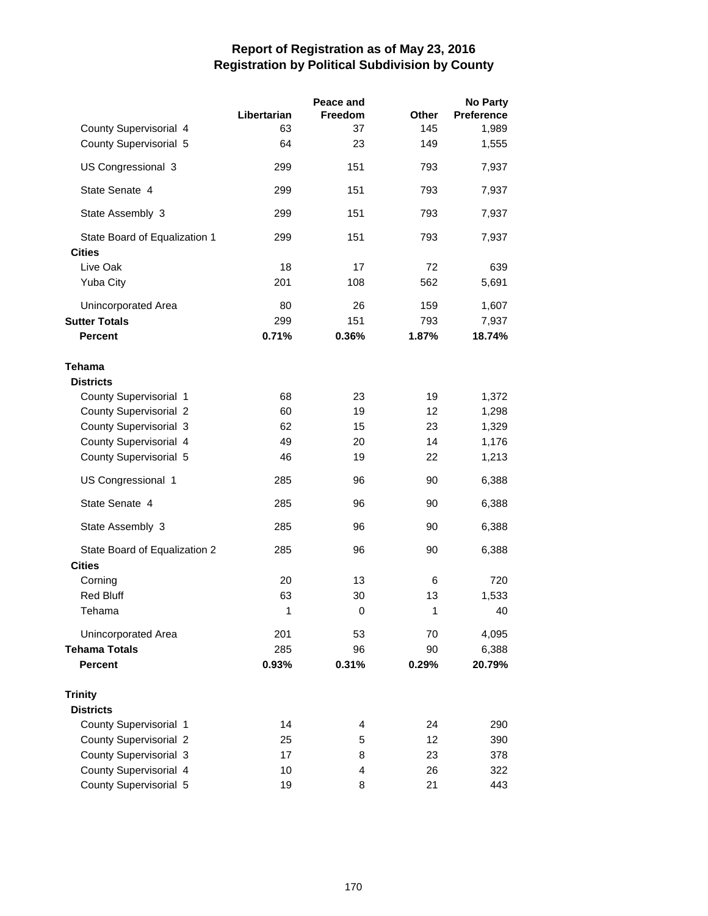# Report of Registration as of May 23, 2016
## Registration by Political Subdivision by County

| | Libertarian | Peace and Freedom | Other | No Party Preference |
|---|---|---|---|---|
| County Supervisorial 4 | 63 | 37 | 145 | 1,989 |
| County Supervisorial 5 | 64 | 23 | 149 | 1,555 |
| US Congressional 3 | 299 | 151 | 793 | 7,937 |
| State Senate 4 | 299 | 151 | 793 | 7,937 |
| State Assembly 3 | 299 | 151 | 793 | 7,937 |
| State Board of Equalization 1 | 299 | 151 | 793 | 7,937 |
| **Cities** | | | | |
| Live Oak | 18 | 17 | 72 | 639 |
| Yuba City | 201 | 108 | 562 | 5,691 |
| Unincorporated Area | 80 | 26 | 159 | 1,607 |
| **Sutter Totals** | 299 | 151 | 793 | 7,937 |
| **Percent** | **0.71%** | **0.36%** | **1.87%** | **18.74%** |
| **Tehama** | | | | |
| **Districts** | | | | |
| County Supervisorial 1 | 68 | 23 | 19 | 1,372 |
| County Supervisorial 2 | 60 | 19 | 12 | 1,298 |
| County Supervisorial 3 | 62 | 15 | 23 | 1,329 |
| County Supervisorial 4 | 49 | 20 | 14 | 1,176 |
| County Supervisorial 5 | 46 | 19 | 22 | 1,213 |
| US Congressional 1 | 285 | 96 | 90 | 6,388 |
| State Senate 4 | 285 | 96 | 90 | 6,388 |
| State Assembly 3 | 285 | 96 | 90 | 6,388 |
| State Board of Equalization 2 | 285 | 96 | 90 | 6,388 |
| **Cities** | | | | |
| Corning | 20 | 13 | 6 | 720 |
| Red Bluff | 63 | 30 | 13 | 1,533 |
| Tehama | 1 | 0 | 1 | 40 |
| Unincorporated Area | 201 | 53 | 70 | 4,095 |
| **Tehama Totals** | 285 | 96 | 90 | 6,388 |
| **Percent** | **0.93%** | **0.31%** | **0.29%** | **20.79%** |
| **Trinity** | | | | |
| **Districts** | | | | |
| County Supervisorial 1 | 14 | 4 | 24 | 290 |
| County Supervisorial 2 | 25 | 5 | 12 | 390 |
| County Supervisorial 3 | 17 | 8 | 23 | 378 |
| County Supervisorial 4 | 10 | 4 | 26 | 322 |
| County Supervisorial 5 | 19 | 8 | 21 | 443 |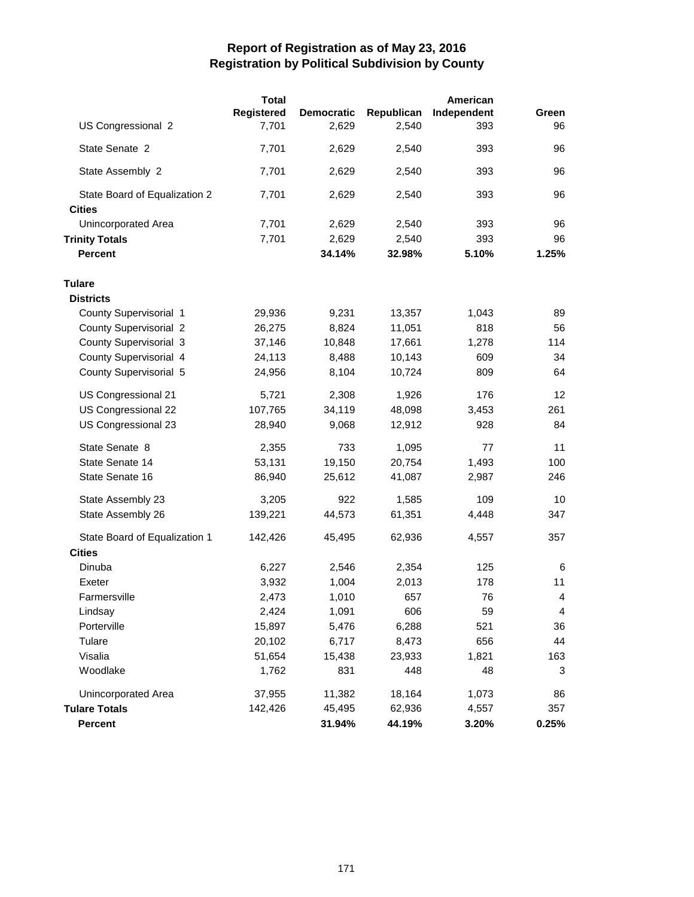# Report of Registration as of May 23, 2016
## Registration by Political Subdivision by County

| | Total Registered | Democratic | Republican | American Independent | Green |
|---|---|---|---|---|---|
| US Congressional 2 | 7,701 | 2,629 | 2,540 | 393 | 96 |
| State Senate 2 | 7,701 | 2,629 | 2,540 | 393 | 96 |
| State Assembly 2 | 7,701 | 2,629 | 2,540 | 393 | 96 |
| State Board of Equalization 2 | 7,701 | 2,629 | 2,540 | 393 | 96 |
| **Cities** | | | | | |
| Unincorporated Area | 7,701 | 2,629 | 2,540 | 393 | 96 |
| **Trinity Totals** | 7,701 | 2,629 | 2,540 | 393 | 96 |
| **Percent** | | **34.14%** | **32.98%** | **5.10%** | **1.25%** |
| **Tulare** | | | | | |
| **Districts** | | | | | |
| County Supervisorial 1 | 29,936 | 9,231 | 13,357 | 1,043 | 89 |
| County Supervisorial 2 | 26,275 | 8,824 | 11,051 | 818 | 56 |
| County Supervisorial 3 | 37,146 | 10,848 | 17,661 | 1,278 | 114 |
| County Supervisorial 4 | 24,113 | 8,488 | 10,143 | 609 | 34 |
| County Supervisorial 5 | 24,956 | 8,104 | 10,724 | 809 | 64 |
| US Congressional 21 | 5,721 | 2,308 | 1,926 | 176 | 12 |
| US Congressional 22 | 107,765 | 34,119 | 48,098 | 3,453 | 261 |
| US Congressional 23 | 28,940 | 9,068 | 12,912 | 928 | 84 |
| State Senate 8 | 2,355 | 733 | 1,095 | 77 | 11 |
| State Senate 14 | 53,131 | 19,150 | 20,754 | 1,493 | 100 |
| State Senate 16 | 86,940 | 25,612 | 41,087 | 2,987 | 246 |
| State Assembly 23 | 3,205 | 922 | 1,585 | 109 | 10 |
| State Assembly 26 | 139,221 | 44,573 | 61,351 | 4,448 | 347 |
| State Board of Equalization 1 | 142,426 | 45,495 | 62,936 | 4,557 | 357 |
| **Cities** | | | | | |
| Dinuba | 6,227 | 2,546 | 2,354 | 125 | 6 |
| Exeter | 3,932 | 1,004 | 2,013 | 178 | 11 |
| Farmersville | 2,473 | 1,010 | 657 | 76 | 4 |
| Lindsay | 2,424 | 1,091 | 606 | 59 | 4 |
| Porterville | 15,897 | 5,476 | 6,288 | 521 | 36 |
| Tulare | 20,102 | 6,717 | 8,473 | 656 | 44 |
| Visalia | 51,654 | 15,438 | 23,933 | 1,821 | 163 |
| Woodlake | 1,762 | 831 | 448 | 48 | 3 |
| Unincorporated Area | 37,955 | 11,382 | 18,164 | 1,073 | 86 |
| **Tulare Totals** | 142,426 | 45,495 | 62,936 | 4,557 | 357 |
| **Percent** | | **31.94%** | **44.19%** | **3.20%** | **0.25%** |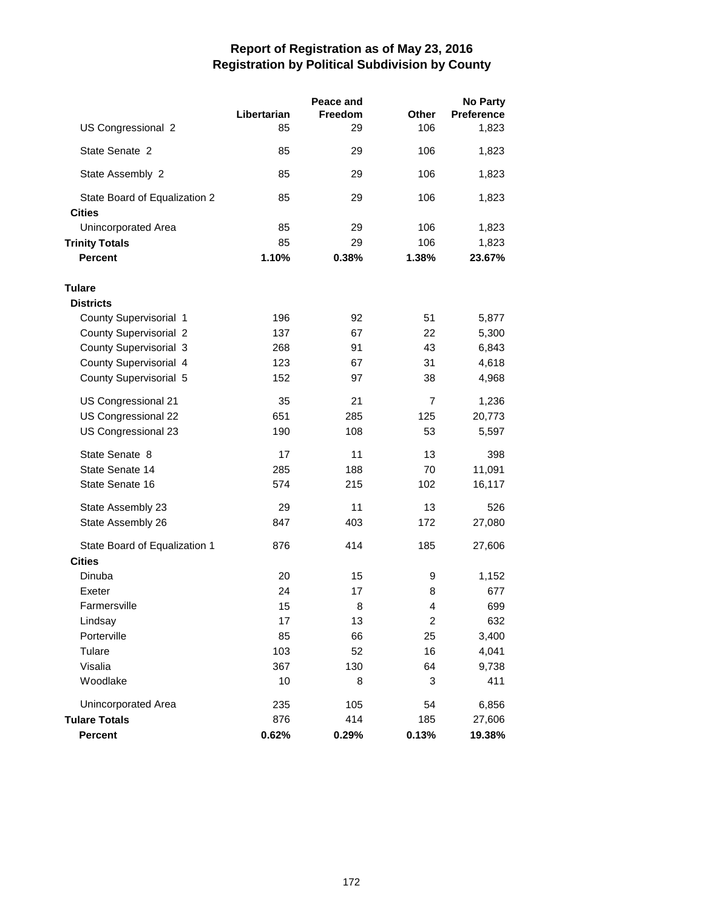# Report of Registration as of May 23, 2016
## Registration by Political Subdivision by County

| | Libertarian | Peace and Freedom | Other | No Party Preference |
|---|---|---|---|---|
| US Congressional 2 | 85 | 29 | 106 | 1,823 |
| State Senate 2 | 85 | 29 | 106 | 1,823 |
| State Assembly 2 | 85 | 29 | 106 | 1,823 |
| State Board of Equalization 2 | 85 | 29 | 106 | 1,823 |
| **Cities** | | | | |
| Unincorporated Area | 85 | 29 | 106 | 1,823 |
| **Trinity Totals** | 85 | 29 | 106 | 1,823 |
| **Percent** | **1.10%** | **0.38%** | **1.38%** | **23.67%** |
| **Tulare** | | | | |
| **Districts** | | | | |
| County Supervisorial 1 | 196 | 92 | 51 | 5,877 |
| County Supervisorial 2 | 137 | 67 | 22 | 5,300 |
| County Supervisorial 3 | 268 | 91 | 43 | 6,843 |
| County Supervisorial 4 | 123 | 67 | 31 | 4,618 |
| County Supervisorial 5 | 152 | 97 | 38 | 4,968 |
| US Congressional 21 | 35 | 21 | 7 | 1,236 |
| US Congressional 22 | 651 | 285 | 125 | 20,773 |
| US Congressional 23 | 190 | 108 | 53 | 5,597 |
| State Senate 8 | 17 | 11 | 13 | 398 |
| State Senate 14 | 285 | 188 | 70 | 11,091 |
| State Senate 16 | 574 | 215 | 102 | 16,117 |
| State Assembly 23 | 29 | 11 | 13 | 526 |
| State Assembly 26 | 847 | 403 | 172 | 27,080 |
| State Board of Equalization 1 | 876 | 414 | 185 | 27,606 |
| **Cities** | | | | |
| Dinuba | 20 | 15 | 9 | 1,152 |
| Exeter | 24 | 17 | 8 | 677 |
| Farmersville | 15 | 8 | 4 | 699 |
| Lindsay | 17 | 13 | 2 | 632 |
| Porterville | 85 | 66 | 25 | 3,400 |
| Tulare | 103 | 52 | 16 | 4,041 |
| Visalia | 367 | 130 | 64 | 9,738 |
| Woodlake | 10 | 8 | 3 | 411 |
| Unincorporated Area | 235 | 105 | 54 | 6,856 |
| **Tulare Totals** | 876 | 414 | 185 | 27,606 |
| **Percent** | **0.62%** | **0.29%** | **0.13%** | **19.38%** |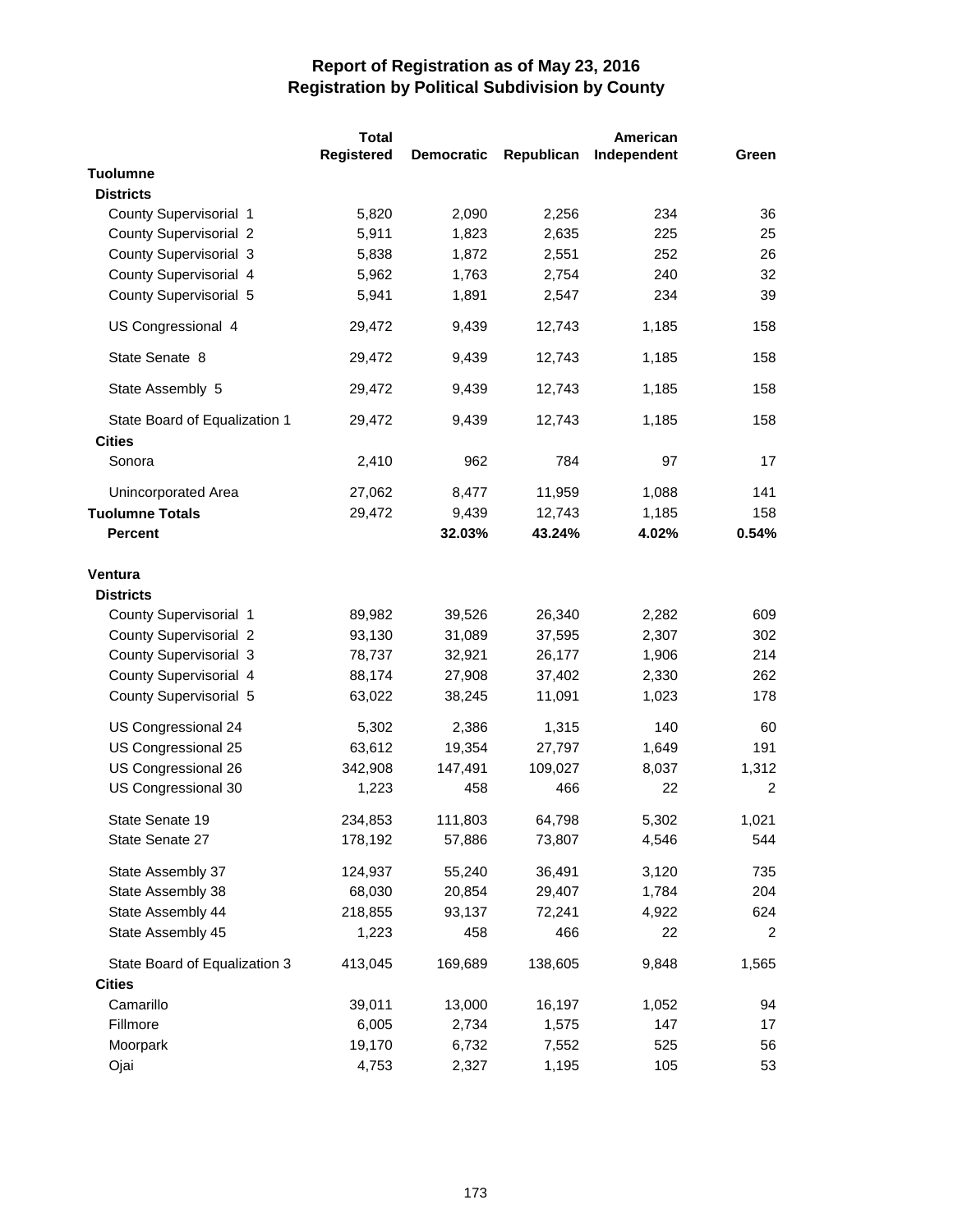# Report of Registration as of May 23, 2016
## Registration by Political Subdivision by County

| | Total Registered | Democratic | Republican | American Independent | Green |
|---|---|---|---|---|---|
| **Tuolumne** | | | | | |
| **Districts** | | | | | |
| County Supervisorial 1 | 5,820 | 2,090 | 2,256 | 234 | 36 |
| County Supervisorial 2 | 5,911 | 1,823 | 2,635 | 225 | 25 |
| County Supervisorial 3 | 5,838 | 1,872 | 2,551 | 252 | 26 |
| County Supervisorial 4 | 5,962 | 1,763 | 2,754 | 240 | 32 |
| County Supervisorial 5 | 5,941 | 1,891 | 2,547 | 234 | 39 |
| US Congressional 4 | 29,472 | 9,439 | 12,743 | 1,185 | 158 |
| State Senate 8 | 29,472 | 9,439 | 12,743 | 1,185 | 158 |
| State Assembly 5 | 29,472 | 9,439 | 12,743 | 1,185 | 158 |
| State Board of Equalization 1 | 29,472 | 9,439 | 12,743 | 1,185 | 158 |
| **Cities** | | | | | |
| Sonora | 2,410 | 962 | 784 | 97 | 17 |
| Unincorporated Area | 27,062 | 8,477 | 11,959 | 1,088 | 141 |
| **Tuolumne Totals** | 29,472 | 9,439 | 12,743 | 1,185 | 158 |
| **Percent** | | **32.03%** | **43.24%** | **4.02%** | **0.54%** |
| **Ventura** | | | | | |
| **Districts** | | | | | |
| County Supervisorial 1 | 89,982 | 39,526 | 26,340 | 2,282 | 609 |
| County Supervisorial 2 | 93,130 | 31,089 | 37,595 | 2,307 | 302 |
| County Supervisorial 3 | 78,737 | 32,921 | 26,177 | 1,906 | 214 |
| County Supervisorial 4 | 88,174 | 27,908 | 37,402 | 2,330 | 262 |
| County Supervisorial 5 | 63,022 | 38,245 | 11,091 | 1,023 | 178 |
| US Congressional 24 | 5,302 | 2,386 | 1,315 | 140 | 60 |
| US Congressional 25 | 63,612 | 19,354 | 27,797 | 1,649 | 191 |
| US Congressional 26 | 342,908 | 147,491 | 109,027 | 8,037 | 1,312 |
| US Congressional 30 | 1,223 | 458 | 466 | 22 | 2 |
| State Senate 19 | 234,853 | 111,803 | 64,798 | 5,302 | 1,021 |
| State Senate 27 | 178,192 | 57,886 | 73,807 | 4,546 | 544 |
| State Assembly 37 | 124,937 | 55,240 | 36,491 | 3,120 | 735 |
| State Assembly 38 | 68,030 | 20,854 | 29,407 | 1,784 | 204 |
| State Assembly 44 | 218,855 | 93,137 | 72,241 | 4,922 | 624 |
| State Assembly 45 | 1,223 | 458 | 466 | 22 | 2 |
| State Board of Equalization 3 | 413,045 | 169,689 | 138,605 | 9,848 | 1,565 |
| **Cities** | | | | | |
| Camarillo | 39,011 | 13,000 | 16,197 | 1,052 | 94 |
| Fillmore | 6,005 | 2,734 | 1,575 | 147 | 17 |
| Moorpark | 19,170 | 6,732 | 7,552 | 525 | 56 |
| Ojai | 4,753 | 2,327 | 1,195 | 105 | 53 |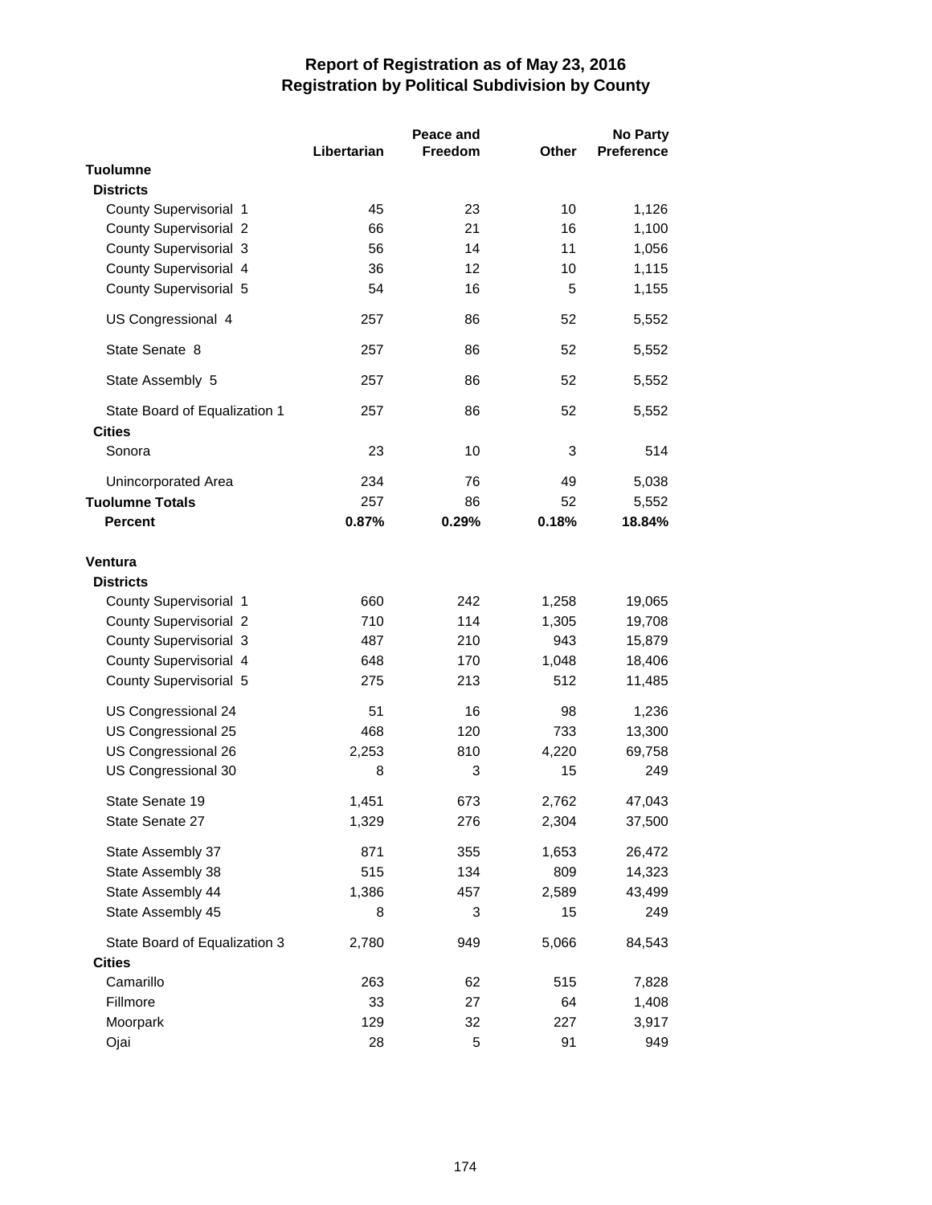# Report of Registration as of May 23, 2016
## Registration by Political Subdivision by County

| | Libertarian | Peace and Freedom | Other | No Party Preference |
|---|---|---|---|---|
| **Tuolumne** | | | | |
| **Districts** | | | | |
| County Supervisorial 1 | 45 | 23 | 10 | 1,126 |
| County Supervisorial 2 | 66 | 21 | 16 | 1,100 |
| County Supervisorial 3 | 56 | 14 | 11 | 1,056 |
| County Supervisorial 4 | 36 | 12 | 10 | 1,115 |
| County Supervisorial 5 | 54 | 16 | 5 | 1,155 |
| US Congressional 4 | 257 | 86 | 52 | 5,552 |
| State Senate 8 | 257 | 86 | 52 | 5,552 |
| State Assembly 5 | 257 | 86 | 52 | 5,552 |
| State Board of Equalization 1 | 257 | 86 | 52 | 5,552 |
| **Cities** | | | | |
| Sonora | 23 | 10 | 3 | 514 |
| Unincorporated Area | 234 | 76 | 49 | 5,038 |
| **Tuolumne Totals** | 257 | 86 | 52 | 5,552 |
| **Percent** | **0.87%** | **0.29%** | **0.18%** | **18.84%** |
| **Ventura** | | | | |
| **Districts** | | | | |
| County Supervisorial 1 | 660 | 242 | 1,258 | 19,065 |
| County Supervisorial 2 | 710 | 114 | 1,305 | 19,708 |
| County Supervisorial 3 | 487 | 210 | 943 | 15,879 |
| County Supervisorial 4 | 648 | 170 | 1,048 | 18,406 |
| County Supervisorial 5 | 275 | 213 | 512 | 11,485 |
| US Congressional 24 | 51 | 16 | 98 | 1,236 |
| US Congressional 25 | 468 | 120 | 733 | 13,300 |
| US Congressional 26 | 2,253 | 810 | 4,220 | 69,758 |
| US Congressional 30 | 8 | 3 | 15 | 249 |
| State Senate 19 | 1,451 | 673 | 2,762 | 47,043 |
| State Senate 27 | 1,329 | 276 | 2,304 | 37,500 |
| State Assembly 37 | 871 | 355 | 1,653 | 26,472 |
| State Assembly 38 | 515 | 134 | 809 | 14,323 |
| State Assembly 44 | 1,386 | 457 | 2,589 | 43,499 |
| State Assembly 45 | 8 | 3 | 15 | 249 |
| State Board of Equalization 3 | 2,780 | 949 | 5,066 | 84,543 |
| **Cities** | | | | |
| Camarillo | 263 | 62 | 515 | 7,828 |
| Fillmore | 33 | 27 | 64 | 1,408 |
| Moorpark | 129 | 32 | 227 | 3,917 |
| Ojai | 28 | 5 | 91 | 949 |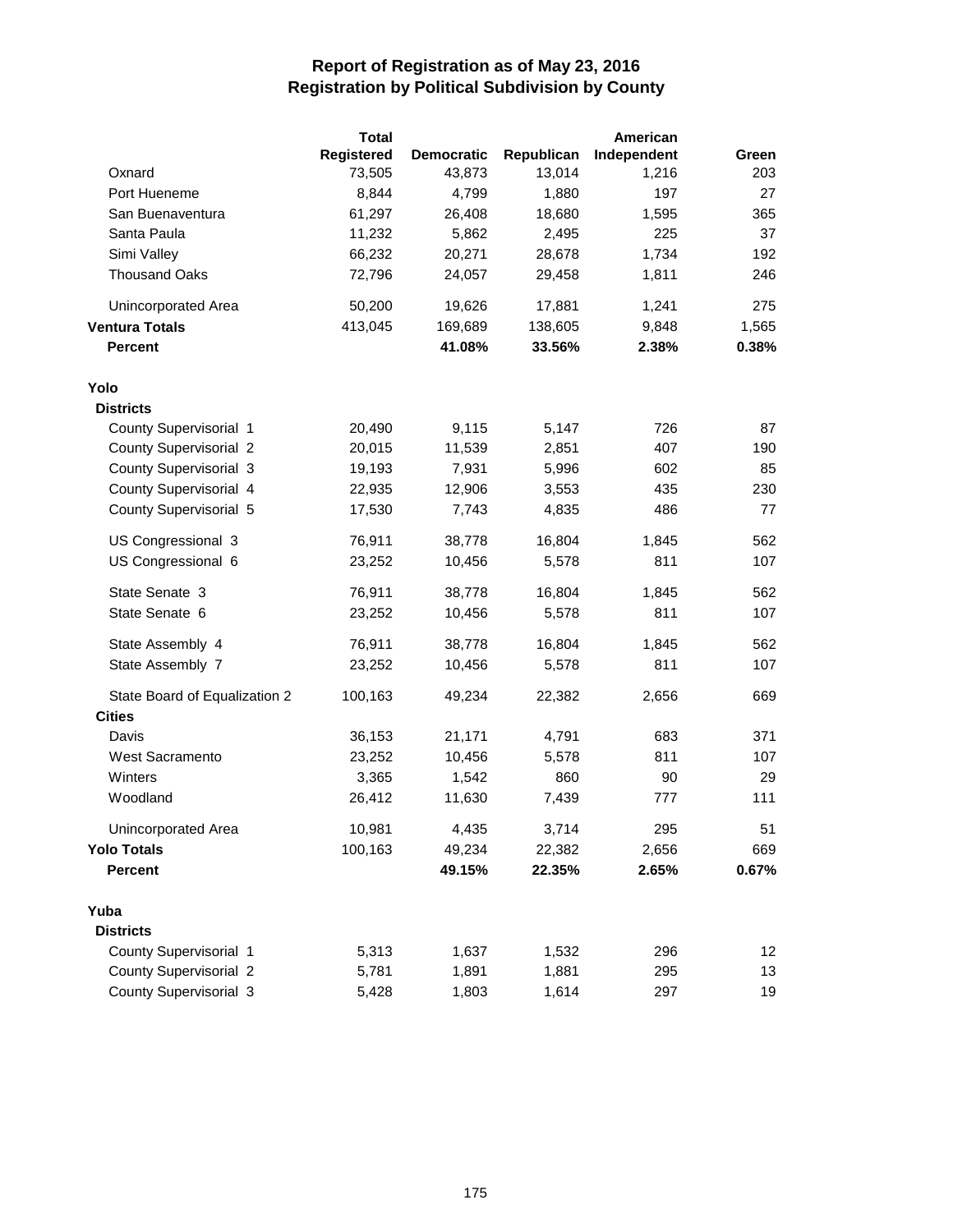# Report of Registration as of May 23, 2016
## Registration by Political Subdivision by County

| | Total Registered | Democratic | Republican | American Independent | Green |
|---|---|---|---|---|---|
| Oxnard | 73,505 | 43,873 | 13,014 | 1,216 | 203 |
| Port Hueneme | 8,844 | 4,799 | 1,880 | 197 | 27 |
| San Buenaventura | 61,297 | 26,408 | 18,680 | 1,595 | 365 |
| Santa Paula | 11,232 | 5,862 | 2,495 | 225 | 37 |
| Simi Valley | 66,232 | 20,271 | 28,678 | 1,734 | 192 |
| Thousand Oaks | 72,796 | 24,057 | 29,458 | 1,811 | 246 |
| Unincorporated Area | 50,200 | 19,626 | 17,881 | 1,241 | 275 |
| **Ventura Totals** | 413,045 | 169,689 | 138,605 | 9,848 | 1,565 |
| **Percent** | | **41.08%** | **33.56%** | **2.38%** | **0.38%** |
| **Yolo** | | | | | |
| **Districts** | | | | | |
| County Supervisorial 1 | 20,490 | 9,115 | 5,147 | 726 | 87 |
| County Supervisorial 2 | 20,015 | 11,539 | 2,851 | 407 | 190 |
| County Supervisorial 3 | 19,193 | 7,931 | 5,996 | 602 | 85 |
| County Supervisorial 4 | 22,935 | 12,906 | 3,553 | 435 | 230 |
| County Supervisorial 5 | 17,530 | 7,743 | 4,835 | 486 | 77 |
| US Congressional 3 | 76,911 | 38,778 | 16,804 | 1,845 | 562 |
| US Congressional 6 | 23,252 | 10,456 | 5,578 | 811 | 107 |
| State Senate 3 | 76,911 | 38,778 | 16,804 | 1,845 | 562 |
| State Senate 6 | 23,252 | 10,456 | 5,578 | 811 | 107 |
| State Assembly 4 | 76,911 | 38,778 | 16,804 | 1,845 | 562 |
| State Assembly 7 | 23,252 | 10,456 | 5,578 | 811 | 107 |
| State Board of Equalization 2 | 100,163 | 49,234 | 22,382 | 2,656 | 669 |
| **Cities** | | | | | |
| Davis | 36,153 | 21,171 | 4,791 | 683 | 371 |
| West Sacramento | 23,252 | 10,456 | 5,578 | 811 | 107 |
| Winters | 3,365 | 1,542 | 860 | 90 | 29 |
| Woodland | 26,412 | 11,630 | 7,439 | 777 | 111 |
| Unincorporated Area | 10,981 | 4,435 | 3,714 | 295 | 51 |
| **Yolo Totals** | 100,163 | 49,234 | 22,382 | 2,656 | 669 |
| **Percent** | | **49.15%** | **22.35%** | **2.65%** | **0.67%** |
| **Yuba** | | | | | |
| **Districts** | | | | | |
| County Supervisorial 1 | 5,313 | 1,637 | 1,532 | 296 | 12 |
| County Supervisorial 2 | 5,781 | 1,891 | 1,881 | 295 | 13 |
| County Supervisorial 3 | 5,428 | 1,803 | 1,614 | 297 | 19 |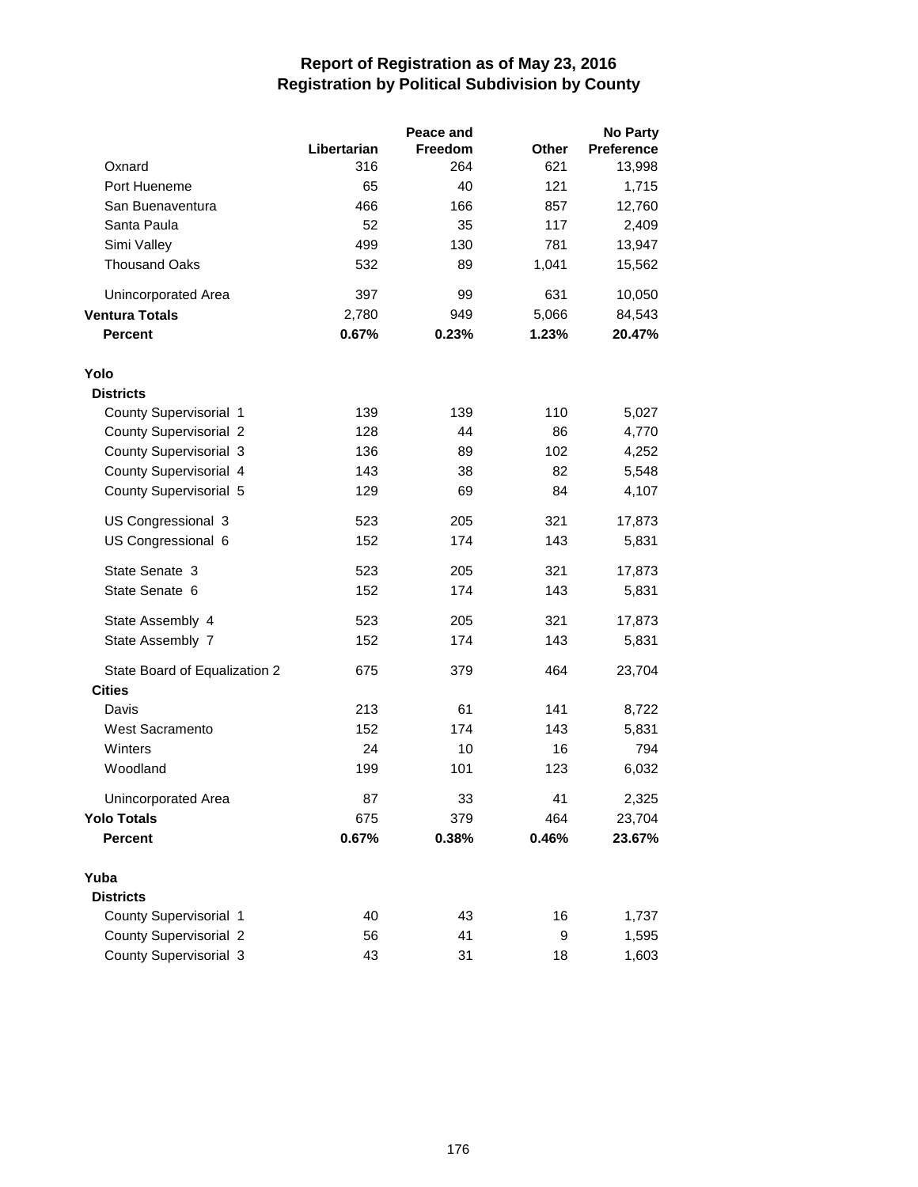# Report of Registration as of May 23, 2016
## Registration by Political Subdivision by County

| | Libertarian | Peace and Freedom | Other | No Party Preference |
|---|---|---|---|---|
| Oxnard | 316 | 264 | 621 | 13,998 |
| Port Hueneme | 65 | 40 | 121 | 1,715 |
| San Buenaventura | 466 | 166 | 857 | 12,760 |
| Santa Paula | 52 | 35 | 117 | 2,409 |
| Simi Valley | 499 | 130 | 781 | 13,947 |
| Thousand Oaks | 532 | 89 | 1,041 | 15,562 |
| Unincorporated Area | 397 | 99 | 631 | 10,050 |
| **Ventura Totals** | 2,780 | 949 | 5,066 | 84,543 |
| **Percent** | **0.67%** | **0.23%** | **1.23%** | **20.47%** |
| **Yolo** | | | | |
| **Districts** | | | | |
| County Supervisorial 1 | 139 | 139 | 110 | 5,027 |
| County Supervisorial 2 | 128 | 44 | 86 | 4,770 |
| County Supervisorial 3 | 136 | 89 | 102 | 4,252 |
| County Supervisorial 4 | 143 | 38 | 82 | 5,548 |
| County Supervisorial 5 | 129 | 69 | 84 | 4,107 |
| US Congressional 3 | 523 | 205 | 321 | 17,873 |
| US Congressional 6 | 152 | 174 | 143 | 5,831 |
| State Senate 3 | 523 | 205 | 321 | 17,873 |
| State Senate 6 | 152 | 174 | 143 | 5,831 |
| State Assembly 4 | 523 | 205 | 321 | 17,873 |
| State Assembly 7 | 152 | 174 | 143 | 5,831 |
| State Board of Equalization 2 | 675 | 379 | 464 | 23,704 |
| **Cities** | | | | |
| Davis | 213 | 61 | 141 | 8,722 |
| West Sacramento | 152 | 174 | 143 | 5,831 |
| Winters | 24 | 10 | 16 | 794 |
| Woodland | 199 | 101 | 123 | 6,032 |
| Unincorporated Area | 87 | 33 | 41 | 2,325 |
| **Yolo Totals** | 675 | 379 | 464 | 23,704 |
| **Percent** | **0.67%** | **0.38%** | **0.46%** | **23.67%** |
| **Yuba** | | | | |
| **Districts** | | | | |
| County Supervisorial 1 | 40 | 43 | 16 | 1,737 |
| County Supervisorial 2 | 56 | 41 | 9 | 1,595 |
| County Supervisorial 3 | 43 | 31 | 18 | 1,603 |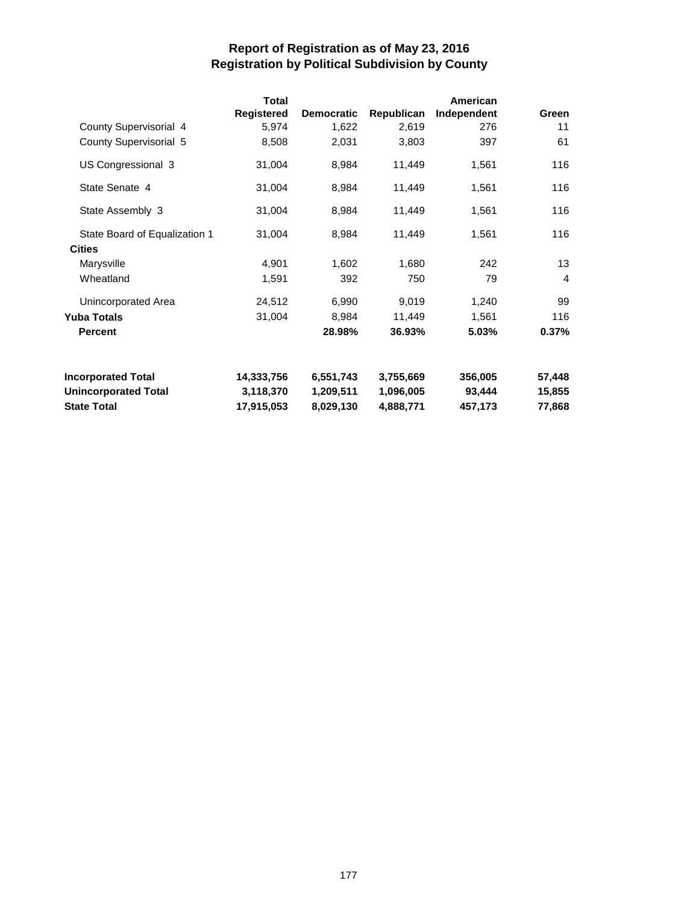# Report of Registration as of May 23, 2016
## Registration by Political Subdivision by County

| | Total Registered | Democratic | Republican | American Independent | Green |
|---|---|---|---|---|---|
| County Supervisorial 4 | 5,974 | 1,622 | 2,619 | 276 | 11 |
| County Supervisorial 5 | 8,508 | 2,031 | 3,803 | 397 | 61 |
| US Congressional 3 | 31,004 | 8,984 | 11,449 | 1,561 | 116 |
| State Senate 4 | 31,004 | 8,984 | 11,449 | 1,561 | 116 |
| State Assembly 3 | 31,004 | 8,984 | 11,449 | 1,561 | 116 |
| State Board of Equalization 1 | 31,004 | 8,984 | 11,449 | 1,561 | 116 |
| **Cities** | | | | | |
| Marysville | 4,901 | 1,602 | 1,680 | 242 | 13 |
| Wheatland | 1,591 | 392 | 750 | 79 | 4 |
| Unincorporated Area | 24,512 | 6,990 | 9,019 | 1,240 | 99 |
| **Yuba Totals** | 31,004 | 8,984 | 11,449 | 1,561 | 116 |
| **Percent** | | **28.98%** | **36.93%** | **5.03%** | **0.37%** |
| **Incorporated Total** | **14,333,756** | **6,551,743** | **3,755,669** | **356,005** | **57,448** |
| **Unincorporated Total** | **3,118,370** | **1,209,511** | **1,096,005** | **93,444** | **15,855** |
| **State Total** | **17,915,053** | **8,029,130** | **4,888,771** | **457,173** | **77,868** |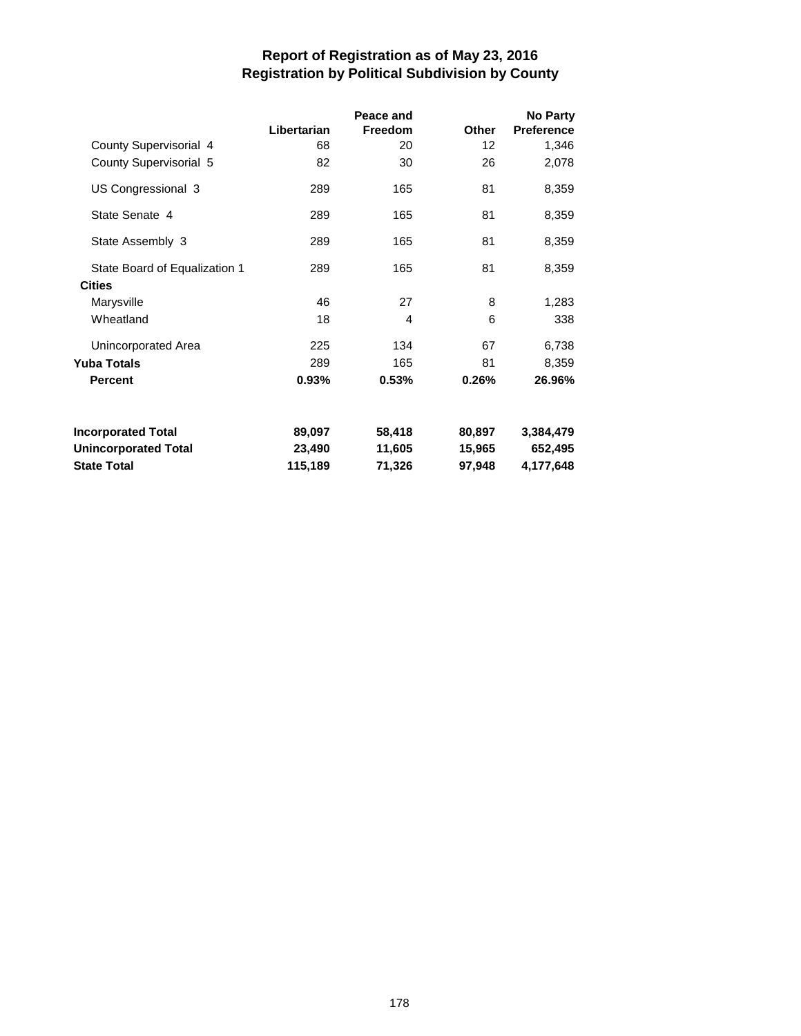# Report of Registration as of May 23, 2016
## Registration by Political Subdivision by County

| | Libertarian | Peace and Freedom | Other | No Party Preference |
|---|---|---|---|---|
| County Supervisorial 4 | 68 | 20 | 12 | 1,346 |
| County Supervisorial 5 | 82 | 30 | 26 | 2,078 |
| US Congressional 3 | 289 | 165 | 81 | 8,359 |
| State Senate 4 | 289 | 165 | 81 | 8,359 |
| State Assembly 3 | 289 | 165 | 81 | 8,359 |
| State Board of Equalization 1 | 289 | 165 | 81 | 8,359 |
| **Cities** | | | | |
| Marysville | 46 | 27 | 8 | 1,283 |
| Wheatland | 18 | 4 | 6 | 338 |
| Unincorporated Area | 225 | 134 | 67 | 6,738 |
| **Yuba Totals** | 289 | 165 | 81 | 8,359 |
| **Percent** | **0.93%** | **0.53%** | **0.26%** | **26.96%** |
| **Incorporated Total** | **89,097** | **58,418** | **80,897** | **3,384,479** |
| **Unincorporated Total** | **23,490** | **11,605** | **15,965** | **652,495** |
| **State Total** | **115,189** | **71,326** | **97,948** | **4,177,648** |